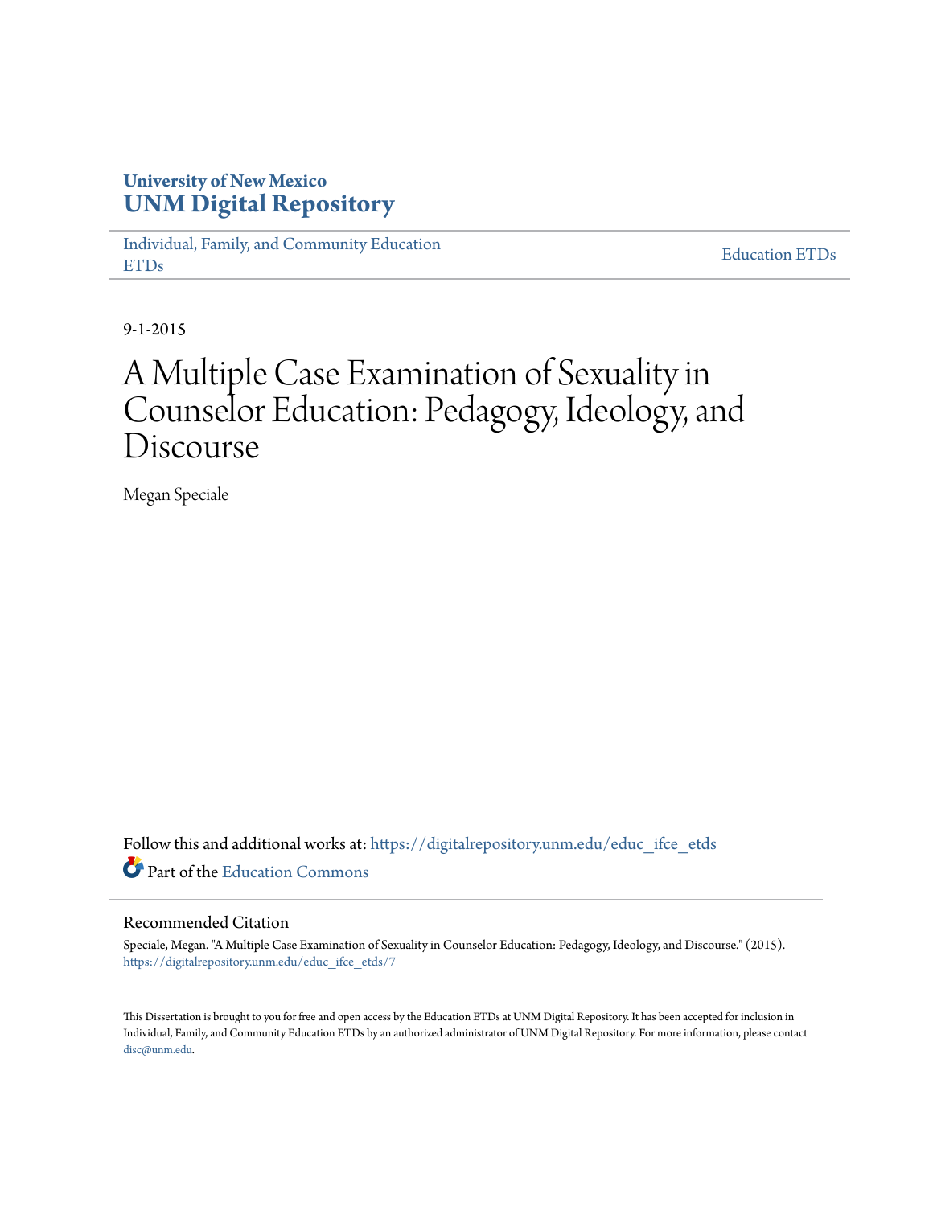University of New Mexico
**UNM Digital Repository**

Individual, Family, and Community Education ETDs | Education ETDs

9-1-2015

# A Multiple Case Examination of Sexuality in Counselor Education: Pedagogy, Ideology, and Discourse

Megan Speciale

Follow this and additional works at: https://digitalrepository.unm.edu/educ_ifce_etds

Part of the Education Commons

## Recommended Citation

Speciale, Megan. "A Multiple Case Examination of Sexuality in Counselor Education: Pedagogy, Ideology, and Discourse." (2015). https://digitalrepository.unm.edu/educ_ifce_etds/7

This Dissertation is brought to you for free and open access by the Education ETDs at UNM Digital Repository. It has been accepted for inclusion in Individual, Family, and Community Education ETDs by an authorized administrator of UNM Digital Repository. For more information, please contact disc@unm.edu.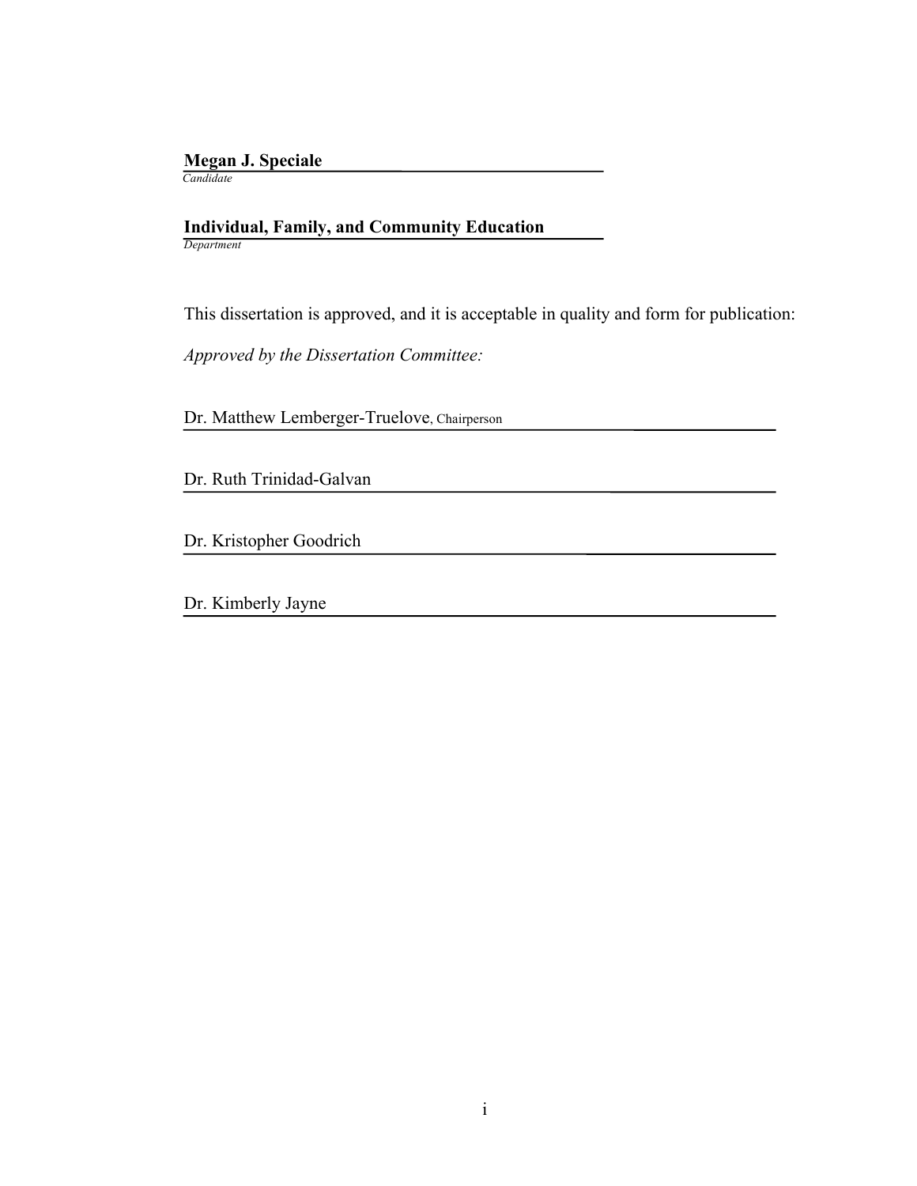**Megan J. Speciale**
*Candidate*

**Individual, Family, and Community Education**
*Department*

This dissertation is approved, and it is acceptable in quality and form for publication:

*Approved by the Dissertation Committee:*

Dr. Matthew Lemberger-Truelove, Chairperson

Dr. Ruth Trinidad-Galvan

Dr. Kristopher Goodrich

Dr. Kimberly Jayne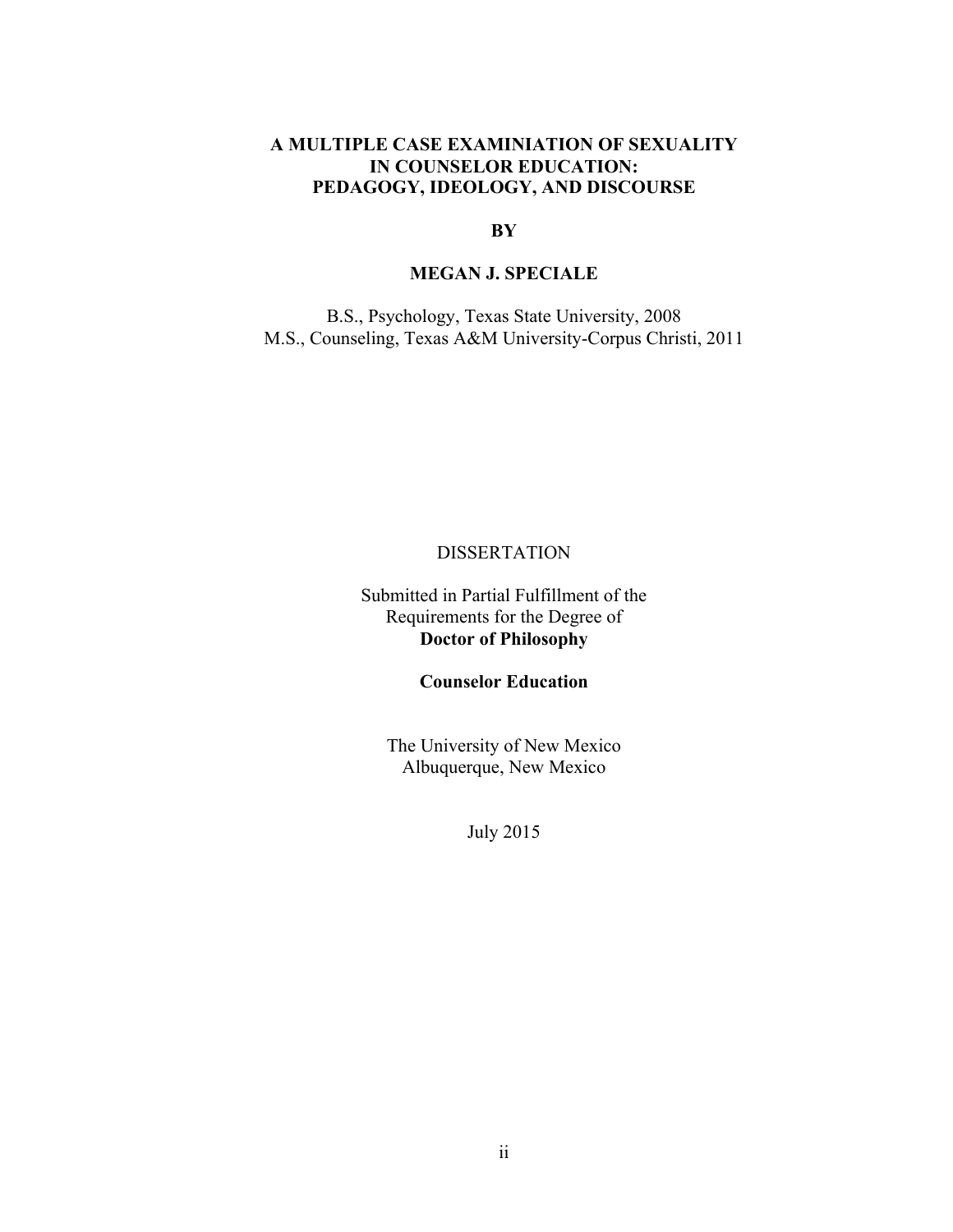**A MULTIPLE CASE EXAMINIATION OF SEXUALITY IN COUNSELOR EDUCATION: PEDAGOGY, IDEOLOGY, AND DISCOURSE**

**BY**

**MEGAN J. SPECIALE**

B.S., Psychology, Texas State University, 2008
M.S., Counseling, Texas A&M University-Corpus Christi, 2011

DISSERTATION

Submitted in Partial Fulfillment of the Requirements for the Degree of
**Doctor of Philosophy**

**Counselor Education**

The University of New Mexico
Albuquerque, New Mexico

July 2015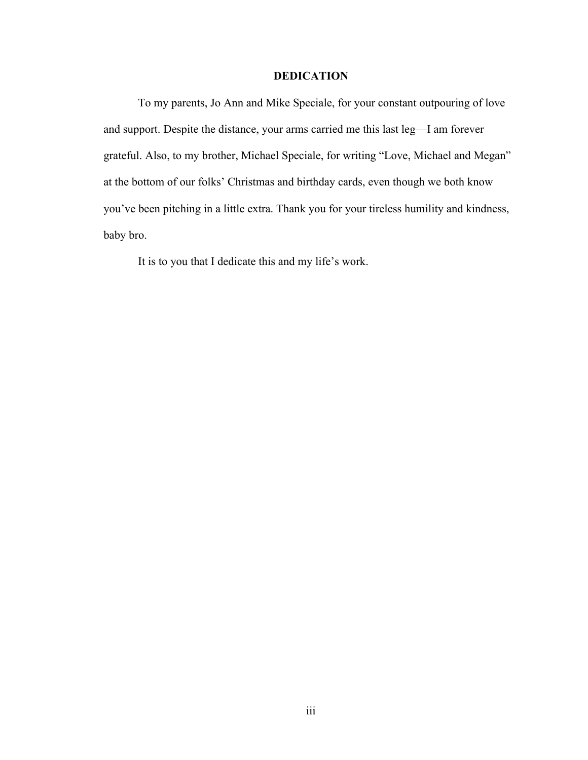# DEDICATION

To my parents, Jo Ann and Mike Speciale, for your constant outpouring of love and support. Despite the distance, your arms carried me this last leg—I am forever grateful. Also, to my brother, Michael Speciale, for writing "Love, Michael and Megan" at the bottom of our folks' Christmas and birthday cards, even though we both know you've been pitching in a little extra. Thank you for your tireless humility and kindness, baby bro.

It is to you that I dedicate this and my life's work.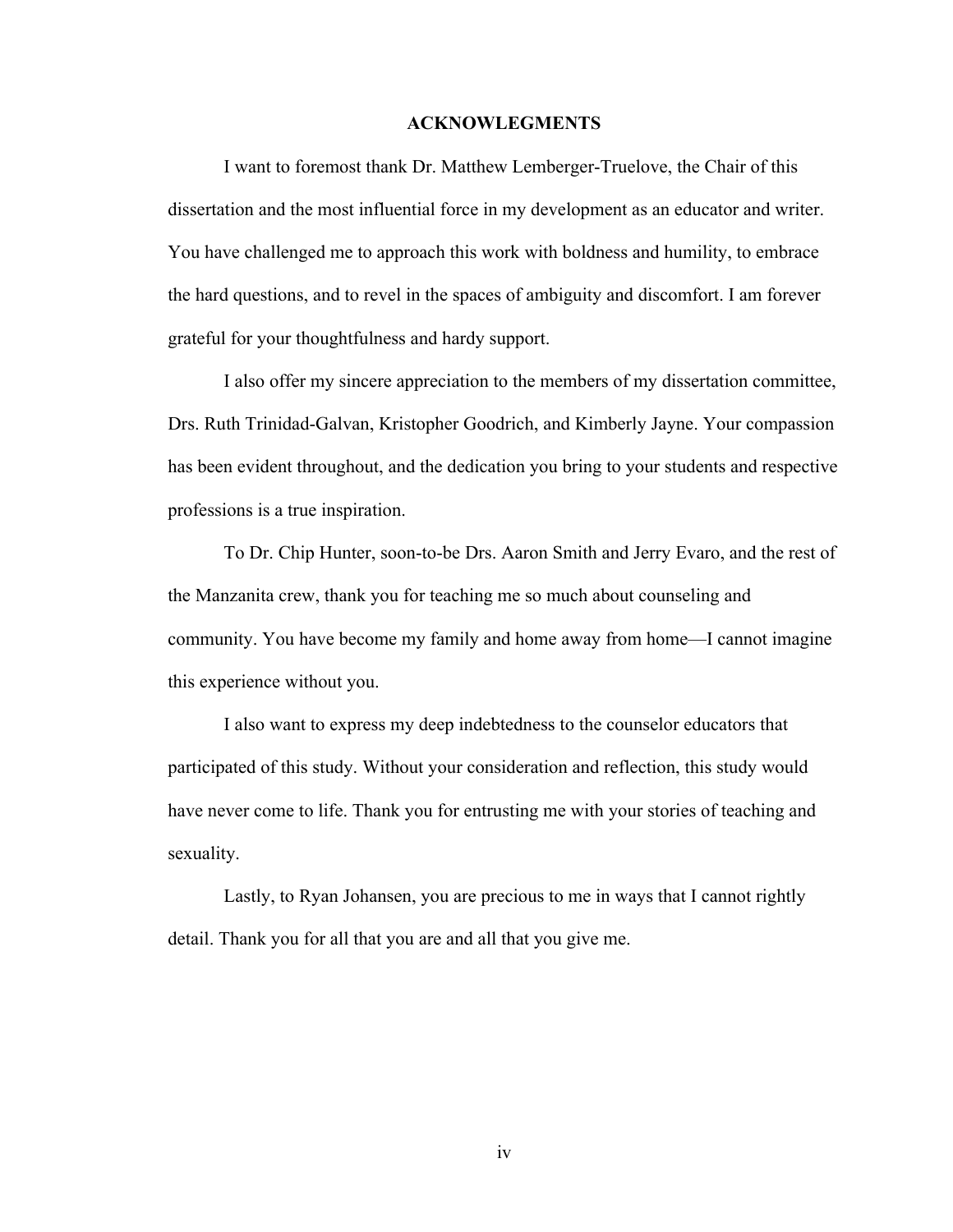## ACKNOWLEGMENTS

I want to foremost thank Dr. Matthew Lemberger-Truelove, the Chair of this dissertation and the most influential force in my development as an educator and writer. You have challenged me to approach this work with boldness and humility, to embrace the hard questions, and to revel in the spaces of ambiguity and discomfort. I am forever grateful for your thoughtfulness and hardy support.

I also offer my sincere appreciation to the members of my dissertation committee, Drs. Ruth Trinidad-Galvan, Kristopher Goodrich, and Kimberly Jayne. Your compassion has been evident throughout, and the dedication you bring to your students and respective professions is a true inspiration.

To Dr. Chip Hunter, soon-to-be Drs. Aaron Smith and Jerry Evaro, and the rest of the Manzanita crew, thank you for teaching me so much about counseling and community. You have become my family and home away from home—I cannot imagine this experience without you.

I also want to express my deep indebtedness to the counselor educators that participated of this study. Without your consideration and reflection, this study would have never come to life. Thank you for entrusting me with your stories of teaching and sexuality.

Lastly, to Ryan Johansen, you are precious to me in ways that I cannot rightly detail. Thank you for all that you are and all that you give me.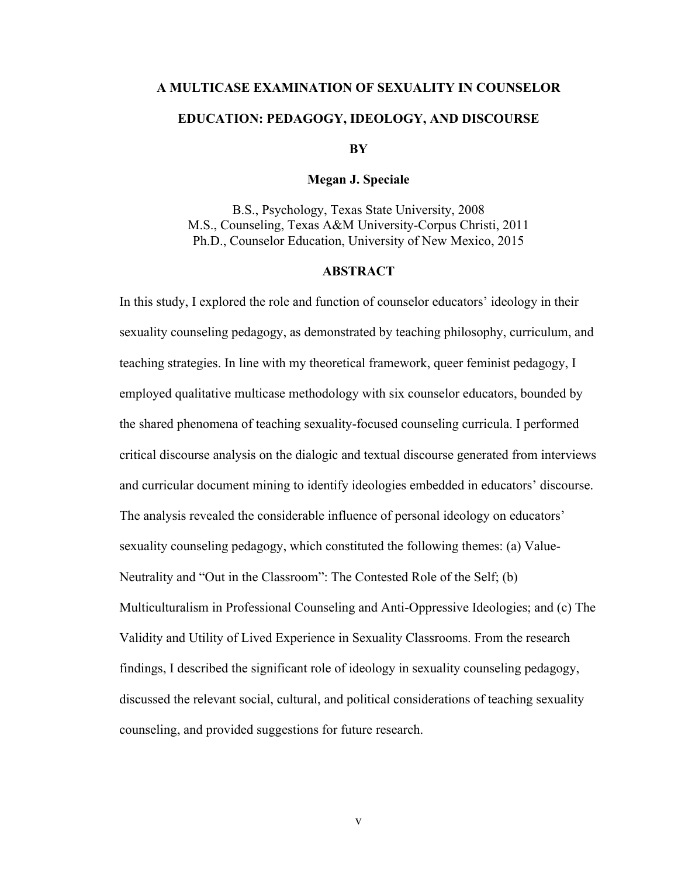**A MULTICASE EXAMINATION OF SEXUALITY IN COUNSELOR EDUCATION: PEDAGOGY, IDEOLOGY, AND DISCOURSE**

**BY**

**Megan J. Speciale**

B.S., Psychology, Texas State University, 2008
M.S., Counseling, Texas A&M University-Corpus Christi, 2011
Ph.D., Counselor Education, University of New Mexico, 2015

## ABSTRACT

In this study, I explored the role and function of counselor educators' ideology in their sexuality counseling pedagogy, as demonstrated by teaching philosophy, curriculum, and teaching strategies. In line with my theoretical framework, queer feminist pedagogy, I employed qualitative multicase methodology with six counselor educators, bounded by the shared phenomena of teaching sexuality-focused counseling curricula. I performed critical discourse analysis on the dialogic and textual discourse generated from interviews and curricular document mining to identify ideologies embedded in educators' discourse. The analysis revealed the considerable influence of personal ideology on educators' sexuality counseling pedagogy, which constituted the following themes: (a) Value-Neutrality and "Out in the Classroom": The Contested Role of the Self; (b) Multiculturalism in Professional Counseling and Anti-Oppressive Ideologies; and (c) The Validity and Utility of Lived Experience in Sexuality Classrooms. From the research findings, I described the significant role of ideology in sexuality counseling pedagogy, discussed the relevant social, cultural, and political considerations of teaching sexuality counseling, and provided suggestions for future research.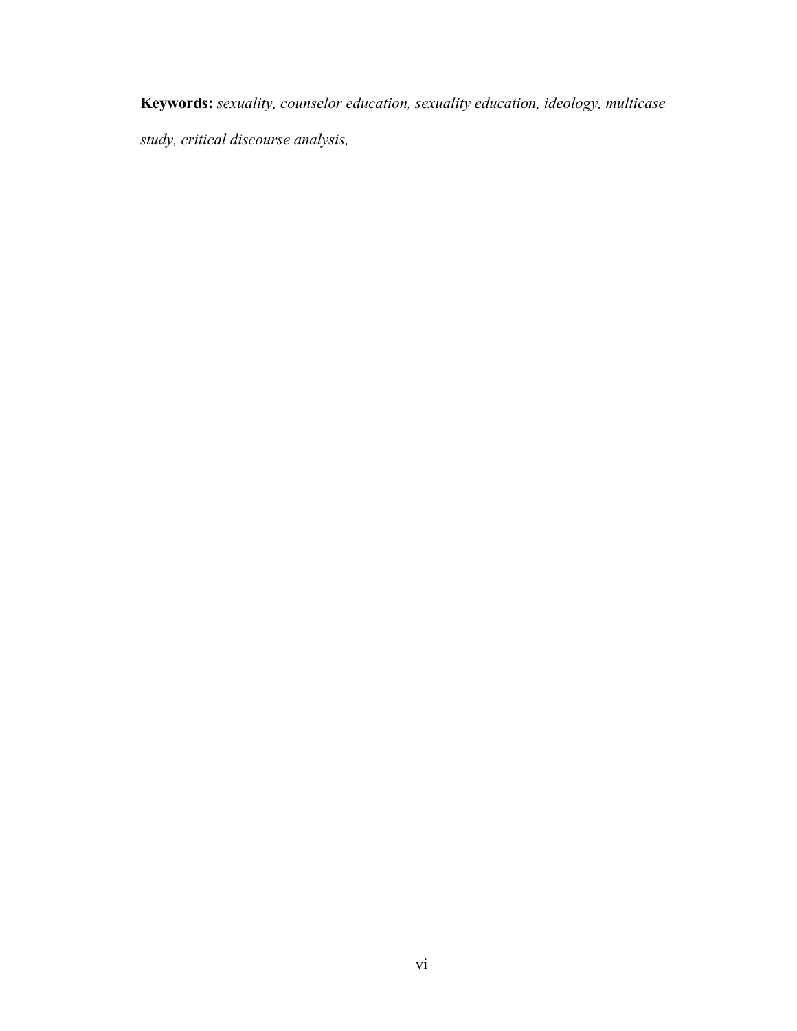**Keywords:** *sexuality, counselor education, sexuality education, ideology, multicase study, critical discourse analysis,*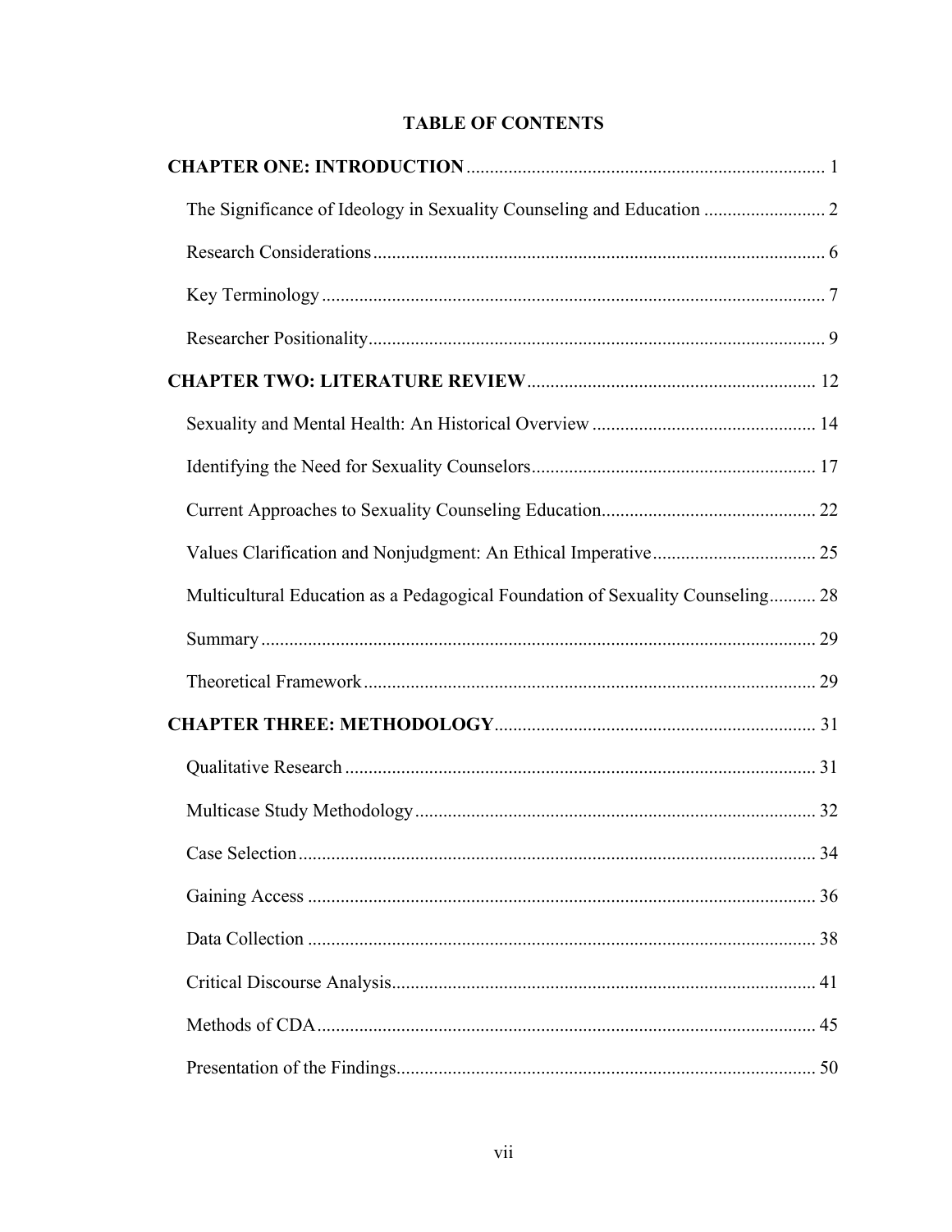# TABLE OF CONTENTS

**CHAPTER ONE: INTRODUCTION** ... 1

The Significance of Ideology in Sexuality Counseling and Education ... 2

Research Considerations ... 6

Key Terminology ... 7

Researcher Positionality ... 9

**CHAPTER TWO: LITERATURE REVIEW** ... 12

Sexuality and Mental Health: An Historical Overview ... 14

Identifying the Need for Sexuality Counselors ... 17

Current Approaches to Sexuality Counseling Education ... 22

Values Clarification and Nonjudgment: An Ethical Imperative ... 25

Multicultural Education as a Pedagogical Foundation of Sexuality Counseling ... 28

Summary ... 29

Theoretical Framework ... 29

**CHAPTER THREE: METHODOLOGY** ... 31

Qualitative Research ... 31

Multicase Study Methodology ... 32

Case Selection ... 34

Gaining Access ... 36

Data Collection ... 38

Critical Discourse Analysis ... 41

Methods of CDA ... 45

Presentation of the Findings ... 50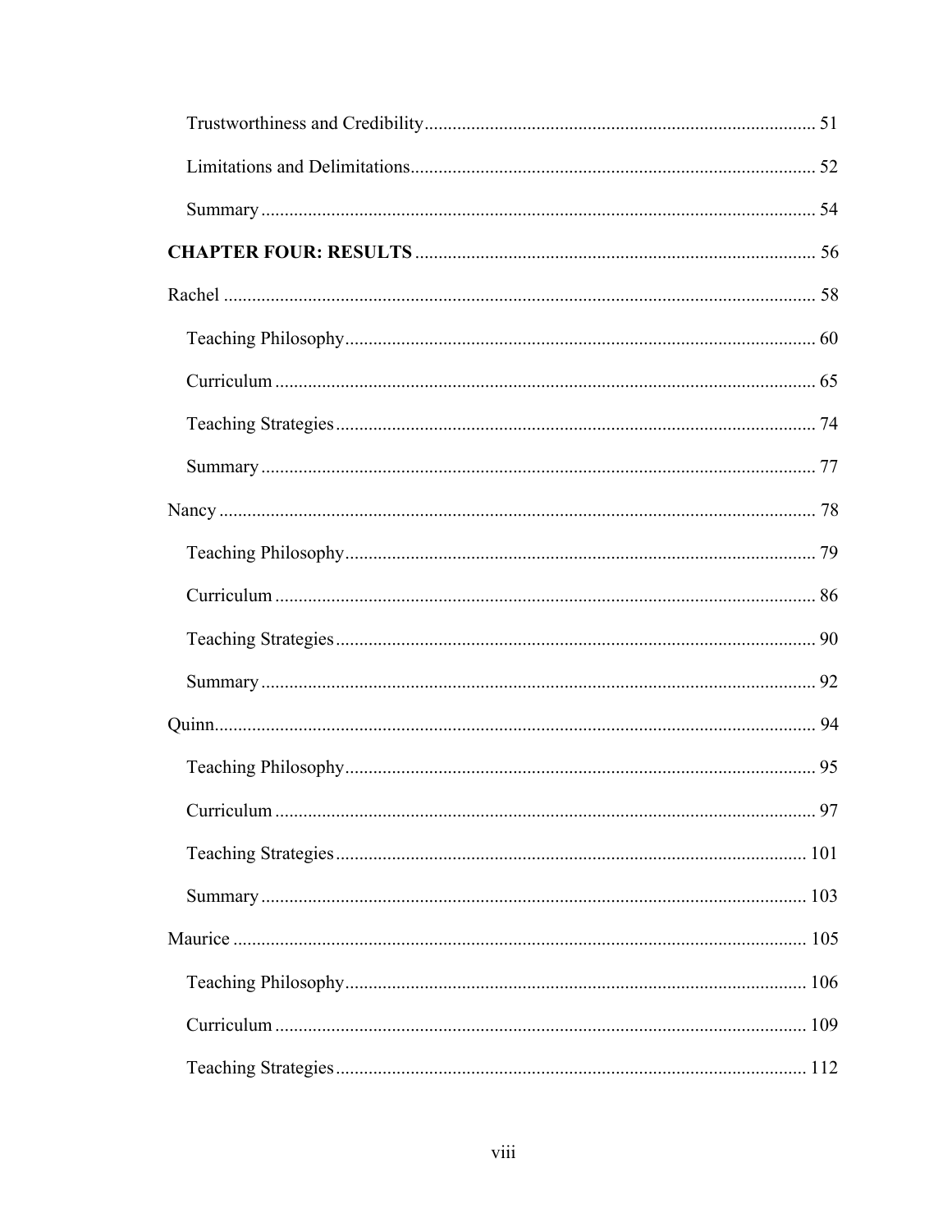Trustworthiness and Credibility ................................................................................... 51

Limitations and Delimitations...................................................................................... 52

Summary ...................................................................................................................... 54

**CHAPTER FOUR: RESULTS** ..................................................................................... 56

Rachel .............................................................................................................................. 58

Teaching Philosophy.................................................................................................... 60

Curriculum ................................................................................................................... 65

Teaching Strategies ...................................................................................................... 74

Summary ...................................................................................................................... 77

Nancy ............................................................................................................................... 78

Teaching Philosophy.................................................................................................... 79

Curriculum ................................................................................................................... 86

Teaching Strategies ...................................................................................................... 90

Summary ...................................................................................................................... 92

Quinn................................................................................................................................ 94

Teaching Philosophy.................................................................................................... 95

Curriculum ................................................................................................................... 97

Teaching Strategies .................................................................................................... 101

Summary .................................................................................................................... 103

Maurice .......................................................................................................................... 105

Teaching Philosophy.................................................................................................. 106

Curriculum ................................................................................................................. 109

Teaching Strategies .................................................................................................... 112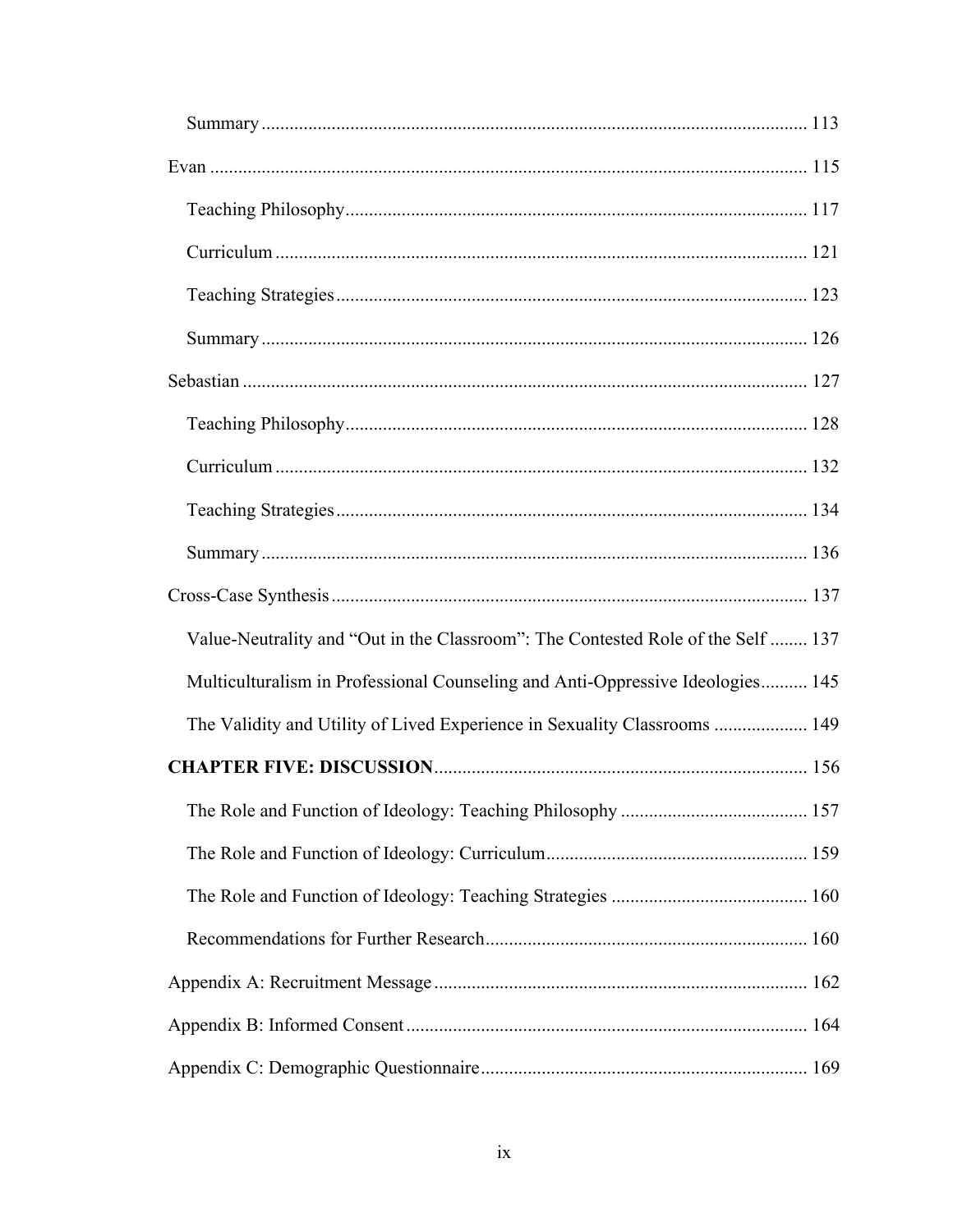Summary .................... 113

Evan .................... 115

Teaching Philosophy .................... 117

Curriculum .................... 121

Teaching Strategies .................... 123

Summary .................... 126

Sebastian .................... 127

Teaching Philosophy .................... 128

Curriculum .................... 132

Teaching Strategies .................... 134

Summary .................... 136

Cross-Case Synthesis .................... 137

Value-Neutrality and "Out in the Classroom": The Contested Role of the Self .................... 137

Multiculturalism in Professional Counseling and Anti-Oppressive Ideologies .................... 145

The Validity and Utility of Lived Experience in Sexuality Classrooms .................... 149

**CHAPTER FIVE: DISCUSSION** .................... 156

The Role and Function of Ideology: Teaching Philosophy .................... 157

The Role and Function of Ideology: Curriculum .................... 159

The Role and Function of Ideology: Teaching Strategies .................... 160

Recommendations for Further Research .................... 160

Appendix A: Recruitment Message .................... 162

Appendix B: Informed Consent .................... 164

Appendix C: Demographic Questionnaire .................... 169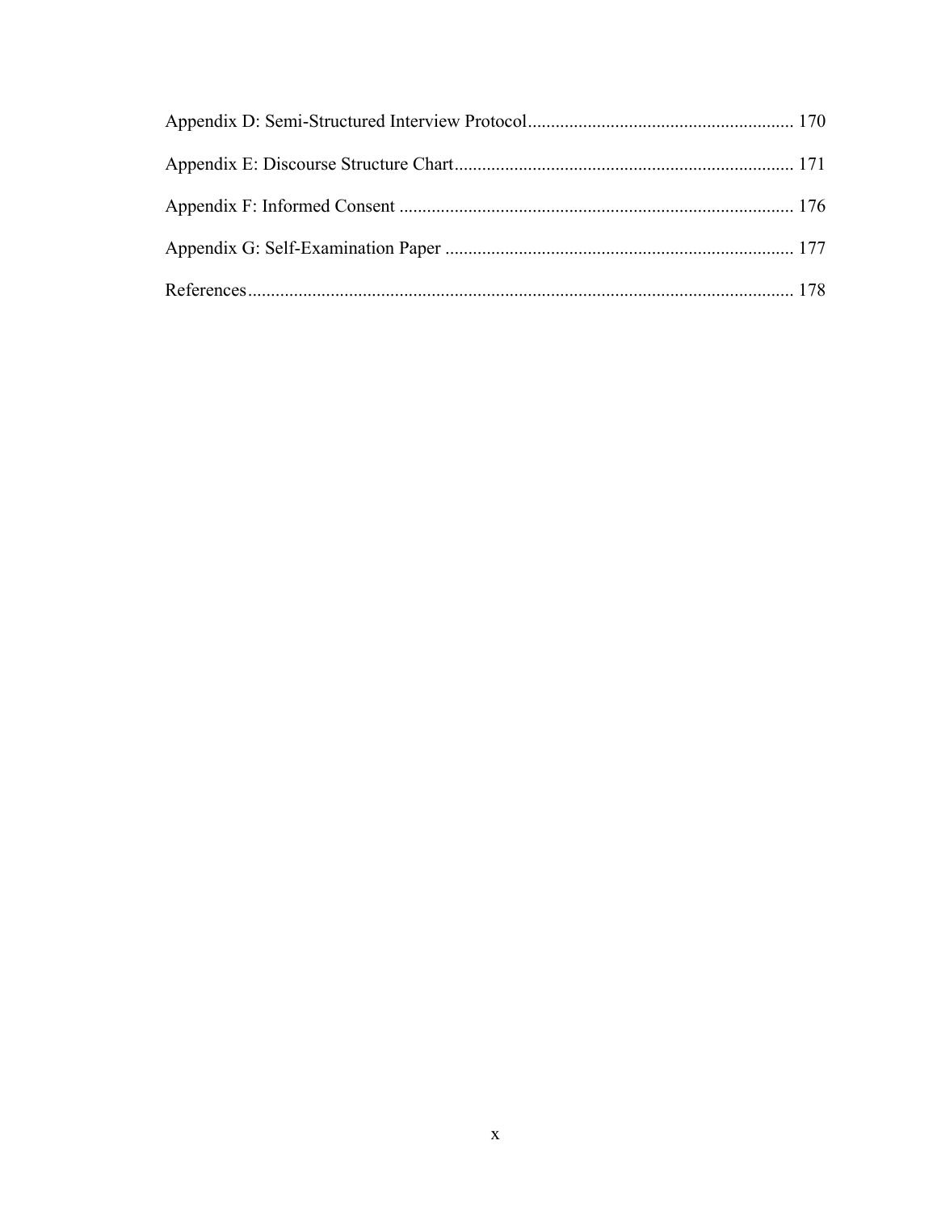Appendix D: Semi-Structured Interview Protocol ........................................................ 170

Appendix E: Discourse Structure Chart ........................................................................ 171

Appendix F: Informed Consent ..................................................................................... 176

Appendix G: Self-Examination Paper ........................................................................... 177

References ....................................................................................................................... 178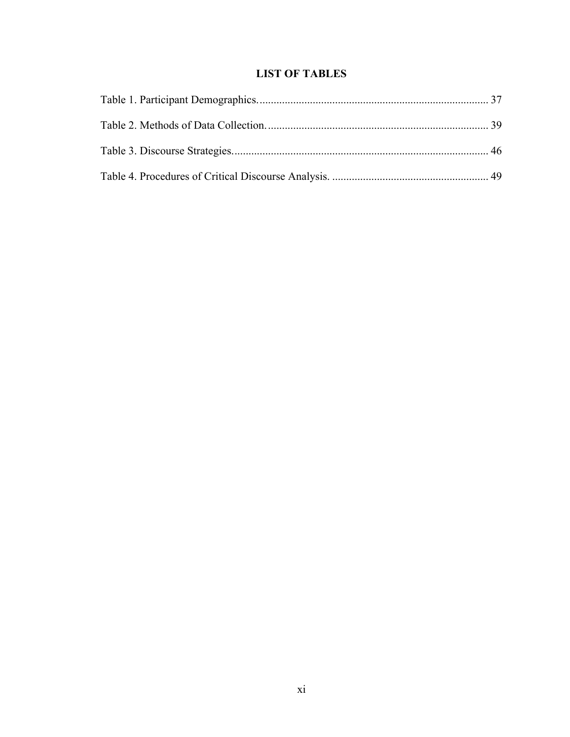# LIST OF TABLES

Table 1. Participant Demographics. .................................................................................. 37

Table 2. Methods of Data Collection. ............................................................................... 39

Table 3. Discourse Strategies. ........................................................................................... 46

Table 4. Procedures of Critical Discourse Analysis. ........................................................ 49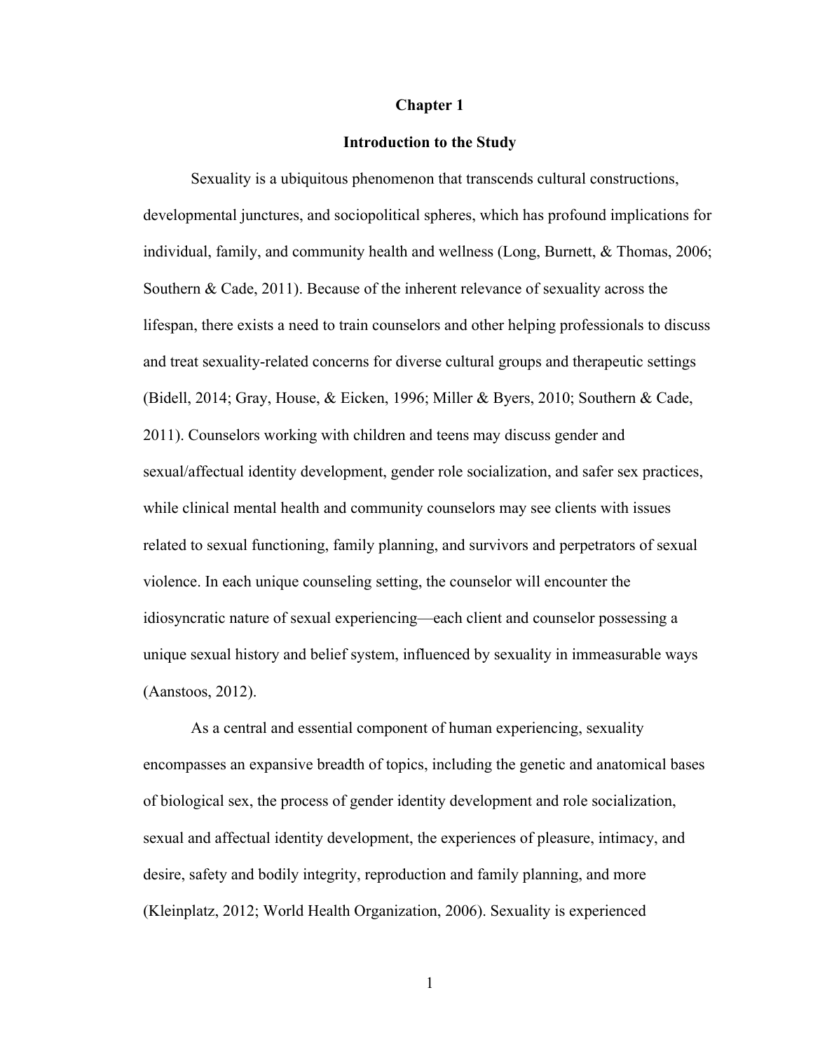# Chapter 1

## Introduction to the Study

Sexuality is a ubiquitous phenomenon that transcends cultural constructions, developmental junctures, and sociopolitical spheres, which has profound implications for individual, family, and community health and wellness (Long, Burnett, & Thomas, 2006; Southern & Cade, 2011). Because of the inherent relevance of sexuality across the lifespan, there exists a need to train counselors and other helping professionals to discuss and treat sexuality-related concerns for diverse cultural groups and therapeutic settings (Bidell, 2014; Gray, House, & Eicken, 1996; Miller & Byers, 2010; Southern & Cade, 2011). Counselors working with children and teens may discuss gender and sexual/affectual identity development, gender role socialization, and safer sex practices, while clinical mental health and community counselors may see clients with issues related to sexual functioning, family planning, and survivors and perpetrators of sexual violence. In each unique counseling setting, the counselor will encounter the idiosyncratic nature of sexual experiencing—each client and counselor possessing a unique sexual history and belief system, influenced by sexuality in immeasurable ways (Aanstoos, 2012).

As a central and essential component of human experiencing, sexuality encompasses an expansive breadth of topics, including the genetic and anatomical bases of biological sex, the process of gender identity development and role socialization, sexual and affectual identity development, the experiences of pleasure, intimacy, and desire, safety and bodily integrity, reproduction and family planning, and more (Kleinplatz, 2012; World Health Organization, 2006). Sexuality is experienced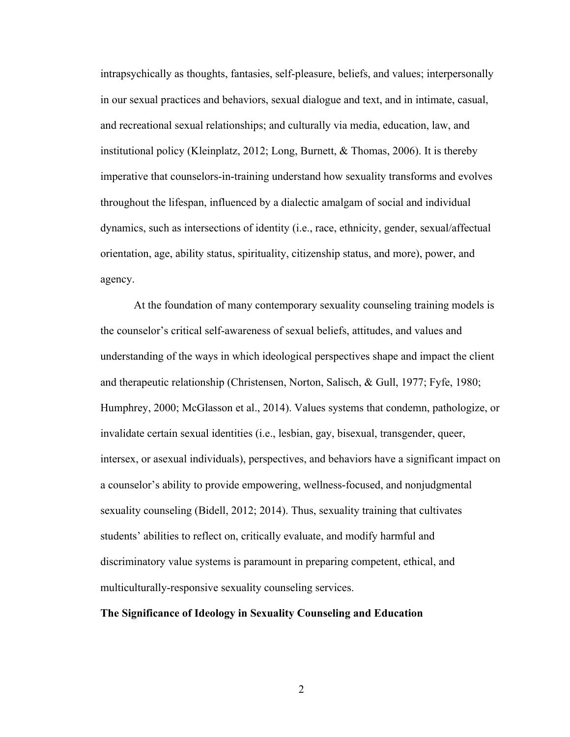intrapsychically as thoughts, fantasies, self-pleasure, beliefs, and values; interpersonally in our sexual practices and behaviors, sexual dialogue and text, and in intimate, casual, and recreational sexual relationships; and culturally via media, education, law, and institutional policy (Kleinplatz, 2012; Long, Burnett, & Thomas, 2006). It is thereby imperative that counselors-in-training understand how sexuality transforms and evolves throughout the lifespan, influenced by a dialectic amalgam of social and individual dynamics, such as intersections of identity (i.e., race, ethnicity, gender, sexual/affectual orientation, age, ability status, spirituality, citizenship status, and more), power, and agency.

At the foundation of many contemporary sexuality counseling training models is the counselor's critical self-awareness of sexual beliefs, attitudes, and values and understanding of the ways in which ideological perspectives shape and impact the client and therapeutic relationship (Christensen, Norton, Salisch, & Gull, 1977; Fyfe, 1980; Humphrey, 2000; McGlasson et al., 2014). Values systems that condemn, pathologize, or invalidate certain sexual identities (i.e., lesbian, gay, bisexual, transgender, queer, intersex, or asexual individuals), perspectives, and behaviors have a significant impact on a counselor's ability to provide empowering, wellness-focused, and nonjudgmental sexuality counseling (Bidell, 2012; 2014). Thus, sexuality training that cultivates students' abilities to reflect on, critically evaluate, and modify harmful and discriminatory value systems is paramount in preparing competent, ethical, and multiculturally-responsive sexuality counseling services.

**The Significance of Ideology in Sexuality Counseling and Education**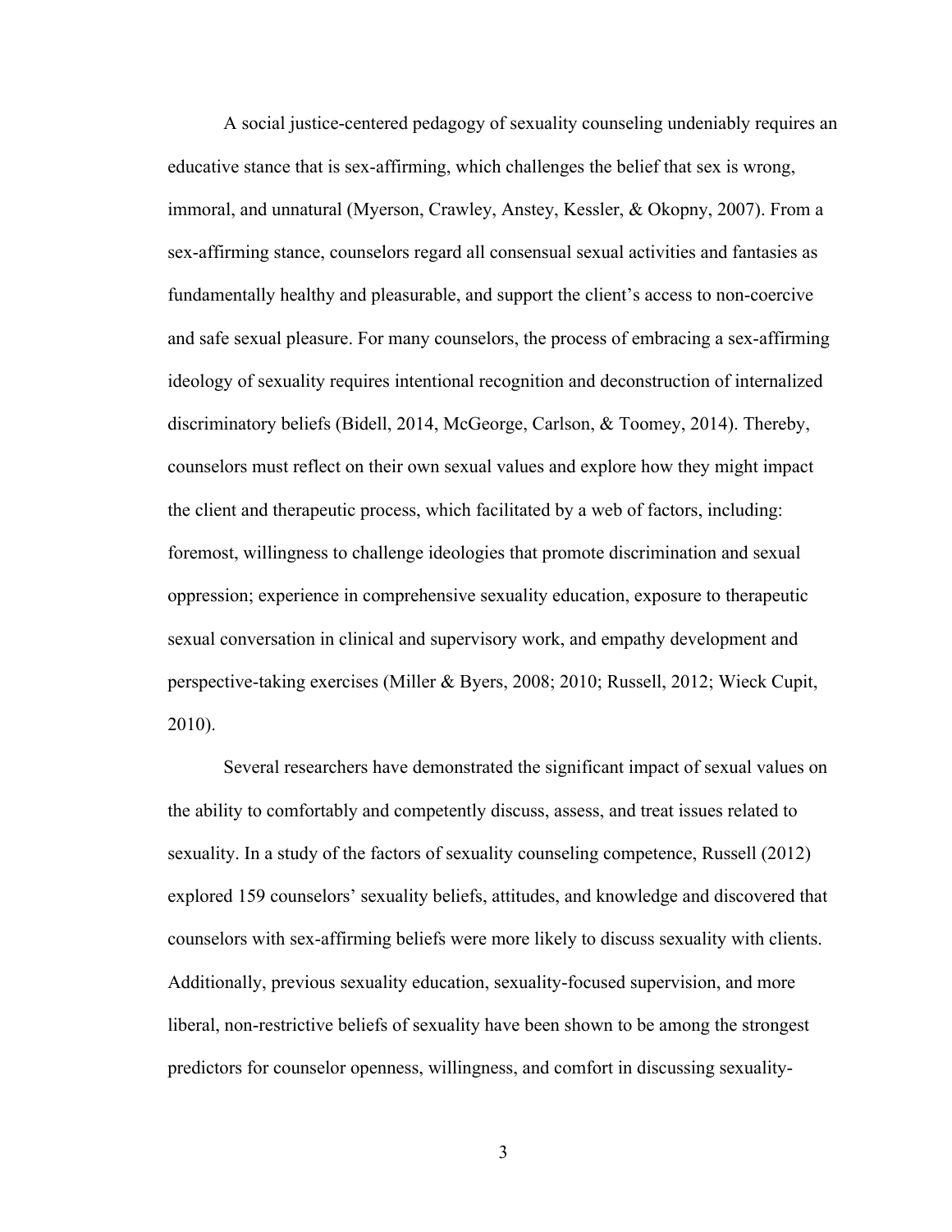A social justice-centered pedagogy of sexuality counseling undeniably requires an educative stance that is sex-affirming, which challenges the belief that sex is wrong, immoral, and unnatural (Myerson, Crawley, Anstey, Kessler, & Okopny, 2007). From a sex-affirming stance, counselors regard all consensual sexual activities and fantasies as fundamentally healthy and pleasurable, and support the client's access to non-coercive and safe sexual pleasure. For many counselors, the process of embracing a sex-affirming ideology of sexuality requires intentional recognition and deconstruction of internalized discriminatory beliefs (Bidell, 2014, McGeorge, Carlson, & Toomey, 2014). Thereby, counselors must reflect on their own sexual values and explore how they might impact the client and therapeutic process, which facilitated by a web of factors, including: foremost, willingness to challenge ideologies that promote discrimination and sexual oppression; experience in comprehensive sexuality education, exposure to therapeutic sexual conversation in clinical and supervisory work, and empathy development and perspective-taking exercises (Miller & Byers, 2008; 2010; Russell, 2012; Wieck Cupit, 2010).

Several researchers have demonstrated the significant impact of sexual values on the ability to comfortably and competently discuss, assess, and treat issues related to sexuality. In a study of the factors of sexuality counseling competence, Russell (2012) explored 159 counselors' sexuality beliefs, attitudes, and knowledge and discovered that counselors with sex-affirming beliefs were more likely to discuss sexuality with clients. Additionally, previous sexuality education, sexuality-focused supervision, and more liberal, non-restrictive beliefs of sexuality have been shown to be among the strongest predictors for counselor openness, willingness, and comfort in discussing sexuality-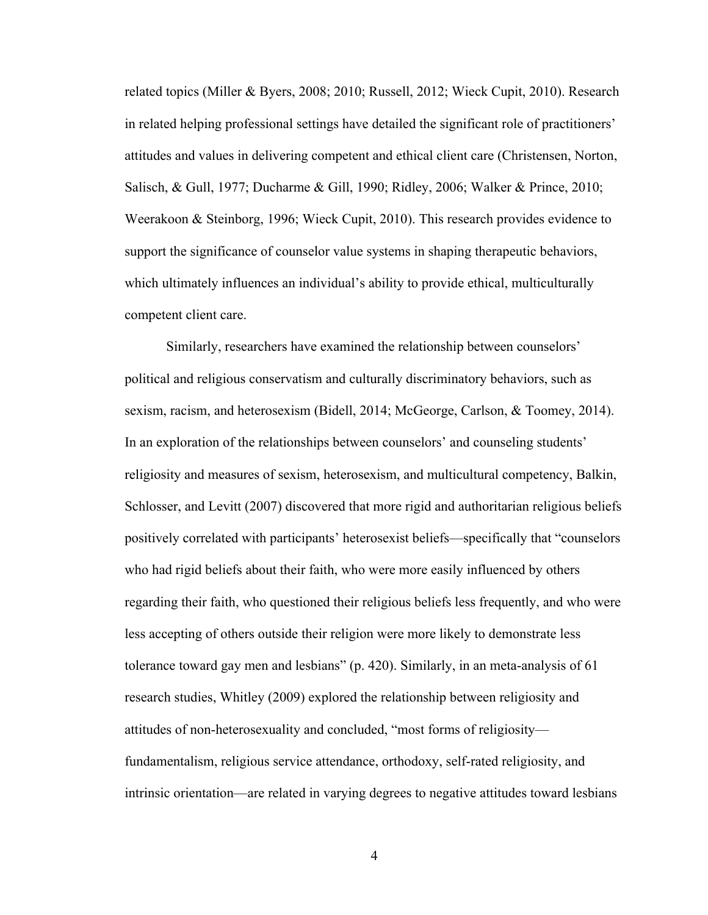related topics (Miller & Byers, 2008; 2010; Russell, 2012; Wieck Cupit, 2010). Research in related helping professional settings have detailed the significant role of practitioners' attitudes and values in delivering competent and ethical client care (Christensen, Norton, Salisch, & Gull, 1977; Ducharme & Gill, 1990; Ridley, 2006; Walker & Prince, 2010; Weerakoon & Steinborg, 1996; Wieck Cupit, 2010). This research provides evidence to support the significance of counselor value systems in shaping therapeutic behaviors, which ultimately influences an individual's ability to provide ethical, multiculturally competent client care.

Similarly, researchers have examined the relationship between counselors' political and religious conservatism and culturally discriminatory behaviors, such as sexism, racism, and heterosexism (Bidell, 2014; McGeorge, Carlson, & Toomey, 2014). In an exploration of the relationships between counselors' and counseling students' religiosity and measures of sexism, heterosexism, and multicultural competency, Balkin, Schlosser, and Levitt (2007) discovered that more rigid and authoritarian religious beliefs positively correlated with participants' heterosexist beliefs—specifically that "counselors who had rigid beliefs about their faith, who were more easily influenced by others regarding their faith, who questioned their religious beliefs less frequently, and who were less accepting of others outside their religion were more likely to demonstrate less tolerance toward gay men and lesbians" (p. 420). Similarly, in an meta-analysis of 61 research studies, Whitley (2009) explored the relationship between religiosity and attitudes of non-heterosexuality and concluded, "most forms of religiosity—fundamentalism, religious service attendance, orthodoxy, self-rated religiosity, and intrinsic orientation—are related in varying degrees to negative attitudes toward lesbians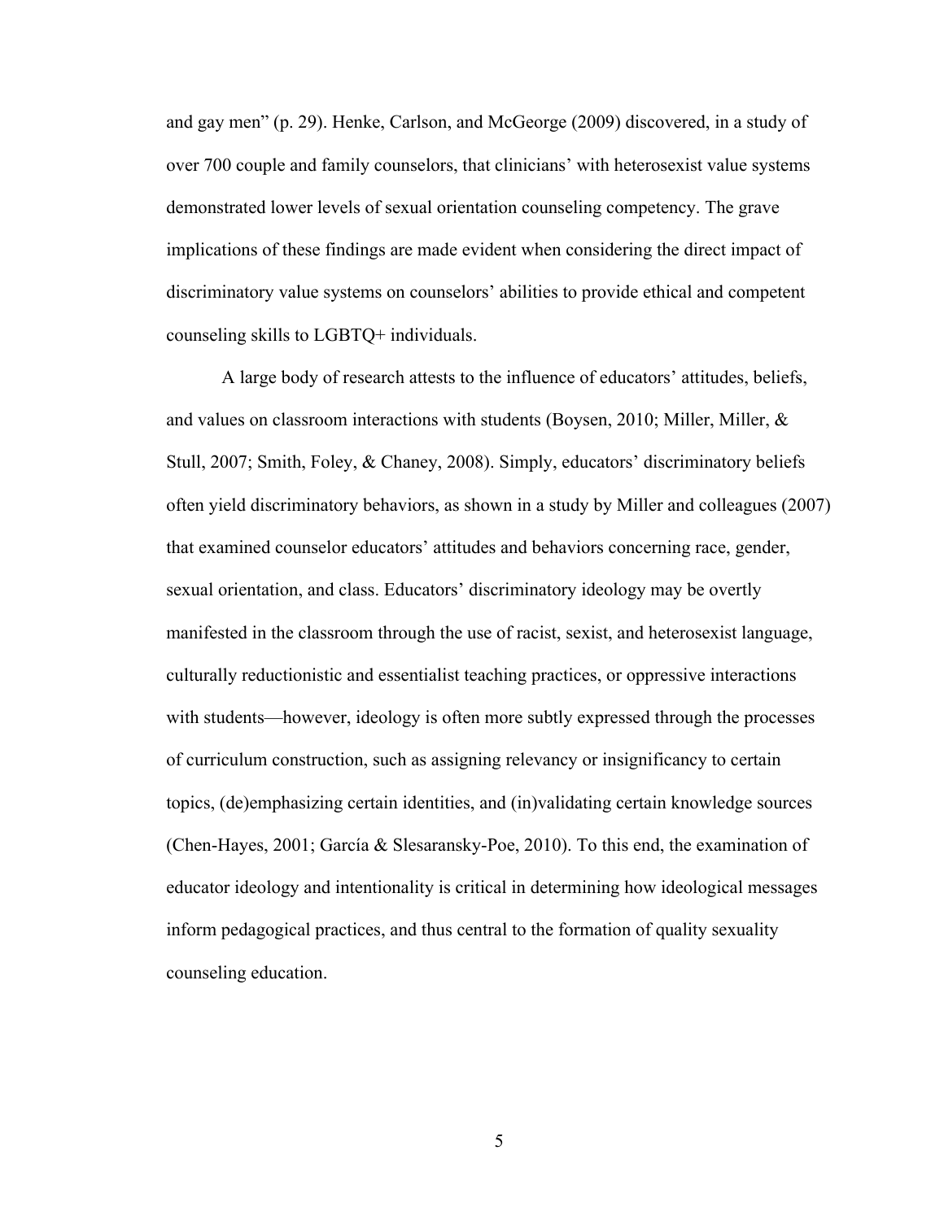and gay men" (p. 29). Henke, Carlson, and McGeorge (2009) discovered, in a study of over 700 couple and family counselors, that clinicians' with heterosexist value systems demonstrated lower levels of sexual orientation counseling competency. The grave implications of these findings are made evident when considering the direct impact of discriminatory value systems on counselors' abilities to provide ethical and competent counseling skills to LGBTQ+ individuals.

A large body of research attests to the influence of educators' attitudes, beliefs, and values on classroom interactions with students (Boysen, 2010; Miller, Miller, & Stull, 2007; Smith, Foley, & Chaney, 2008). Simply, educators' discriminatory beliefs often yield discriminatory behaviors, as shown in a study by Miller and colleagues (2007) that examined counselor educators' attitudes and behaviors concerning race, gender, sexual orientation, and class. Educators' discriminatory ideology may be overtly manifested in the classroom through the use of racist, sexist, and heterosexist language, culturally reductionistic and essentialist teaching practices, or oppressive interactions with students—however, ideology is often more subtly expressed through the processes of curriculum construction, such as assigning relevancy or insignificancy to certain topics, (de)emphasizing certain identities, and (in)validating certain knowledge sources (Chen-Hayes, 2001; García & Slesaransky-Poe, 2010). To this end, the examination of educator ideology and intentionality is critical in determining how ideological messages inform pedagogical practices, and thus central to the formation of quality sexuality counseling education.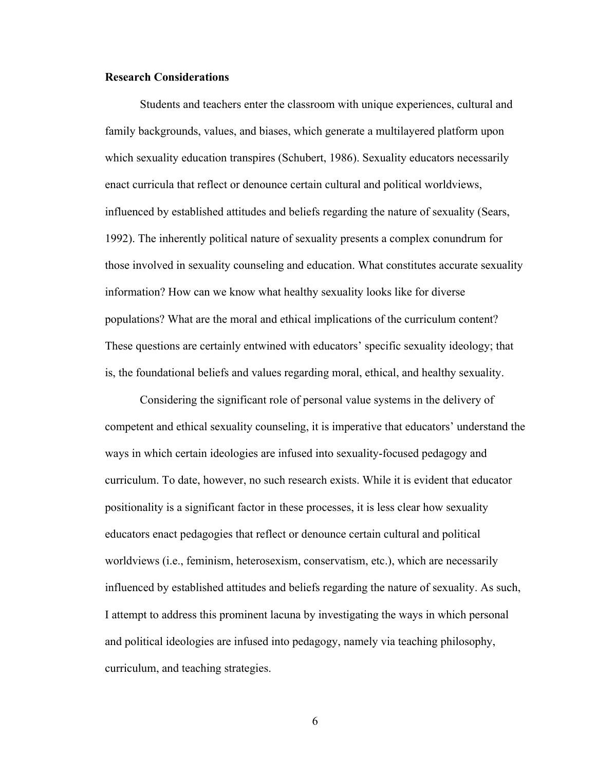**Research Considerations**

Students and teachers enter the classroom with unique experiences, cultural and family backgrounds, values, and biases, which generate a multilayered platform upon which sexuality education transpires (Schubert, 1986). Sexuality educators necessarily enact curricula that reflect or denounce certain cultural and political worldviews, influenced by established attitudes and beliefs regarding the nature of sexuality (Sears, 1992). The inherently political nature of sexuality presents a complex conundrum for those involved in sexuality counseling and education. What constitutes accurate sexuality information? How can we know what healthy sexuality looks like for diverse populations? What are the moral and ethical implications of the curriculum content? These questions are certainly entwined with educators' specific sexuality ideology; that is, the foundational beliefs and values regarding moral, ethical, and healthy sexuality.

Considering the significant role of personal value systems in the delivery of competent and ethical sexuality counseling, it is imperative that educators' understand the ways in which certain ideologies are infused into sexuality-focused pedagogy and curriculum. To date, however, no such research exists. While it is evident that educator positionality is a significant factor in these processes, it is less clear how sexuality educators enact pedagogies that reflect or denounce certain cultural and political worldviews (i.e., feminism, heterosexism, conservatism, etc.), which are necessarily influenced by established attitudes and beliefs regarding the nature of sexuality. As such, I attempt to address this prominent lacuna by investigating the ways in which personal and political ideologies are infused into pedagogy, namely via teaching philosophy, curriculum, and teaching strategies.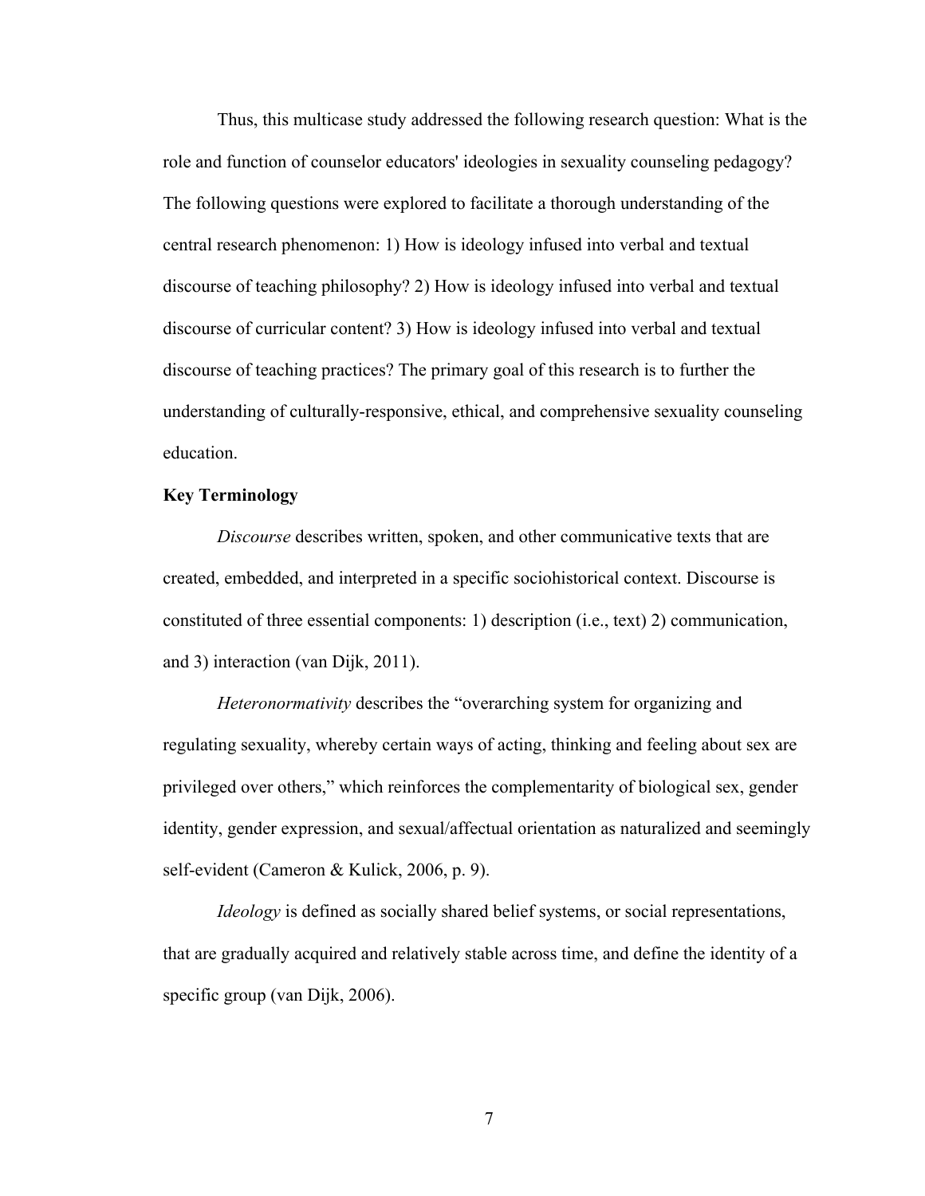Thus, this multicase study addressed the following research question: What is the role and function of counselor educators' ideologies in sexuality counseling pedagogy? The following questions were explored to facilitate a thorough understanding of the central research phenomenon: 1) How is ideology infused into verbal and textual discourse of teaching philosophy? 2) How is ideology infused into verbal and textual discourse of curricular content? 3) How is ideology infused into verbal and textual discourse of teaching practices? The primary goal of this research is to further the understanding of culturally-responsive, ethical, and comprehensive sexuality counseling education.

**Key Terminology**

*Discourse* describes written, spoken, and other communicative texts that are created, embedded, and interpreted in a specific sociohistorical context. Discourse is constituted of three essential components: 1) description (i.e., text) 2) communication, and 3) interaction (van Dijk, 2011).

*Heteronormativity* describes the "overarching system for organizing and regulating sexuality, whereby certain ways of acting, thinking and feeling about sex are privileged over others," which reinforces the complementarity of biological sex, gender identity, gender expression, and sexual/affectual orientation as naturalized and seemingly self-evident (Cameron & Kulick, 2006, p. 9).

*Ideology* is defined as socially shared belief systems, or social representations, that are gradually acquired and relatively stable across time, and define the identity of a specific group (van Dijk, 2006).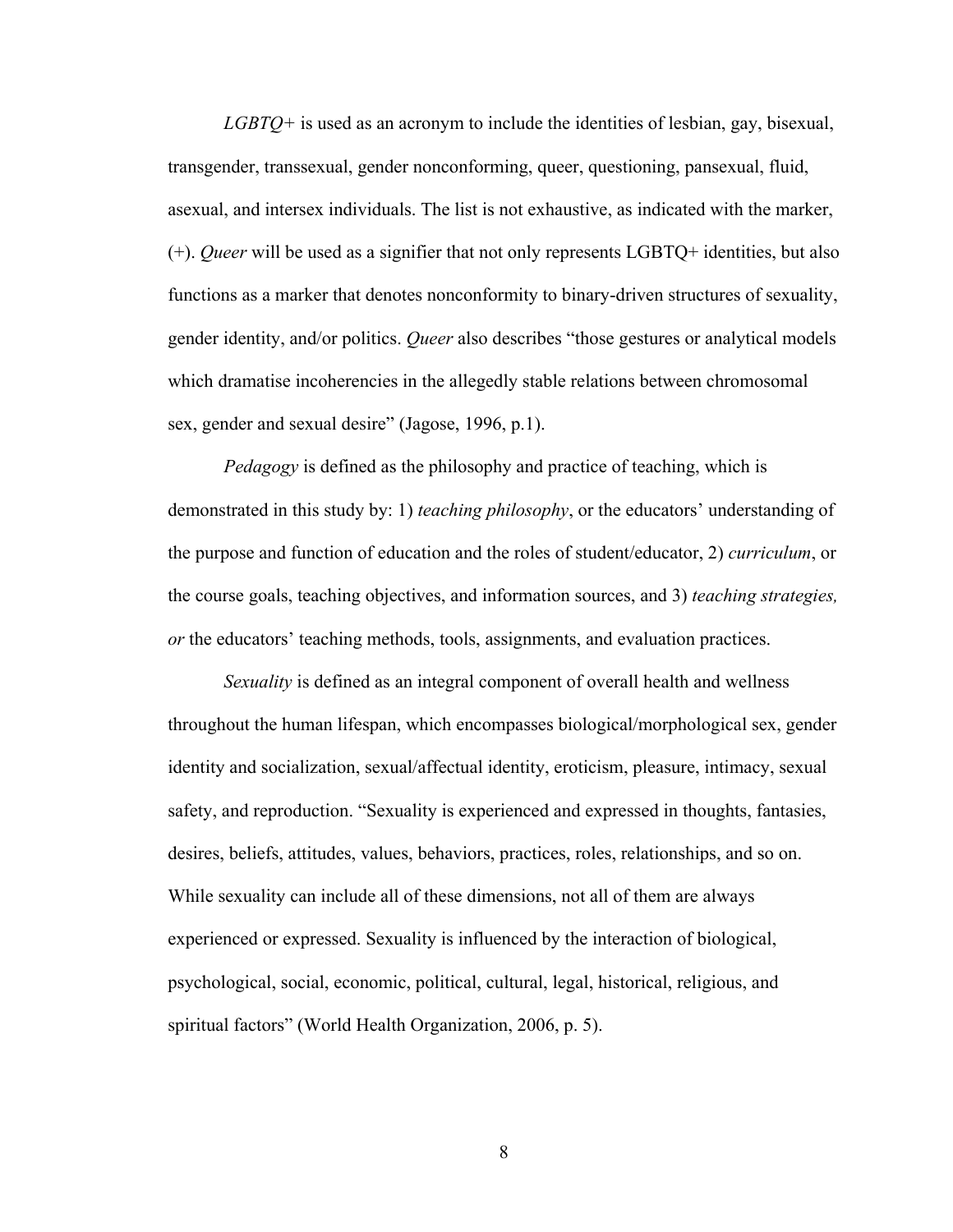*LGBTQ+* is used as an acronym to include the identities of lesbian, gay, bisexual, transgender, transsexual, gender nonconforming, queer, questioning, pansexual, fluid, asexual, and intersex individuals. The list is not exhaustive, as indicated with the marker, (+). *Queer* will be used as a signifier that not only represents LGBTQ+ identities, but also functions as a marker that denotes nonconformity to binary-driven structures of sexuality, gender identity, and/or politics. *Queer* also describes "those gestures or analytical models which dramatise incoherencies in the allegedly stable relations between chromosomal sex, gender and sexual desire" (Jagose, 1996, p.1).

*Pedagogy* is defined as the philosophy and practice of teaching, which is demonstrated in this study by: 1) *teaching philosophy*, or the educators' understanding of the purpose and function of education and the roles of student/educator, 2) *curriculum*, or the course goals, teaching objectives, and information sources, and 3) *teaching strategies, or* the educators' teaching methods, tools, assignments, and evaluation practices.

*Sexuality* is defined as an integral component of overall health and wellness throughout the human lifespan, which encompasses biological/morphological sex, gender identity and socialization, sexual/affectual identity, eroticism, pleasure, intimacy, sexual safety, and reproduction. "Sexuality is experienced and expressed in thoughts, fantasies, desires, beliefs, attitudes, values, behaviors, practices, roles, relationships, and so on. While sexuality can include all of these dimensions, not all of them are always experienced or expressed. Sexuality is influenced by the interaction of biological, psychological, social, economic, political, cultural, legal, historical, religious, and spiritual factors" (World Health Organization, 2006, p. 5).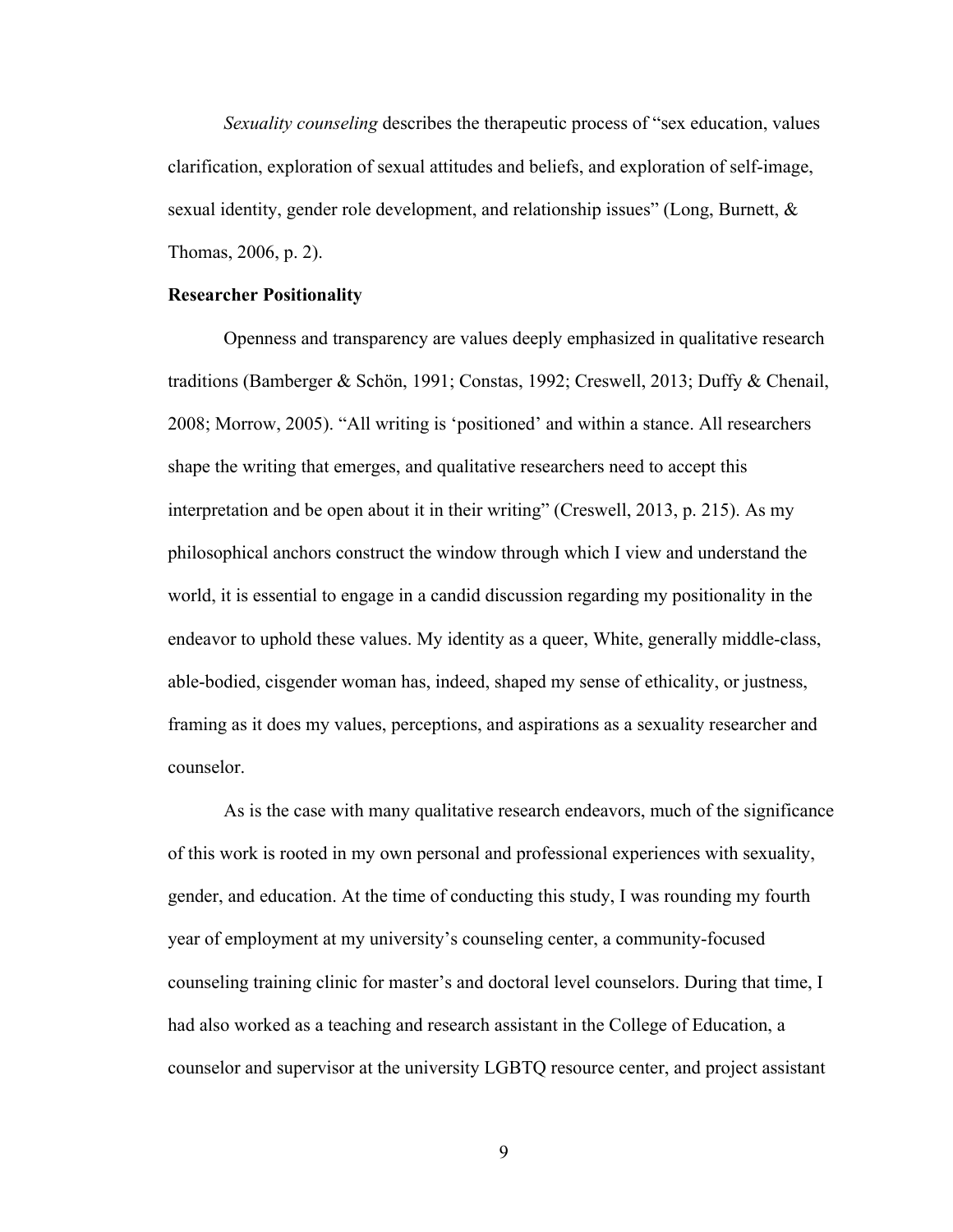*Sexuality counseling* describes the therapeutic process of "sex education, values clarification, exploration of sexual attitudes and beliefs, and exploration of self-image, sexual identity, gender role development, and relationship issues" (Long, Burnett, & Thomas, 2006, p. 2).

**Researcher Positionality**

Openness and transparency are values deeply emphasized in qualitative research traditions (Bamberger & Schön, 1991; Constas, 1992; Creswell, 2013; Duffy & Chenail, 2008; Morrow, 2005). "All writing is 'positioned' and within a stance. All researchers shape the writing that emerges, and qualitative researchers need to accept this interpretation and be open about it in their writing" (Creswell, 2013, p. 215). As my philosophical anchors construct the window through which I view and understand the world, it is essential to engage in a candid discussion regarding my positionality in the endeavor to uphold these values. My identity as a queer, White, generally middle-class, able-bodied, cisgender woman has, indeed, shaped my sense of ethicality, or justness, framing as it does my values, perceptions, and aspirations as a sexuality researcher and counselor.

As is the case with many qualitative research endeavors, much of the significance of this work is rooted in my own personal and professional experiences with sexuality, gender, and education. At the time of conducting this study, I was rounding my fourth year of employment at my university's counseling center, a community-focused counseling training clinic for master's and doctoral level counselors. During that time, I had also worked as a teaching and research assistant in the College of Education, a counselor and supervisor at the university LGBTQ resource center, and project assistant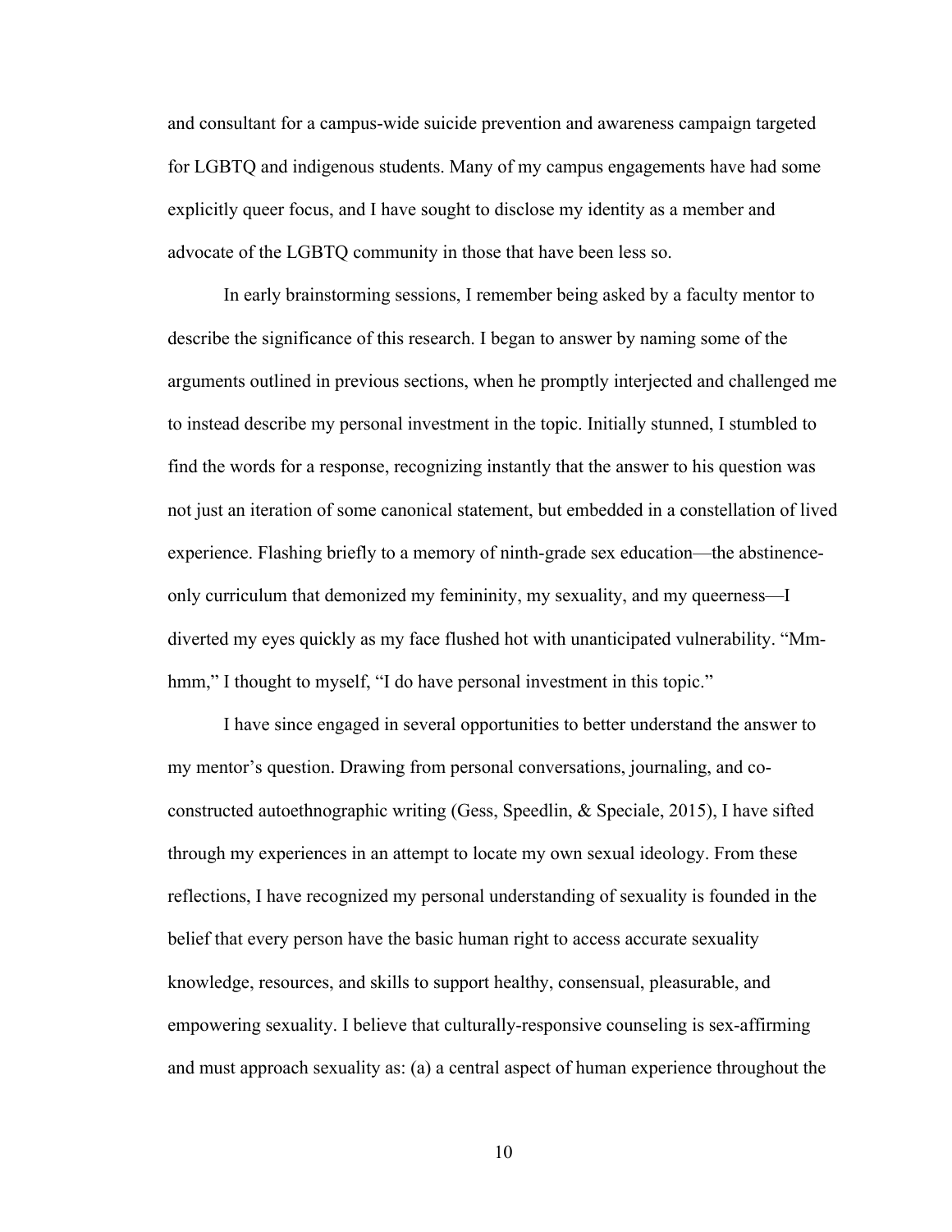and consultant for a campus-wide suicide prevention and awareness campaign targeted for LGBTQ and indigenous students. Many of my campus engagements have had some explicitly queer focus, and I have sought to disclose my identity as a member and advocate of the LGBTQ community in those that have been less so.

In early brainstorming sessions, I remember being asked by a faculty mentor to describe the significance of this research. I began to answer by naming some of the arguments outlined in previous sections, when he promptly interjected and challenged me to instead describe my personal investment in the topic. Initially stunned, I stumbled to find the words for a response, recognizing instantly that the answer to his question was not just an iteration of some canonical statement, but embedded in a constellation of lived experience. Flashing briefly to a memory of ninth-grade sex education—the abstinence-only curriculum that demonized my femininity, my sexuality, and my queerness—I diverted my eyes quickly as my face flushed hot with unanticipated vulnerability. "Mm-hmm," I thought to myself, "I do have personal investment in this topic."

I have since engaged in several opportunities to better understand the answer to my mentor's question. Drawing from personal conversations, journaling, and co-constructed autoethnographic writing (Gess, Speedlin, & Speciale, 2015), I have sifted through my experiences in an attempt to locate my own sexual ideology. From these reflections, I have recognized my personal understanding of sexuality is founded in the belief that every person have the basic human right to access accurate sexuality knowledge, resources, and skills to support healthy, consensual, pleasurable, and empowering sexuality. I believe that culturally-responsive counseling is sex-affirming and must approach sexuality as: (a) a central aspect of human experience throughout the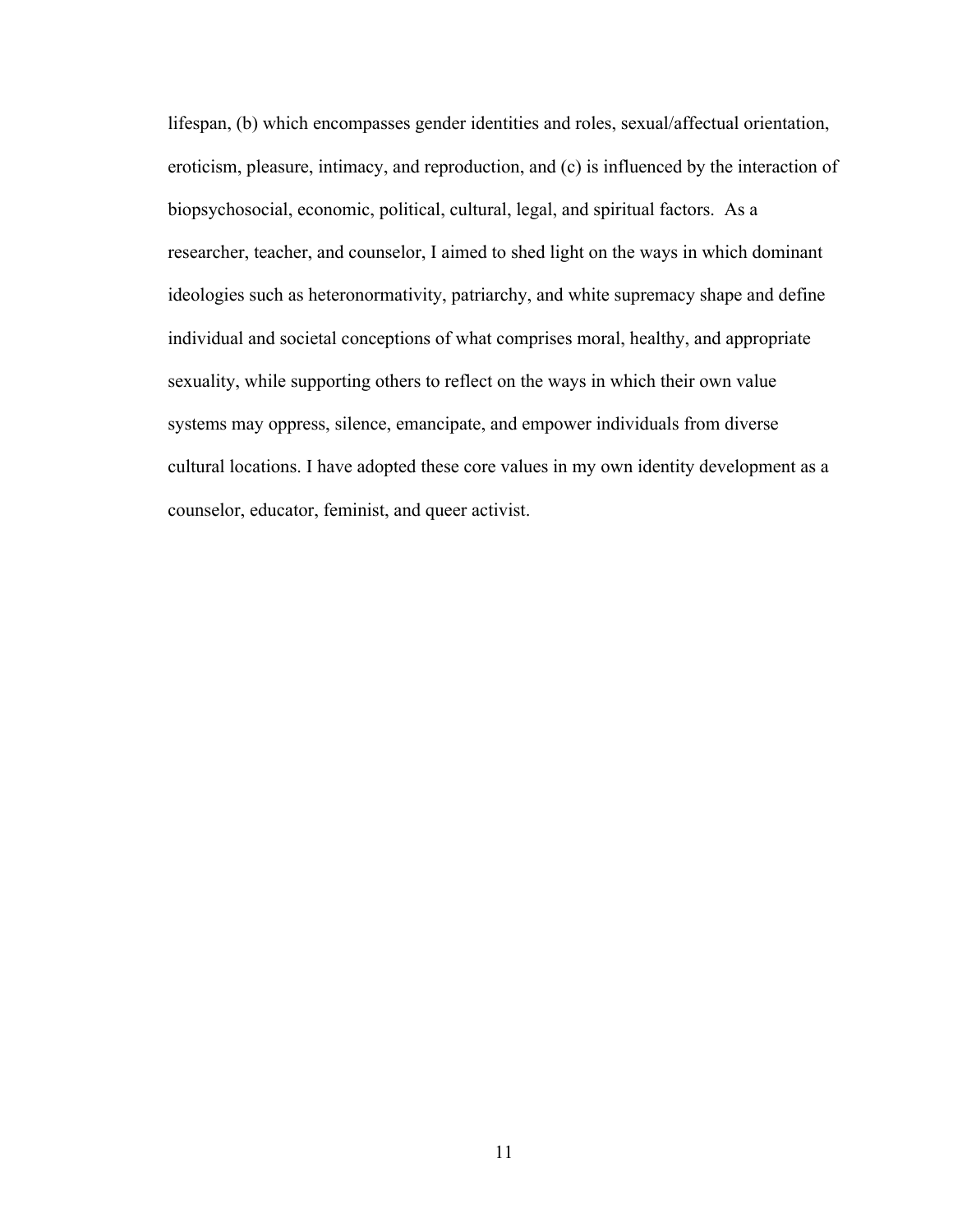lifespan, (b) which encompasses gender identities and roles, sexual/affectual orientation, eroticism, pleasure, intimacy, and reproduction, and (c) is influenced by the interaction of biopsychosocial, economic, political, cultural, legal, and spiritual factors.  As a researcher, teacher, and counselor, I aimed to shed light on the ways in which dominant ideologies such as heteronormativity, patriarchy, and white supremacy shape and define individual and societal conceptions of what comprises moral, healthy, and appropriate sexuality, while supporting others to reflect on the ways in which their own value systems may oppress, silence, emancipate, and empower individuals from diverse cultural locations. I have adopted these core values in my own identity development as a counselor, educator, feminist, and queer activist.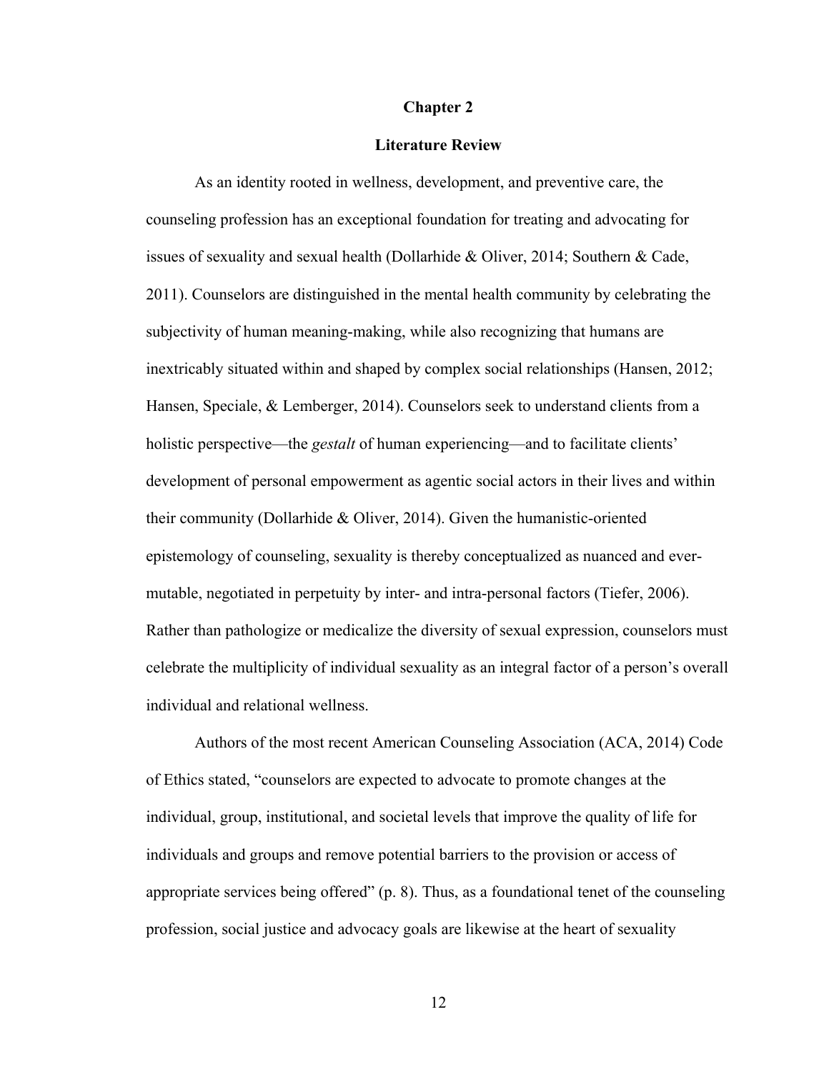# Chapter 2

## Literature Review

As an identity rooted in wellness, development, and preventive care, the counseling profession has an exceptional foundation for treating and advocating for issues of sexuality and sexual health (Dollarhide & Oliver, 2014; Southern & Cade, 2011). Counselors are distinguished in the mental health community by celebrating the subjectivity of human meaning-making, while also recognizing that humans are inextricably situated within and shaped by complex social relationships (Hansen, 2012; Hansen, Speciale, & Lemberger, 2014). Counselors seek to understand clients from a holistic perspective—the *gestalt* of human experiencing—and to facilitate clients' development of personal empowerment as agentic social actors in their lives and within their community (Dollarhide & Oliver, 2014). Given the humanistic-oriented epistemology of counseling, sexuality is thereby conceptualized as nuanced and ever-mutable, negotiated in perpetuity by inter- and intra-personal factors (Tiefer, 2006). Rather than pathologize or medicalize the diversity of sexual expression, counselors must celebrate the multiplicity of individual sexuality as an integral factor of a person's overall individual and relational wellness.

Authors of the most recent American Counseling Association (ACA, 2014) Code of Ethics stated, "counselors are expected to advocate to promote changes at the individual, group, institutional, and societal levels that improve the quality of life for individuals and groups and remove potential barriers to the provision or access of appropriate services being offered" (p. 8). Thus, as a foundational tenet of the counseling profession, social justice and advocacy goals are likewise at the heart of sexuality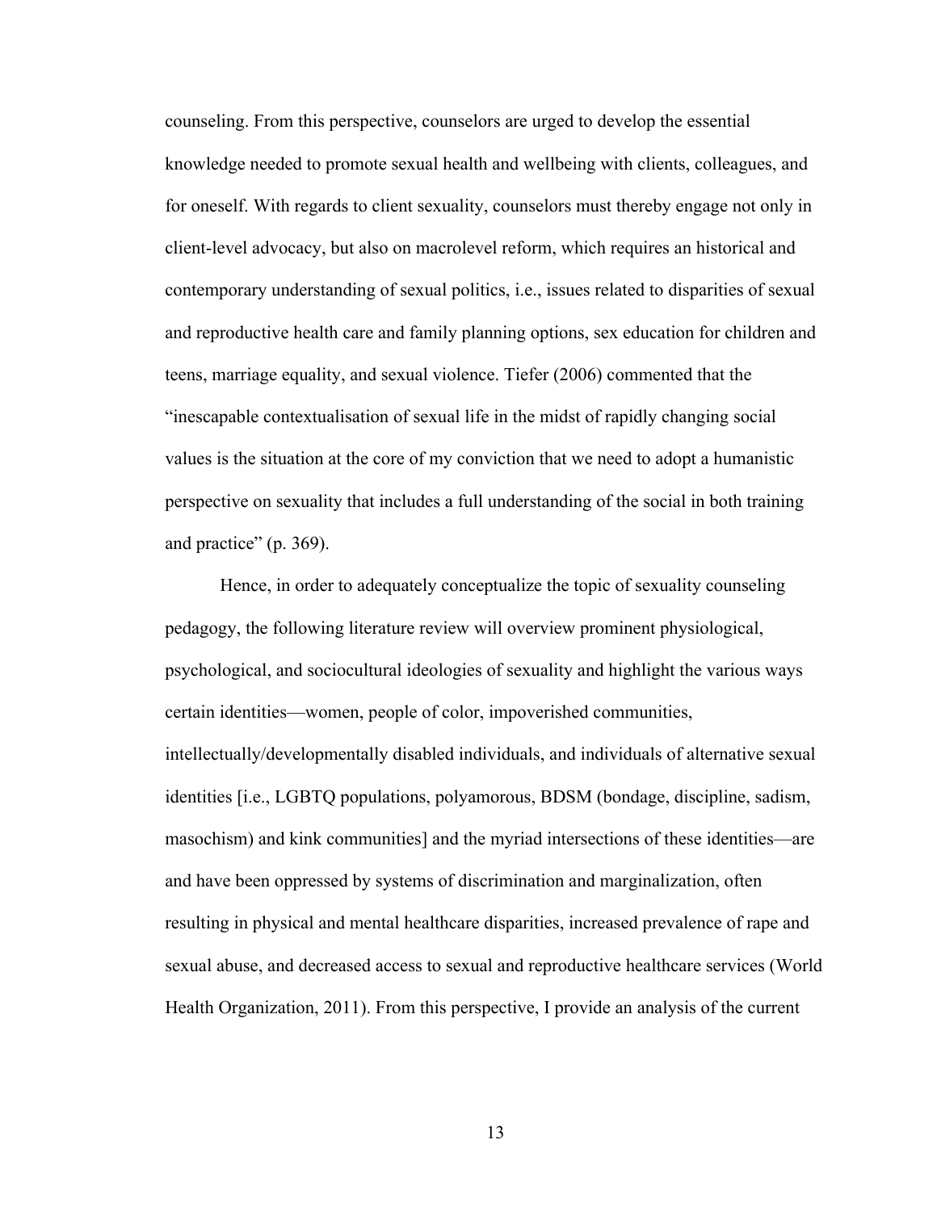counseling. From this perspective, counselors are urged to develop the essential knowledge needed to promote sexual health and wellbeing with clients, colleagues, and for oneself. With regards to client sexuality, counselors must thereby engage not only in client-level advocacy, but also on macrolevel reform, which requires an historical and contemporary understanding of sexual politics, i.e., issues related to disparities of sexual and reproductive health care and family planning options, sex education for children and teens, marriage equality, and sexual violence. Tiefer (2006) commented that the "inescapable contextualisation of sexual life in the midst of rapidly changing social values is the situation at the core of my conviction that we need to adopt a humanistic perspective on sexuality that includes a full understanding of the social in both training and practice" (p. 369).

Hence, in order to adequately conceptualize the topic of sexuality counseling pedagogy, the following literature review will overview prominent physiological, psychological, and sociocultural ideologies of sexuality and highlight the various ways certain identities—women, people of color, impoverished communities, intellectually/developmentally disabled individuals, and individuals of alternative sexual identities [i.e., LGBTQ populations, polyamorous, BDSM (bondage, discipline, sadism, masochism) and kink communities] and the myriad intersections of these identities—are and have been oppressed by systems of discrimination and marginalization, often resulting in physical and mental healthcare disparities, increased prevalence of rape and sexual abuse, and decreased access to sexual and reproductive healthcare services (World Health Organization, 2011). From this perspective, I provide an analysis of the current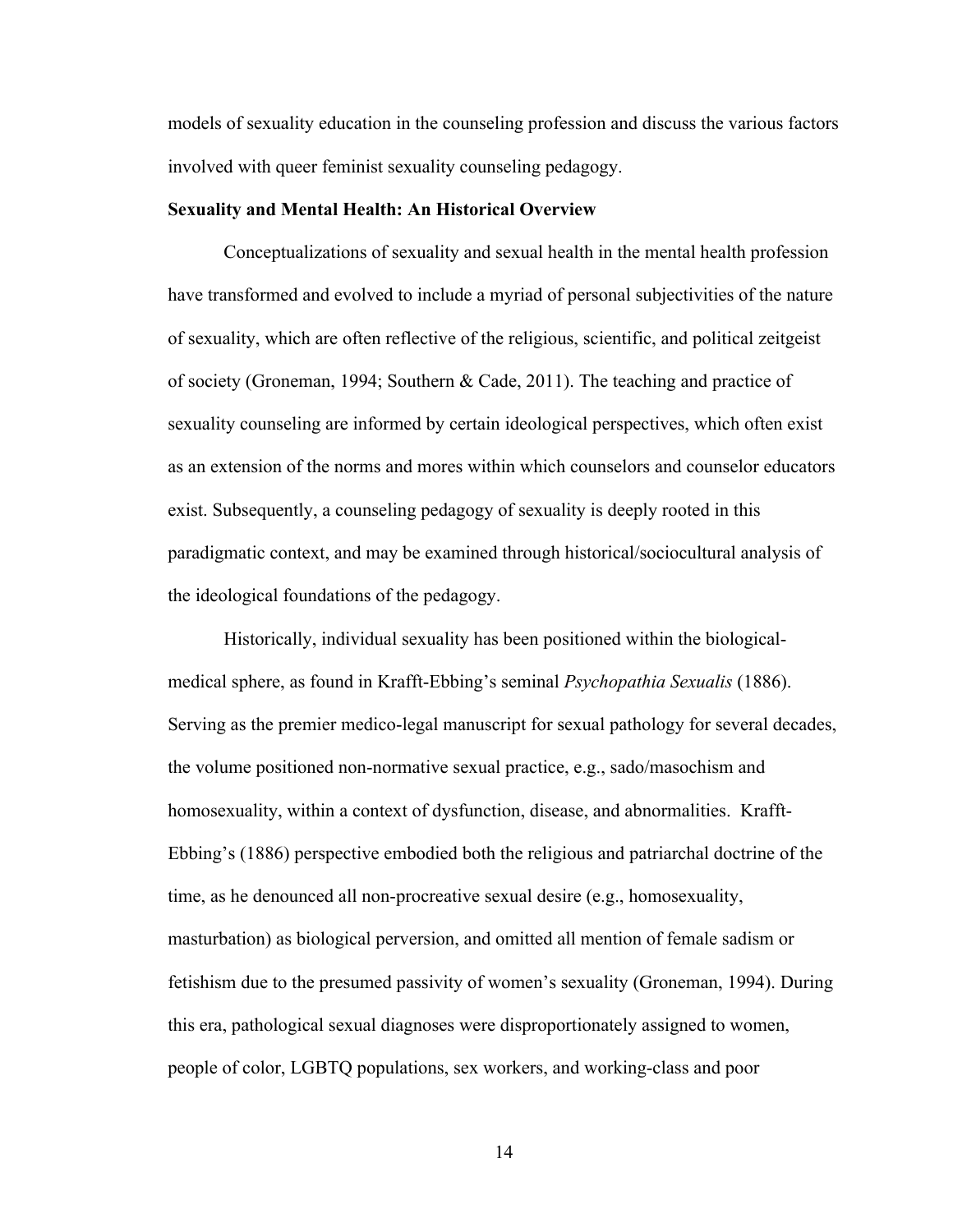models of sexuality education in the counseling profession and discuss the various factors involved with queer feminist sexuality counseling pedagogy.

**Sexuality and Mental Health: An Historical Overview**

Conceptualizations of sexuality and sexual health in the mental health profession have transformed and evolved to include a myriad of personal subjectivities of the nature of sexuality, which are often reflective of the religious, scientific, and political zeitgeist of society (Groneman, 1994; Southern & Cade, 2011). The teaching and practice of sexuality counseling are informed by certain ideological perspectives, which often exist as an extension of the norms and mores within which counselors and counselor educators exist. Subsequently, a counseling pedagogy of sexuality is deeply rooted in this paradigmatic context, and may be examined through historical/sociocultural analysis of the ideological foundations of the pedagogy.

Historically, individual sexuality has been positioned within the biological-medical sphere, as found in Krafft-Ebbing's seminal *Psychopathia Sexualis* (1886). Serving as the premier medico-legal manuscript for sexual pathology for several decades, the volume positioned non-normative sexual practice, e.g., sado/masochism and homosexuality, within a context of dysfunction, disease, and abnormalities. Krafft-Ebbing's (1886) perspective embodied both the religious and patriarchal doctrine of the time, as he denounced all non-procreative sexual desire (e.g., homosexuality, masturbation) as biological perversion, and omitted all mention of female sadism or fetishism due to the presumed passivity of women's sexuality (Groneman, 1994). During this era, pathological sexual diagnoses were disproportionately assigned to women, people of color, LGBTQ populations, sex workers, and working-class and poor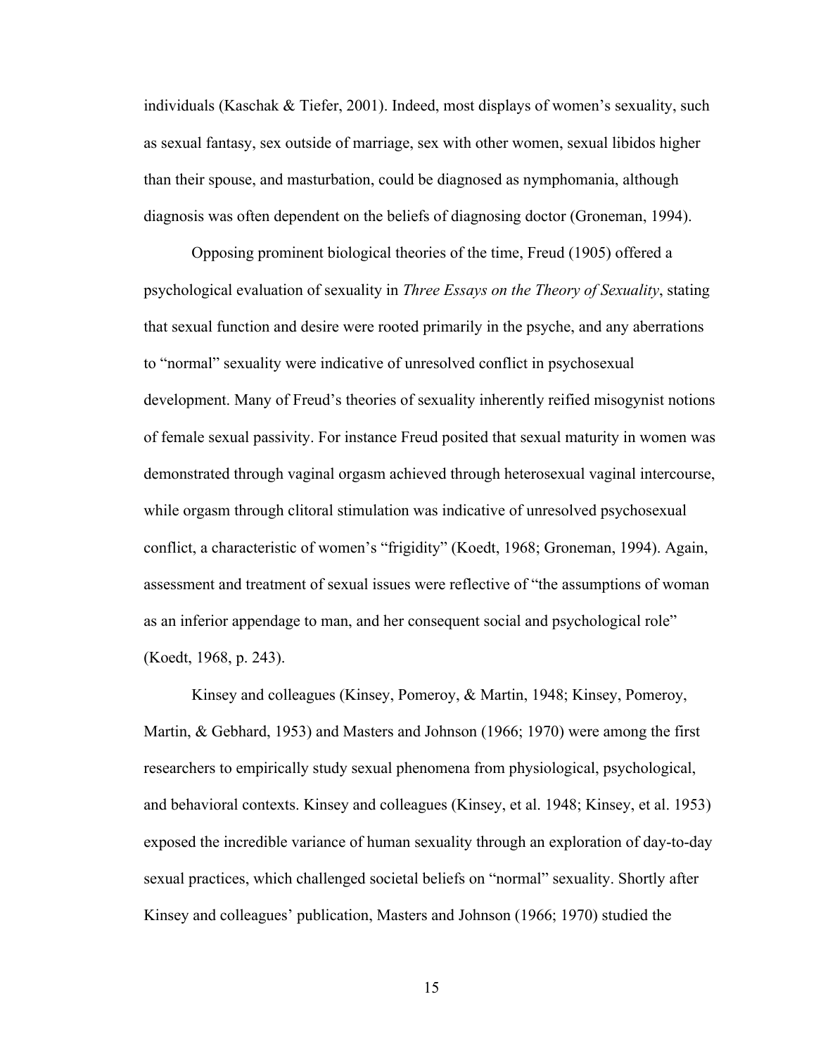individuals (Kaschak & Tiefer, 2001). Indeed, most displays of women's sexuality, such as sexual fantasy, sex outside of marriage, sex with other women, sexual libidos higher than their spouse, and masturbation, could be diagnosed as nymphomania, although diagnosis was often dependent on the beliefs of diagnosing doctor (Groneman, 1994).

Opposing prominent biological theories of the time, Freud (1905) offered a psychological evaluation of sexuality in *Three Essays on the Theory of Sexuality*, stating that sexual function and desire were rooted primarily in the psyche, and any aberrations to "normal" sexuality were indicative of unresolved conflict in psychosexual development. Many of Freud's theories of sexuality inherently reified misogynist notions of female sexual passivity. For instance Freud posited that sexual maturity in women was demonstrated through vaginal orgasm achieved through heterosexual vaginal intercourse, while orgasm through clitoral stimulation was indicative of unresolved psychosexual conflict, a characteristic of women's "frigidity" (Koedt, 1968; Groneman, 1994). Again, assessment and treatment of sexual issues were reflective of "the assumptions of woman as an inferior appendage to man, and her consequent social and psychological role" (Koedt, 1968, p. 243).

Kinsey and colleagues (Kinsey, Pomeroy, & Martin, 1948; Kinsey, Pomeroy, Martin, & Gebhard, 1953) and Masters and Johnson (1966; 1970) were among the first researchers to empirically study sexual phenomena from physiological, psychological, and behavioral contexts. Kinsey and colleagues (Kinsey, et al. 1948; Kinsey, et al. 1953) exposed the incredible variance of human sexuality through an exploration of day-to-day sexual practices, which challenged societal beliefs on "normal" sexuality. Shortly after Kinsey and colleagues' publication, Masters and Johnson (1966; 1970) studied the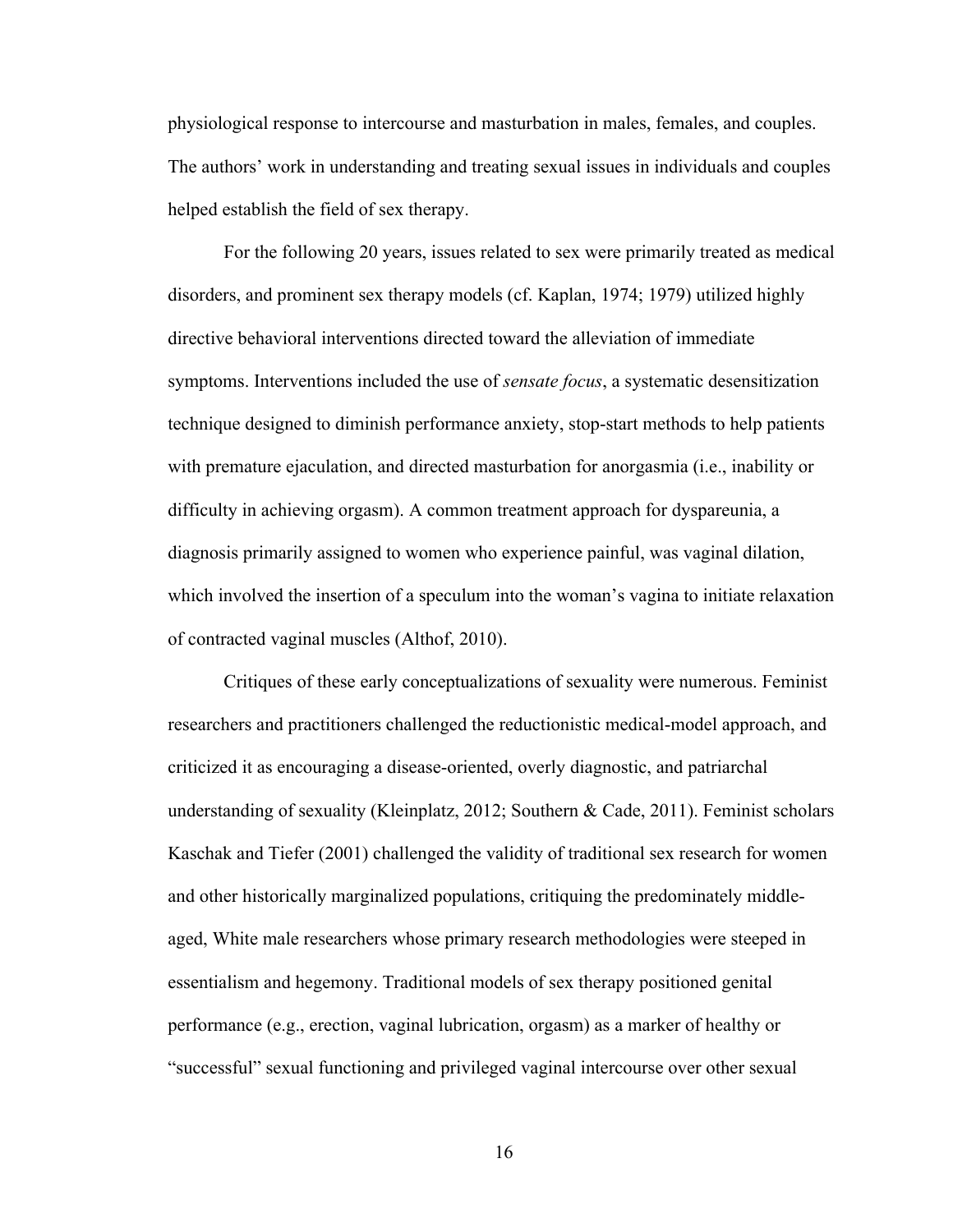physiological response to intercourse and masturbation in males, females, and couples. The authors' work in understanding and treating sexual issues in individuals and couples helped establish the field of sex therapy.

For the following 20 years, issues related to sex were primarily treated as medical disorders, and prominent sex therapy models (cf. Kaplan, 1974; 1979) utilized highly directive behavioral interventions directed toward the alleviation of immediate symptoms. Interventions included the use of *sensate focus*, a systematic desensitization technique designed to diminish performance anxiety, stop-start methods to help patients with premature ejaculation, and directed masturbation for anorgasmia (i.e., inability or difficulty in achieving orgasm). A common treatment approach for dyspareunia, a diagnosis primarily assigned to women who experience painful, was vaginal dilation, which involved the insertion of a speculum into the woman's vagina to initiate relaxation of contracted vaginal muscles (Althof, 2010).

Critiques of these early conceptualizations of sexuality were numerous. Feminist researchers and practitioners challenged the reductionistic medical-model approach, and criticized it as encouraging a disease-oriented, overly diagnostic, and patriarchal understanding of sexuality (Kleinplatz, 2012; Southern & Cade, 2011). Feminist scholars Kaschak and Tiefer (2001) challenged the validity of traditional sex research for women and other historically marginalized populations, critiquing the predominately middle-aged, White male researchers whose primary research methodologies were steeped in essentialism and hegemony. Traditional models of sex therapy positioned genital performance (e.g., erection, vaginal lubrication, orgasm) as a marker of healthy or "successful" sexual functioning and privileged vaginal intercourse over other sexual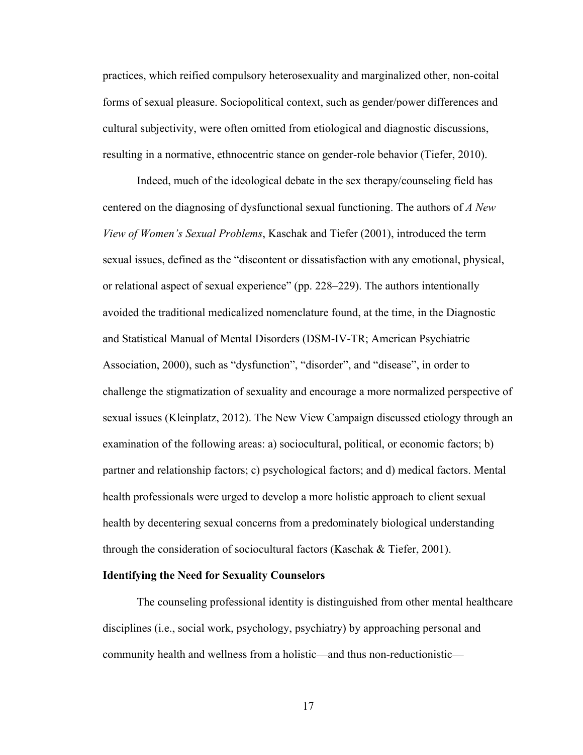practices, which reified compulsory heterosexuality and marginalized other, non-coital forms of sexual pleasure. Sociopolitical context, such as gender/power differences and cultural subjectivity, were often omitted from etiological and diagnostic discussions, resulting in a normative, ethnocentric stance on gender-role behavior (Tiefer, 2010).

Indeed, much of the ideological debate in the sex therapy/counseling field has centered on the diagnosing of dysfunctional sexual functioning. The authors of *A New View of Women's Sexual Problems*, Kaschak and Tiefer (2001), introduced the term sexual issues, defined as the "discontent or dissatisfaction with any emotional, physical, or relational aspect of sexual experience" (pp. 228–229). The authors intentionally avoided the traditional medicalized nomenclature found, at the time, in the Diagnostic and Statistical Manual of Mental Disorders (DSM-IV-TR; American Psychiatric Association, 2000), such as "dysfunction", "disorder", and "disease", in order to challenge the stigmatization of sexuality and encourage a more normalized perspective of sexual issues (Kleinplatz, 2012). The New View Campaign discussed etiology through an examination of the following areas: a) sociocultural, political, or economic factors; b) partner and relationship factors; c) psychological factors; and d) medical factors. Mental health professionals were urged to develop a more holistic approach to client sexual health by decentering sexual concerns from a predominately biological understanding through the consideration of sociocultural factors (Kaschak & Tiefer, 2001).

**Identifying the Need for Sexuality Counselors**

The counseling professional identity is distinguished from other mental healthcare disciplines (i.e., social work, psychology, psychiatry) by approaching personal and community health and wellness from a holistic—and thus non-reductionistic—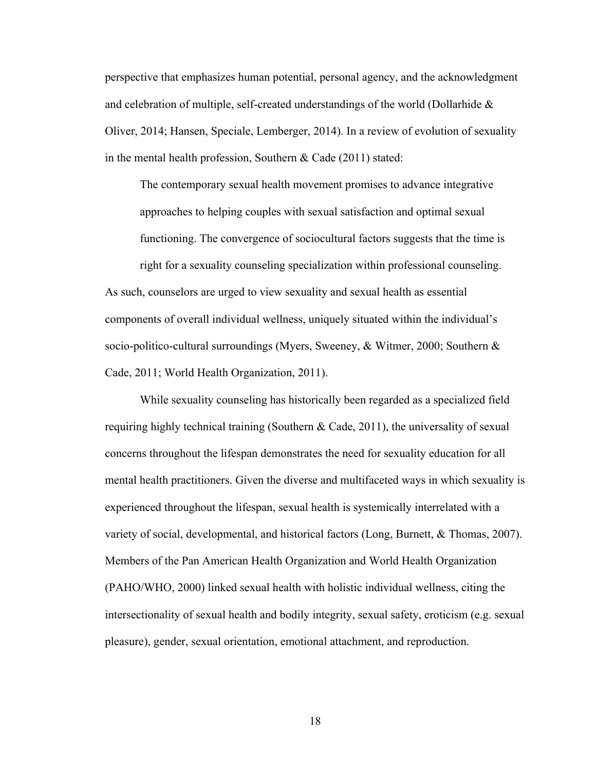perspective that emphasizes human potential, personal agency, and the acknowledgment and celebration of multiple, self-created understandings of the world (Dollarhide & Oliver, 2014; Hansen, Speciale, Lemberger, 2014). In a review of evolution of sexuality in the mental health profession, Southern & Cade (2011) stated:

> The contemporary sexual health movement promises to advance integrative approaches to helping couples with sexual satisfaction and optimal sexual functioning. The convergence of sociocultural factors suggests that the time is right for a sexuality counseling specialization within professional counseling.

As such, counselors are urged to view sexuality and sexual health as essential components of overall individual wellness, uniquely situated within the individual's socio-politico-cultural surroundings (Myers, Sweeney, & Witmer, 2000; Southern & Cade, 2011; World Health Organization, 2011).

While sexuality counseling has historically been regarded as a specialized field requiring highly technical training (Southern & Cade, 2011), the universality of sexual concerns throughout the lifespan demonstrates the need for sexuality education for all mental health practitioners. Given the diverse and multifaceted ways in which sexuality is experienced throughout the lifespan, sexual health is systemically interrelated with a variety of social, developmental, and historical factors (Long, Burnett, & Thomas, 2007). Members of the Pan American Health Organization and World Health Organization (PAHO/WHO, 2000) linked sexual health with holistic individual wellness, citing the intersectionality of sexual health and bodily integrity, sexual safety, eroticism (e.g. sexual pleasure), gender, sexual orientation, emotional attachment, and reproduction.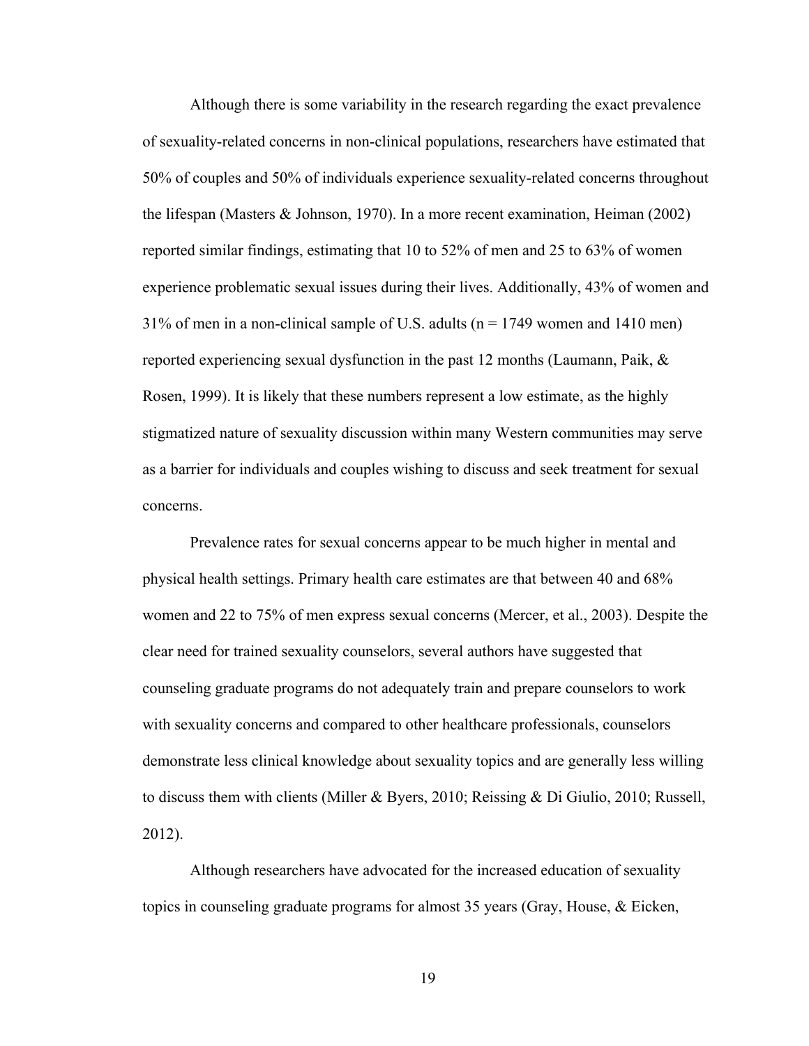Although there is some variability in the research regarding the exact prevalence of sexuality-related concerns in non-clinical populations, researchers have estimated that 50% of couples and 50% of individuals experience sexuality-related concerns throughout the lifespan (Masters & Johnson, 1970). In a more recent examination, Heiman (2002) reported similar findings, estimating that 10 to 52% of men and 25 to 63% of women experience problematic sexual issues during their lives. Additionally, 43% of women and 31% of men in a non-clinical sample of U.S. adults (n = 1749 women and 1410 men) reported experiencing sexual dysfunction in the past 12 months (Laumann, Paik, & Rosen, 1999). It is likely that these numbers represent a low estimate, as the highly stigmatized nature of sexuality discussion within many Western communities may serve as a barrier for individuals and couples wishing to discuss and seek treatment for sexual concerns.

Prevalence rates for sexual concerns appear to be much higher in mental and physical health settings. Primary health care estimates are that between 40 and 68% women and 22 to 75% of men express sexual concerns (Mercer, et al., 2003). Despite the clear need for trained sexuality counselors, several authors have suggested that counseling graduate programs do not adequately train and prepare counselors to work with sexuality concerns and compared to other healthcare professionals, counselors demonstrate less clinical knowledge about sexuality topics and are generally less willing to discuss them with clients (Miller & Byers, 2010; Reissing & Di Giulio, 2010; Russell, 2012).

Although researchers have advocated for the increased education of sexuality topics in counseling graduate programs for almost 35 years (Gray, House, & Eicken,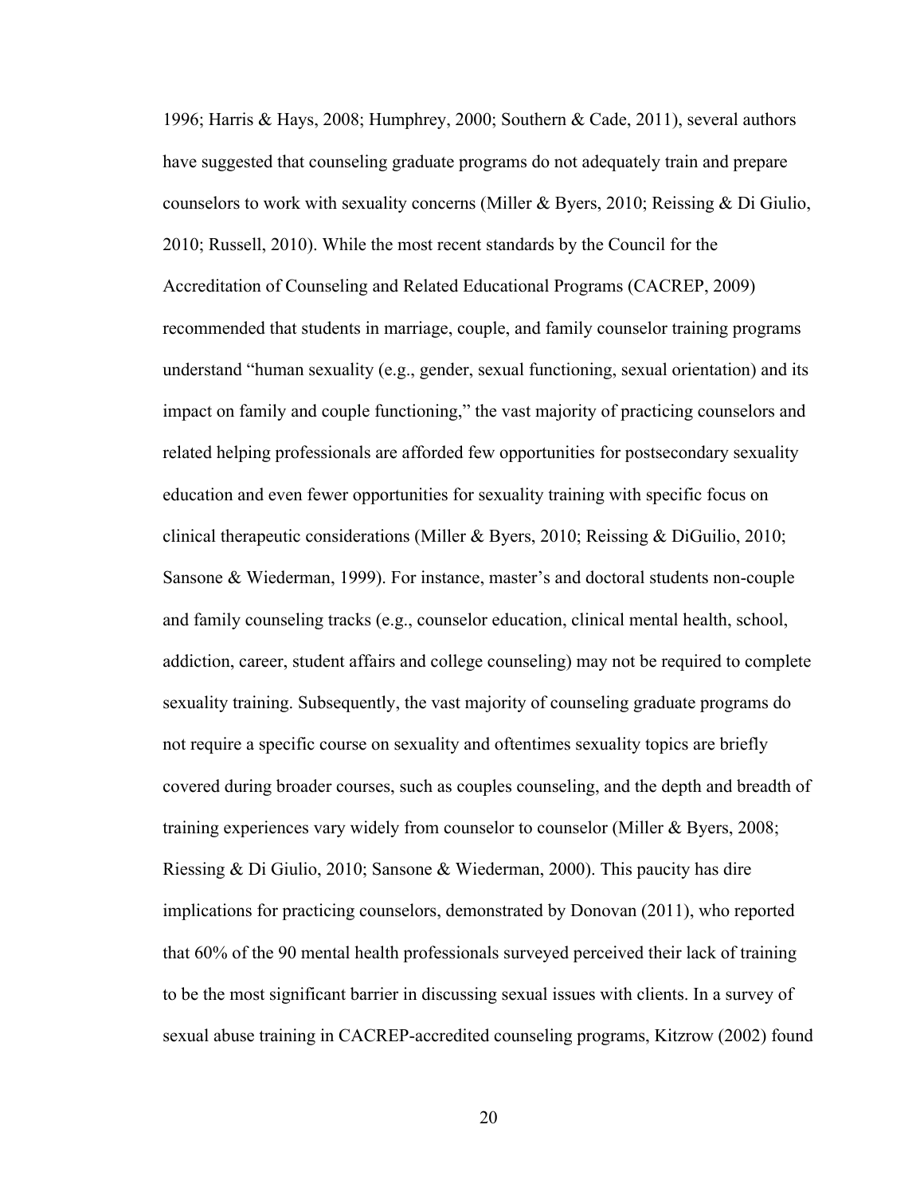1996; Harris & Hays, 2008; Humphrey, 2000; Southern & Cade, 2011), several authors have suggested that counseling graduate programs do not adequately train and prepare counselors to work with sexuality concerns (Miller & Byers, 2010; Reissing & Di Giulio, 2010; Russell, 2010). While the most recent standards by the Council for the Accreditation of Counseling and Related Educational Programs (CACREP, 2009) recommended that students in marriage, couple, and family counselor training programs understand "human sexuality (e.g., gender, sexual functioning, sexual orientation) and its impact on family and couple functioning," the vast majority of practicing counselors and related helping professionals are afforded few opportunities for postsecondary sexuality education and even fewer opportunities for sexuality training with specific focus on clinical therapeutic considerations (Miller & Byers, 2010; Reissing & DiGuilio, 2010; Sansone & Wiederman, 1999). For instance, master's and doctoral students non-couple and family counseling tracks (e.g., counselor education, clinical mental health, school, addiction, career, student affairs and college counseling) may not be required to complete sexuality training. Subsequently, the vast majority of counseling graduate programs do not require a specific course on sexuality and oftentimes sexuality topics are briefly covered during broader courses, such as couples counseling, and the depth and breadth of training experiences vary widely from counselor to counselor (Miller & Byers, 2008; Riessing & Di Giulio, 2010; Sansone & Wiederman, 2000). This paucity has dire implications for practicing counselors, demonstrated by Donovan (2011), who reported that 60% of the 90 mental health professionals surveyed perceived their lack of training to be the most significant barrier in discussing sexual issues with clients. In a survey of sexual abuse training in CACREP-accredited counseling programs, Kitzrow (2002) found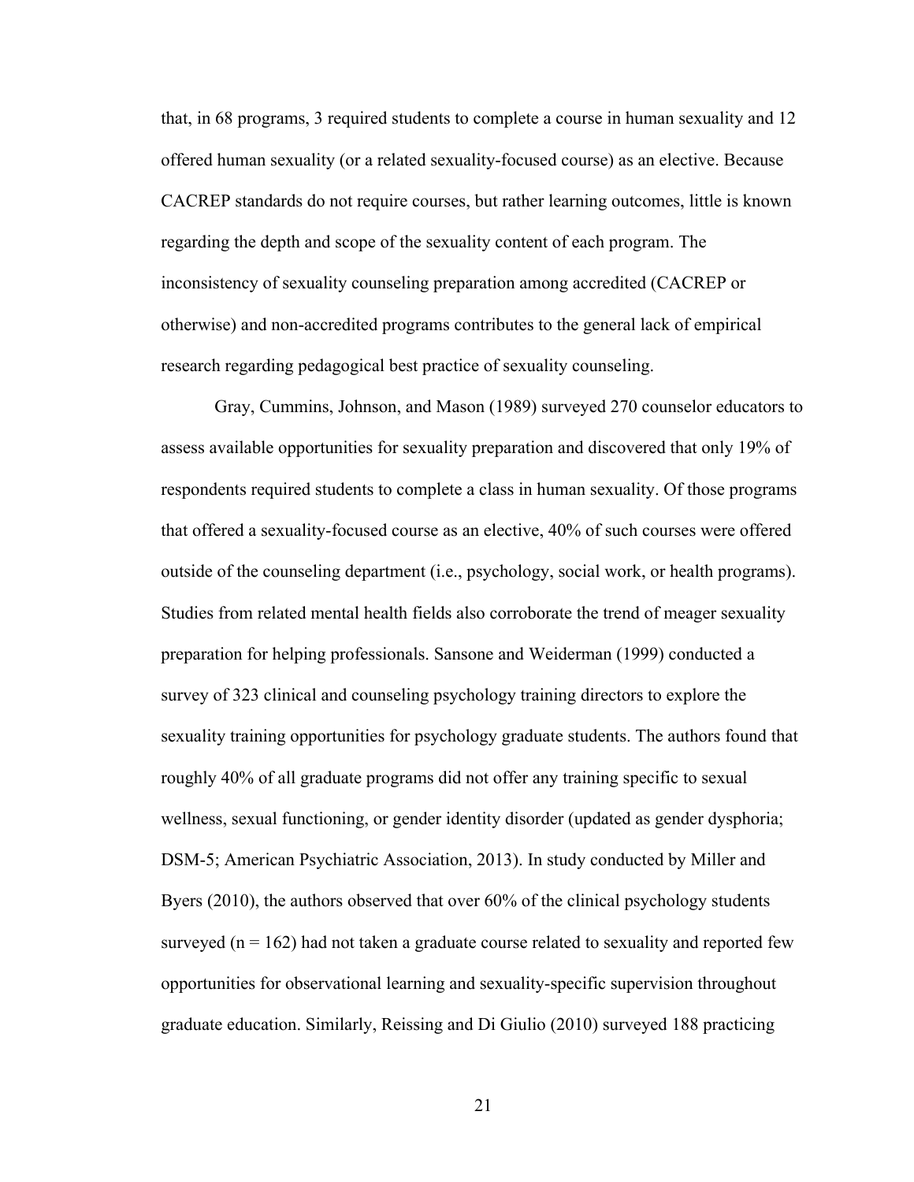that, in 68 programs, 3 required students to complete a course in human sexuality and 12 offered human sexuality (or a related sexuality-focused course) as an elective. Because CACREP standards do not require courses, but rather learning outcomes, little is known regarding the depth and scope of the sexuality content of each program. The inconsistency of sexuality counseling preparation among accredited (CACREP or otherwise) and non-accredited programs contributes to the general lack of empirical research regarding pedagogical best practice of sexuality counseling.

Gray, Cummins, Johnson, and Mason (1989) surveyed 270 counselor educators to assess available opportunities for sexuality preparation and discovered that only 19% of respondents required students to complete a class in human sexuality. Of those programs that offered a sexuality-focused course as an elective, 40% of such courses were offered outside of the counseling department (i.e., psychology, social work, or health programs). Studies from related mental health fields also corroborate the trend of meager sexuality preparation for helping professionals. Sansone and Weiderman (1999) conducted a survey of 323 clinical and counseling psychology training directors to explore the sexuality training opportunities for psychology graduate students. The authors found that roughly 40% of all graduate programs did not offer any training specific to sexual wellness, sexual functioning, or gender identity disorder (updated as gender dysphoria; DSM-5; American Psychiatric Association, 2013). In study conducted by Miller and Byers (2010), the authors observed that over 60% of the clinical psychology students surveyed (n = 162) had not taken a graduate course related to sexuality and reported few opportunities for observational learning and sexuality-specific supervision throughout graduate education. Similarly, Reissing and Di Giulio (2010) surveyed 188 practicing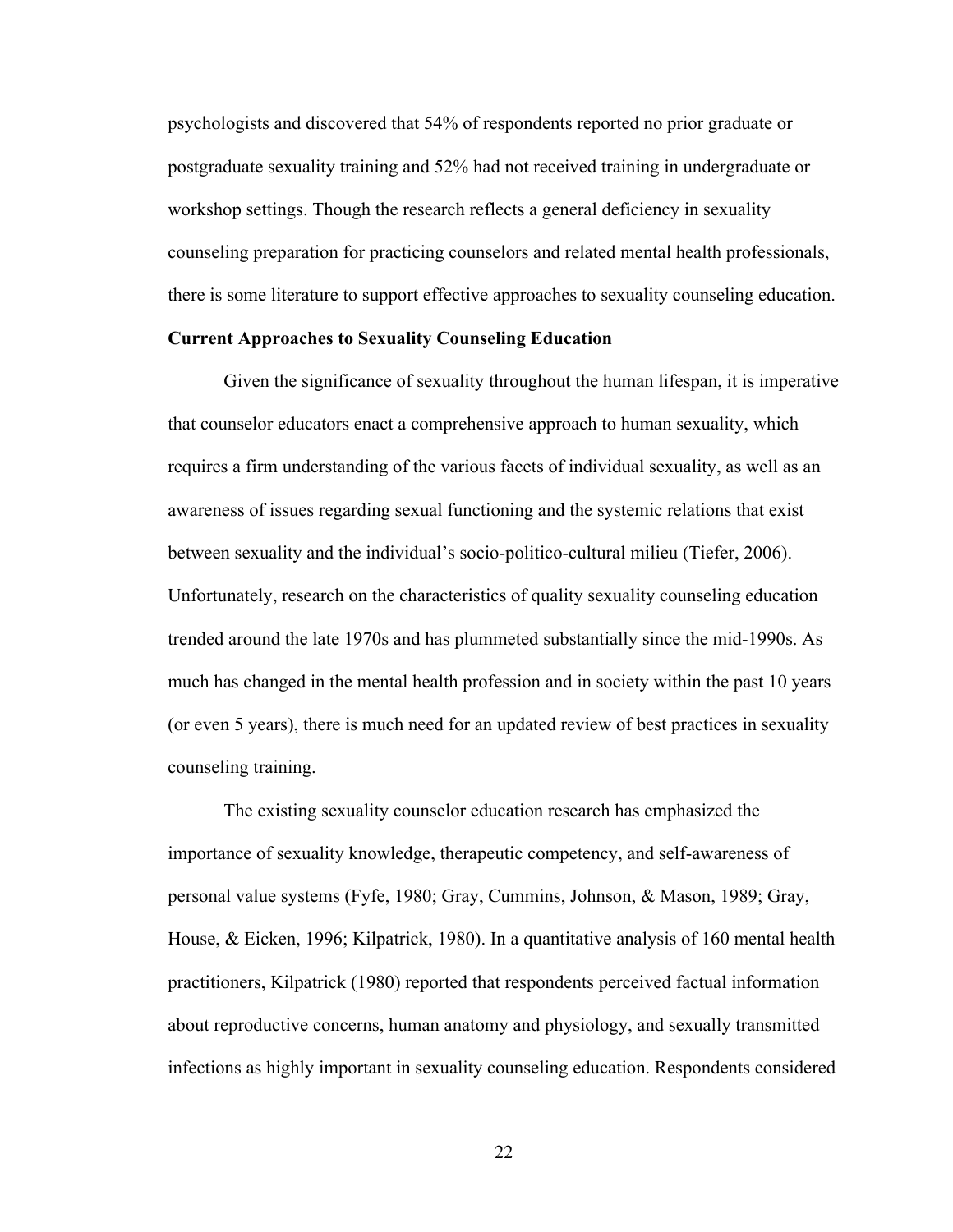psychologists and discovered that 54% of respondents reported no prior graduate or postgraduate sexuality training and 52% had not received training in undergraduate or workshop settings. Though the research reflects a general deficiency in sexuality counseling preparation for practicing counselors and related mental health professionals, there is some literature to support effective approaches to sexuality counseling education.

**Current Approaches to Sexuality Counseling Education**

Given the significance of sexuality throughout the human lifespan, it is imperative that counselor educators enact a comprehensive approach to human sexuality, which requires a firm understanding of the various facets of individual sexuality, as well as an awareness of issues regarding sexual functioning and the systemic relations that exist between sexuality and the individual's socio-politico-cultural milieu (Tiefer, 2006). Unfortunately, research on the characteristics of quality sexuality counseling education trended around the late 1970s and has plummeted substantially since the mid-1990s. As much has changed in the mental health profession and in society within the past 10 years (or even 5 years), there is much need for an updated review of best practices in sexuality counseling training.

The existing sexuality counselor education research has emphasized the importance of sexuality knowledge, therapeutic competency, and self-awareness of personal value systems (Fyfe, 1980; Gray, Cummins, Johnson, & Mason, 1989; Gray, House, & Eicken, 1996; Kilpatrick, 1980). In a quantitative analysis of 160 mental health practitioners, Kilpatrick (1980) reported that respondents perceived factual information about reproductive concerns, human anatomy and physiology, and sexually transmitted infections as highly important in sexuality counseling education. Respondents considered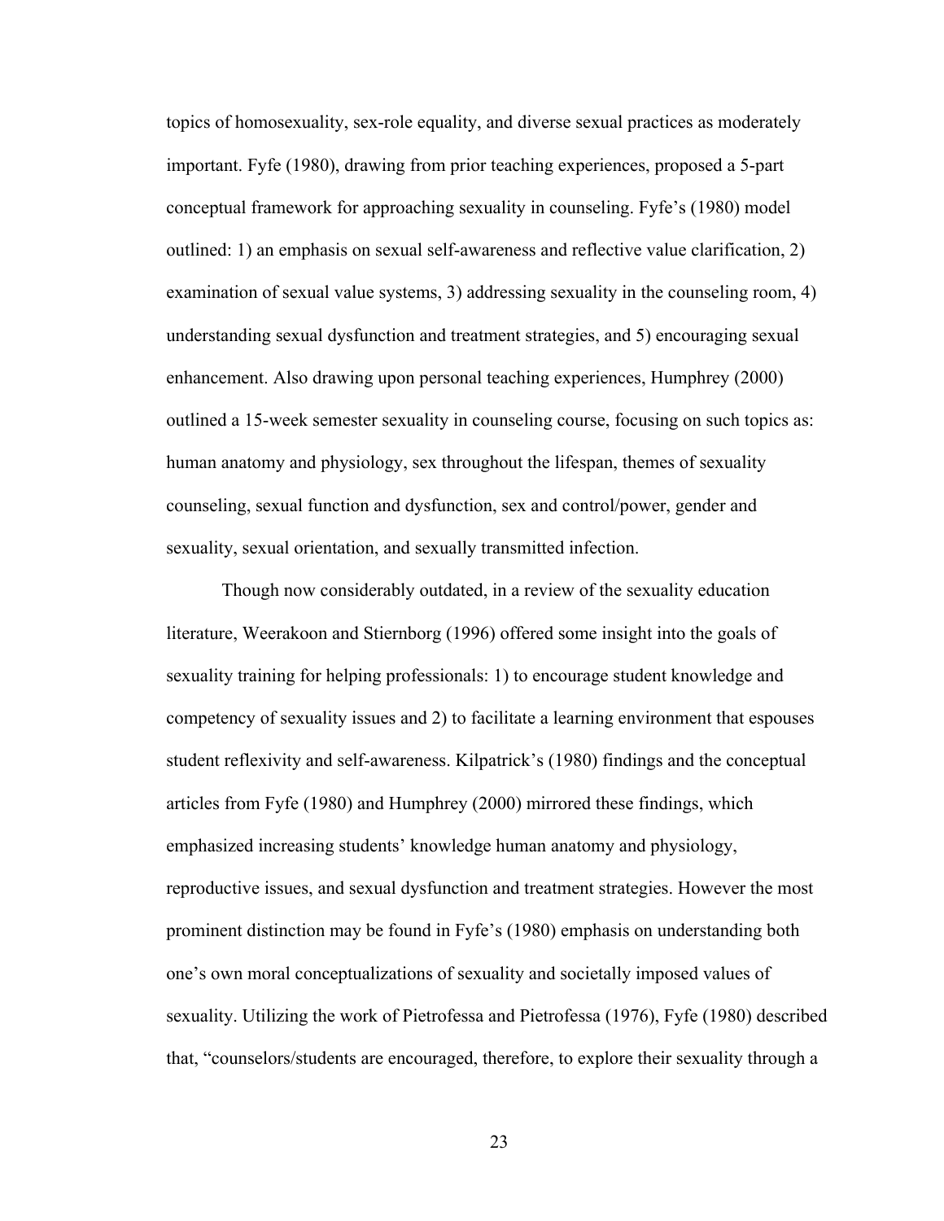topics of homosexuality, sex-role equality, and diverse sexual practices as moderately important. Fyfe (1980), drawing from prior teaching experiences, proposed a 5-part conceptual framework for approaching sexuality in counseling. Fyfe's (1980) model outlined: 1) an emphasis on sexual self-awareness and reflective value clarification, 2) examination of sexual value systems, 3) addressing sexuality in the counseling room, 4) understanding sexual dysfunction and treatment strategies, and 5) encouraging sexual enhancement. Also drawing upon personal teaching experiences, Humphrey (2000) outlined a 15-week semester sexuality in counseling course, focusing on such topics as: human anatomy and physiology, sex throughout the lifespan, themes of sexuality counseling, sexual function and dysfunction, sex and control/power, gender and sexuality, sexual orientation, and sexually transmitted infection.

Though now considerably outdated, in a review of the sexuality education literature, Weerakoon and Stiernborg (1996) offered some insight into the goals of sexuality training for helping professionals: 1) to encourage student knowledge and competency of sexuality issues and 2) to facilitate a learning environment that espouses student reflexivity and self-awareness. Kilpatrick's (1980) findings and the conceptual articles from Fyfe (1980) and Humphrey (2000) mirrored these findings, which emphasized increasing students' knowledge human anatomy and physiology, reproductive issues, and sexual dysfunction and treatment strategies. However the most prominent distinction may be found in Fyfe's (1980) emphasis on understanding both one's own moral conceptualizations of sexuality and societally imposed values of sexuality. Utilizing the work of Pietrofessa and Pietrofessa (1976), Fyfe (1980) described that, "counselors/students are encouraged, therefore, to explore their sexuality through a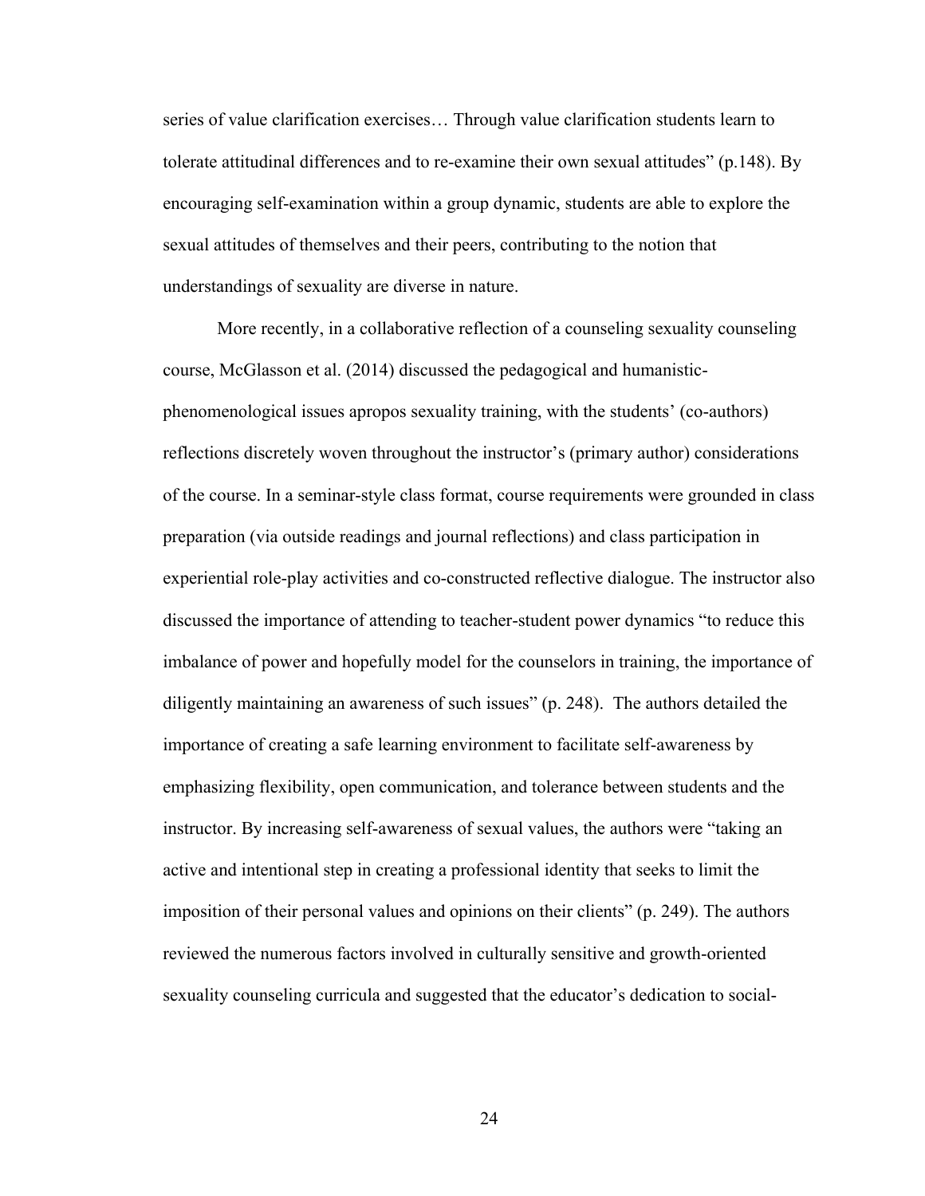series of value clarification exercises… Through value clarification students learn to tolerate attitudinal differences and to re-examine their own sexual attitudes" (p.148). By encouraging self-examination within a group dynamic, students are able to explore the sexual attitudes of themselves and their peers, contributing to the notion that understandings of sexuality are diverse in nature.

More recently, in a collaborative reflection of a counseling sexuality counseling course, McGlasson et al. (2014) discussed the pedagogical and humanistic-phenomenological issues apropos sexuality training, with the students' (co-authors) reflections discretely woven throughout the instructor's (primary author) considerations of the course. In a seminar-style class format, course requirements were grounded in class preparation (via outside readings and journal reflections) and class participation in experiential role-play activities and co-constructed reflective dialogue. The instructor also discussed the importance of attending to teacher-student power dynamics "to reduce this imbalance of power and hopefully model for the counselors in training, the importance of diligently maintaining an awareness of such issues" (p. 248). The authors detailed the importance of creating a safe learning environment to facilitate self-awareness by emphasizing flexibility, open communication, and tolerance between students and the instructor. By increasing self-awareness of sexual values, the authors were "taking an active and intentional step in creating a professional identity that seeks to limit the imposition of their personal values and opinions on their clients" (p. 249). The authors reviewed the numerous factors involved in culturally sensitive and growth-oriented sexuality counseling curricula and suggested that the educator's dedication to social-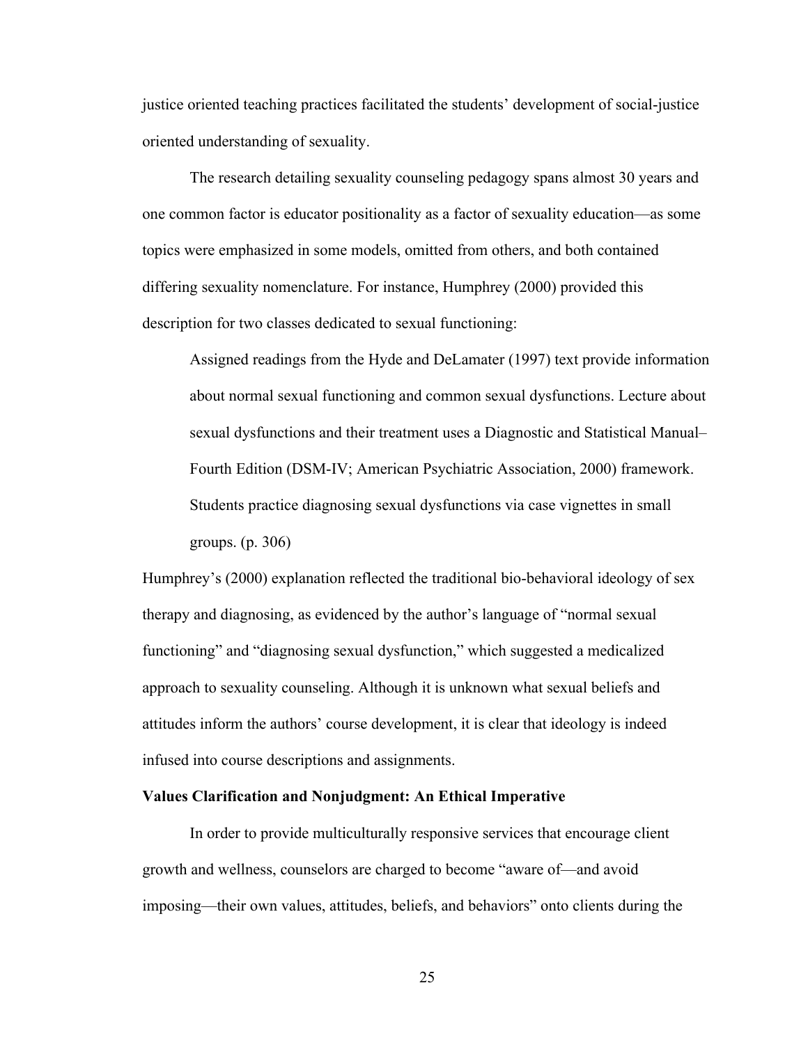justice oriented teaching practices facilitated the students' development of social-justice oriented understanding of sexuality.

The research detailing sexuality counseling pedagogy spans almost 30 years and one common factor is educator positionality as a factor of sexuality education—as some topics were emphasized in some models, omitted from others, and both contained differing sexuality nomenclature. For instance, Humphrey (2000) provided this description for two classes dedicated to sexual functioning:

> Assigned readings from the Hyde and DeLamater (1997) text provide information about normal sexual functioning and common sexual dysfunctions. Lecture about sexual dysfunctions and their treatment uses a Diagnostic and Statistical Manual–Fourth Edition (DSM-IV; American Psychiatric Association, 2000) framework. Students practice diagnosing sexual dysfunctions via case vignettes in small groups. (p. 306)

Humphrey's (2000) explanation reflected the traditional bio-behavioral ideology of sex therapy and diagnosing, as evidenced by the author's language of "normal sexual functioning" and "diagnosing sexual dysfunction," which suggested a medicalized approach to sexuality counseling. Although it is unknown what sexual beliefs and attitudes inform the authors' course development, it is clear that ideology is indeed infused into course descriptions and assignments.

**Values Clarification and Nonjudgment: An Ethical Imperative**

In order to provide multiculturally responsive services that encourage client growth and wellness, counselors are charged to become "aware of—and avoid imposing—their own values, attitudes, beliefs, and behaviors" onto clients during the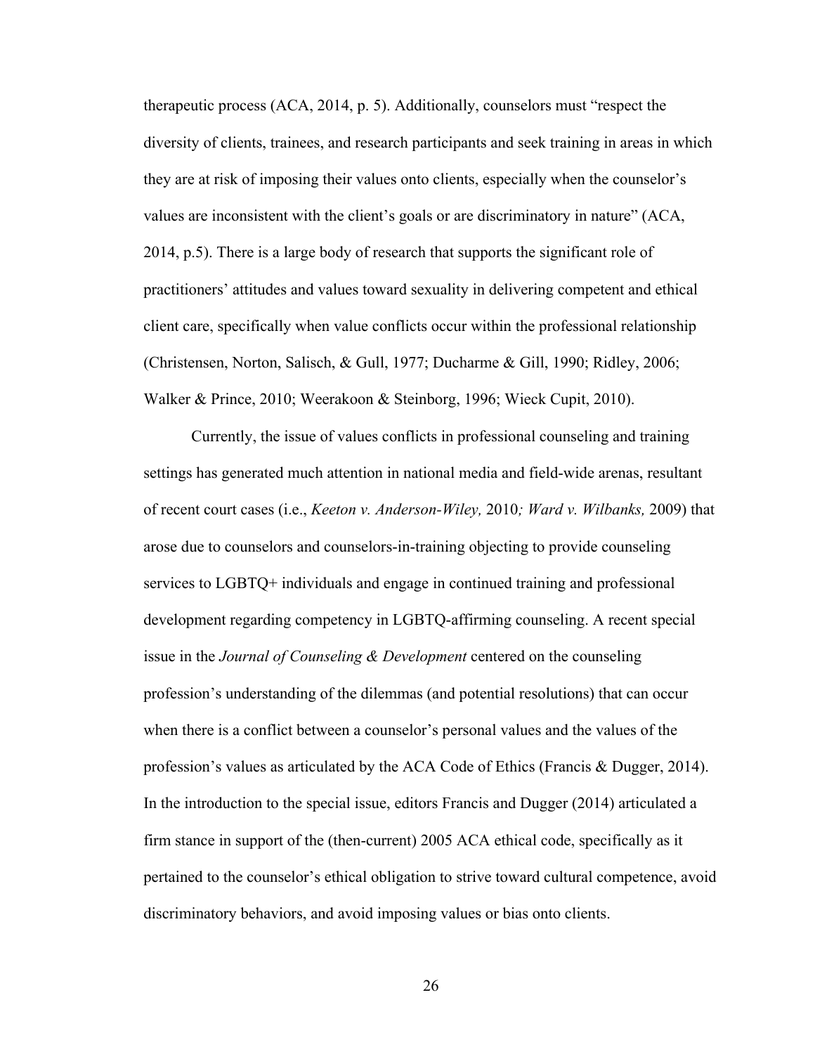therapeutic process (ACA, 2014, p. 5). Additionally, counselors must "respect the diversity of clients, trainees, and research participants and seek training in areas in which they are at risk of imposing their values onto clients, especially when the counselor's values are inconsistent with the client's goals or are discriminatory in nature" (ACA, 2014, p.5). There is a large body of research that supports the significant role of practitioners' attitudes and values toward sexuality in delivering competent and ethical client care, specifically when value conflicts occur within the professional relationship (Christensen, Norton, Salisch, & Gull, 1977; Ducharme & Gill, 1990; Ridley, 2006; Walker & Prince, 2010; Weerakoon & Steinborg, 1996; Wieck Cupit, 2010).

Currently, the issue of values conflicts in professional counseling and training settings has generated much attention in national media and field-wide arenas, resultant of recent court cases (i.e., *Keeton v. Anderson-Wiley,* 2010*; Ward v. Wilbanks,* 2009) that arose due to counselors and counselors-in-training objecting to provide counseling services to LGBTQ+ individuals and engage in continued training and professional development regarding competency in LGBTQ-affirming counseling. A recent special issue in the *Journal of Counseling & Development* centered on the counseling profession's understanding of the dilemmas (and potential resolutions) that can occur when there is a conflict between a counselor's personal values and the values of the profession's values as articulated by the ACA Code of Ethics (Francis & Dugger, 2014). In the introduction to the special issue, editors Francis and Dugger (2014) articulated a firm stance in support of the (then-current) 2005 ACA ethical code, specifically as it pertained to the counselor's ethical obligation to strive toward cultural competence, avoid discriminatory behaviors, and avoid imposing values or bias onto clients.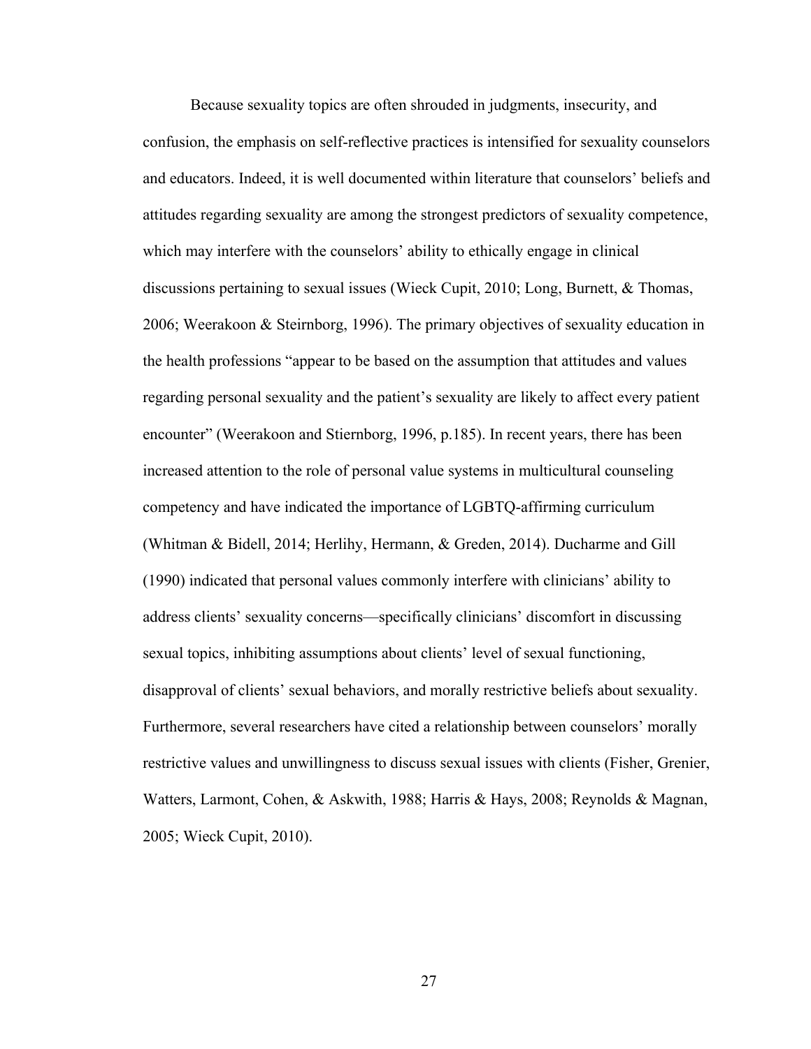Because sexuality topics are often shrouded in judgments, insecurity, and confusion, the emphasis on self-reflective practices is intensified for sexuality counselors and educators. Indeed, it is well documented within literature that counselors' beliefs and attitudes regarding sexuality are among the strongest predictors of sexuality competence, which may interfere with the counselors' ability to ethically engage in clinical discussions pertaining to sexual issues (Wieck Cupit, 2010; Long, Burnett, & Thomas, 2006; Weerakoon & Steirnborg, 1996). The primary objectives of sexuality education in the health professions "appear to be based on the assumption that attitudes and values regarding personal sexuality and the patient's sexuality are likely to affect every patient encounter" (Weerakoon and Stiernborg, 1996, p.185). In recent years, there has been increased attention to the role of personal value systems in multicultural counseling competency and have indicated the importance of LGBTQ-affirming curriculum (Whitman & Bidell, 2014; Herlihy, Hermann, & Greden, 2014). Ducharme and Gill (1990) indicated that personal values commonly interfere with clinicians' ability to address clients' sexuality concerns—specifically clinicians' discomfort in discussing sexual topics, inhibiting assumptions about clients' level of sexual functioning, disapproval of clients' sexual behaviors, and morally restrictive beliefs about sexuality. Furthermore, several researchers have cited a relationship between counselors' morally restrictive values and unwillingness to discuss sexual issues with clients (Fisher, Grenier, Watters, Larmont, Cohen, & Askwith, 1988; Harris & Hays, 2008; Reynolds & Magnan, 2005; Wieck Cupit, 2010).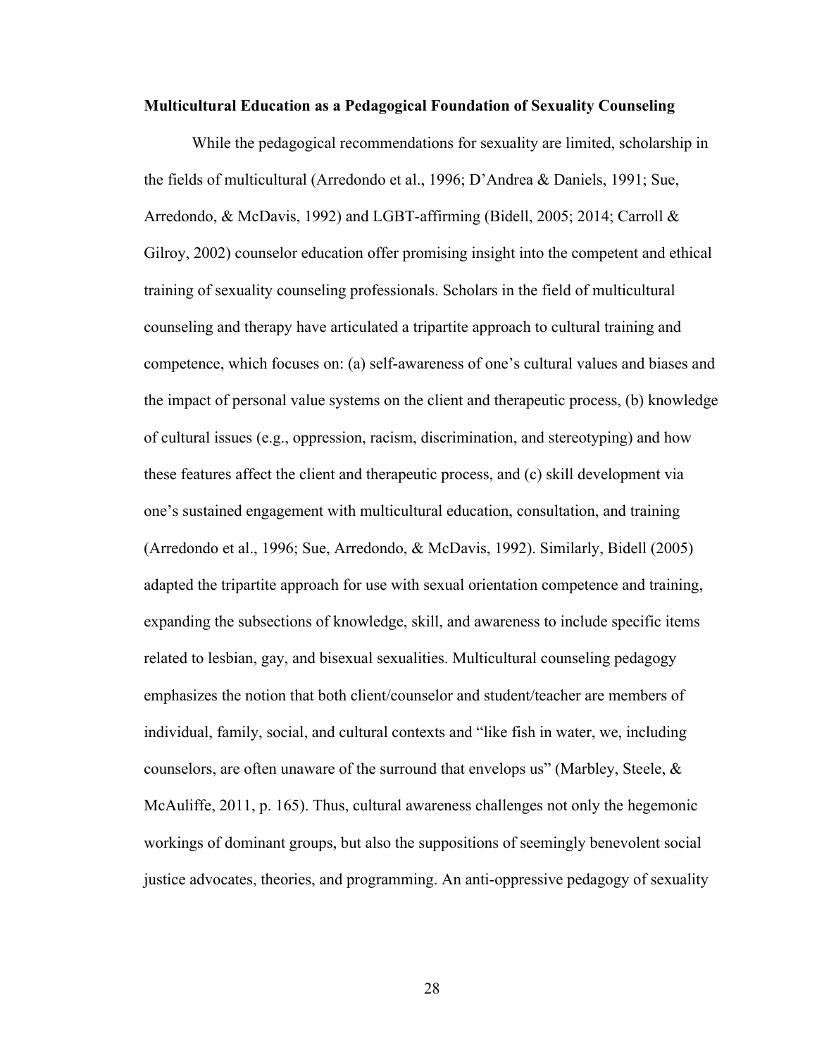**Multicultural Education as a Pedagogical Foundation of Sexuality Counseling**

While the pedagogical recommendations for sexuality are limited, scholarship in the fields of multicultural (Arredondo et al., 1996; D'Andrea & Daniels, 1991; Sue, Arredondo, & McDavis, 1992) and LGBT-affirming (Bidell, 2005; 2014; Carroll & Gilroy, 2002) counselor education offer promising insight into the competent and ethical training of sexuality counseling professionals. Scholars in the field of multicultural counseling and therapy have articulated a tripartite approach to cultural training and competence, which focuses on: (a) self-awareness of one's cultural values and biases and the impact of personal value systems on the client and therapeutic process, (b) knowledge of cultural issues (e.g., oppression, racism, discrimination, and stereotyping) and how these features affect the client and therapeutic process, and (c) skill development via one's sustained engagement with multicultural education, consultation, and training (Arredondo et al., 1996; Sue, Arredondo, & McDavis, 1992). Similarly, Bidell (2005) adapted the tripartite approach for use with sexual orientation competence and training, expanding the subsections of knowledge, skill, and awareness to include specific items related to lesbian, gay, and bisexual sexualities. Multicultural counseling pedagogy emphasizes the notion that both client/counselor and student/teacher are members of individual, family, social, and cultural contexts and "like fish in water, we, including counselors, are often unaware of the surround that envelops us" (Marbley, Steele, & McAuliffe, 2011, p. 165). Thus, cultural awareness challenges not only the hegemonic workings of dominant groups, but also the suppositions of seemingly benevolent social justice advocates, theories, and programming. An anti-oppressive pedagogy of sexuality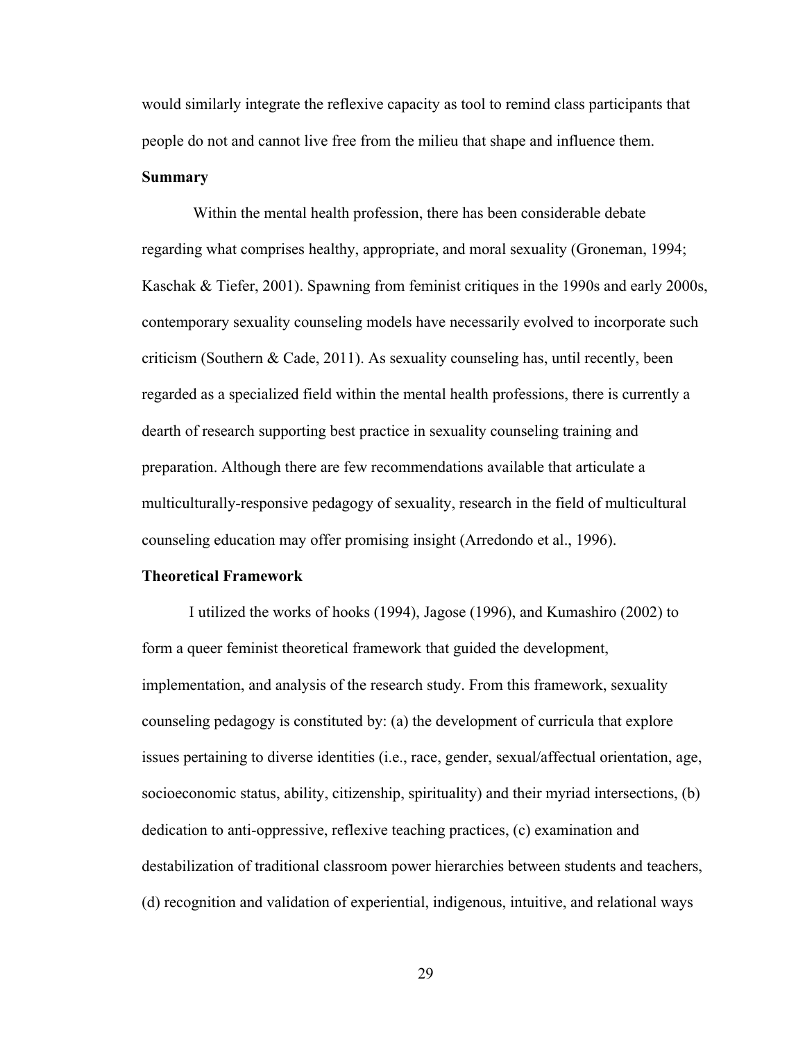would similarly integrate the reflexive capacity as tool to remind class participants that people do not and cannot live free from the milieu that shape and influence them.

### Summary

Within the mental health profession, there has been considerable debate regarding what comprises healthy, appropriate, and moral sexuality (Groneman, 1994; Kaschak & Tiefer, 2001). Spawning from feminist critiques in the 1990s and early 2000s, contemporary sexuality counseling models have necessarily evolved to incorporate such criticism (Southern & Cade, 2011). As sexuality counseling has, until recently, been regarded as a specialized field within the mental health professions, there is currently a dearth of research supporting best practice in sexuality counseling training and preparation. Although there are few recommendations available that articulate a multiculturally-responsive pedagogy of sexuality, research in the field of multicultural counseling education may offer promising insight (Arredondo et al., 1996).

### Theoretical Framework

I utilized the works of hooks (1994), Jagose (1996), and Kumashiro (2002) to form a queer feminist theoretical framework that guided the development, implementation, and analysis of the research study. From this framework, sexuality counseling pedagogy is constituted by: (a) the development of curricula that explore issues pertaining to diverse identities (i.e., race, gender, sexual/affectual orientation, age, socioeconomic status, ability, citizenship, spirituality) and their myriad intersections, (b) dedication to anti-oppressive, reflexive teaching practices, (c) examination and destabilization of traditional classroom power hierarchies between students and teachers, (d) recognition and validation of experiential, indigenous, intuitive, and relational ways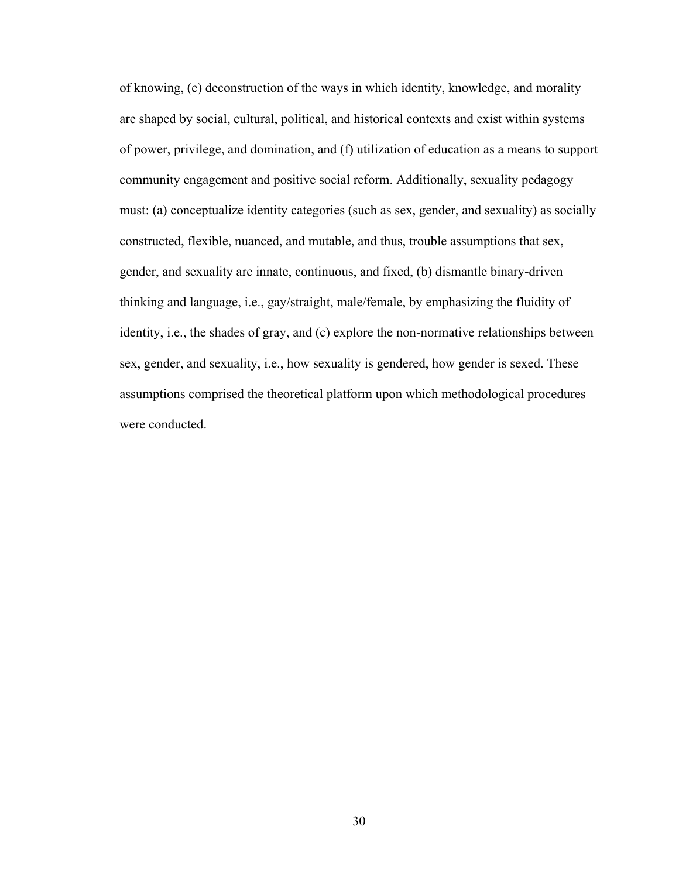of knowing, (e) deconstruction of the ways in which identity, knowledge, and morality are shaped by social, cultural, political, and historical contexts and exist within systems of power, privilege, and domination, and (f) utilization of education as a means to support community engagement and positive social reform. Additionally, sexuality pedagogy must: (a) conceptualize identity categories (such as sex, gender, and sexuality) as socially constructed, flexible, nuanced, and mutable, and thus, trouble assumptions that sex, gender, and sexuality are innate, continuous, and fixed, (b) dismantle binary-driven thinking and language, i.e., gay/straight, male/female, by emphasizing the fluidity of identity, i.e., the shades of gray, and (c) explore the non-normative relationships between sex, gender, and sexuality, i.e., how sexuality is gendered, how gender is sexed. These assumptions comprised the theoretical platform upon which methodological procedures were conducted.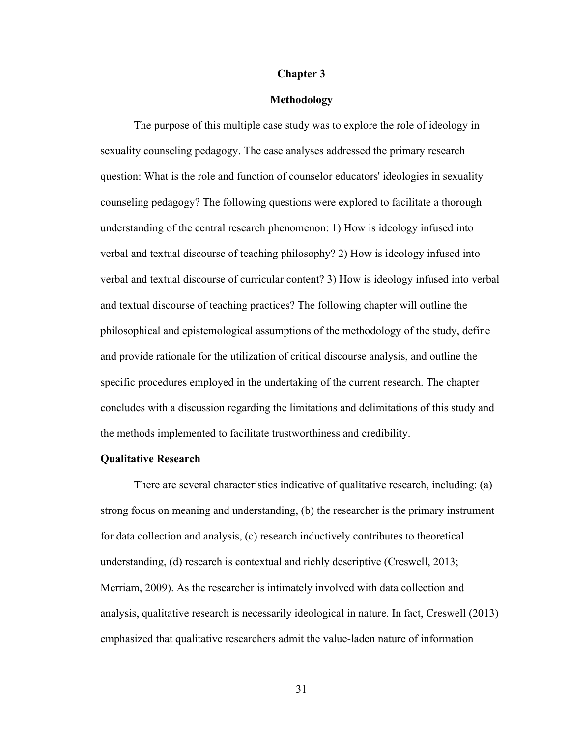# Chapter 3

# Methodology

The purpose of this multiple case study was to explore the role of ideology in sexuality counseling pedagogy. The case analyses addressed the primary research question: What is the role and function of counselor educators' ideologies in sexuality counseling pedagogy? The following questions were explored to facilitate a thorough understanding of the central research phenomenon: 1) How is ideology infused into verbal and textual discourse of teaching philosophy? 2) How is ideology infused into verbal and textual discourse of curricular content? 3) How is ideology infused into verbal and textual discourse of teaching practices? The following chapter will outline the philosophical and epistemological assumptions of the methodology of the study, define and provide rationale for the utilization of critical discourse analysis, and outline the specific procedures employed in the undertaking of the current research. The chapter concludes with a discussion regarding the limitations and delimitations of this study and the methods implemented to facilitate trustworthiness and credibility.

## Qualitative Research

There are several characteristics indicative of qualitative research, including: (a) strong focus on meaning and understanding, (b) the researcher is the primary instrument for data collection and analysis, (c) research inductively contributes to theoretical understanding, (d) research is contextual and richly descriptive (Creswell, 2013; Merriam, 2009). As the researcher is intimately involved with data collection and analysis, qualitative research is necessarily ideological in nature. In fact, Creswell (2013) emphasized that qualitative researchers admit the value-laden nature of information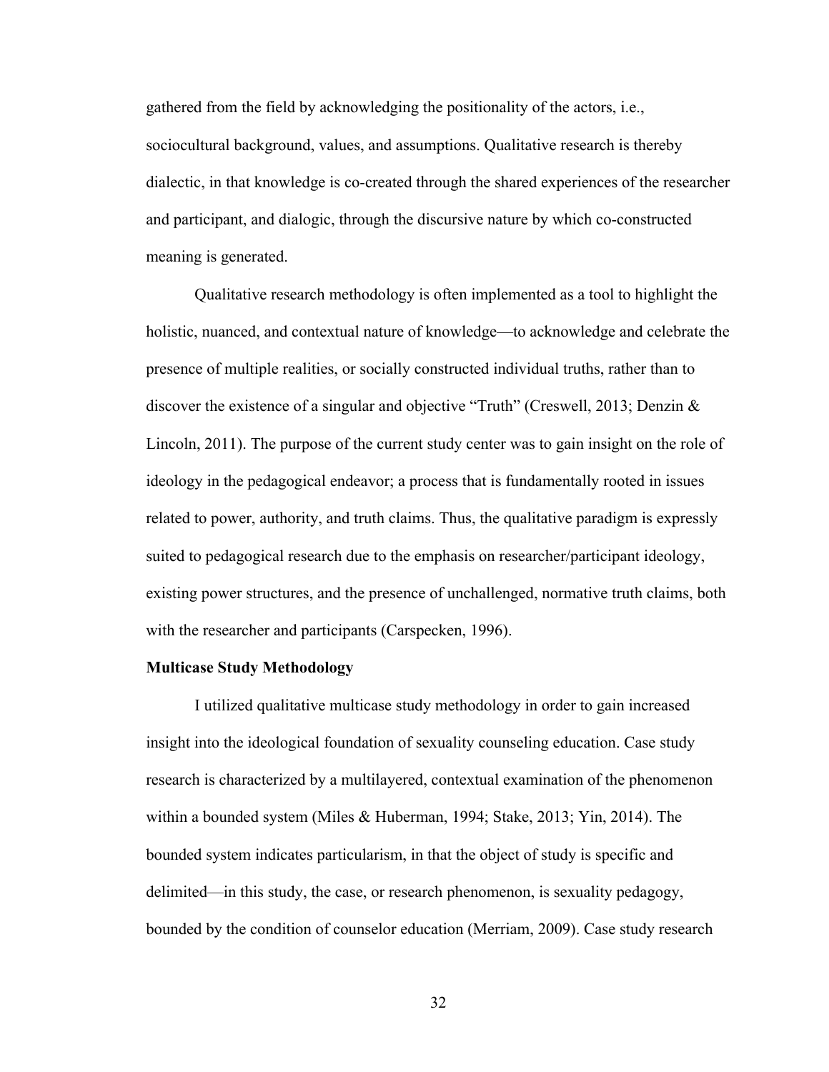gathered from the field by acknowledging the positionality of the actors, i.e., sociocultural background, values, and assumptions. Qualitative research is thereby dialectic, in that knowledge is co-created through the shared experiences of the researcher and participant, and dialogic, through the discursive nature by which co-constructed meaning is generated.

Qualitative research methodology is often implemented as a tool to highlight the holistic, nuanced, and contextual nature of knowledge—to acknowledge and celebrate the presence of multiple realities, or socially constructed individual truths, rather than to discover the existence of a singular and objective "Truth" (Creswell, 2013; Denzin & Lincoln, 2011). The purpose of the current study center was to gain insight on the role of ideology in the pedagogical endeavor; a process that is fundamentally rooted in issues related to power, authority, and truth claims. Thus, the qualitative paradigm is expressly suited to pedagogical research due to the emphasis on researcher/participant ideology, existing power structures, and the presence of unchallenged, normative truth claims, both with the researcher and participants (Carspecken, 1996).

**Multicase Study Methodology**

I utilized qualitative multicase study methodology in order to gain increased insight into the ideological foundation of sexuality counseling education. Case study research is characterized by a multilayered, contextual examination of the phenomenon within a bounded system (Miles & Huberman, 1994; Stake, 2013; Yin, 2014). The bounded system indicates particularism, in that the object of study is specific and delimited—in this study, the case, or research phenomenon, is sexuality pedagogy, bounded by the condition of counselor education (Merriam, 2009). Case study research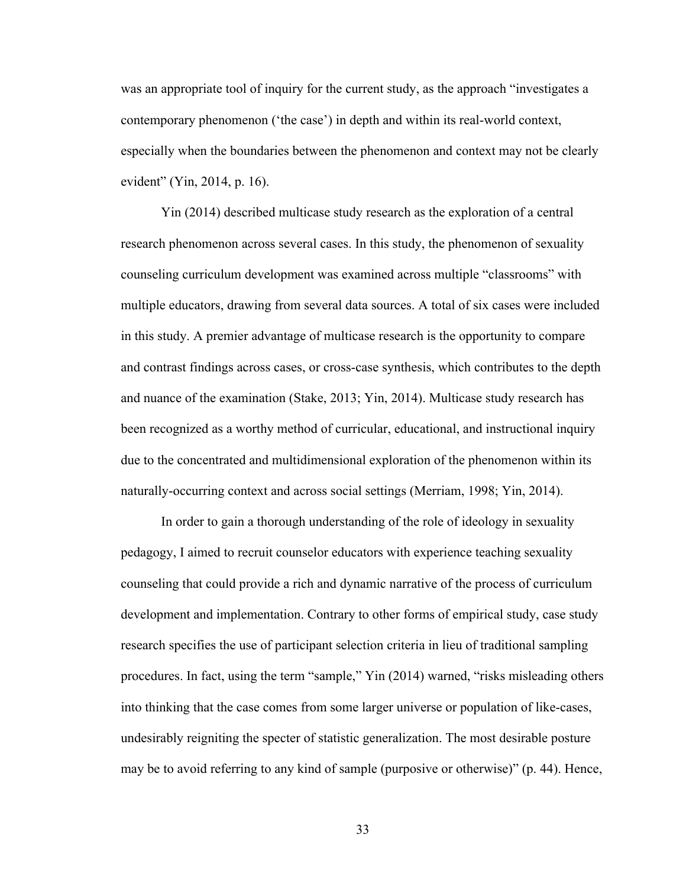was an appropriate tool of inquiry for the current study, as the approach "investigates a contemporary phenomenon ('the case') in depth and within its real-world context, especially when the boundaries between the phenomenon and context may not be clearly evident" (Yin, 2014, p. 16).

Yin (2014) described multicase study research as the exploration of a central research phenomenon across several cases. In this study, the phenomenon of sexuality counseling curriculum development was examined across multiple "classrooms" with multiple educators, drawing from several data sources. A total of six cases were included in this study. A premier advantage of multicase research is the opportunity to compare and contrast findings across cases, or cross-case synthesis, which contributes to the depth and nuance of the examination (Stake, 2013; Yin, 2014). Multicase study research has been recognized as a worthy method of curricular, educational, and instructional inquiry due to the concentrated and multidimensional exploration of the phenomenon within its naturally-occurring context and across social settings (Merriam, 1998; Yin, 2014).

In order to gain a thorough understanding of the role of ideology in sexuality pedagogy, I aimed to recruit counselor educators with experience teaching sexuality counseling that could provide a rich and dynamic narrative of the process of curriculum development and implementation. Contrary to other forms of empirical study, case study research specifies the use of participant selection criteria in lieu of traditional sampling procedures. In fact, using the term "sample," Yin (2014) warned, "risks misleading others into thinking that the case comes from some larger universe or population of like-cases, undesirably reigniting the specter of statistic generalization. The most desirable posture may be to avoid referring to any kind of sample (purposive or otherwise)" (p. 44). Hence,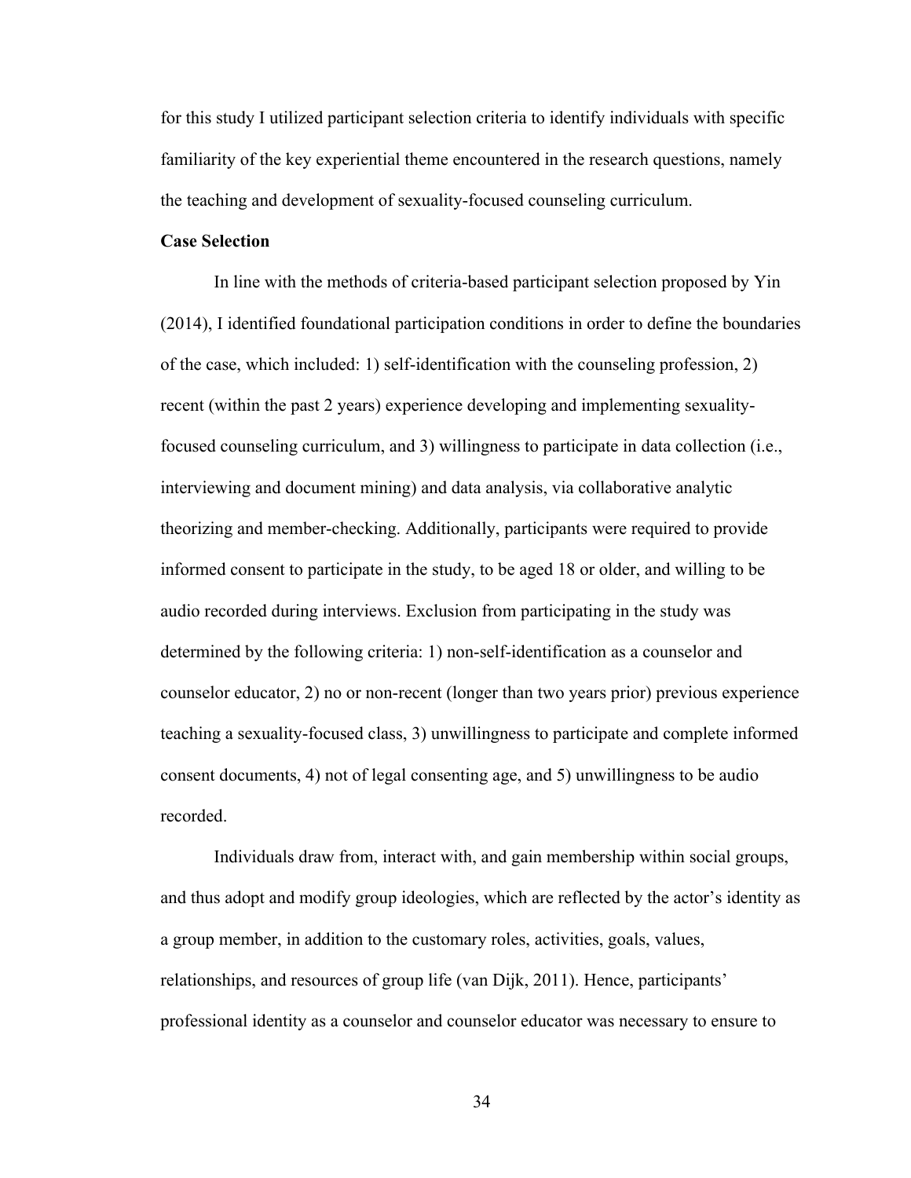for this study I utilized participant selection criteria to identify individuals with specific familiarity of the key experiential theme encountered in the research questions, namely the teaching and development of sexuality-focused counseling curriculum.

**Case Selection**

In line with the methods of criteria-based participant selection proposed by Yin (2014), I identified foundational participation conditions in order to define the boundaries of the case, which included: 1) self-identification with the counseling profession, 2) recent (within the past 2 years) experience developing and implementing sexuality-focused counseling curriculum, and 3) willingness to participate in data collection (i.e., interviewing and document mining) and data analysis, via collaborative analytic theorizing and member-checking. Additionally, participants were required to provide informed consent to participate in the study, to be aged 18 or older, and willing to be audio recorded during interviews. Exclusion from participating in the study was determined by the following criteria: 1) non-self-identification as a counselor and counselor educator, 2) no or non-recent (longer than two years prior) previous experience teaching a sexuality-focused class, 3) unwillingness to participate and complete informed consent documents, 4) not of legal consenting age, and 5) unwillingness to be audio recorded.

Individuals draw from, interact with, and gain membership within social groups, and thus adopt and modify group ideologies, which are reflected by the actor's identity as a group member, in addition to the customary roles, activities, goals, values, relationships, and resources of group life (van Dijk, 2011). Hence, participants' professional identity as a counselor and counselor educator was necessary to ensure to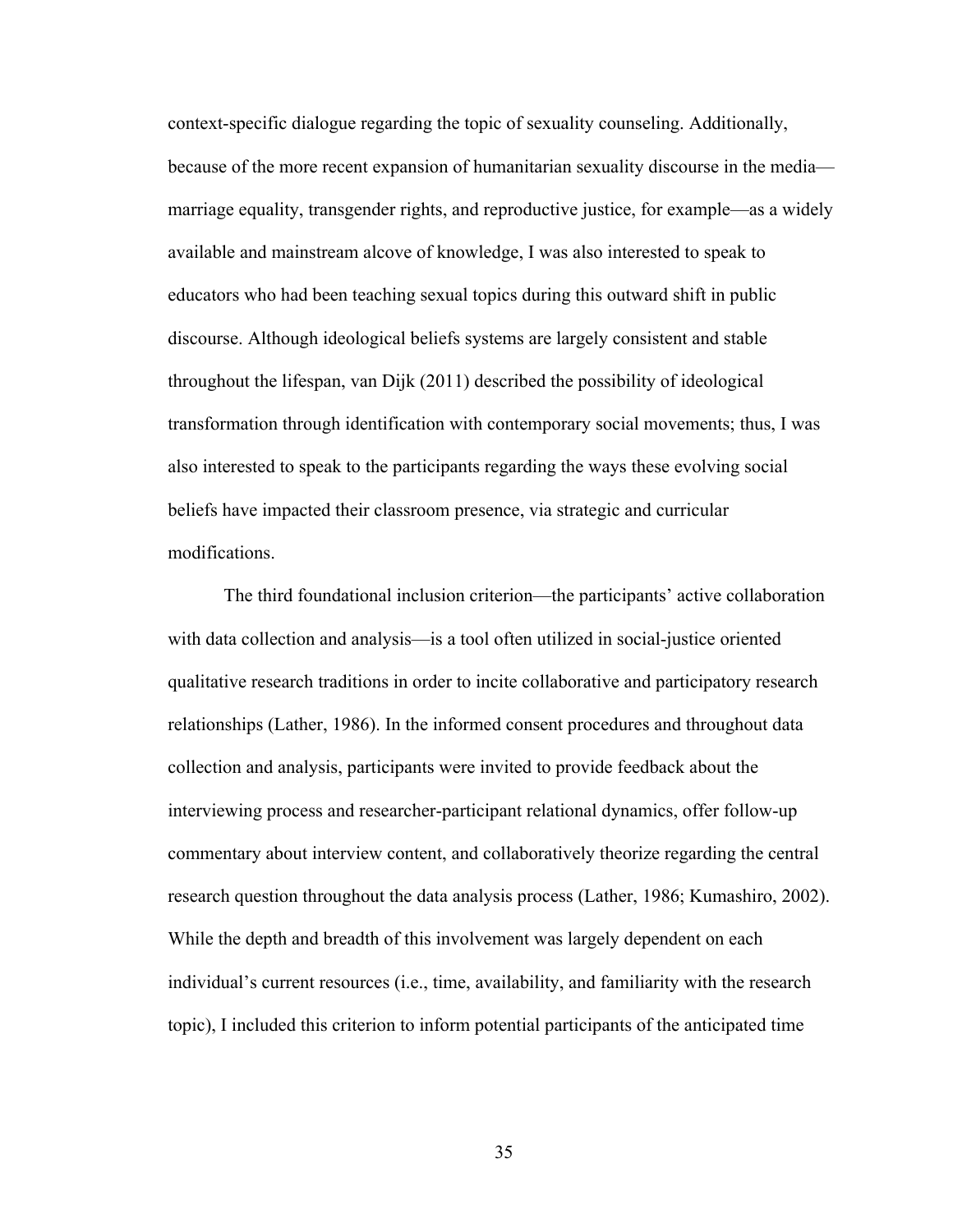context-specific dialogue regarding the topic of sexuality counseling. Additionally, because of the more recent expansion of humanitarian sexuality discourse in the media—marriage equality, transgender rights, and reproductive justice, for example—as a widely available and mainstream alcove of knowledge, I was also interested to speak to educators who had been teaching sexual topics during this outward shift in public discourse. Although ideological beliefs systems are largely consistent and stable throughout the lifespan, van Dijk (2011) described the possibility of ideological transformation through identification with contemporary social movements; thus, I was also interested to speak to the participants regarding the ways these evolving social beliefs have impacted their classroom presence, via strategic and curricular modifications.

The third foundational inclusion criterion—the participants' active collaboration with data collection and analysis—is a tool often utilized in social-justice oriented qualitative research traditions in order to incite collaborative and participatory research relationships (Lather, 1986). In the informed consent procedures and throughout data collection and analysis, participants were invited to provide feedback about the interviewing process and researcher-participant relational dynamics, offer follow-up commentary about interview content, and collaboratively theorize regarding the central research question throughout the data analysis process (Lather, 1986; Kumashiro, 2002). While the depth and breadth of this involvement was largely dependent on each individual's current resources (i.e., time, availability, and familiarity with the research topic), I included this criterion to inform potential participants of the anticipated time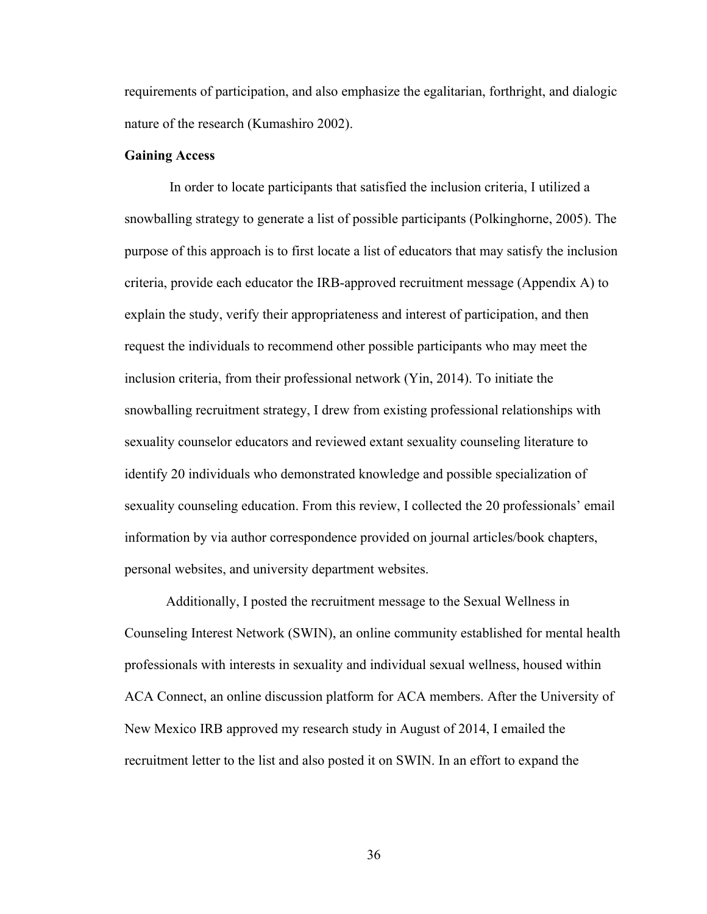requirements of participation, and also emphasize the egalitarian, forthright, and dialogic nature of the research (Kumashiro 2002).

**Gaining Access**

In order to locate participants that satisfied the inclusion criteria, I utilized a snowballing strategy to generate a list of possible participants (Polkinghorne, 2005). The purpose of this approach is to first locate a list of educators that may satisfy the inclusion criteria, provide each educator the IRB-approved recruitment message (Appendix A) to explain the study, verify their appropriateness and interest of participation, and then request the individuals to recommend other possible participants who may meet the inclusion criteria, from their professional network (Yin, 2014). To initiate the snowballing recruitment strategy, I drew from existing professional relationships with sexuality counselor educators and reviewed extant sexuality counseling literature to identify 20 individuals who demonstrated knowledge and possible specialization of sexuality counseling education. From this review, I collected the 20 professionals' email information by via author correspondence provided on journal articles/book chapters, personal websites, and university department websites.

Additionally, I posted the recruitment message to the Sexual Wellness in Counseling Interest Network (SWIN), an online community established for mental health professionals with interests in sexuality and individual sexual wellness, housed within ACA Connect, an online discussion platform for ACA members. After the University of New Mexico IRB approved my research study in August of 2014, I emailed the recruitment letter to the list and also posted it on SWIN. In an effort to expand the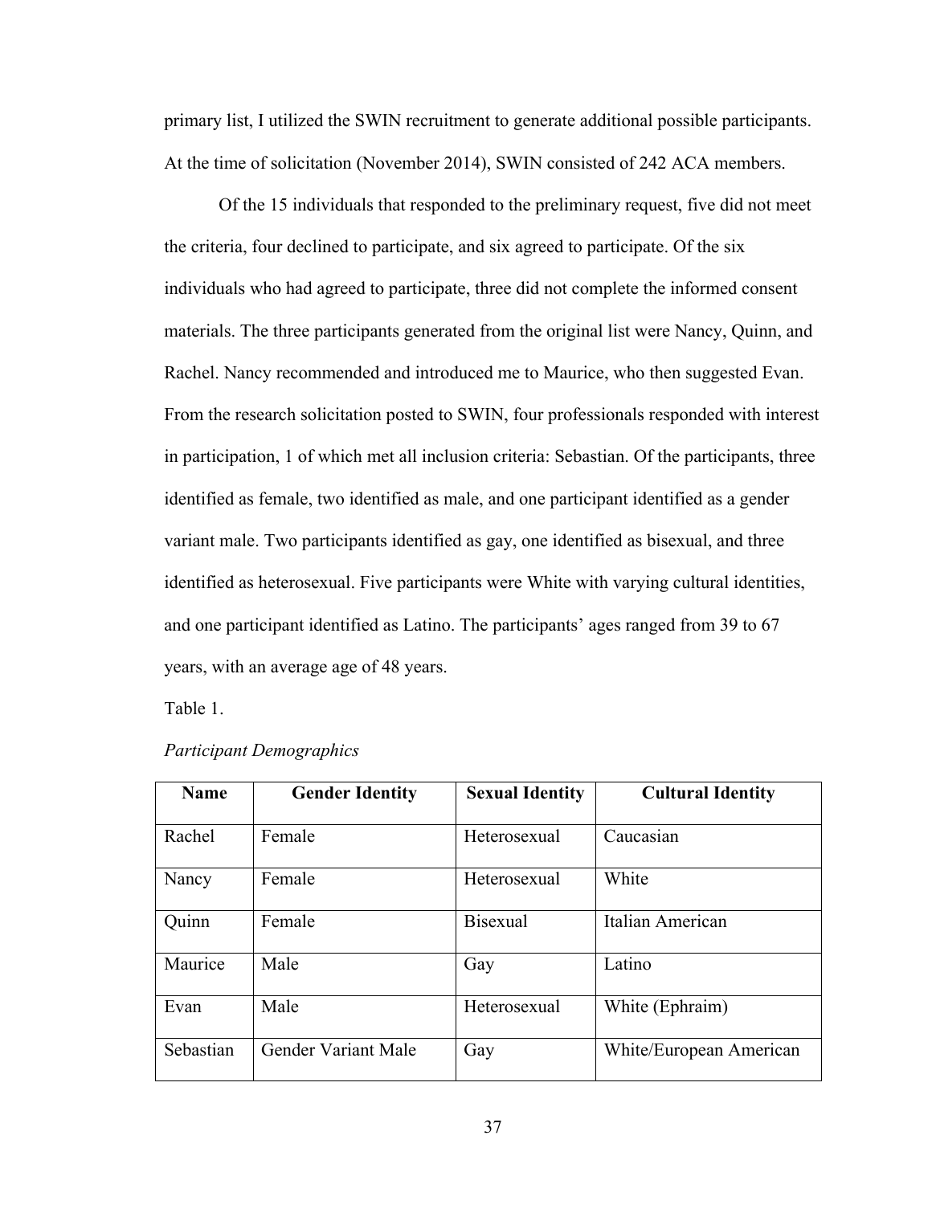primary list, I utilized the SWIN recruitment to generate additional possible participants. At the time of solicitation (November 2014), SWIN consisted of 242 ACA members.

Of the 15 individuals that responded to the preliminary request, five did not meet the criteria, four declined to participate, and six agreed to participate. Of the six individuals who had agreed to participate, three did not complete the informed consent materials. The three participants generated from the original list were Nancy, Quinn, and Rachel. Nancy recommended and introduced me to Maurice, who then suggested Evan. From the research solicitation posted to SWIN, four professionals responded with interest in participation, 1 of which met all inclusion criteria: Sebastian. Of the participants, three identified as female, two identified as male, and one participant identified as a gender variant male. Two participants identified as gay, one identified as bisexual, and three identified as heterosexual. Five participants were White with varying cultural identities, and one participant identified as Latino. The participants' ages ranged from 39 to 67 years, with an average age of 48 years.

Table 1.

*Participant Demographics*

| Name | Gender Identity | Sexual Identity | Cultural Identity |
|---|---|---|---|
| Rachel | Female | Heterosexual | Caucasian |
| Nancy | Female | Heterosexual | White |
| Quinn | Female | Bisexual | Italian American |
| Maurice | Male | Gay | Latino |
| Evan | Male | Heterosexual | White (Ephraim) |
| Sebastian | Gender Variant Male | Gay | White/European American |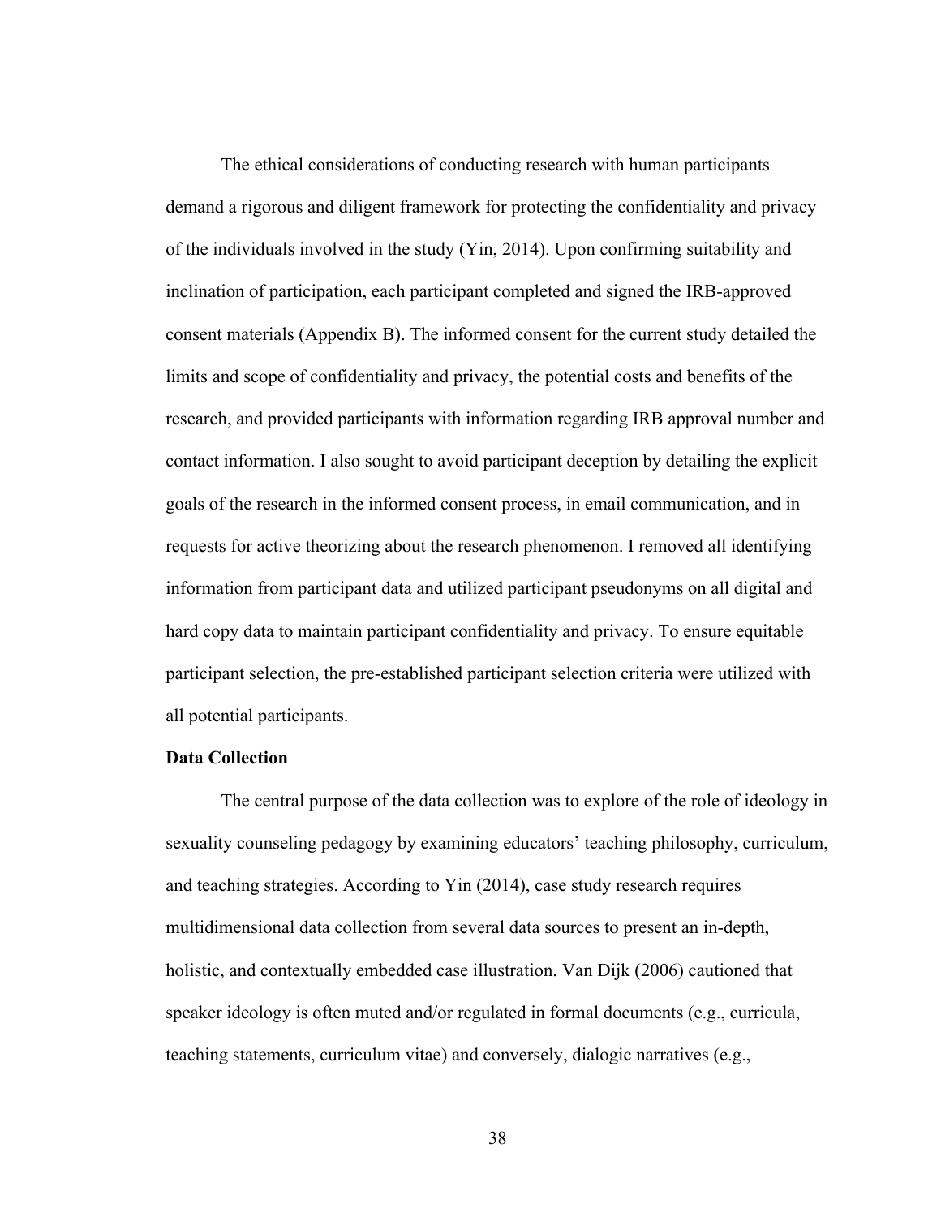The ethical considerations of conducting research with human participants demand a rigorous and diligent framework for protecting the confidentiality and privacy of the individuals involved in the study (Yin, 2014). Upon confirming suitability and inclination of participation, each participant completed and signed the IRB-approved consent materials (Appendix B). The informed consent for the current study detailed the limits and scope of confidentiality and privacy, the potential costs and benefits of the research, and provided participants with information regarding IRB approval number and contact information. I also sought to avoid participant deception by detailing the explicit goals of the research in the informed consent process, in email communication, and in requests for active theorizing about the research phenomenon. I removed all identifying information from participant data and utilized participant pseudonyms on all digital and hard copy data to maintain participant confidentiality and privacy. To ensure equitable participant selection, the pre-established participant selection criteria were utilized with all potential participants.

**Data Collection**

The central purpose of the data collection was to explore of the role of ideology in sexuality counseling pedagogy by examining educators' teaching philosophy, curriculum, and teaching strategies. According to Yin (2014), case study research requires multidimensional data collection from several data sources to present an in-depth, holistic, and contextually embedded case illustration. Van Dijk (2006) cautioned that speaker ideology is often muted and/or regulated in formal documents (e.g., curricula, teaching statements, curriculum vitae) and conversely, dialogic narratives (e.g.,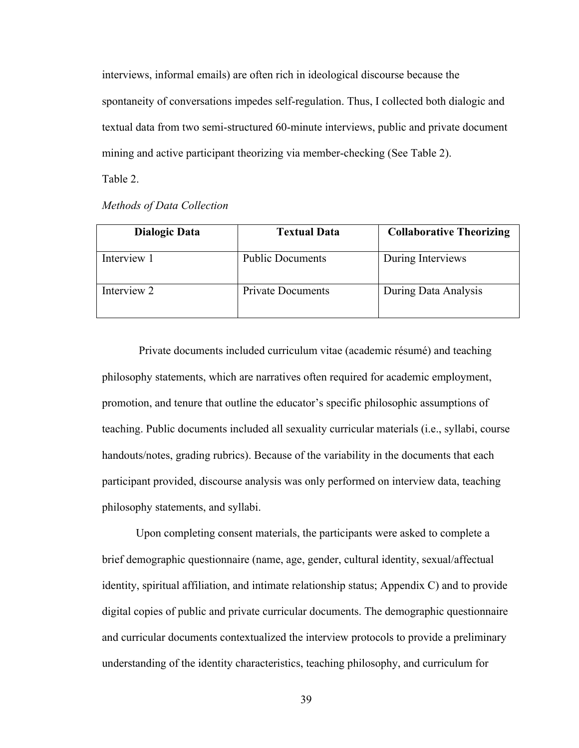interviews, informal emails) are often rich in ideological discourse because the spontaneity of conversations impedes self-regulation. Thus, I collected both dialogic and textual data from two semi-structured 60-minute interviews, public and private document mining and active participant theorizing via member-checking (See Table 2).

Table 2.

*Methods of Data Collection*

| Dialogic Data | Textual Data | Collaborative Theorizing |
|---|---|---|
| Interview 1 | Public Documents | During Interviews |
| Interview 2 | Private Documents | During Data Analysis |

Private documents included curriculum vitae (academic résumé) and teaching philosophy statements, which are narratives often required for academic employment, promotion, and tenure that outline the educator's specific philosophic assumptions of teaching. Public documents included all sexuality curricular materials (i.e., syllabi, course handouts/notes, grading rubrics). Because of the variability in the documents that each participant provided, discourse analysis was only performed on interview data, teaching philosophy statements, and syllabi.

Upon completing consent materials, the participants were asked to complete a brief demographic questionnaire (name, age, gender, cultural identity, sexual/affectual identity, spiritual affiliation, and intimate relationship status; Appendix C) and to provide digital copies of public and private curricular documents. The demographic questionnaire and curricular documents contextualized the interview protocols to provide a preliminary understanding of the identity characteristics, teaching philosophy, and curriculum for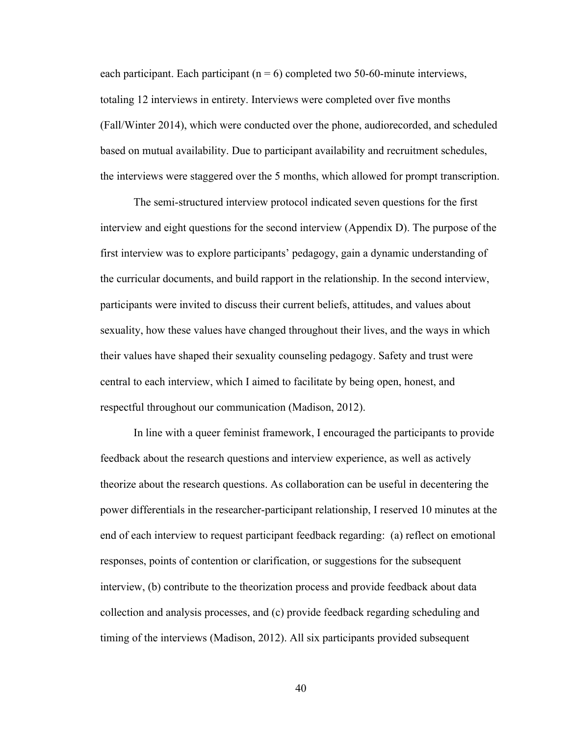each participant. Each participant (n = 6) completed two 50-60-minute interviews, totaling 12 interviews in entirety. Interviews were completed over five months (Fall/Winter 2014), which were conducted over the phone, audiorecorded, and scheduled based on mutual availability. Due to participant availability and recruitment schedules, the interviews were staggered over the 5 months, which allowed for prompt transcription.

The semi-structured interview protocol indicated seven questions for the first interview and eight questions for the second interview (Appendix D). The purpose of the first interview was to explore participants' pedagogy, gain a dynamic understanding of the curricular documents, and build rapport in the relationship. In the second interview, participants were invited to discuss their current beliefs, attitudes, and values about sexuality, how these values have changed throughout their lives, and the ways in which their values have shaped their sexuality counseling pedagogy. Safety and trust were central to each interview, which I aimed to facilitate by being open, honest, and respectful throughout our communication (Madison, 2012).

In line with a queer feminist framework, I encouraged the participants to provide feedback about the research questions and interview experience, as well as actively theorize about the research questions. As collaboration can be useful in decentering the power differentials in the researcher-participant relationship, I reserved 10 minutes at the end of each interview to request participant feedback regarding: (a) reflect on emotional responses, points of contention or clarification, or suggestions for the subsequent interview, (b) contribute to the theorization process and provide feedback about data collection and analysis processes, and (c) provide feedback regarding scheduling and timing of the interviews (Madison, 2012). All six participants provided subsequent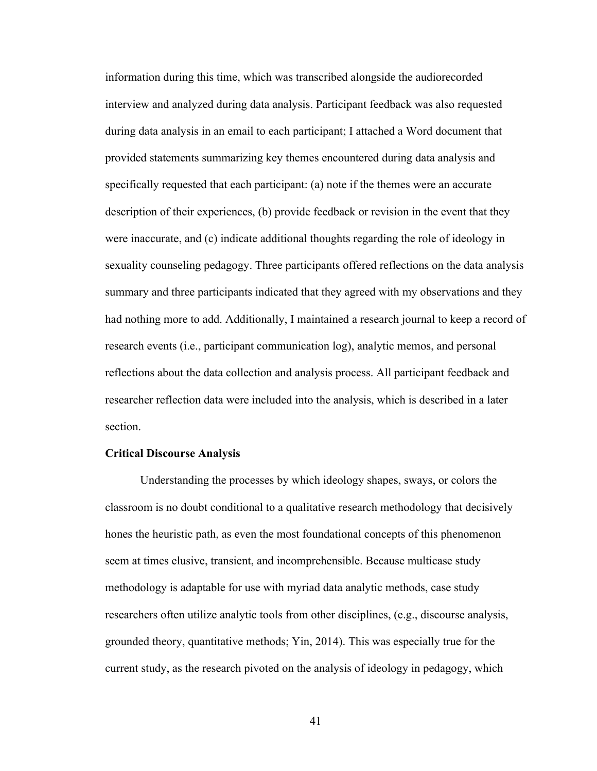information during this time, which was transcribed alongside the audiorecorded interview and analyzed during data analysis. Participant feedback was also requested during data analysis in an email to each participant; I attached a Word document that provided statements summarizing key themes encountered during data analysis and specifically requested that each participant: (a) note if the themes were an accurate description of their experiences, (b) provide feedback or revision in the event that they were inaccurate, and (c) indicate additional thoughts regarding the role of ideology in sexuality counseling pedagogy. Three participants offered reflections on the data analysis summary and three participants indicated that they agreed with my observations and they had nothing more to add. Additionally, I maintained a research journal to keep a record of research events (i.e., participant communication log), analytic memos, and personal reflections about the data collection and analysis process. All participant feedback and researcher reflection data were included into the analysis, which is described in a later section.

**Critical Discourse Analysis**

Understanding the processes by which ideology shapes, sways, or colors the classroom is no doubt conditional to a qualitative research methodology that decisively hones the heuristic path, as even the most foundational concepts of this phenomenon seem at times elusive, transient, and incomprehensible. Because multicase study methodology is adaptable for use with myriad data analytic methods, case study researchers often utilize analytic tools from other disciplines, (e.g., discourse analysis, grounded theory, quantitative methods; Yin, 2014). This was especially true for the current study, as the research pivoted on the analysis of ideology in pedagogy, which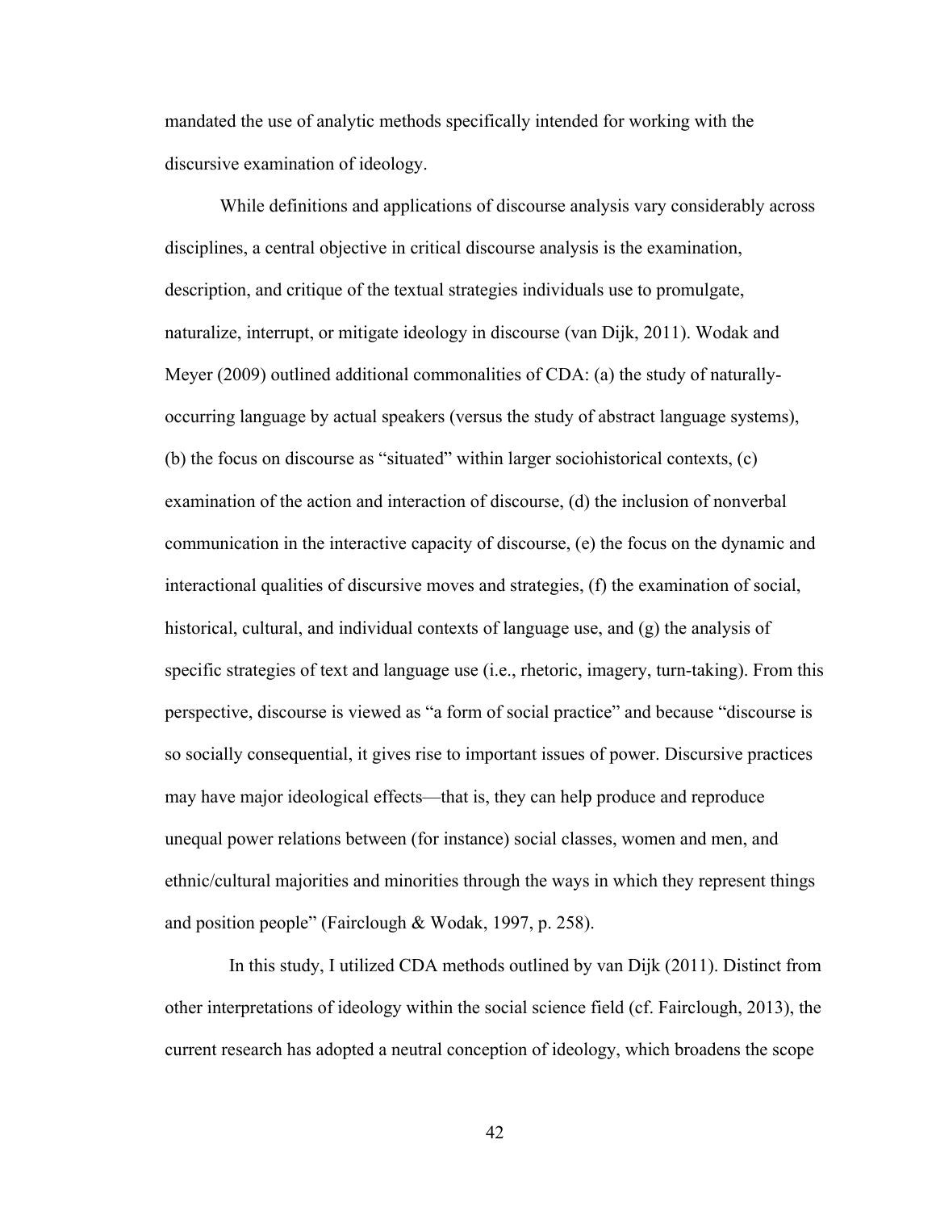mandated the use of analytic methods specifically intended for working with the discursive examination of ideology.

While definitions and applications of discourse analysis vary considerably across disciplines, a central objective in critical discourse analysis is the examination, description, and critique of the textual strategies individuals use to promulgate, naturalize, interrupt, or mitigate ideology in discourse (van Dijk, 2011). Wodak and Meyer (2009) outlined additional commonalities of CDA: (a) the study of naturally-occurring language by actual speakers (versus the study of abstract language systems), (b) the focus on discourse as "situated" within larger sociohistorical contexts, (c) examination of the action and interaction of discourse, (d) the inclusion of nonverbal communication in the interactive capacity of discourse, (e) the focus on the dynamic and interactional qualities of discursive moves and strategies, (f) the examination of social, historical, cultural, and individual contexts of language use, and (g) the analysis of specific strategies of text and language use (i.e., rhetoric, imagery, turn-taking). From this perspective, discourse is viewed as "a form of social practice" and because "discourse is so socially consequential, it gives rise to important issues of power. Discursive practices may have major ideological effects—that is, they can help produce and reproduce unequal power relations between (for instance) social classes, women and men, and ethnic/cultural majorities and minorities through the ways in which they represent things and position people" (Fairclough & Wodak, 1997, p. 258).

In this study, I utilized CDA methods outlined by van Dijk (2011). Distinct from other interpretations of ideology within the social science field (cf. Fairclough, 2013), the current research has adopted a neutral conception of ideology, which broadens the scope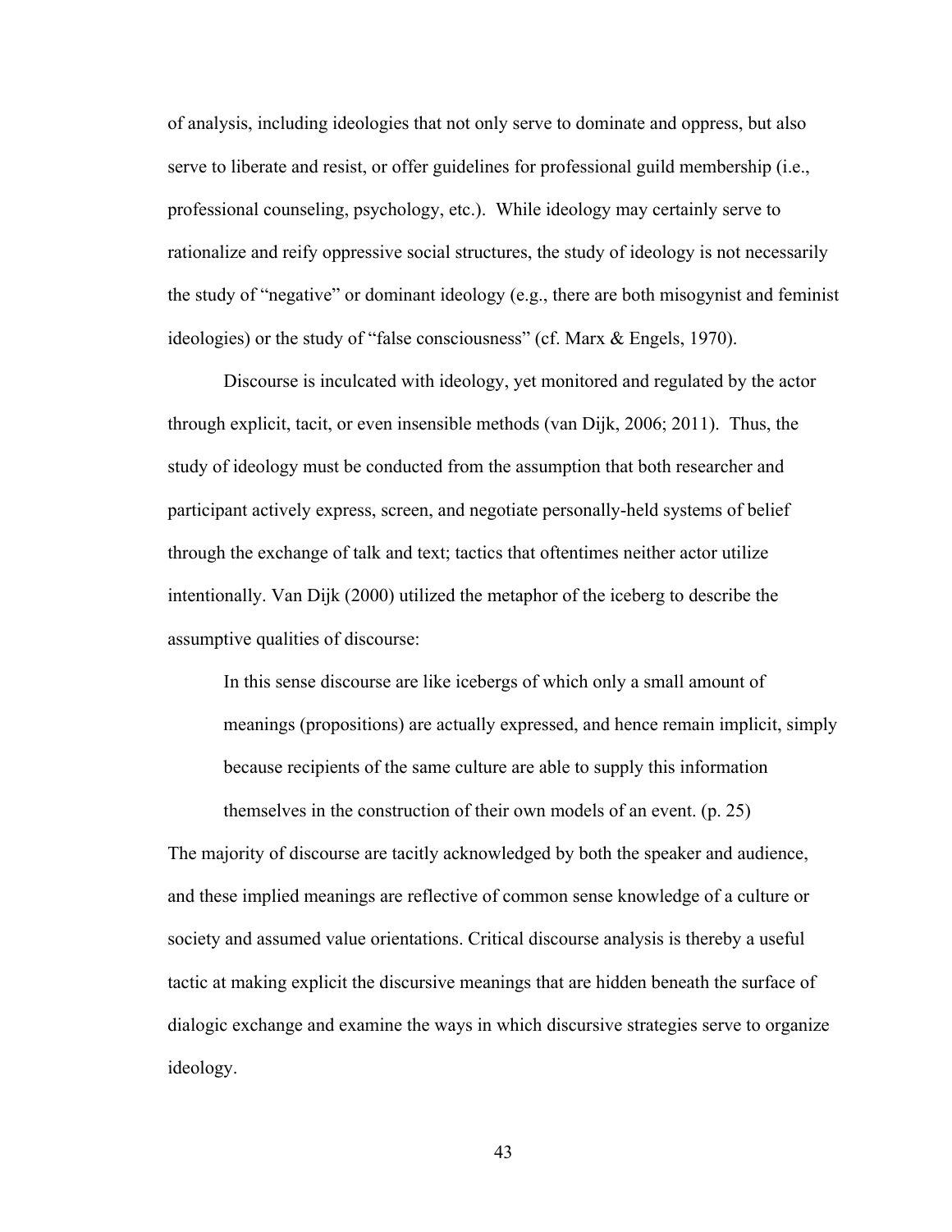of analysis, including ideologies that not only serve to dominate and oppress, but also serve to liberate and resist, or offer guidelines for professional guild membership (i.e., professional counseling, psychology, etc.). While ideology may certainly serve to rationalize and reify oppressive social structures, the study of ideology is not necessarily the study of "negative" or dominant ideology (e.g., there are both misogynist and feminist ideologies) or the study of "false consciousness" (cf. Marx & Engels, 1970).

Discourse is inculcated with ideology, yet monitored and regulated by the actor through explicit, tacit, or even insensible methods (van Dijk, 2006; 2011). Thus, the study of ideology must be conducted from the assumption that both researcher and participant actively express, screen, and negotiate personally-held systems of belief through the exchange of talk and text; tactics that oftentimes neither actor utilize intentionally. Van Dijk (2000) utilized the metaphor of the iceberg to describe the assumptive qualities of discourse:

> In this sense discourse are like icebergs of which only a small amount of meanings (propositions) are actually expressed, and hence remain implicit, simply because recipients of the same culture are able to supply this information themselves in the construction of their own models of an event. (p. 25)

The majority of discourse are tacitly acknowledged by both the speaker and audience, and these implied meanings are reflective of common sense knowledge of a culture or society and assumed value orientations. Critical discourse analysis is thereby a useful tactic at making explicit the discursive meanings that are hidden beneath the surface of dialogic exchange and examine the ways in which discursive strategies serve to organize ideology.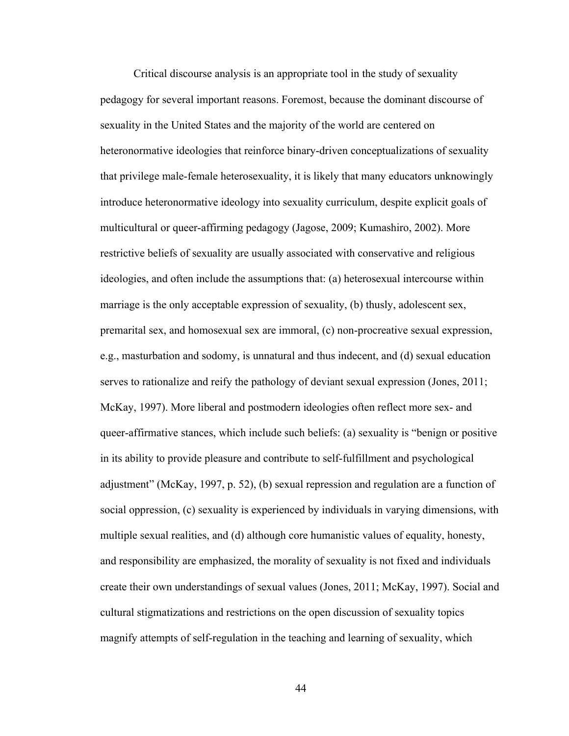Critical discourse analysis is an appropriate tool in the study of sexuality pedagogy for several important reasons. Foremost, because the dominant discourse of sexuality in the United States and the majority of the world are centered on heteronormative ideologies that reinforce binary-driven conceptualizations of sexuality that privilege male-female heterosexuality, it is likely that many educators unknowingly introduce heteronormative ideology into sexuality curriculum, despite explicit goals of multicultural or queer-affirming pedagogy (Jagose, 2009; Kumashiro, 2002). More restrictive beliefs of sexuality are usually associated with conservative and religious ideologies, and often include the assumptions that: (a) heterosexual intercourse within marriage is the only acceptable expression of sexuality, (b) thusly, adolescent sex, premarital sex, and homosexual sex are immoral, (c) non-procreative sexual expression, e.g., masturbation and sodomy, is unnatural and thus indecent, and (d) sexual education serves to rationalize and reify the pathology of deviant sexual expression (Jones, 2011; McKay, 1997). More liberal and postmodern ideologies often reflect more sex- and queer-affirmative stances, which include such beliefs: (a) sexuality is "benign or positive in its ability to provide pleasure and contribute to self-fulfillment and psychological adjustment" (McKay, 1997, p. 52), (b) sexual repression and regulation are a function of social oppression, (c) sexuality is experienced by individuals in varying dimensions, with multiple sexual realities, and (d) although core humanistic values of equality, honesty, and responsibility are emphasized, the morality of sexuality is not fixed and individuals create their own understandings of sexual values (Jones, 2011; McKay, 1997). Social and cultural stigmatizations and restrictions on the open discussion of sexuality topics magnify attempts of self-regulation in the teaching and learning of sexuality, which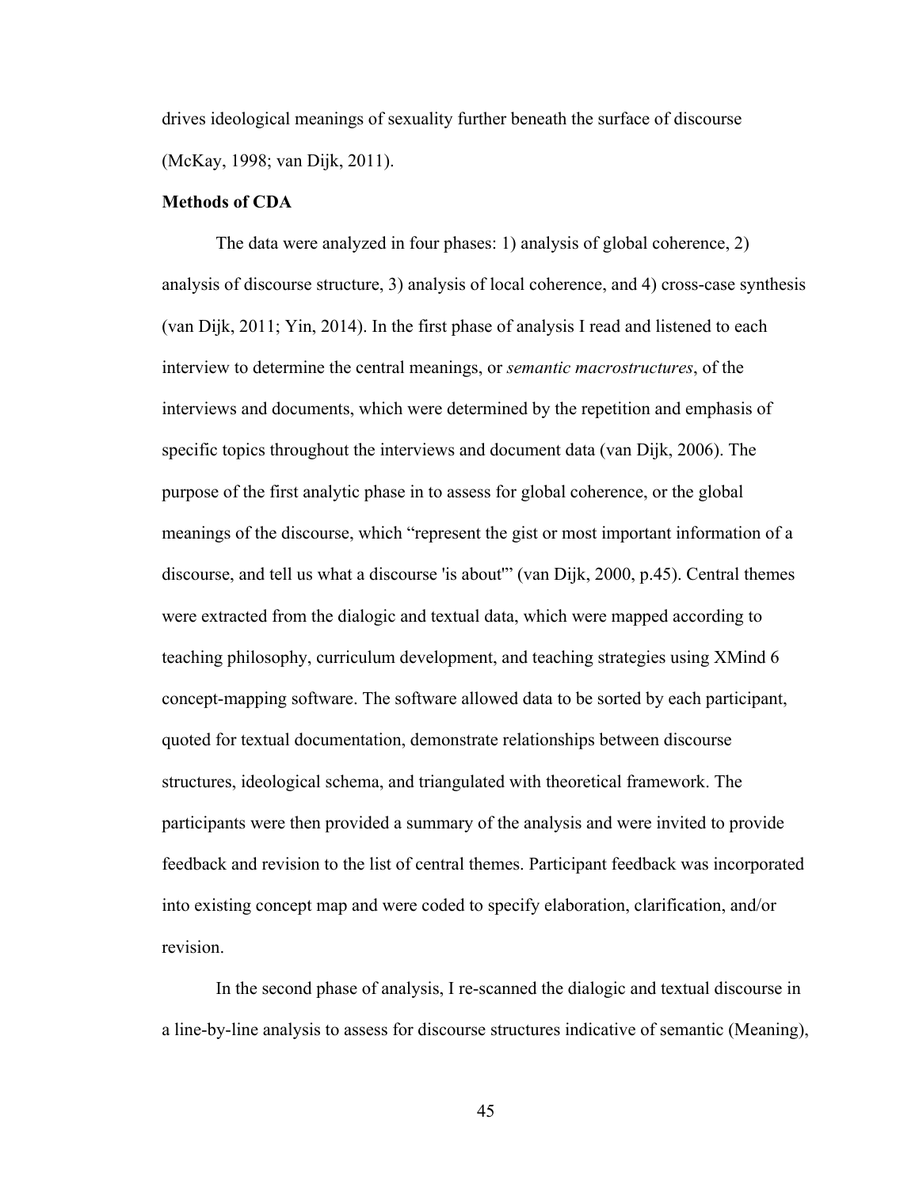drives ideological meanings of sexuality further beneath the surface of discourse (McKay, 1998; van Dijk, 2011).

**Methods of CDA**

The data were analyzed in four phases: 1) analysis of global coherence, 2) analysis of discourse structure, 3) analysis of local coherence, and 4) cross-case synthesis (van Dijk, 2011; Yin, 2014). In the first phase of analysis I read and listened to each interview to determine the central meanings, or *semantic macrostructures*, of the interviews and documents, which were determined by the repetition and emphasis of specific topics throughout the interviews and document data (van Dijk, 2006). The purpose of the first analytic phase in to assess for global coherence, or the global meanings of the discourse, which "represent the gist or most important information of a discourse, and tell us what a discourse 'is about'" (van Dijk, 2000, p.45). Central themes were extracted from the dialogic and textual data, which were mapped according to teaching philosophy, curriculum development, and teaching strategies using XMind 6 concept-mapping software. The software allowed data to be sorted by each participant, quoted for textual documentation, demonstrate relationships between discourse structures, ideological schema, and triangulated with theoretical framework. The participants were then provided a summary of the analysis and were invited to provide feedback and revision to the list of central themes. Participant feedback was incorporated into existing concept map and were coded to specify elaboration, clarification, and/or revision.

In the second phase of analysis, I re-scanned the dialogic and textual discourse in a line-by-line analysis to assess for discourse structures indicative of semantic (Meaning),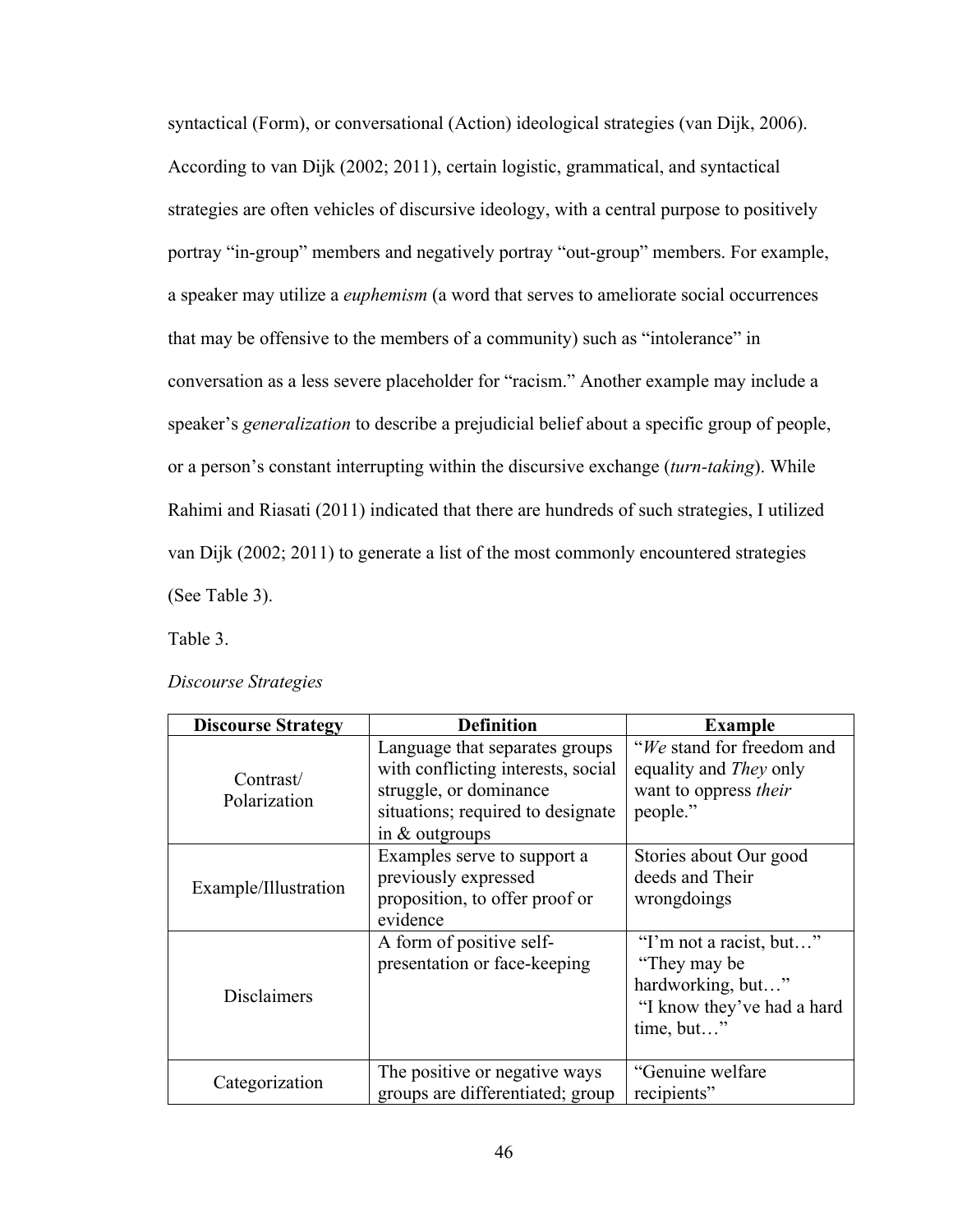syntactical (Form), or conversational (Action) ideological strategies (van Dijk, 2006). According to van Dijk (2002; 2011), certain logistic, grammatical, and syntactical strategies are often vehicles of discursive ideology, with a central purpose to positively portray "in-group" members and negatively portray "out-group" members. For example, a speaker may utilize a *euphemism* (a word that serves to ameliorate social occurrences that may be offensive to the members of a community) such as "intolerance" in conversation as a less severe placeholder for "racism." Another example may include a speaker's *generalization* to describe a prejudicial belief about a specific group of people, or a person's constant interrupting within the discursive exchange (*turn-taking*). While Rahimi and Riasati (2011) indicated that there are hundreds of such strategies, I utilized van Dijk (2002; 2011) to generate a list of the most commonly encountered strategies (See Table 3).

Table 3.

*Discourse Strategies*

| Discourse Strategy | Definition | Example |
|---|---|---|
| Contrast/ Polarization | Language that separates groups with conflicting interests, social struggle, or dominance situations; required to designate in & outgroups | "*We* stand for freedom and equality and *They* only want to oppress *their* people." |
| Example/Illustration | Examples serve to support a previously expressed proposition, to offer proof or evidence | Stories about Our good deeds and Their wrongdoings |
| Disclaimers | A form of positive self-presentation or face-keeping | "I'm not a racist, but…" "They may be hardworking, but…" "I know they've had a hard time, but…" |
| Categorization | The positive or negative ways groups are differentiated; group | "Genuine welfare recipients" |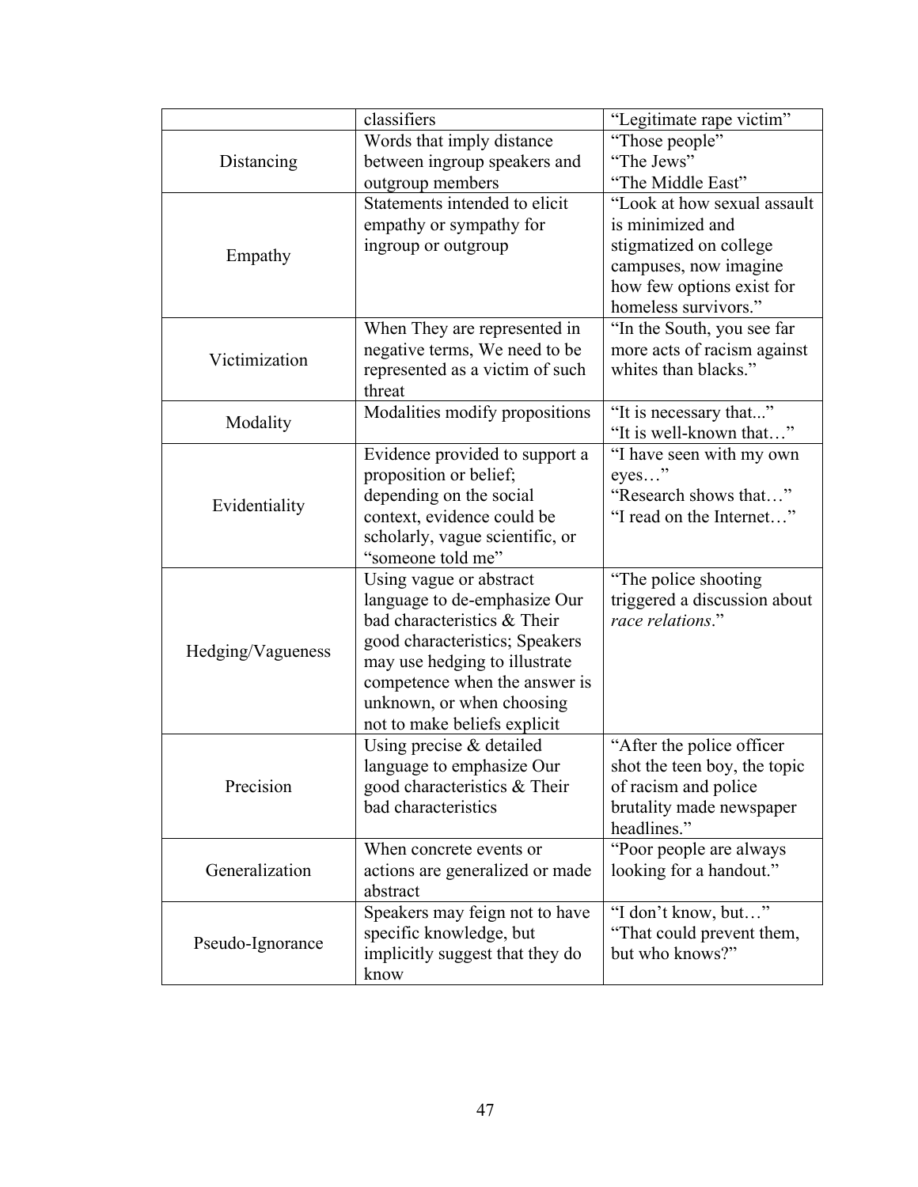| | | |
|---|---|---|
| | classifiers | "Legitimate rape victim" |
| Distancing | Words that imply distance between ingroup speakers and outgroup members | "Those people"<br>"The Jews"<br>"The Middle East" |
| Empathy | Statements intended to elicit empathy or sympathy for ingroup or outgroup | "Look at how sexual assault is minimized and stigmatized on college campuses, now imagine how few options exist for homeless survivors." |
| Victimization | When They are represented in negative terms, We need to be represented as a victim of such threat | "In the South, you see far more acts of racism against whites than blacks." |
| Modality | Modalities modify propositions | "It is necessary that..."<br>"It is well-known that…" |
| Evidentiality | Evidence provided to support a proposition or belief; depending on the social context, evidence could be scholarly, vague scientific, or "someone told me" | "I have seen with my own eyes…"<br>"Research shows that…"<br>"I read on the Internet…" |
| Hedging/Vagueness | Using vague or abstract language to de-emphasize Our bad characteristics & Their good characteristics; Speakers may use hedging to illustrate competence when the answer is unknown, or when choosing not to make beliefs explicit | "The police shooting triggered a discussion about *race relations*." |
| Precision | Using precise & detailed language to emphasize Our good characteristics & Their bad characteristics | "After the police officer shot the teen boy, the topic of racism and police brutality made newspaper headlines." |
| Generalization | When concrete events or actions are generalized or made abstract | "Poor people are always looking for a handout." |
| Pseudo-Ignorance | Speakers may feign not to have specific knowledge, but implicitly suggest that they do know | "I don't know, but…"<br>"That could prevent them, but who knows?" |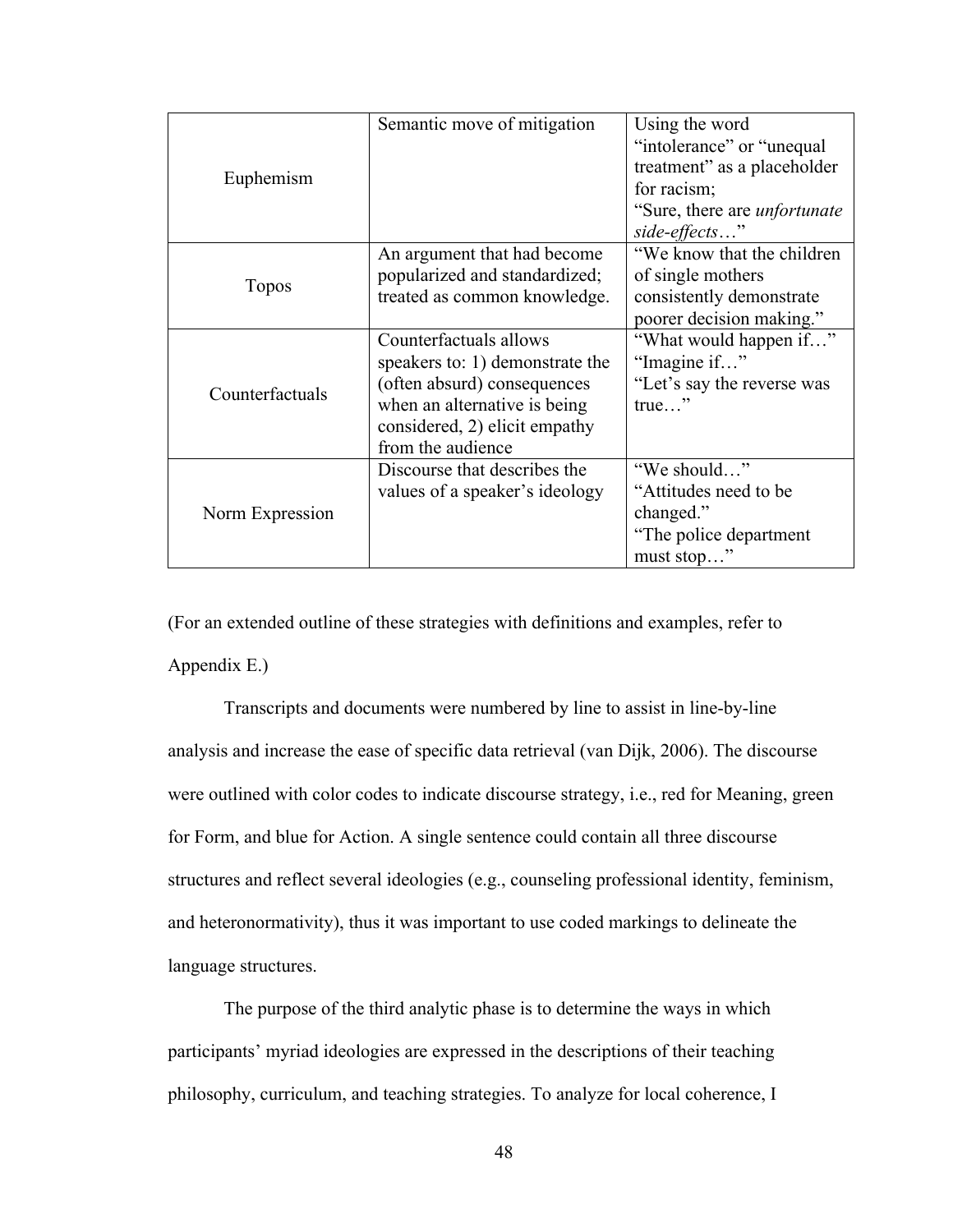| | | |
|---|---|---|
| Euphemism | Semantic move of mitigation | Using the word "intolerance" or "unequal treatment" as a placeholder for racism;<br>"Sure, there are *unfortunate side-effects*…" |
| Topos | An argument that had become popularized and standardized; treated as common knowledge. | "We know that the children of single mothers consistently demonstrate poorer decision making." |
| Counterfactuals | Counterfactuals allows speakers to: 1) demonstrate the (often absurd) consequences when an alternative is being considered, 2) elicit empathy from the audience | "What would happen if…"<br>"Imagine if…"<br>"Let's say the reverse was true…" |
| Norm Expression | Discourse that describes the values of a speaker's ideology | "We should…"<br>"Attitudes need to be changed."<br>"The police department must stop…" |

(For an extended outline of these strategies with definitions and examples, refer to Appendix E.)

Transcripts and documents were numbered by line to assist in line-by-line analysis and increase the ease of specific data retrieval (van Dijk, 2006). The discourse were outlined with color codes to indicate discourse strategy, i.e., red for Meaning, green for Form, and blue for Action. A single sentence could contain all three discourse structures and reflect several ideologies (e.g., counseling professional identity, feminism, and heteronormativity), thus it was important to use coded markings to delineate the language structures.

The purpose of the third analytic phase is to determine the ways in which participants' myriad ideologies are expressed in the descriptions of their teaching philosophy, curriculum, and teaching strategies. To analyze for local coherence, I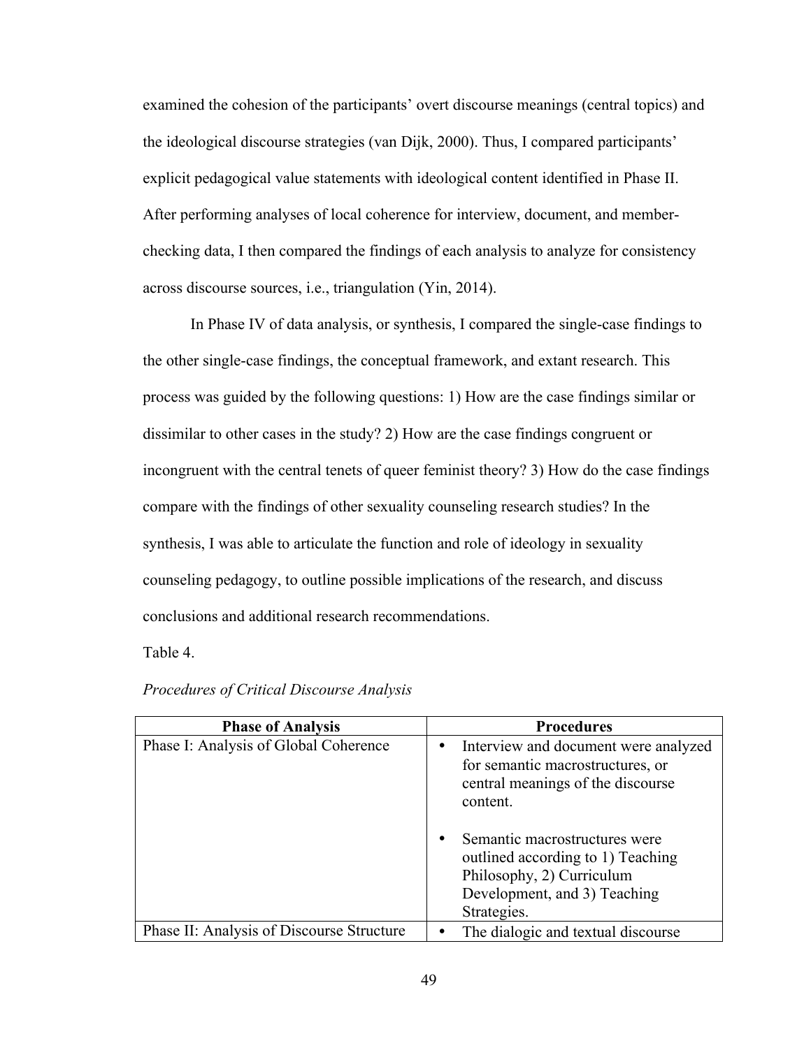examined the cohesion of the participants' overt discourse meanings (central topics) and the ideological discourse strategies (van Dijk, 2000). Thus, I compared participants' explicit pedagogical value statements with ideological content identified in Phase II. After performing analyses of local coherence for interview, document, and member-checking data, I then compared the findings of each analysis to analyze for consistency across discourse sources, i.e., triangulation (Yin, 2014).

In Phase IV of data analysis, or synthesis, I compared the single-case findings to the other single-case findings, the conceptual framework, and extant research. This process was guided by the following questions: 1) How are the case findings similar or dissimilar to other cases in the study? 2) How are the case findings congruent or incongruent with the central tenets of queer feminist theory? 3) How do the case findings compare with the findings of other sexuality counseling research studies? In the synthesis, I was able to articulate the function and role of ideology in sexuality counseling pedagogy, to outline possible implications of the research, and discuss conclusions and additional research recommendations.

Table 4.

*Procedures of Critical Discourse Analysis*

| Phase of Analysis | Procedures |
|---|---|
| Phase I: Analysis of Global Coherence | • Interview and document were analyzed for semantic macrostructures, or central meanings of the discourse content.<br><br>• Semantic macrostructures were outlined according to 1) Teaching Philosophy, 2) Curriculum Development, and 3) Teaching Strategies. |
| Phase II: Analysis of Discourse Structure | • The dialogic and textual discourse |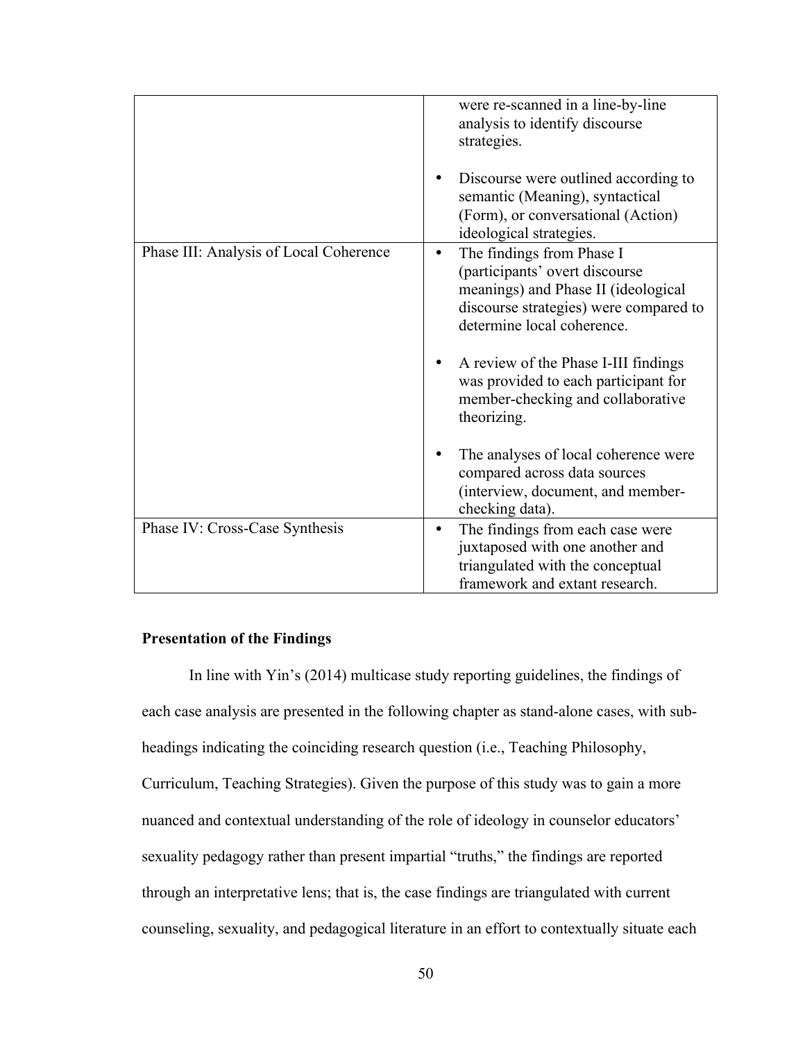| | |
|---|---|
| | were re-scanned in a line-by-line analysis to identify discourse strategies. <br><br> • Discourse were outlined according to semantic (Meaning), syntactical (Form), or conversational (Action) ideological strategies. |
| Phase III: Analysis of Local Coherence | • The findings from Phase I (participants' overt discourse meanings) and Phase II (ideological discourse strategies) were compared to determine local coherence. <br><br> • A review of the Phase I-III findings was provided to each participant for member-checking and collaborative theorizing. <br><br> • The analyses of local coherence were compared across data sources (interview, document, and member-checking data). |
| Phase IV: Cross-Case Synthesis | • The findings from each case were juxtaposed with one another and triangulated with the conceptual framework and extant research. |

**Presentation of the Findings**

In line with Yin's (2014) multicase study reporting guidelines, the findings of each case analysis are presented in the following chapter as stand-alone cases, with sub-headings indicating the coinciding research question (i.e., Teaching Philosophy, Curriculum, Teaching Strategies). Given the purpose of this study was to gain a more nuanced and contextual understanding of the role of ideology in counselor educators' sexuality pedagogy rather than present impartial "truths," the findings are reported through an interpretative lens; that is, the case findings are triangulated with current counseling, sexuality, and pedagogical literature in an effort to contextually situate each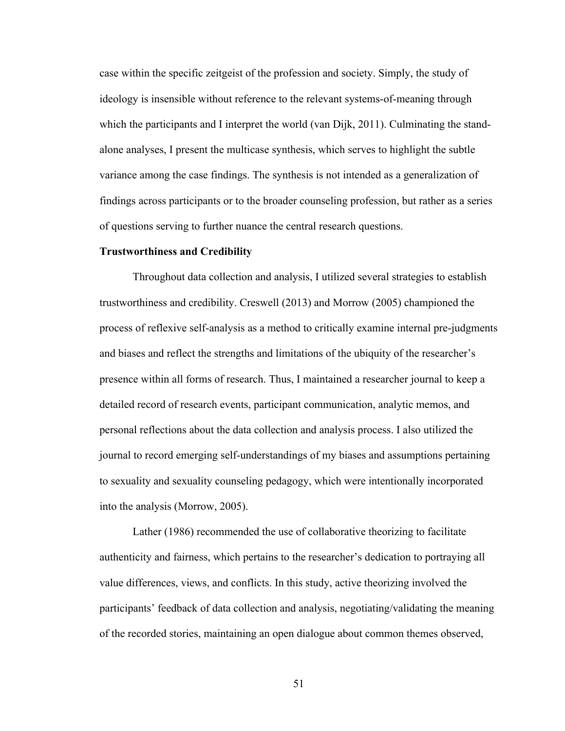case within the specific zeitgeist of the profession and society. Simply, the study of ideology is insensible without reference to the relevant systems-of-meaning through which the participants and I interpret the world (van Dijk, 2011). Culminating the stand-alone analyses, I present the multicase synthesis, which serves to highlight the subtle variance among the case findings. The synthesis is not intended as a generalization of findings across participants or to the broader counseling profession, but rather as a series of questions serving to further nuance the central research questions.

**Trustworthiness and Credibility**

Throughout data collection and analysis, I utilized several strategies to establish trustworthiness and credibility. Creswell (2013) and Morrow (2005) championed the process of reflexive self-analysis as a method to critically examine internal pre-judgments and biases and reflect the strengths and limitations of the ubiquity of the researcher's presence within all forms of research. Thus, I maintained a researcher journal to keep a detailed record of research events, participant communication, analytic memos, and personal reflections about the data collection and analysis process. I also utilized the journal to record emerging self-understandings of my biases and assumptions pertaining to sexuality and sexuality counseling pedagogy, which were intentionally incorporated into the analysis (Morrow, 2005).

Lather (1986) recommended the use of collaborative theorizing to facilitate authenticity and fairness, which pertains to the researcher's dedication to portraying all value differences, views, and conflicts. In this study, active theorizing involved the participants' feedback of data collection and analysis, negotiating/validating the meaning of the recorded stories, maintaining an open dialogue about common themes observed,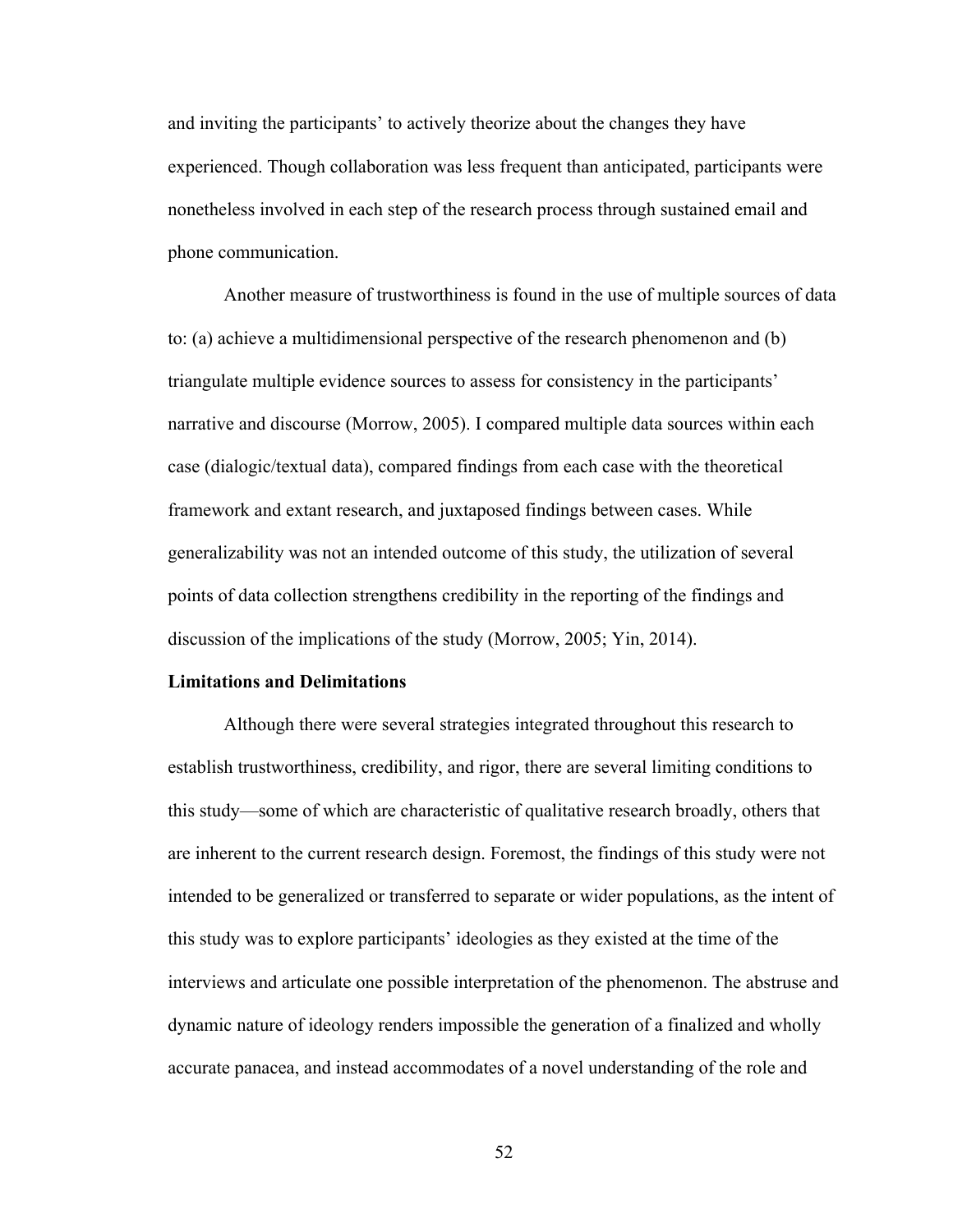and inviting the participants' to actively theorize about the changes they have experienced. Though collaboration was less frequent than anticipated, participants were nonetheless involved in each step of the research process through sustained email and phone communication.

Another measure of trustworthiness is found in the use of multiple sources of data to: (a) achieve a multidimensional perspective of the research phenomenon and (b) triangulate multiple evidence sources to assess for consistency in the participants' narrative and discourse (Morrow, 2005). I compared multiple data sources within each case (dialogic/textual data), compared findings from each case with the theoretical framework and extant research, and juxtaposed findings between cases. While generalizability was not an intended outcome of this study, the utilization of several points of data collection strengthens credibility in the reporting of the findings and discussion of the implications of the study (Morrow, 2005; Yin, 2014).

**Limitations and Delimitations**

Although there were several strategies integrated throughout this research to establish trustworthiness, credibility, and rigor, there are several limiting conditions to this study—some of which are characteristic of qualitative research broadly, others that are inherent to the current research design. Foremost, the findings of this study were not intended to be generalized or transferred to separate or wider populations, as the intent of this study was to explore participants' ideologies as they existed at the time of the interviews and articulate one possible interpretation of the phenomenon. The abstruse and dynamic nature of ideology renders impossible the generation of a finalized and wholly accurate panacea, and instead accommodates of a novel understanding of the role and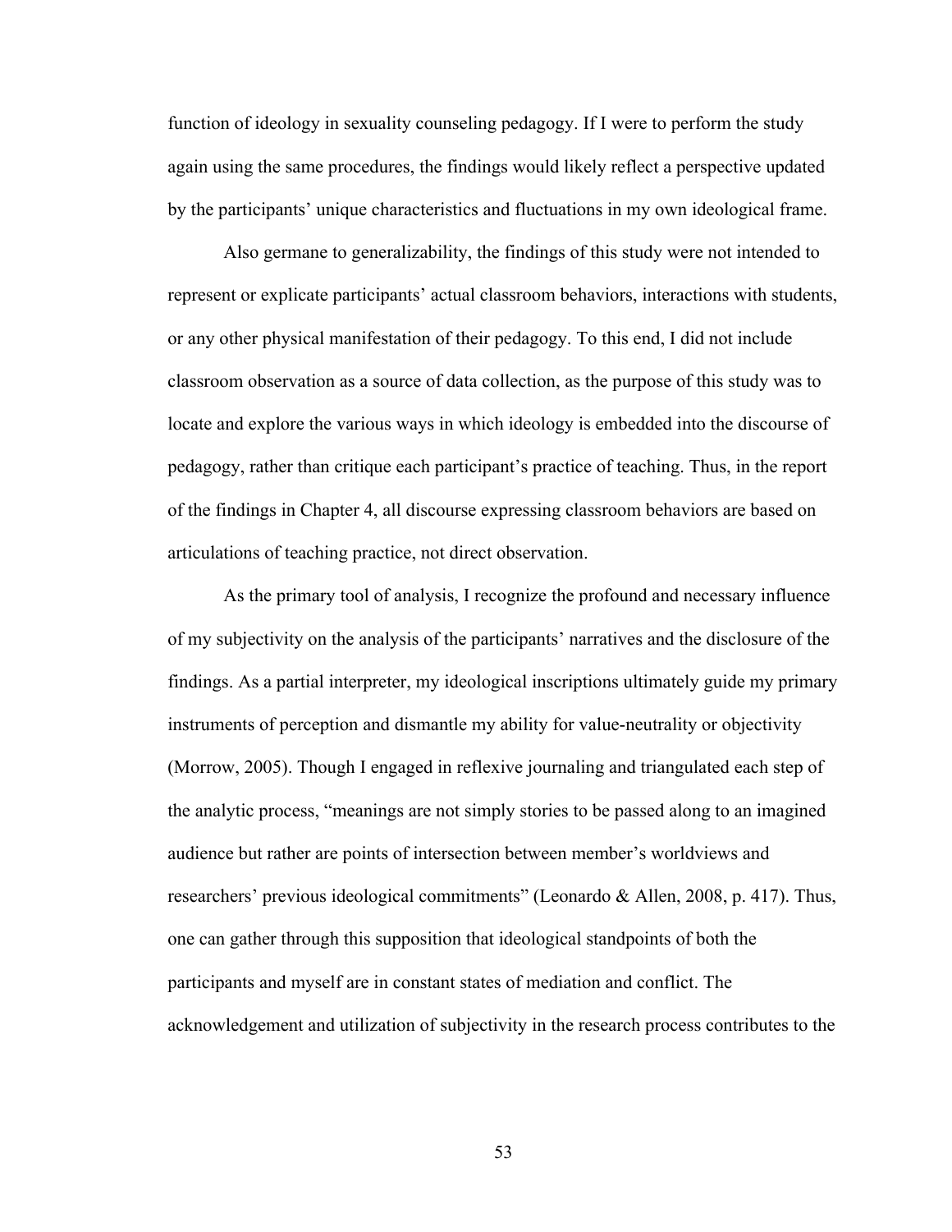function of ideology in sexuality counseling pedagogy. If I were to perform the study again using the same procedures, the findings would likely reflect a perspective updated by the participants' unique characteristics and fluctuations in my own ideological frame.

Also germane to generalizability, the findings of this study were not intended to represent or explicate participants' actual classroom behaviors, interactions with students, or any other physical manifestation of their pedagogy. To this end, I did not include classroom observation as a source of data collection, as the purpose of this study was to locate and explore the various ways in which ideology is embedded into the discourse of pedagogy, rather than critique each participant's practice of teaching. Thus, in the report of the findings in Chapter 4, all discourse expressing classroom behaviors are based on articulations of teaching practice, not direct observation.

As the primary tool of analysis, I recognize the profound and necessary influence of my subjectivity on the analysis of the participants' narratives and the disclosure of the findings. As a partial interpreter, my ideological inscriptions ultimately guide my primary instruments of perception and dismantle my ability for value-neutrality or objectivity (Morrow, 2005). Though I engaged in reflexive journaling and triangulated each step of the analytic process, "meanings are not simply stories to be passed along to an imagined audience but rather are points of intersection between member's worldviews and researchers' previous ideological commitments" (Leonardo & Allen, 2008, p. 417). Thus, one can gather through this supposition that ideological standpoints of both the participants and myself are in constant states of mediation and conflict. The acknowledgement and utilization of subjectivity in the research process contributes to the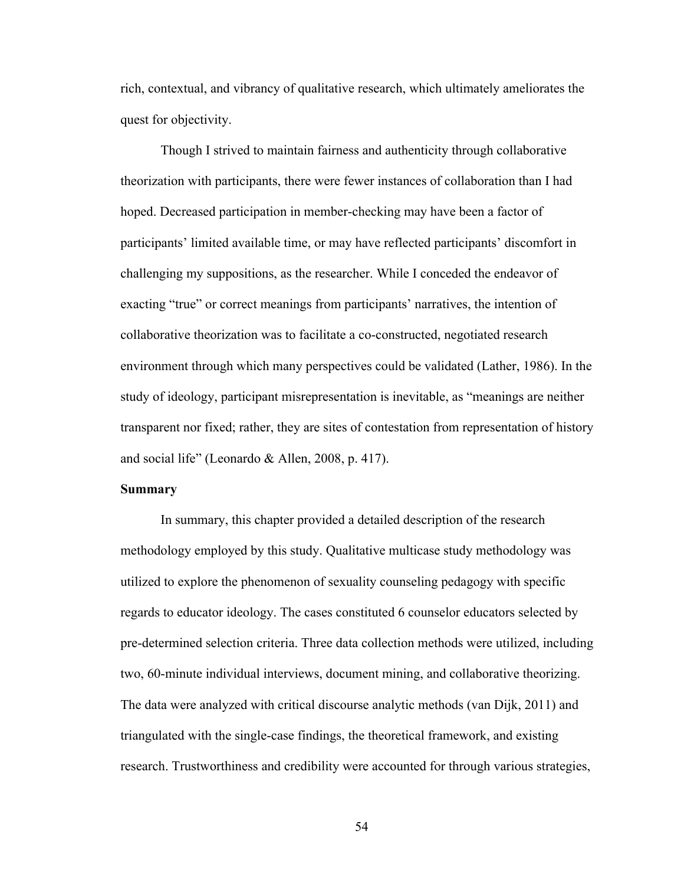rich, contextual, and vibrancy of qualitative research, which ultimately ameliorates the quest for objectivity.

Though I strived to maintain fairness and authenticity through collaborative theorization with participants, there were fewer instances of collaboration than I had hoped. Decreased participation in member-checking may have been a factor of participants' limited available time, or may have reflected participants' discomfort in challenging my suppositions, as the researcher. While I conceded the endeavor of exacting "true" or correct meanings from participants' narratives, the intention of collaborative theorization was to facilitate a co-constructed, negotiated research environment through which many perspectives could be validated (Lather, 1986). In the study of ideology, participant misrepresentation is inevitable, as "meanings are neither transparent nor fixed; rather, they are sites of contestation from representation of history and social life" (Leonardo & Allen, 2008, p. 417).

### Summary

In summary, this chapter provided a detailed description of the research methodology employed by this study. Qualitative multicase study methodology was utilized to explore the phenomenon of sexuality counseling pedagogy with specific regards to educator ideology. The cases constituted 6 counselor educators selected by pre-determined selection criteria. Three data collection methods were utilized, including two, 60-minute individual interviews, document mining, and collaborative theorizing. The data were analyzed with critical discourse analytic methods (van Dijk, 2011) and triangulated with the single-case findings, the theoretical framework, and existing research. Trustworthiness and credibility were accounted for through various strategies,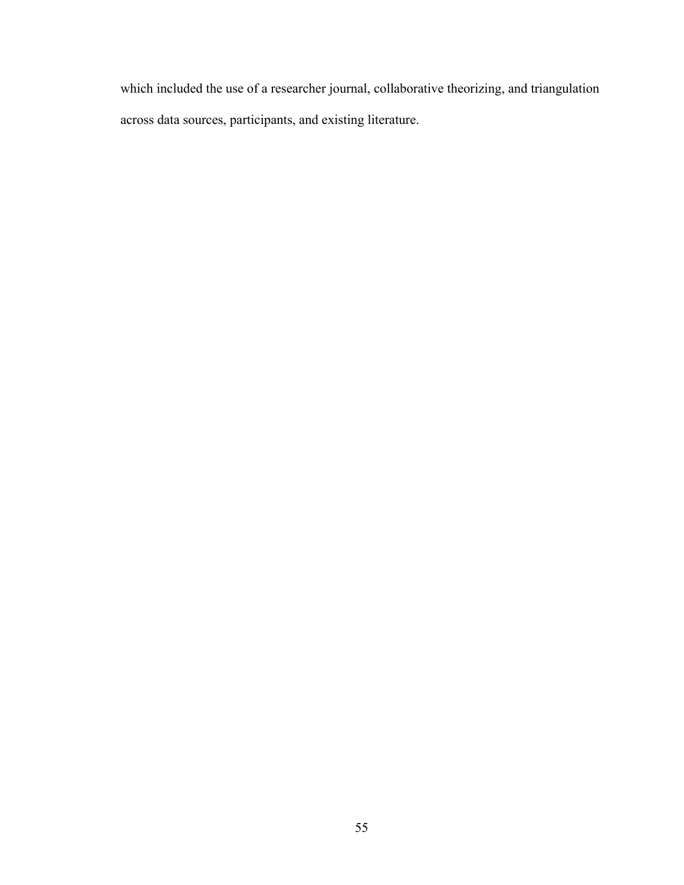which included the use of a researcher journal, collaborative theorizing, and triangulation across data sources, participants, and existing literature.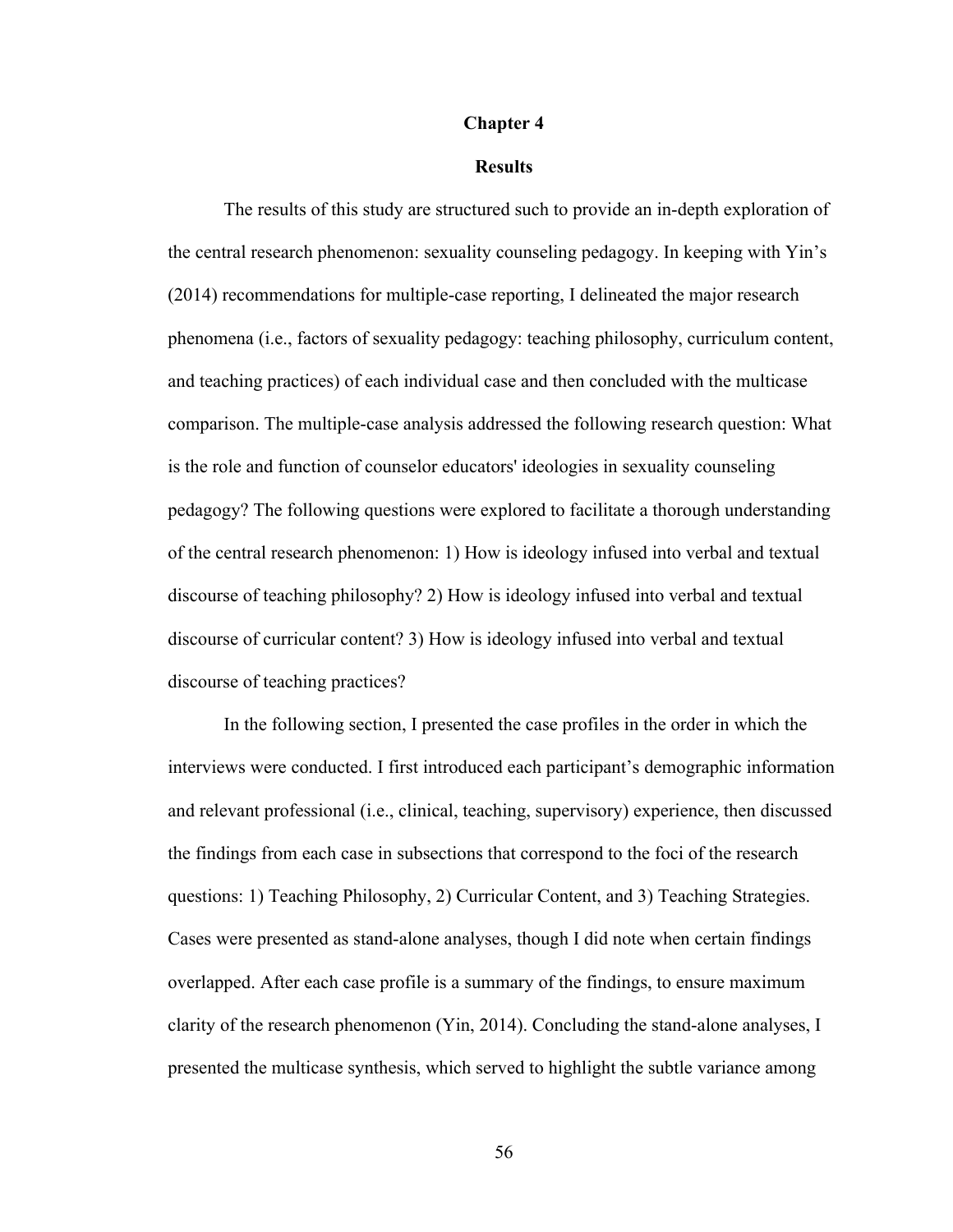# Chapter 4

## Results

The results of this study are structured such to provide an in-depth exploration of the central research phenomenon: sexuality counseling pedagogy. In keeping with Yin's (2014) recommendations for multiple-case reporting, I delineated the major research phenomena (i.e., factors of sexuality pedagogy: teaching philosophy, curriculum content, and teaching practices) of each individual case and then concluded with the multicase comparison. The multiple-case analysis addressed the following research question: What is the role and function of counselor educators' ideologies in sexuality counseling pedagogy? The following questions were explored to facilitate a thorough understanding of the central research phenomenon: 1) How is ideology infused into verbal and textual discourse of teaching philosophy? 2) How is ideology infused into verbal and textual discourse of curricular content? 3) How is ideology infused into verbal and textual discourse of teaching practices?

In the following section, I presented the case profiles in the order in which the interviews were conducted. I first introduced each participant's demographic information and relevant professional (i.e., clinical, teaching, supervisory) experience, then discussed the findings from each case in subsections that correspond to the foci of the research questions: 1) Teaching Philosophy, 2) Curricular Content, and 3) Teaching Strategies. Cases were presented as stand-alone analyses, though I did note when certain findings overlapped. After each case profile is a summary of the findings, to ensure maximum clarity of the research phenomenon (Yin, 2014). Concluding the stand-alone analyses, I presented the multicase synthesis, which served to highlight the subtle variance among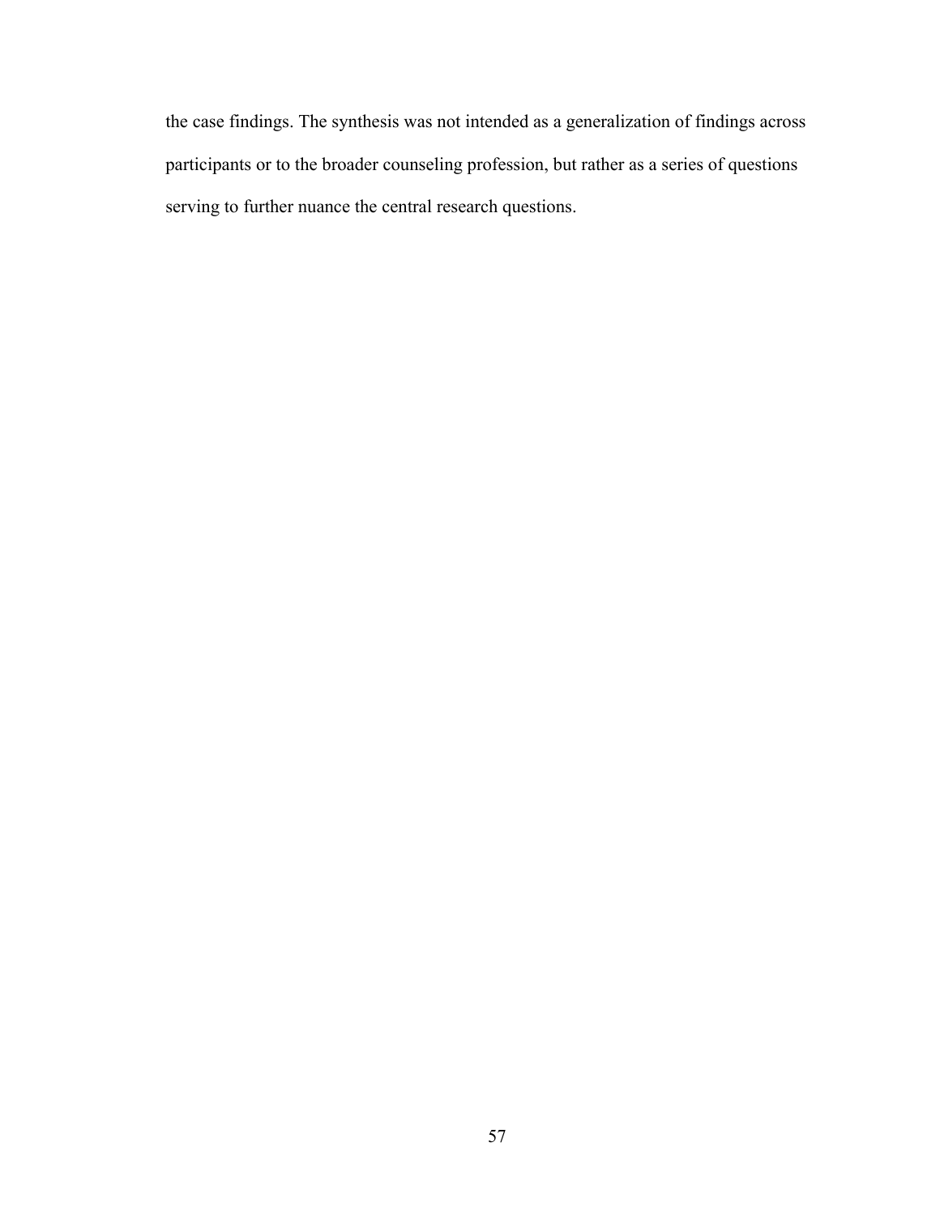the case findings. The synthesis was not intended as a generalization of findings across participants or to the broader counseling profession, but rather as a series of questions serving to further nuance the central research questions.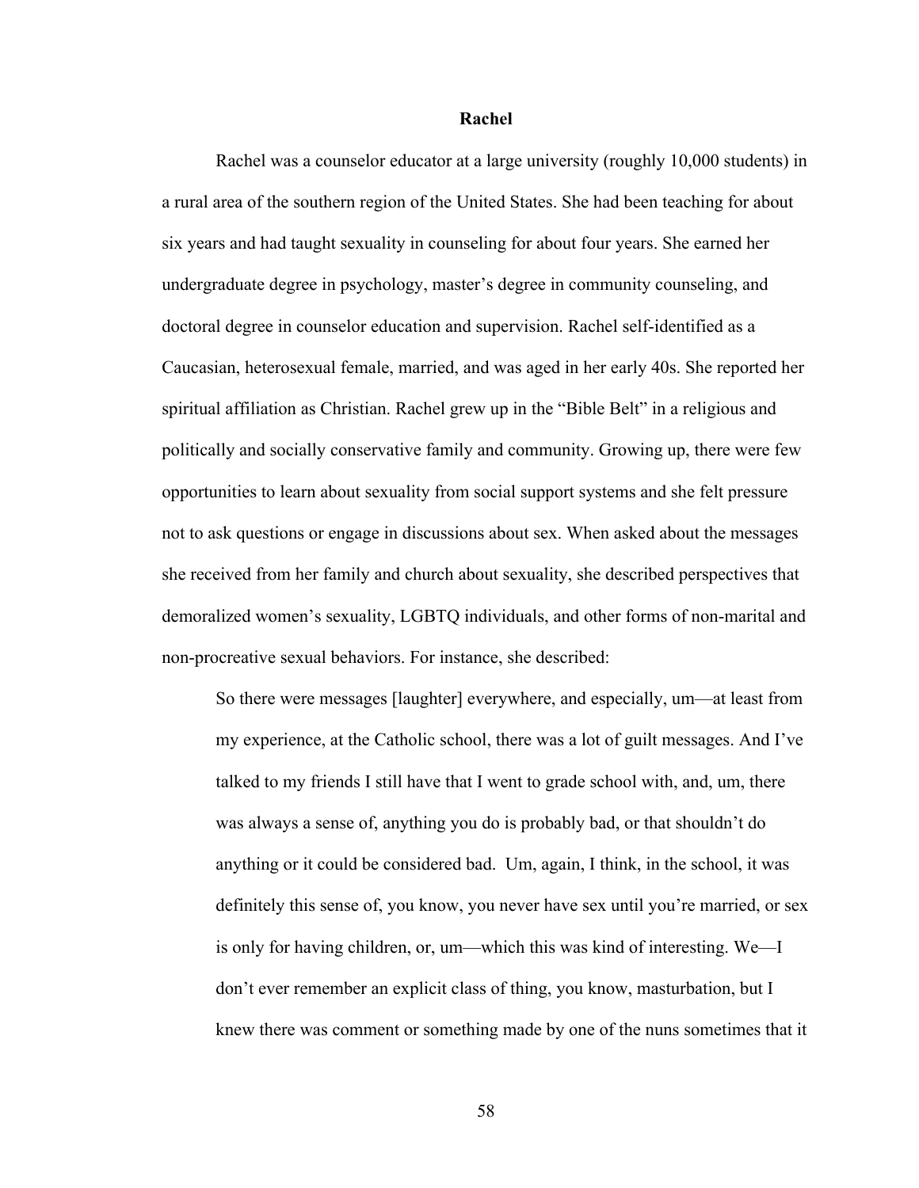### Rachel

Rachel was a counselor educator at a large university (roughly 10,000 students) in a rural area of the southern region of the United States. She had been teaching for about six years and had taught sexuality in counseling for about four years. She earned her undergraduate degree in psychology, master's degree in community counseling, and doctoral degree in counselor education and supervision. Rachel self-identified as a Caucasian, heterosexual female, married, and was aged in her early 40s. She reported her spiritual affiliation as Christian. Rachel grew up in the "Bible Belt" in a religious and politically and socially conservative family and community. Growing up, there were few opportunities to learn about sexuality from social support systems and she felt pressure not to ask questions or engage in discussions about sex. When asked about the messages she received from her family and church about sexuality, she described perspectives that demoralized women's sexuality, LGBTQ individuals, and other forms of non-marital and non-procreative sexual behaviors. For instance, she described:

> So there were messages [laughter] everywhere, and especially, um—at least from my experience, at the Catholic school, there was a lot of guilt messages. And I've talked to my friends I still have that I went to grade school with, and, um, there was always a sense of, anything you do is probably bad, or that shouldn't do anything or it could be considered bad. Um, again, I think, in the school, it was definitely this sense of, you know, you never have sex until you're married, or sex is only for having children, or, um—which this was kind of interesting. We—I don't ever remember an explicit class of thing, you know, masturbation, but I knew there was comment or something made by one of the nuns sometimes that it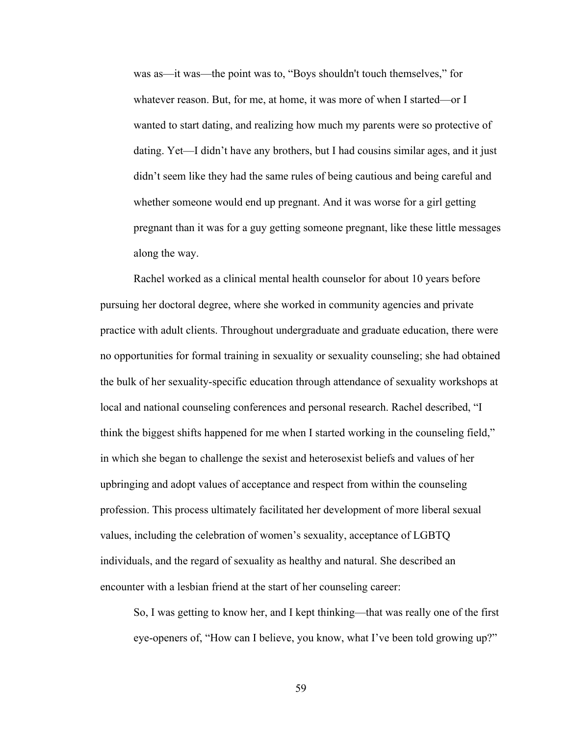> was as—it was—the point was to, "Boys shouldn't touch themselves," for whatever reason. But, for me, at home, it was more of when I started—or I wanted to start dating, and realizing how much my parents were so protective of dating. Yet—I didn't have any brothers, but I had cousins similar ages, and it just didn't seem like they had the same rules of being cautious and being careful and whether someone would end up pregnant. And it was worse for a girl getting pregnant than it was for a guy getting someone pregnant, like these little messages along the way.

Rachel worked as a clinical mental health counselor for about 10 years before pursuing her doctoral degree, where she worked in community agencies and private practice with adult clients. Throughout undergraduate and graduate education, there were no opportunities for formal training in sexuality or sexuality counseling; she had obtained the bulk of her sexuality-specific education through attendance of sexuality workshops at local and national counseling conferences and personal research. Rachel described, "I think the biggest shifts happened for me when I started working in the counseling field," in which she began to challenge the sexist and heterosexist beliefs and values of her upbringing and adopt values of acceptance and respect from within the counseling profession. This process ultimately facilitated her development of more liberal sexual values, including the celebration of women's sexuality, acceptance of LGBTQ individuals, and the regard of sexuality as healthy and natural. She described an encounter with a lesbian friend at the start of her counseling career:

> So, I was getting to know her, and I kept thinking—that was really one of the first eye-openers of, "How can I believe, you know, what I've been told growing up?"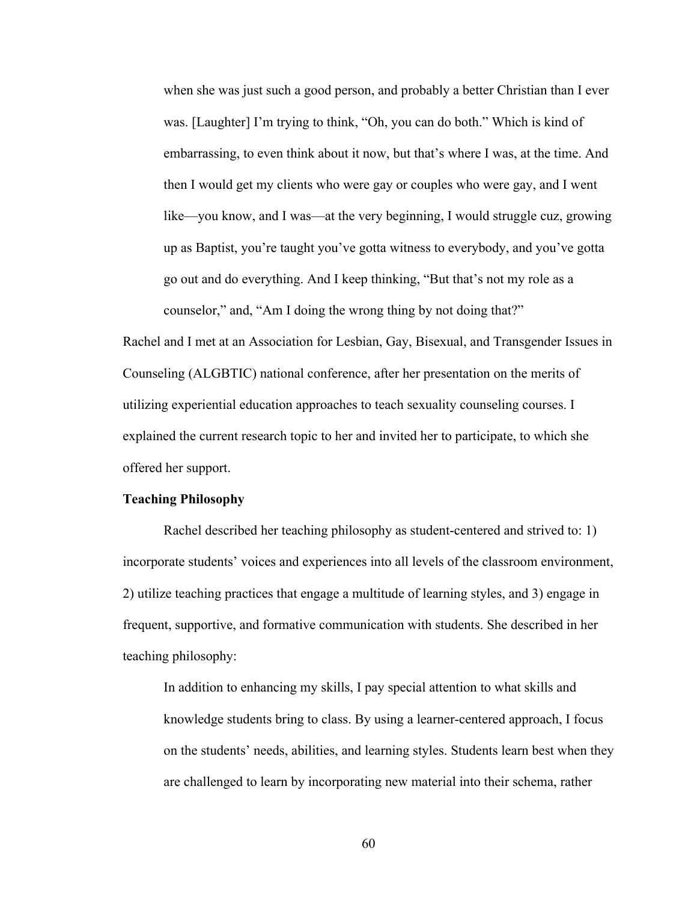> when she was just such a good person, and probably a better Christian than I ever was. [Laughter] I'm trying to think, "Oh, you can do both." Which is kind of embarrassing, to even think about it now, but that's where I was, at the time. And then I would get my clients who were gay or couples who were gay, and I went like—you know, and I was—at the very beginning, I would struggle cuz, growing up as Baptist, you're taught you've gotta witness to everybody, and you've gotta go out and do everything. And I keep thinking, "But that's not my role as a counselor," and, "Am I doing the wrong thing by not doing that?"

Rachel and I met at an Association for Lesbian, Gay, Bisexual, and Transgender Issues in Counseling (ALGBTIC) national conference, after her presentation on the merits of utilizing experiential education approaches to teach sexuality counseling courses. I explained the current research topic to her and invited her to participate, to which she offered her support.

**Teaching Philosophy**

Rachel described her teaching philosophy as student-centered and strived to: 1) incorporate students' voices and experiences into all levels of the classroom environment, 2) utilize teaching practices that engage a multitude of learning styles, and 3) engage in frequent, supportive, and formative communication with students. She described in her teaching philosophy:

> In addition to enhancing my skills, I pay special attention to what skills and knowledge students bring to class. By using a learner-centered approach, I focus on the students' needs, abilities, and learning styles. Students learn best when they are challenged to learn by incorporating new material into their schema, rather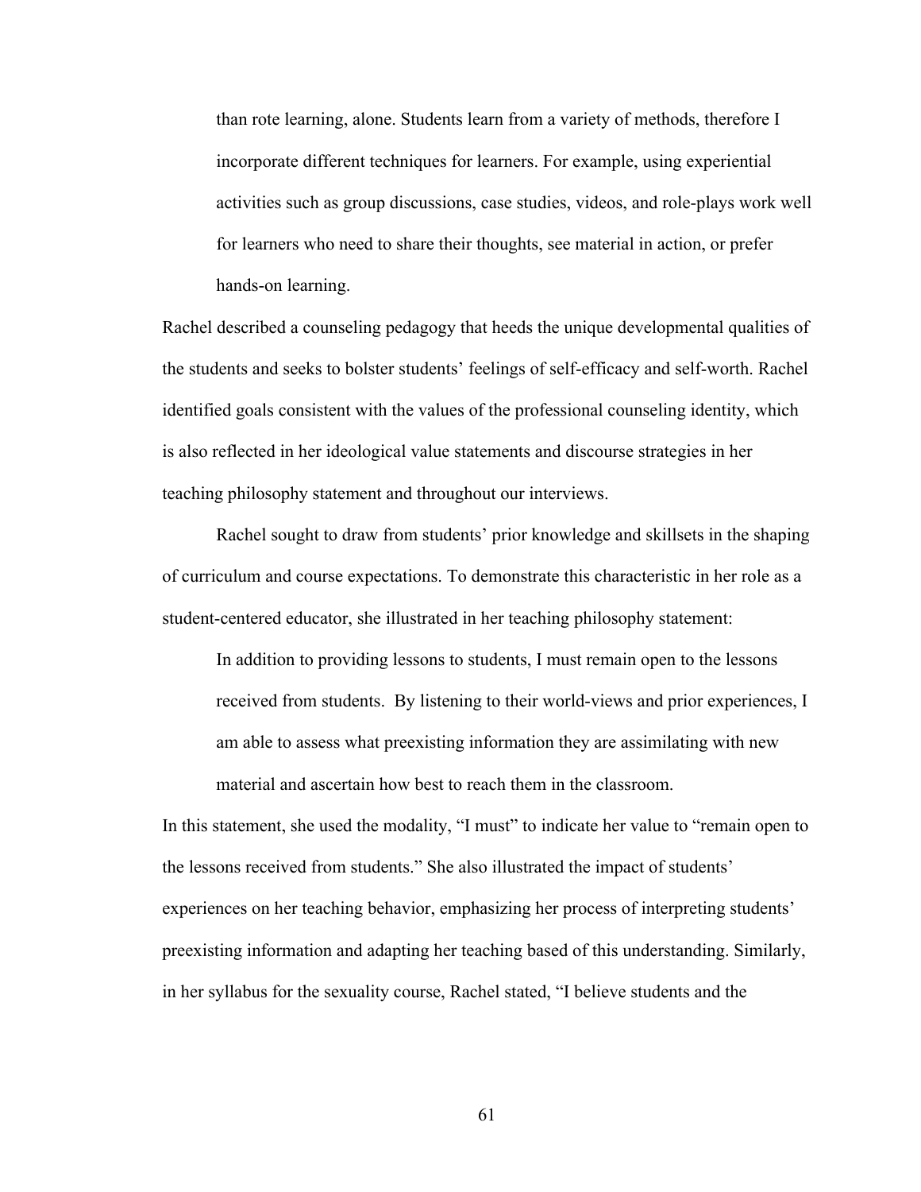> than rote learning, alone. Students learn from a variety of methods, therefore I incorporate different techniques for learners. For example, using experiential activities such as group discussions, case studies, videos, and role-plays work well for learners who need to share their thoughts, see material in action, or prefer hands-on learning.

Rachel described a counseling pedagogy that heeds the unique developmental qualities of the students and seeks to bolster students' feelings of self-efficacy and self-worth. Rachel identified goals consistent with the values of the professional counseling identity, which is also reflected in her ideological value statements and discourse strategies in her teaching philosophy statement and throughout our interviews.

Rachel sought to draw from students' prior knowledge and skillsets in the shaping of curriculum and course expectations. To demonstrate this characteristic in her role as a student-centered educator, she illustrated in her teaching philosophy statement:

> In addition to providing lessons to students, I must remain open to the lessons received from students. By listening to their world-views and prior experiences, I am able to assess what preexisting information they are assimilating with new material and ascertain how best to reach them in the classroom.

In this statement, she used the modality, "I must" to indicate her value to "remain open to the lessons received from students." She also illustrated the impact of students' experiences on her teaching behavior, emphasizing her process of interpreting students' preexisting information and adapting her teaching based of this understanding. Similarly, in her syllabus for the sexuality course, Rachel stated, "I believe students and the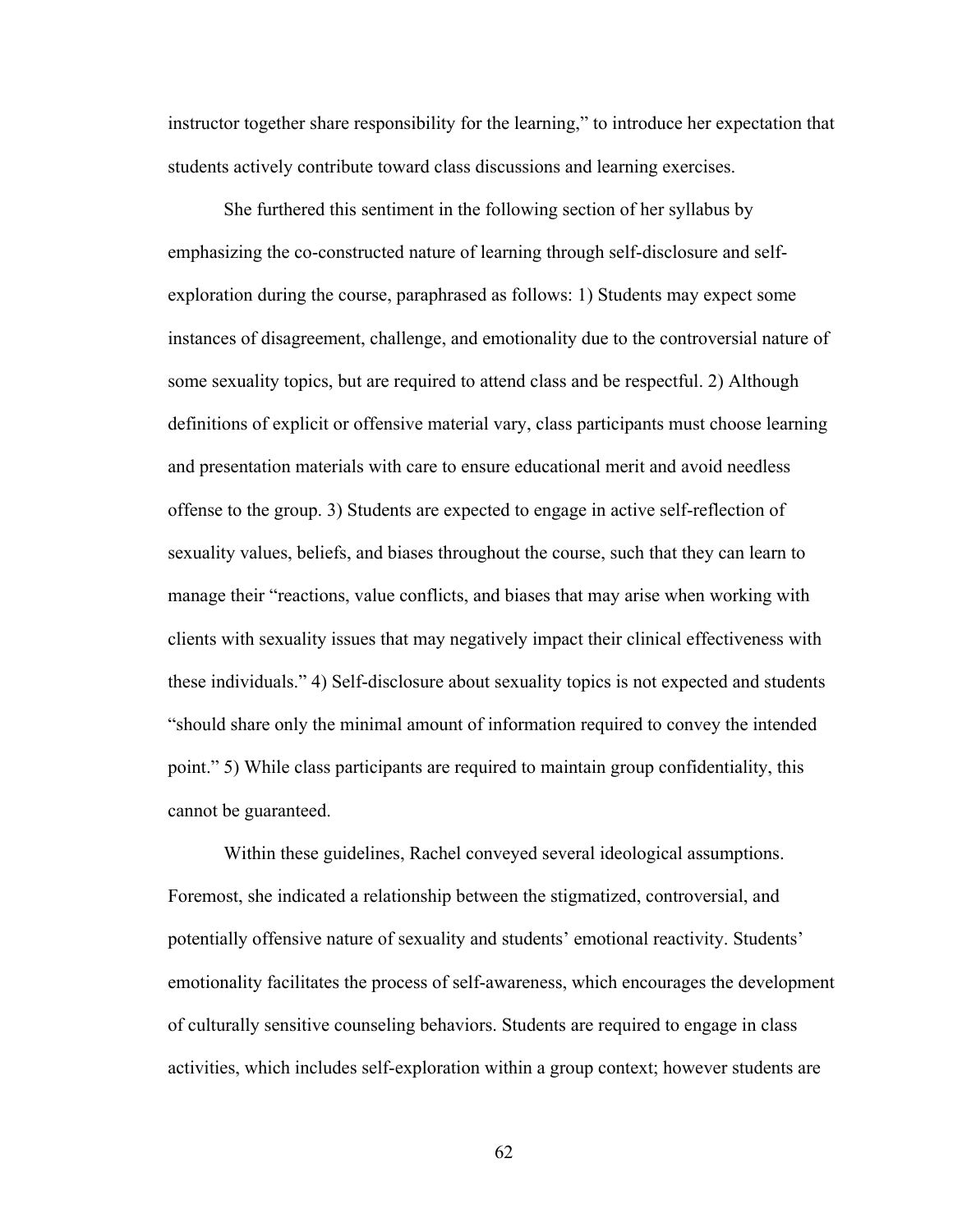instructor together share responsibility for the learning," to introduce her expectation that students actively contribute toward class discussions and learning exercises.

She furthered this sentiment in the following section of her syllabus by emphasizing the co-constructed nature of learning through self-disclosure and self-exploration during the course, paraphrased as follows: 1) Students may expect some instances of disagreement, challenge, and emotionality due to the controversial nature of some sexuality topics, but are required to attend class and be respectful. 2) Although definitions of explicit or offensive material vary, class participants must choose learning and presentation materials with care to ensure educational merit and avoid needless offense to the group. 3) Students are expected to engage in active self-reflection of sexuality values, beliefs, and biases throughout the course, such that they can learn to manage their "reactions, value conflicts, and biases that may arise when working with clients with sexuality issues that may negatively impact their clinical effectiveness with these individuals." 4) Self-disclosure about sexuality topics is not expected and students "should share only the minimal amount of information required to convey the intended point." 5) While class participants are required to maintain group confidentiality, this cannot be guaranteed.

Within these guidelines, Rachel conveyed several ideological assumptions. Foremost, she indicated a relationship between the stigmatized, controversial, and potentially offensive nature of sexuality and students' emotional reactivity. Students' emotionality facilitates the process of self-awareness, which encourages the development of culturally sensitive counseling behaviors. Students are required to engage in class activities, which includes self-exploration within a group context; however students are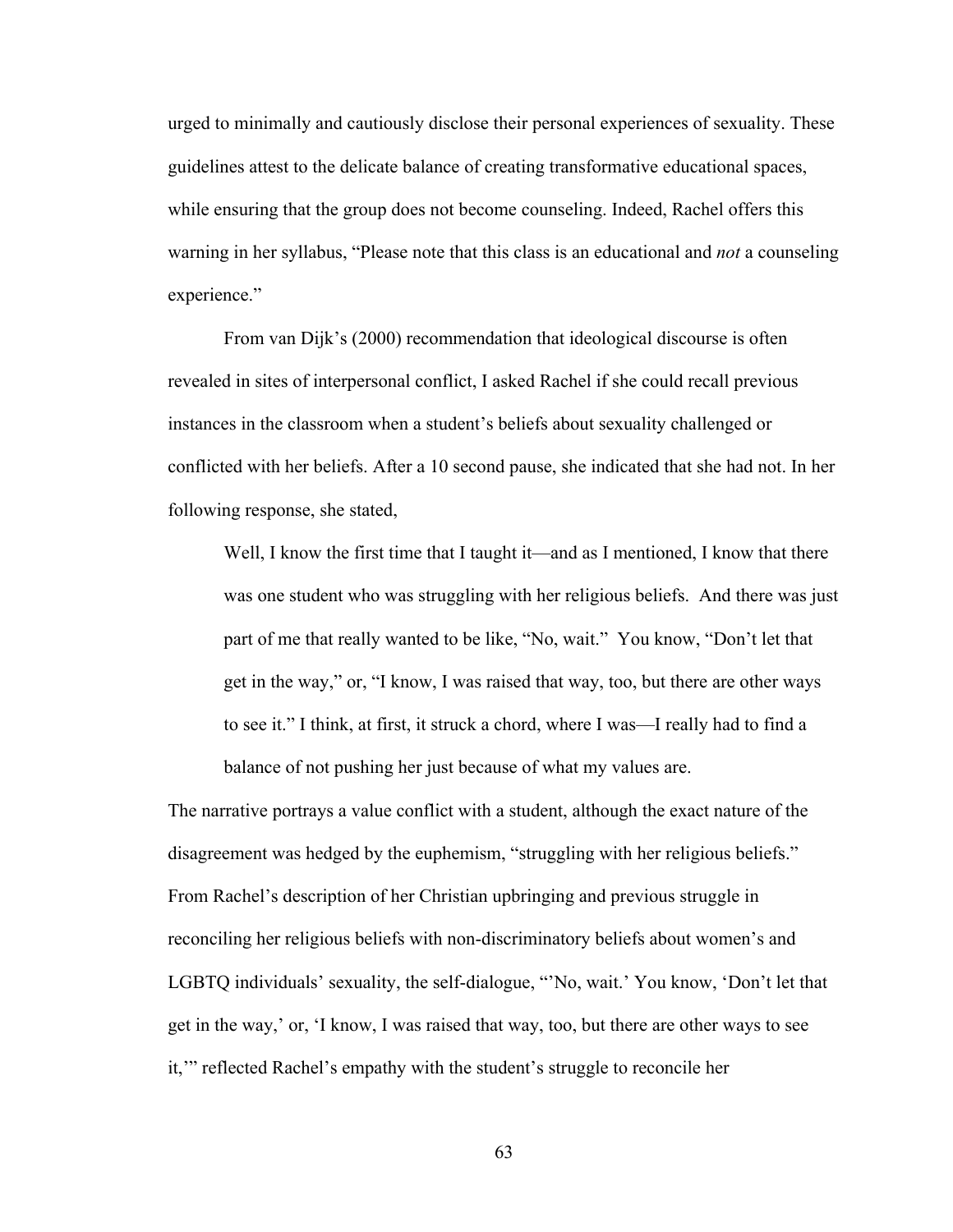urged to minimally and cautiously disclose their personal experiences of sexuality. These guidelines attest to the delicate balance of creating transformative educational spaces, while ensuring that the group does not become counseling. Indeed, Rachel offers this warning in her syllabus, "Please note that this class is an educational and *not* a counseling experience."

From van Dijk's (2000) recommendation that ideological discourse is often revealed in sites of interpersonal conflict, I asked Rachel if she could recall previous instances in the classroom when a student's beliefs about sexuality challenged or conflicted with her beliefs. After a 10 second pause, she indicated that she had not. In her following response, she stated,

> Well, I know the first time that I taught it—and as I mentioned, I know that there was one student who was struggling with her religious beliefs. And there was just part of me that really wanted to be like, "No, wait." You know, "Don't let that get in the way," or, "I know, I was raised that way, too, but there are other ways to see it." I think, at first, it struck a chord, where I was—I really had to find a balance of not pushing her just because of what my values are.

The narrative portrays a value conflict with a student, although the exact nature of the disagreement was hedged by the euphemism, "struggling with her religious beliefs." From Rachel's description of her Christian upbringing and previous struggle in reconciling her religious beliefs with non-discriminatory beliefs about women's and LGBTQ individuals' sexuality, the self-dialogue, "'No, wait.' You know, 'Don't let that get in the way,' or, 'I know, I was raised that way, too, but there are other ways to see it,'" reflected Rachel's empathy with the student's struggle to reconcile her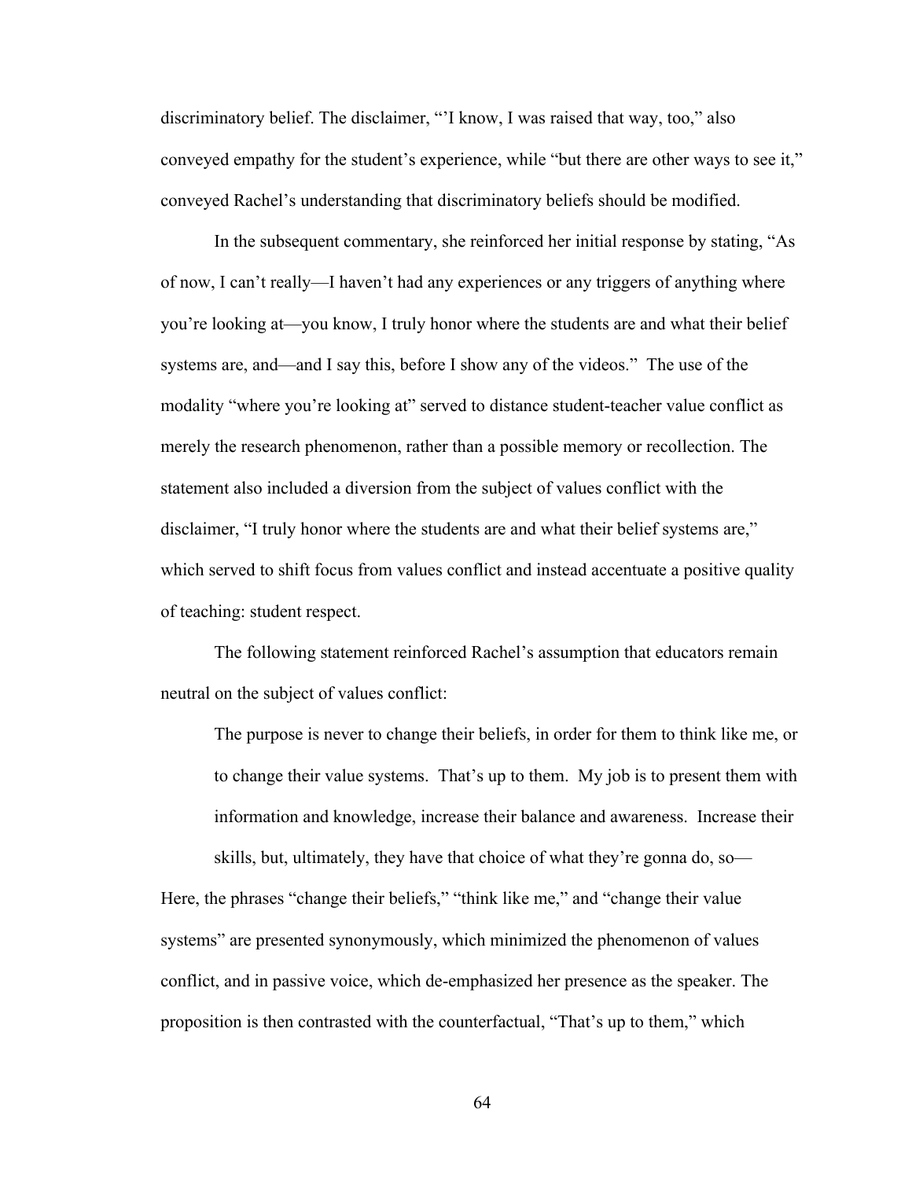discriminatory belief. The disclaimer, "'I know, I was raised that way, too," also conveyed empathy for the student's experience, while "but there are other ways to see it," conveyed Rachel's understanding that discriminatory beliefs should be modified.

In the subsequent commentary, she reinforced her initial response by stating, "As of now, I can't really—I haven't had any experiences or any triggers of anything where you're looking at—you know, I truly honor where the students are and what their belief systems are, and—and I say this, before I show any of the videos." The use of the modality "where you're looking at" served to distance student-teacher value conflict as merely the research phenomenon, rather than a possible memory or recollection. The statement also included a diversion from the subject of values conflict with the disclaimer, "I truly honor where the students are and what their belief systems are," which served to shift focus from values conflict and instead accentuate a positive quality of teaching: student respect.

The following statement reinforced Rachel's assumption that educators remain neutral on the subject of values conflict:

> The purpose is never to change their beliefs, in order for them to think like me, or to change their value systems. That's up to them. My job is to present them with information and knowledge, increase their balance and awareness. Increase their skills, but, ultimately, they have that choice of what they're gonna do, so—

Here, the phrases "change their beliefs," "think like me," and "change their value systems" are presented synonymously, which minimized the phenomenon of values conflict, and in passive voice, which de-emphasized her presence as the speaker. The proposition is then contrasted with the counterfactual, "That's up to them," which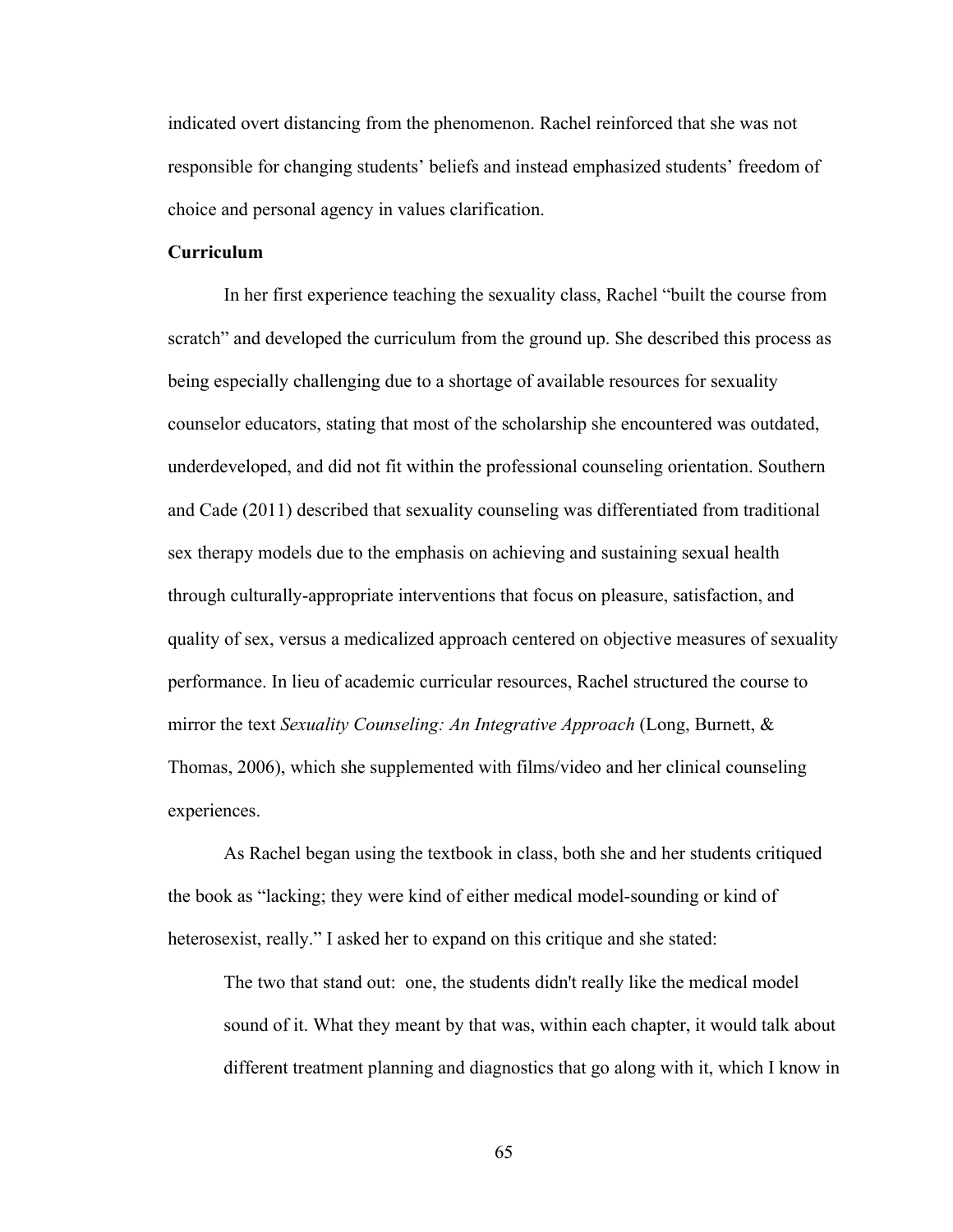indicated overt distancing from the phenomenon. Rachel reinforced that she was not responsible for changing students' beliefs and instead emphasized students' freedom of choice and personal agency in values clarification.

**Curriculum**

In her first experience teaching the sexuality class, Rachel "built the course from scratch" and developed the curriculum from the ground up. She described this process as being especially challenging due to a shortage of available resources for sexuality counselor educators, stating that most of the scholarship she encountered was outdated, underdeveloped, and did not fit within the professional counseling orientation. Southern and Cade (2011) described that sexuality counseling was differentiated from traditional sex therapy models due to the emphasis on achieving and sustaining sexual health through culturally-appropriate interventions that focus on pleasure, satisfaction, and quality of sex, versus a medicalized approach centered on objective measures of sexuality performance. In lieu of academic curricular resources, Rachel structured the course to mirror the text *Sexuality Counseling: An Integrative Approach* (Long, Burnett, & Thomas, 2006), which she supplemented with films/video and her clinical counseling experiences.

As Rachel began using the textbook in class, both she and her students critiqued the book as "lacking; they were kind of either medical model-sounding or kind of heterosexist, really." I asked her to expand on this critique and she stated:

> The two that stand out: one, the students didn't really like the medical model sound of it. What they meant by that was, within each chapter, it would talk about different treatment planning and diagnostics that go along with it, which I know in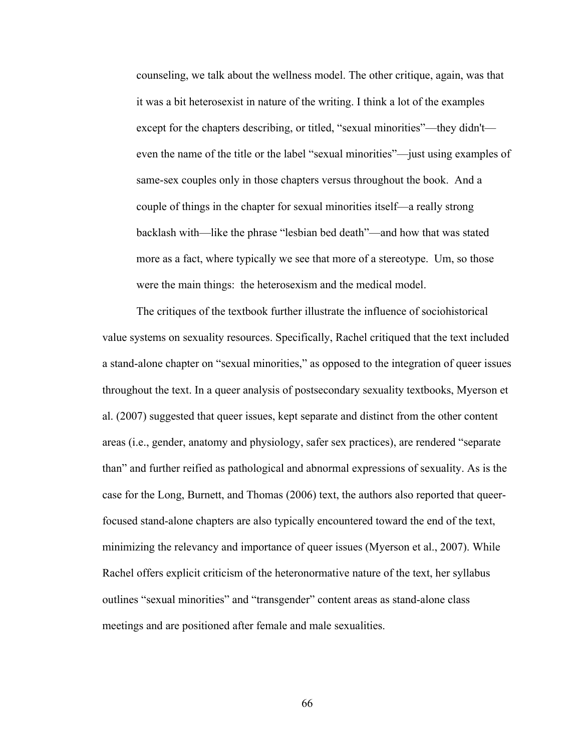> counseling, we talk about the wellness model. The other critique, again, was that it was a bit heterosexist in nature of the writing. I think a lot of the examples except for the chapters describing, or titled, "sexual minorities"—they didn't—even the name of the title or the label "sexual minorities"—just using examples of same-sex couples only in those chapters versus throughout the book. And a couple of things in the chapter for sexual minorities itself—a really strong backlash with—like the phrase "lesbian bed death"—and how that was stated more as a fact, where typically we see that more of a stereotype. Um, so those were the main things: the heterosexism and the medical model.

The critiques of the textbook further illustrate the influence of sociohistorical value systems on sexuality resources. Specifically, Rachel critiqued that the text included a stand-alone chapter on "sexual minorities," as opposed to the integration of queer issues throughout the text. In a queer analysis of postsecondary sexuality textbooks, Myerson et al. (2007) suggested that queer issues, kept separate and distinct from the other content areas (i.e., gender, anatomy and physiology, safer sex practices), are rendered "separate than" and further reified as pathological and abnormal expressions of sexuality. As is the case for the Long, Burnett, and Thomas (2006) text, the authors also reported that queer-focused stand-alone chapters are also typically encountered toward the end of the text, minimizing the relevancy and importance of queer issues (Myerson et al., 2007). While Rachel offers explicit criticism of the heteronormative nature of the text, her syllabus outlines "sexual minorities" and "transgender" content areas as stand-alone class meetings and are positioned after female and male sexualities.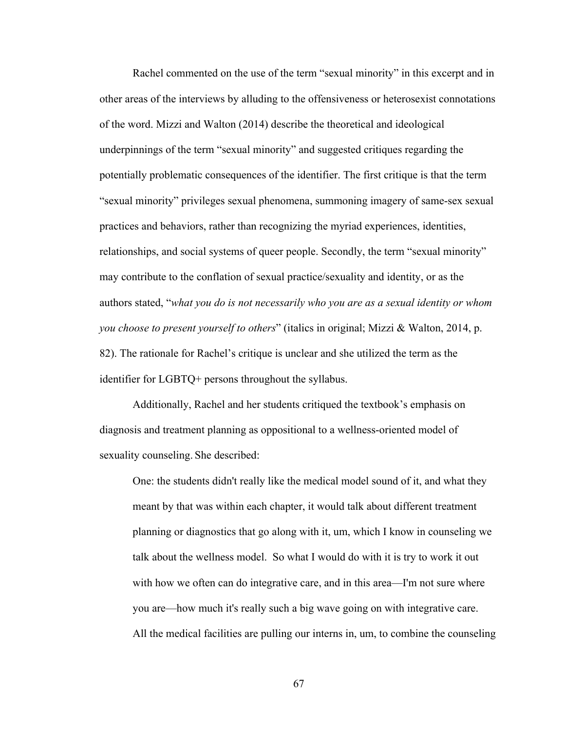Rachel commented on the use of the term "sexual minority" in this excerpt and in other areas of the interviews by alluding to the offensiveness or heterosexist connotations of the word. Mizzi and Walton (2014) describe the theoretical and ideological underpinnings of the term "sexual minority" and suggested critiques regarding the potentially problematic consequences of the identifier. The first critique is that the term "sexual minority" privileges sexual phenomena, summoning imagery of same-sex sexual practices and behaviors, rather than recognizing the myriad experiences, identities, relationships, and social systems of queer people. Secondly, the term "sexual minority" may contribute to the conflation of sexual practice/sexuality and identity, or as the authors stated, "*what you do is not necessarily who you are as a sexual identity or whom you choose to present yourself to others*" (italics in original; Mizzi & Walton, 2014, p. 82). The rationale for Rachel's critique is unclear and she utilized the term as the identifier for LGBTQ+ persons throughout the syllabus.

Additionally, Rachel and her students critiqued the textbook's emphasis on diagnosis and treatment planning as oppositional to a wellness-oriented model of sexuality counseling. She described:

> One: the students didn't really like the medical model sound of it, and what they meant by that was within each chapter, it would talk about different treatment planning or diagnostics that go along with it, um, which I know in counseling we talk about the wellness model. So what I would do with it is try to work it out with how we often can do integrative care, and in this area—I'm not sure where you are—how much it's really such a big wave going on with integrative care. All the medical facilities are pulling our interns in, um, to combine the counseling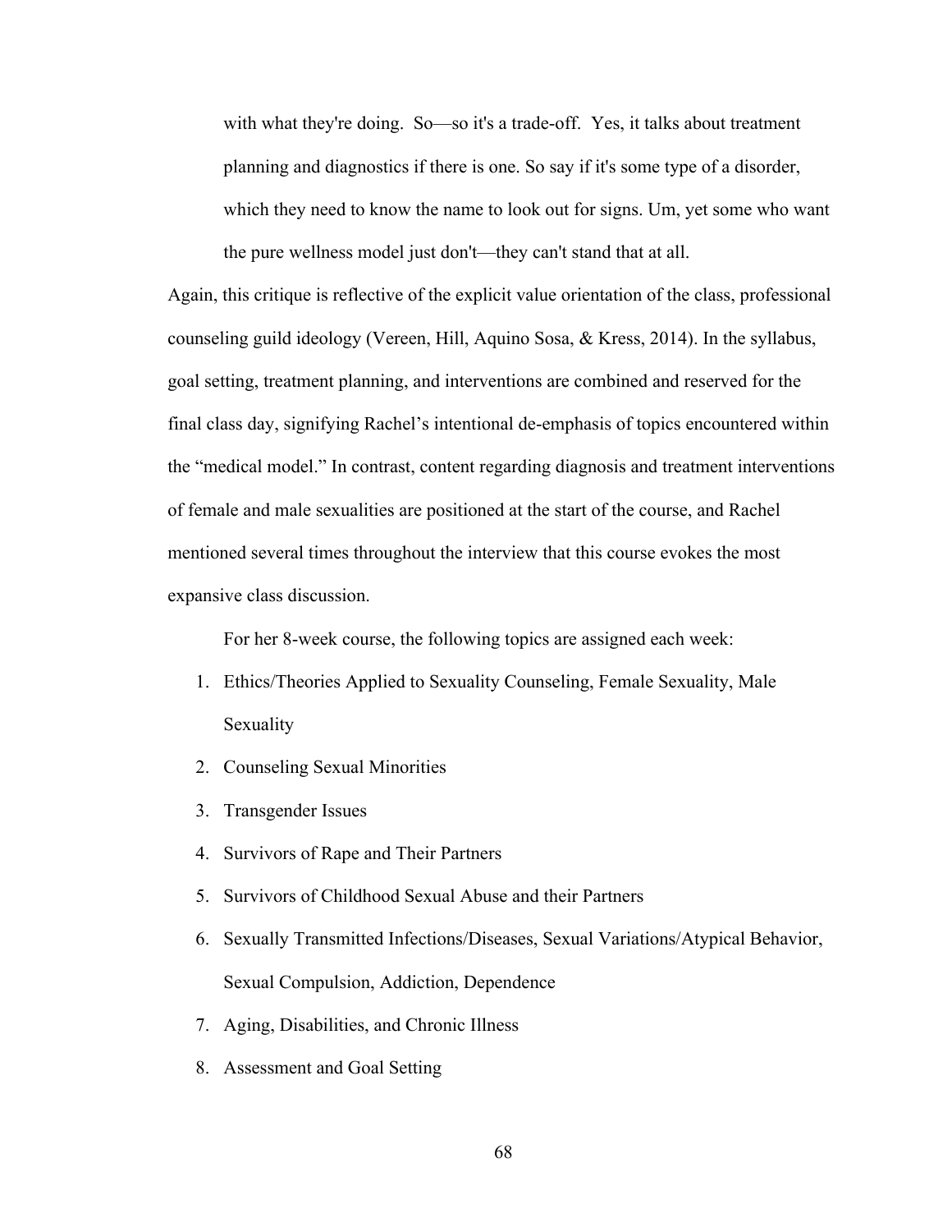> with what they're doing. So—so it's a trade-off. Yes, it talks about treatment planning and diagnostics if there is one. So say if it's some type of a disorder, which they need to know the name to look out for signs. Um, yet some who want the pure wellness model just don't—they can't stand that at all.

Again, this critique is reflective of the explicit value orientation of the class, professional counseling guild ideology (Vereen, Hill, Aquino Sosa, & Kress, 2014). In the syllabus, goal setting, treatment planning, and interventions are combined and reserved for the final class day, signifying Rachel's intentional de-emphasis of topics encountered within the "medical model." In contrast, content regarding diagnosis and treatment interventions of female and male sexualities are positioned at the start of the course, and Rachel mentioned several times throughout the interview that this course evokes the most expansive class discussion.

For her 8-week course, the following topics are assigned each week:

1. Ethics/Theories Applied to Sexuality Counseling, Female Sexuality, Male Sexuality
2. Counseling Sexual Minorities
3. Transgender Issues
4. Survivors of Rape and Their Partners
5. Survivors of Childhood Sexual Abuse and their Partners
6. Sexually Transmitted Infections/Diseases, Sexual Variations/Atypical Behavior, Sexual Compulsion, Addiction, Dependence
7. Aging, Disabilities, and Chronic Illness
8. Assessment and Goal Setting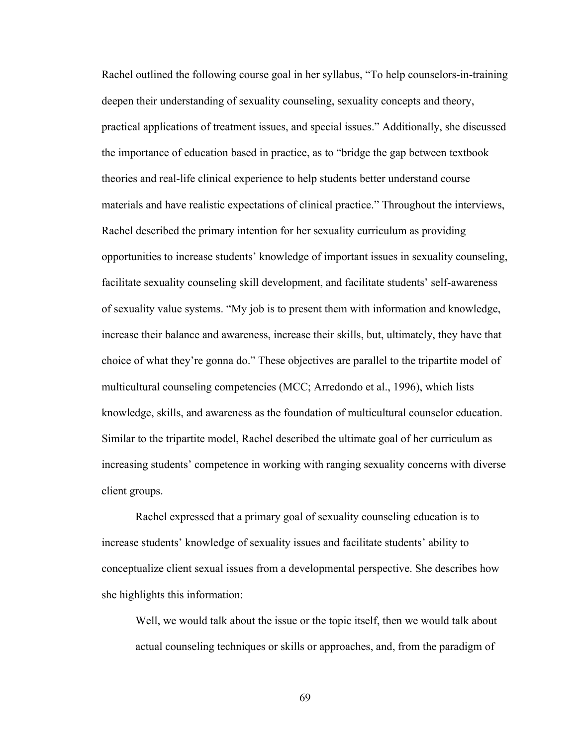Rachel outlined the following course goal in her syllabus, “To help counselors-in-training deepen their understanding of sexuality counseling, sexuality concepts and theory, practical applications of treatment issues, and special issues.” Additionally, she discussed the importance of education based in practice, as to “bridge the gap between textbook theories and real-life clinical experience to help students better understand course materials and have realistic expectations of clinical practice.” Throughout the interviews, Rachel described the primary intention for her sexuality curriculum as providing opportunities to increase students’ knowledge of important issues in sexuality counseling, facilitate sexuality counseling skill development, and facilitate students’ self-awareness of sexuality value systems. “My job is to present them with information and knowledge, increase their balance and awareness, increase their skills, but, ultimately, they have that choice of what they’re gonna do.” These objectives are parallel to the tripartite model of multicultural counseling competencies (MCC; Arredondo et al., 1996), which lists knowledge, skills, and awareness as the foundation of multicultural counselor education. Similar to the tripartite model, Rachel described the ultimate goal of her curriculum as increasing students’ competence in working with ranging sexuality concerns with diverse client groups.

Rachel expressed that a primary goal of sexuality counseling education is to increase students’ knowledge of sexuality issues and facilitate students’ ability to conceptualize client sexual issues from a developmental perspective. She describes how she highlights this information:

> Well, we would talk about the issue or the topic itself, then we would talk about actual counseling techniques or skills or approaches, and, from the paradigm of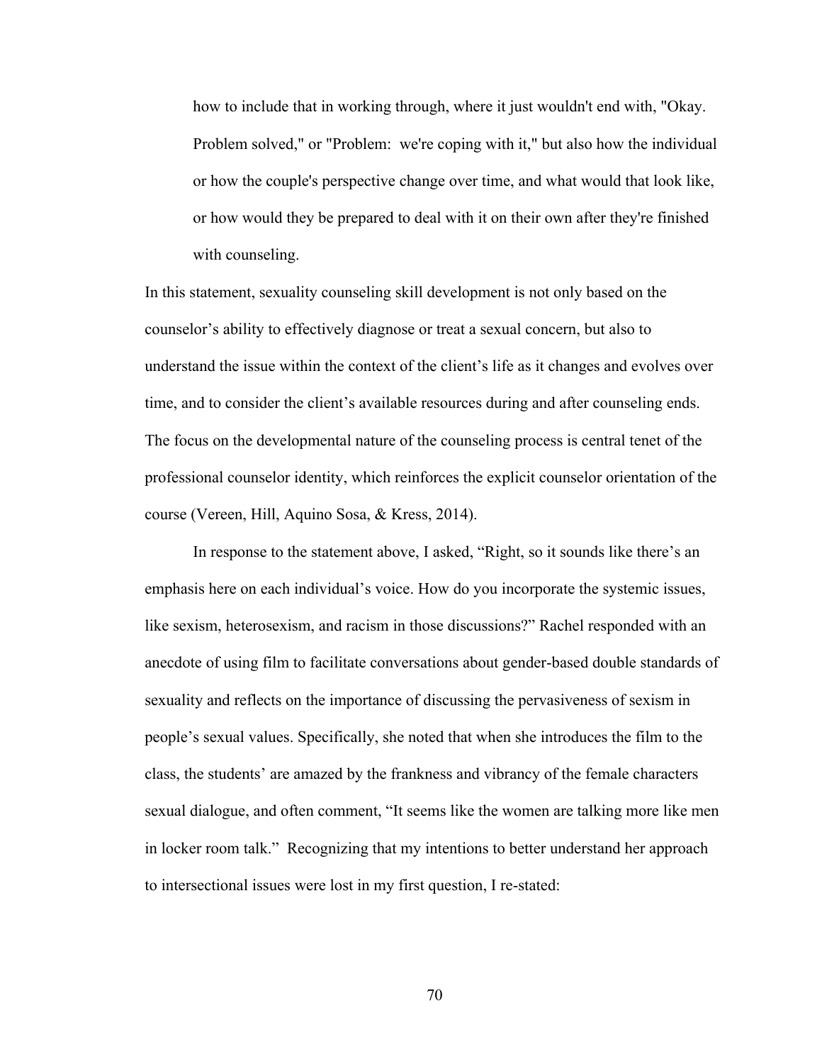> how to include that in working through, where it just wouldn't end with, "Okay. Problem solved," or "Problem: we're coping with it," but also how the individual or how the couple's perspective change over time, and what would that look like, or how would they be prepared to deal with it on their own after they're finished with counseling.

In this statement, sexuality counseling skill development is not only based on the counselor's ability to effectively diagnose or treat a sexual concern, but also to understand the issue within the context of the client's life as it changes and evolves over time, and to consider the client's available resources during and after counseling ends. The focus on the developmental nature of the counseling process is central tenet of the professional counselor identity, which reinforces the explicit counselor orientation of the course (Vereen, Hill, Aquino Sosa, & Kress, 2014).

In response to the statement above, I asked, "Right, so it sounds like there's an emphasis here on each individual's voice. How do you incorporate the systemic issues, like sexism, heterosexism, and racism in those discussions?" Rachel responded with an anecdote of using film to facilitate conversations about gender-based double standards of sexuality and reflects on the importance of discussing the pervasiveness of sexism in people's sexual values. Specifically, she noted that when she introduces the film to the class, the students' are amazed by the frankness and vibrancy of the female characters sexual dialogue, and often comment, "It seems like the women are talking more like men in locker room talk." Recognizing that my intentions to better understand her approach to intersectional issues were lost in my first question, I re-stated: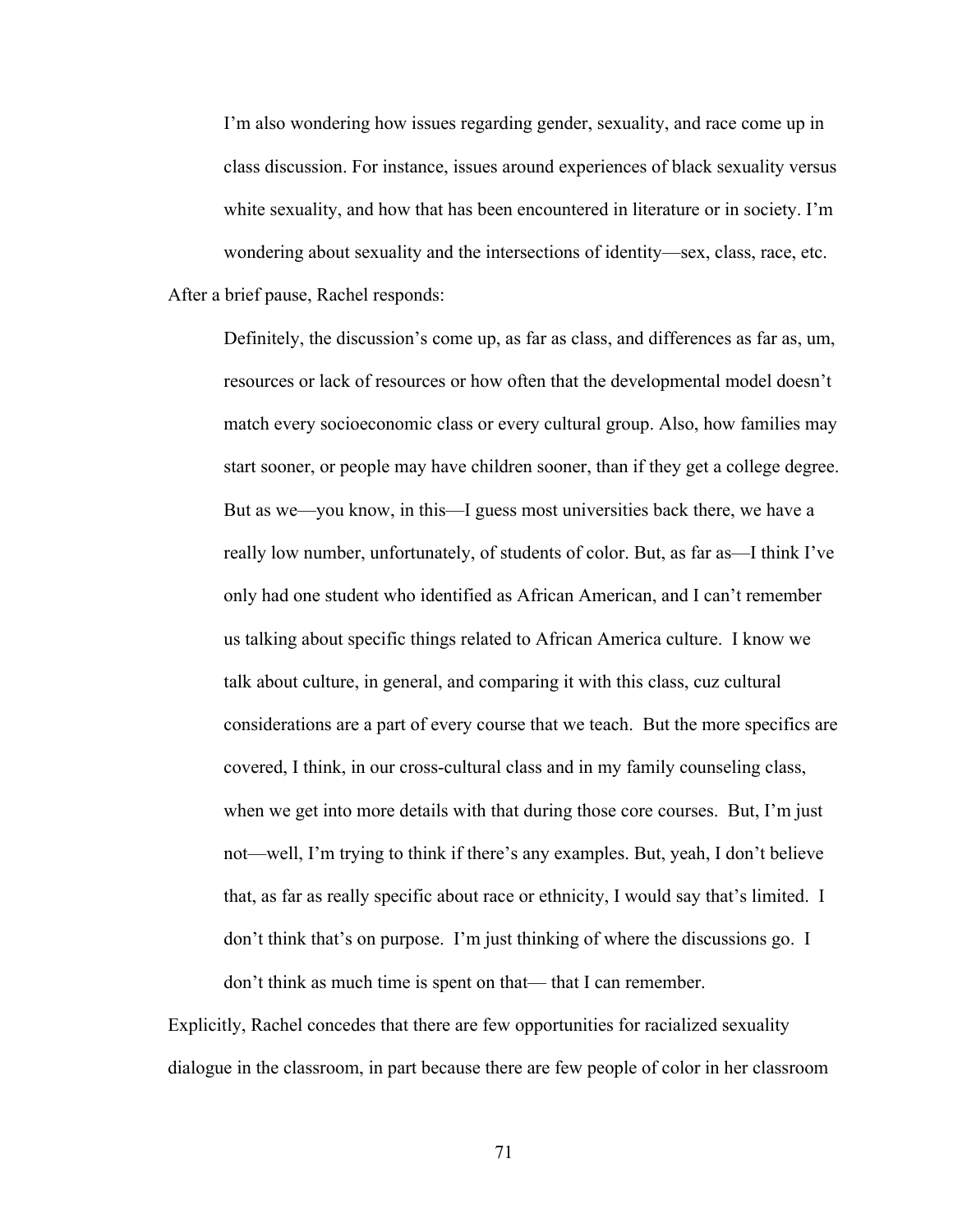> I'm also wondering how issues regarding gender, sexuality, and race come up in class discussion. For instance, issues around experiences of black sexuality versus white sexuality, and how that has been encountered in literature or in society. I'm wondering about sexuality and the intersections of identity—sex, class, race, etc.

After a brief pause, Rachel responds:

> Definitely, the discussion's come up, as far as class, and differences as far as, um, resources or lack of resources or how often that the developmental model doesn't match every socioeconomic class or every cultural group. Also, how families may start sooner, or people may have children sooner, than if they get a college degree. But as we—you know, in this—I guess most universities back there, we have a really low number, unfortunately, of students of color. But, as far as—I think I've only had one student who identified as African American, and I can't remember us talking about specific things related to African America culture. I know we talk about culture, in general, and comparing it with this class, cuz cultural considerations are a part of every course that we teach. But the more specifics are covered, I think, in our cross-cultural class and in my family counseling class, when we get into more details with that during those core courses. But, I'm just not—well, I'm trying to think if there's any examples. But, yeah, I don't believe that, as far as really specific about race or ethnicity, I would say that's limited. I don't think that's on purpose. I'm just thinking of where the discussions go. I don't think as much time is spent on that— that I can remember.

Explicitly, Rachel concedes that there are few opportunities for racialized sexuality dialogue in the classroom, in part because there are few people of color in her classroom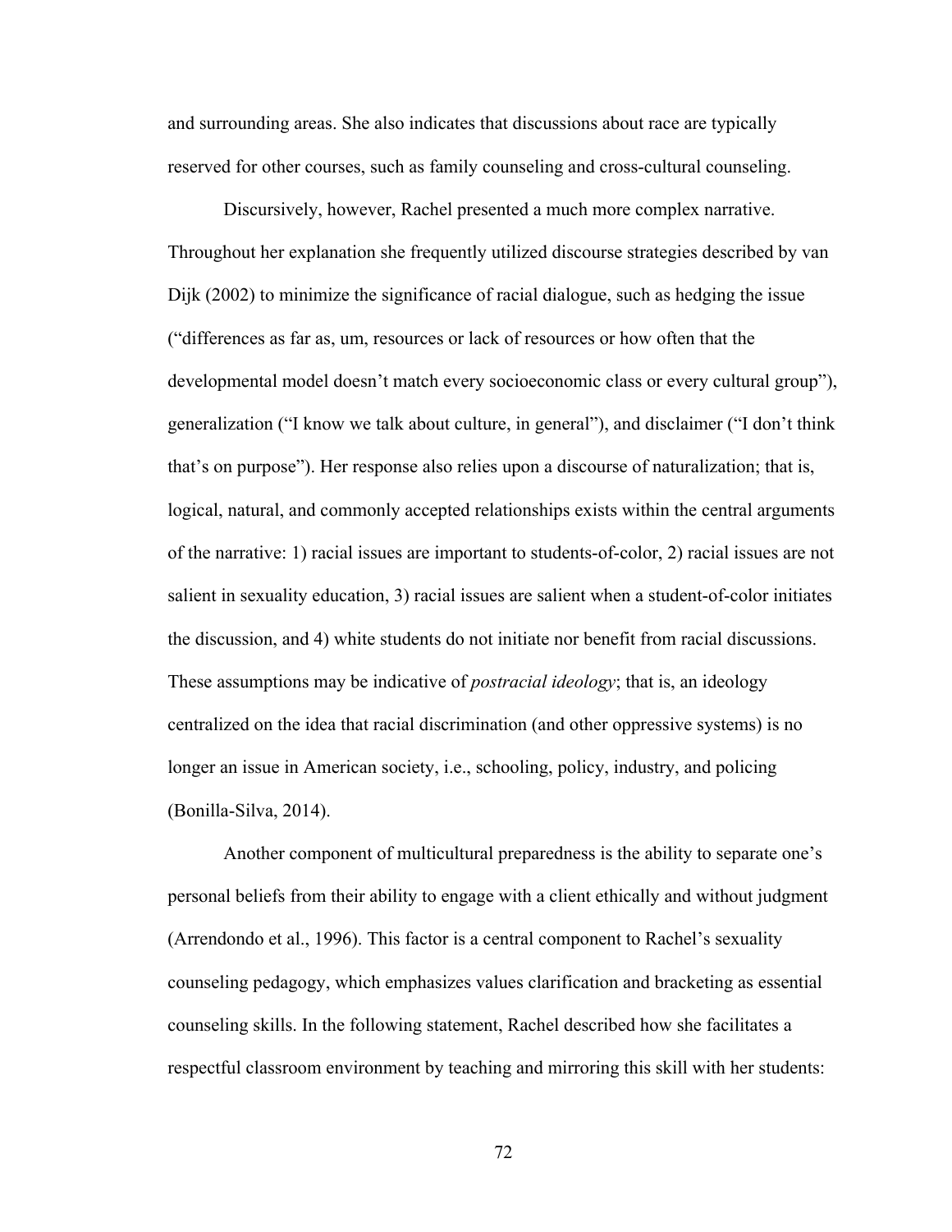and surrounding areas. She also indicates that discussions about race are typically reserved for other courses, such as family counseling and cross-cultural counseling.

Discursively, however, Rachel presented a much more complex narrative. Throughout her explanation she frequently utilized discourse strategies described by van Dijk (2002) to minimize the significance of racial dialogue, such as hedging the issue ("differences as far as, um, resources or lack of resources or how often that the developmental model doesn't match every socioeconomic class or every cultural group"), generalization ("I know we talk about culture, in general"), and disclaimer ("I don't think that's on purpose"). Her response also relies upon a discourse of naturalization; that is, logical, natural, and commonly accepted relationships exists within the central arguments of the narrative: 1) racial issues are important to students-of-color, 2) racial issues are not salient in sexuality education, 3) racial issues are salient when a student-of-color initiates the discussion, and 4) white students do not initiate nor benefit from racial discussions. These assumptions may be indicative of *postracial ideology*; that is, an ideology centralized on the idea that racial discrimination (and other oppressive systems) is no longer an issue in American society, i.e., schooling, policy, industry, and policing (Bonilla-Silva, 2014).

Another component of multicultural preparedness is the ability to separate one's personal beliefs from their ability to engage with a client ethically and without judgment (Arrendondo et al., 1996). This factor is a central component to Rachel's sexuality counseling pedagogy, which emphasizes values clarification and bracketing as essential counseling skills. In the following statement, Rachel described how she facilitates a respectful classroom environment by teaching and mirroring this skill with her students: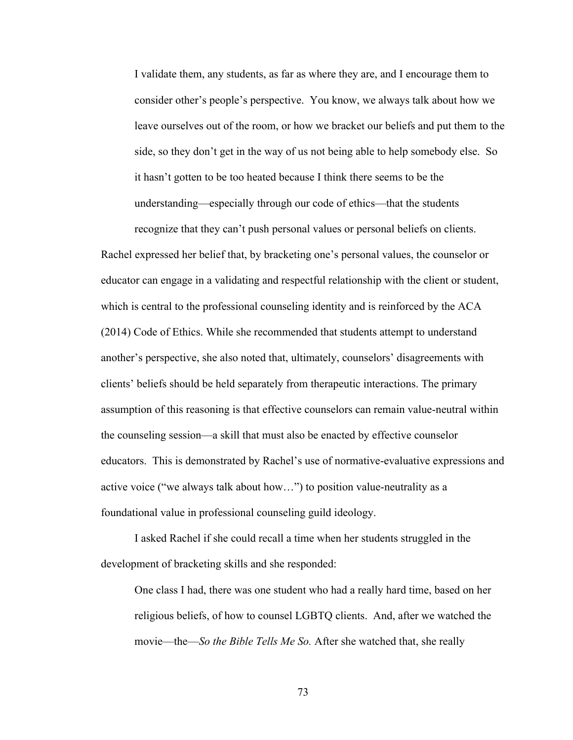> I validate them, any students, as far as where they are, and I encourage them to consider other's people's perspective. You know, we always talk about how we leave ourselves out of the room, or how we bracket our beliefs and put them to the side, so they don't get in the way of us not being able to help somebody else. So it hasn't gotten to be too heated because I think there seems to be the understanding—especially through our code of ethics—that the students recognize that they can't push personal values or personal beliefs on clients.

Rachel expressed her belief that, by bracketing one's personal values, the counselor or educator can engage in a validating and respectful relationship with the client or student, which is central to the professional counseling identity and is reinforced by the ACA (2014) Code of Ethics. While she recommended that students attempt to understand another's perspective, she also noted that, ultimately, counselors' disagreements with clients' beliefs should be held separately from therapeutic interactions. The primary assumption of this reasoning is that effective counselors can remain value-neutral within the counseling session—a skill that must also be enacted by effective counselor educators. This is demonstrated by Rachel's use of normative-evaluative expressions and active voice ("we always talk about how…") to position value-neutrality as a foundational value in professional counseling guild ideology.

I asked Rachel if she could recall a time when her students struggled in the development of bracketing skills and she responded:

> One class I had, there was one student who had a really hard time, based on her religious beliefs, of how to counsel LGBTQ clients. And, after we watched the movie—the—*So the Bible Tells Me So.* After she watched that, she really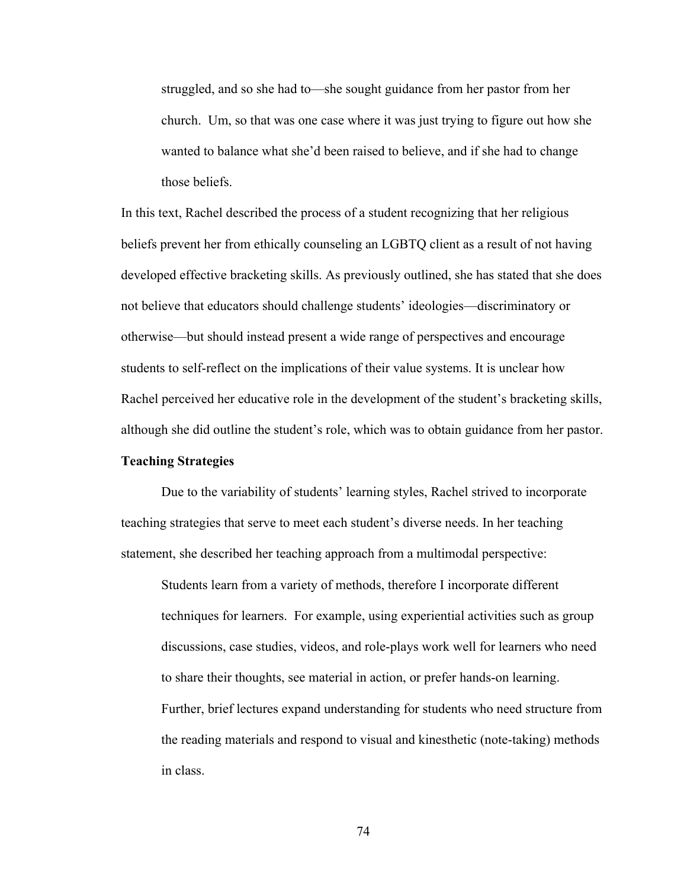> struggled, and so she had to—she sought guidance from her pastor from her church. Um, so that was one case where it was just trying to figure out how she wanted to balance what she'd been raised to believe, and if she had to change those beliefs.

In this text, Rachel described the process of a student recognizing that her religious beliefs prevent her from ethically counseling an LGBTQ client as a result of not having developed effective bracketing skills. As previously outlined, she has stated that she does not believe that educators should challenge students' ideologies—discriminatory or otherwise—but should instead present a wide range of perspectives and encourage students to self-reflect on the implications of their value systems. It is unclear how Rachel perceived her educative role in the development of the student's bracketing skills, although she did outline the student's role, which was to obtain guidance from her pastor.

**Teaching Strategies**

Due to the variability of students' learning styles, Rachel strived to incorporate teaching strategies that serve to meet each student's diverse needs. In her teaching statement, she described her teaching approach from a multimodal perspective:

> Students learn from a variety of methods, therefore I incorporate different techniques for learners. For example, using experiential activities such as group discussions, case studies, videos, and role-plays work well for learners who need to share their thoughts, see material in action, or prefer hands-on learning. Further, brief lectures expand understanding for students who need structure from the reading materials and respond to visual and kinesthetic (note-taking) methods in class.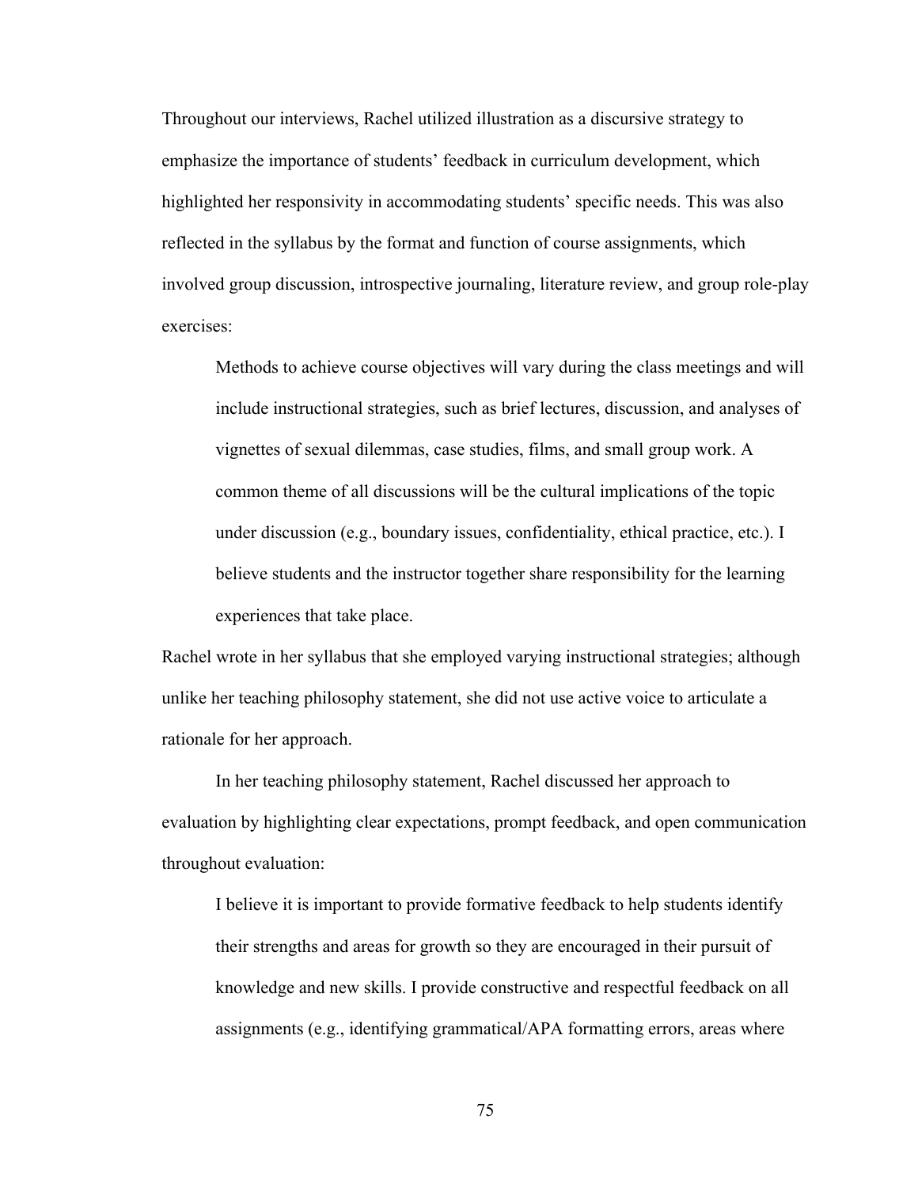Throughout our interviews, Rachel utilized illustration as a discursive strategy to emphasize the importance of students' feedback in curriculum development, which highlighted her responsivity in accommodating students' specific needs. This was also reflected in the syllabus by the format and function of course assignments, which involved group discussion, introspective journaling, literature review, and group role-play exercises:

> Methods to achieve course objectives will vary during the class meetings and will include instructional strategies, such as brief lectures, discussion, and analyses of vignettes of sexual dilemmas, case studies, films, and small group work. A common theme of all discussions will be the cultural implications of the topic under discussion (e.g., boundary issues, confidentiality, ethical practice, etc.). I believe students and the instructor together share responsibility for the learning experiences that take place.

Rachel wrote in her syllabus that she employed varying instructional strategies; although unlike her teaching philosophy statement, she did not use active voice to articulate a rationale for her approach.

In her teaching philosophy statement, Rachel discussed her approach to evaluation by highlighting clear expectations, prompt feedback, and open communication throughout evaluation:

> I believe it is important to provide formative feedback to help students identify their strengths and areas for growth so they are encouraged in their pursuit of knowledge and new skills. I provide constructive and respectful feedback on all assignments (e.g., identifying grammatical/APA formatting errors, areas where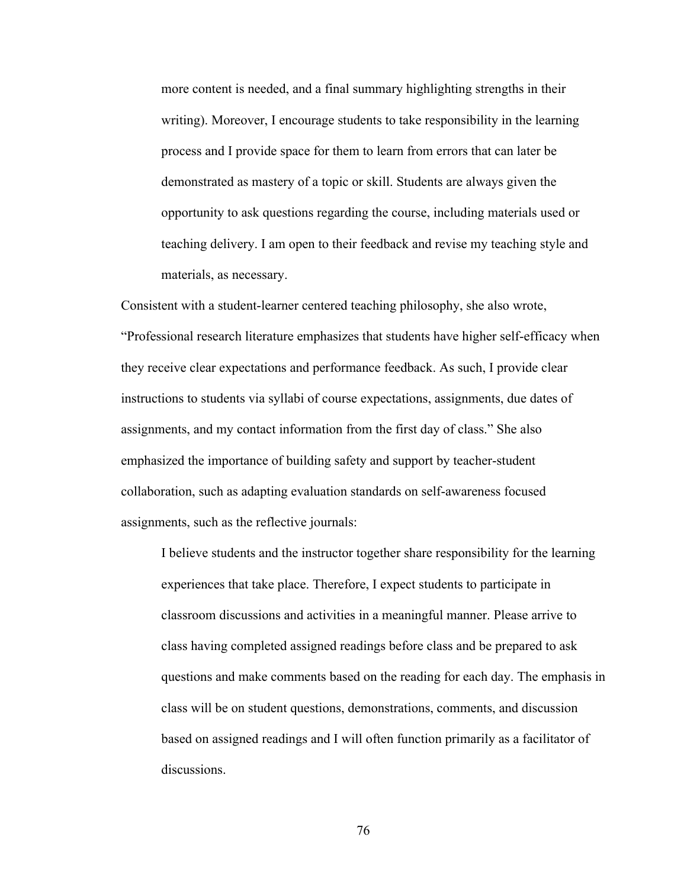> more content is needed, and a final summary highlighting strengths in their writing). Moreover, I encourage students to take responsibility in the learning process and I provide space for them to learn from errors that can later be demonstrated as mastery of a topic or skill. Students are always given the opportunity to ask questions regarding the course, including materials used or teaching delivery. I am open to their feedback and revise my teaching style and materials, as necessary.

Consistent with a student-learner centered teaching philosophy, she also wrote, "Professional research literature emphasizes that students have higher self-efficacy when they receive clear expectations and performance feedback. As such, I provide clear instructions to students via syllabi of course expectations, assignments, due dates of assignments, and my contact information from the first day of class." She also emphasized the importance of building safety and support by teacher-student collaboration, such as adapting evaluation standards on self-awareness focused assignments, such as the reflective journals:

> I believe students and the instructor together share responsibility for the learning experiences that take place. Therefore, I expect students to participate in classroom discussions and activities in a meaningful manner. Please arrive to class having completed assigned readings before class and be prepared to ask questions and make comments based on the reading for each day. The emphasis in class will be on student questions, demonstrations, comments, and discussion based on assigned readings and I will often function primarily as a facilitator of discussions.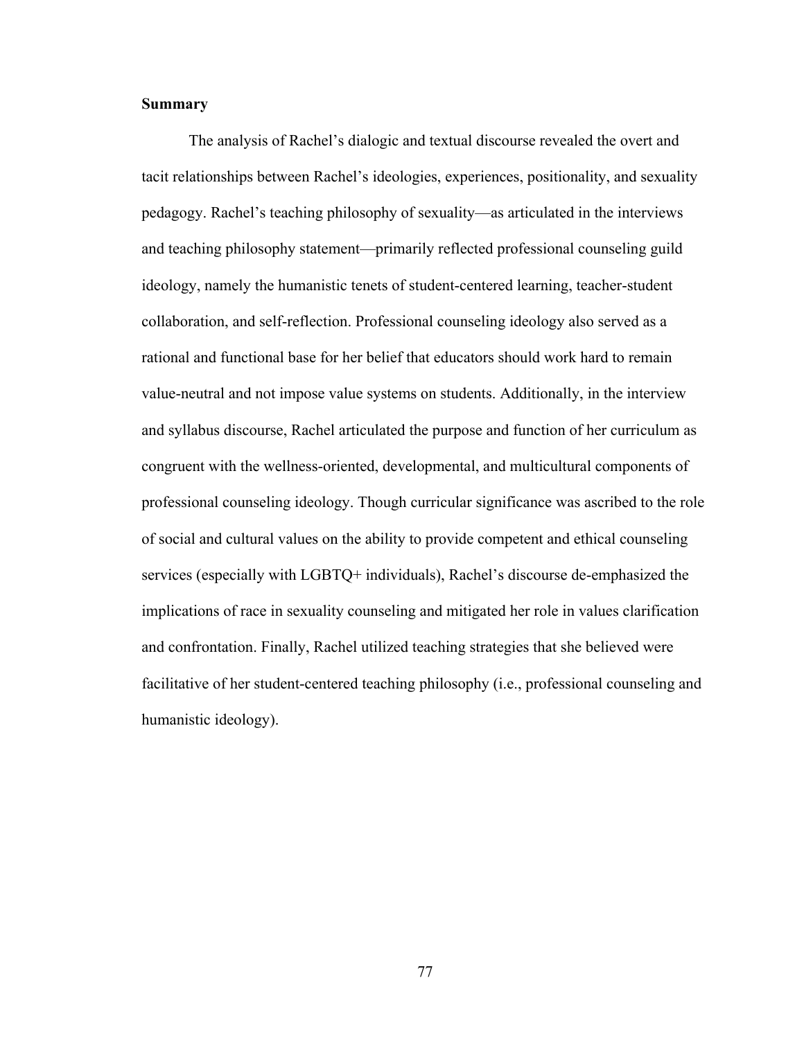### Summary

The analysis of Rachel's dialogic and textual discourse revealed the overt and tacit relationships between Rachel's ideologies, experiences, positionality, and sexuality pedagogy. Rachel's teaching philosophy of sexuality—as articulated in the interviews and teaching philosophy statement—primarily reflected professional counseling guild ideology, namely the humanistic tenets of student-centered learning, teacher-student collaboration, and self-reflection. Professional counseling ideology also served as a rational and functional base for her belief that educators should work hard to remain value-neutral and not impose value systems on students. Additionally, in the interview and syllabus discourse, Rachel articulated the purpose and function of her curriculum as congruent with the wellness-oriented, developmental, and multicultural components of professional counseling ideology. Though curricular significance was ascribed to the role of social and cultural values on the ability to provide competent and ethical counseling services (especially with LGBTQ+ individuals), Rachel's discourse de-emphasized the implications of race in sexuality counseling and mitigated her role in values clarification and confrontation. Finally, Rachel utilized teaching strategies that she believed were facilitative of her student-centered teaching philosophy (i.e., professional counseling and humanistic ideology).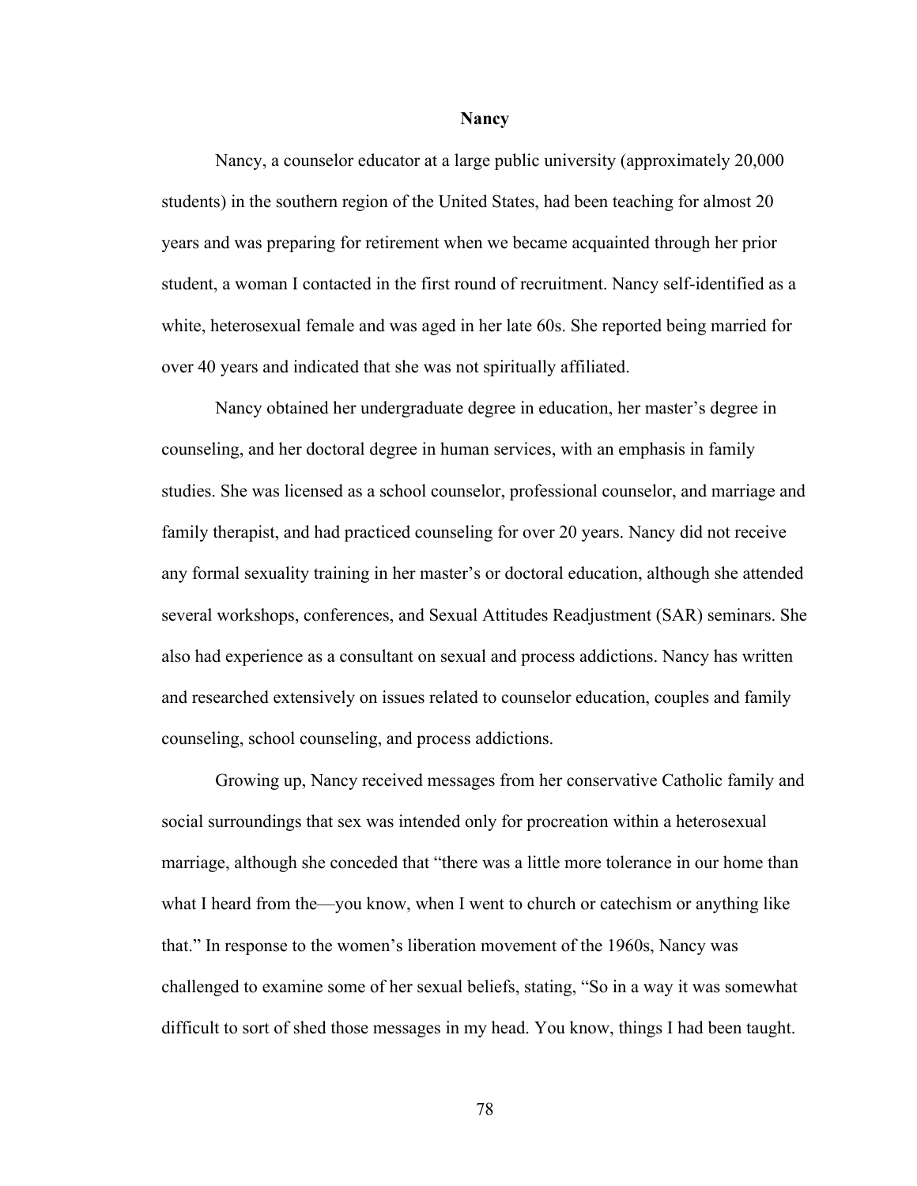## Nancy

Nancy, a counselor educator at a large public university (approximately 20,000 students) in the southern region of the United States, had been teaching for almost 20 years and was preparing for retirement when we became acquainted through her prior student, a woman I contacted in the first round of recruitment. Nancy self-identified as a white, heterosexual female and was aged in her late 60s. She reported being married for over 40 years and indicated that she was not spiritually affiliated.

Nancy obtained her undergraduate degree in education, her master's degree in counseling, and her doctoral degree in human services, with an emphasis in family studies. She was licensed as a school counselor, professional counselor, and marriage and family therapist, and had practiced counseling for over 20 years. Nancy did not receive any formal sexuality training in her master's or doctoral education, although she attended several workshops, conferences, and Sexual Attitudes Readjustment (SAR) seminars. She also had experience as a consultant on sexual and process addictions. Nancy has written and researched extensively on issues related to counselor education, couples and family counseling, school counseling, and process addictions.

Growing up, Nancy received messages from her conservative Catholic family and social surroundings that sex was intended only for procreation within a heterosexual marriage, although she conceded that "there was a little more tolerance in our home than what I heard from the—you know, when I went to church or catechism or anything like that." In response to the women's liberation movement of the 1960s, Nancy was challenged to examine some of her sexual beliefs, stating, "So in a way it was somewhat difficult to sort of shed those messages in my head. You know, things I had been taught.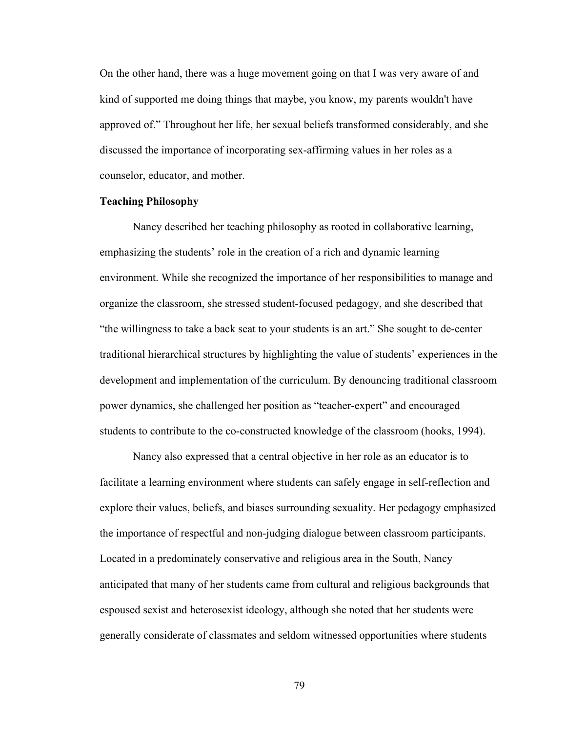On the other hand, there was a huge movement going on that I was very aware of and kind of supported me doing things that maybe, you know, my parents wouldn't have approved of." Throughout her life, her sexual beliefs transformed considerably, and she discussed the importance of incorporating sex-affirming values in her roles as a counselor, educator, and mother.

**Teaching Philosophy**

Nancy described her teaching philosophy as rooted in collaborative learning, emphasizing the students' role in the creation of a rich and dynamic learning environment. While she recognized the importance of her responsibilities to manage and organize the classroom, she stressed student-focused pedagogy, and she described that "the willingness to take a back seat to your students is an art." She sought to de-center traditional hierarchical structures by highlighting the value of students' experiences in the development and implementation of the curriculum. By denouncing traditional classroom power dynamics, she challenged her position as "teacher-expert" and encouraged students to contribute to the co-constructed knowledge of the classroom (hooks, 1994).

Nancy also expressed that a central objective in her role as an educator is to facilitate a learning environment where students can safely engage in self-reflection and explore their values, beliefs, and biases surrounding sexuality. Her pedagogy emphasized the importance of respectful and non-judging dialogue between classroom participants. Located in a predominately conservative and religious area in the South, Nancy anticipated that many of her students came from cultural and religious backgrounds that espoused sexist and heterosexist ideology, although she noted that her students were generally considerate of classmates and seldom witnessed opportunities where students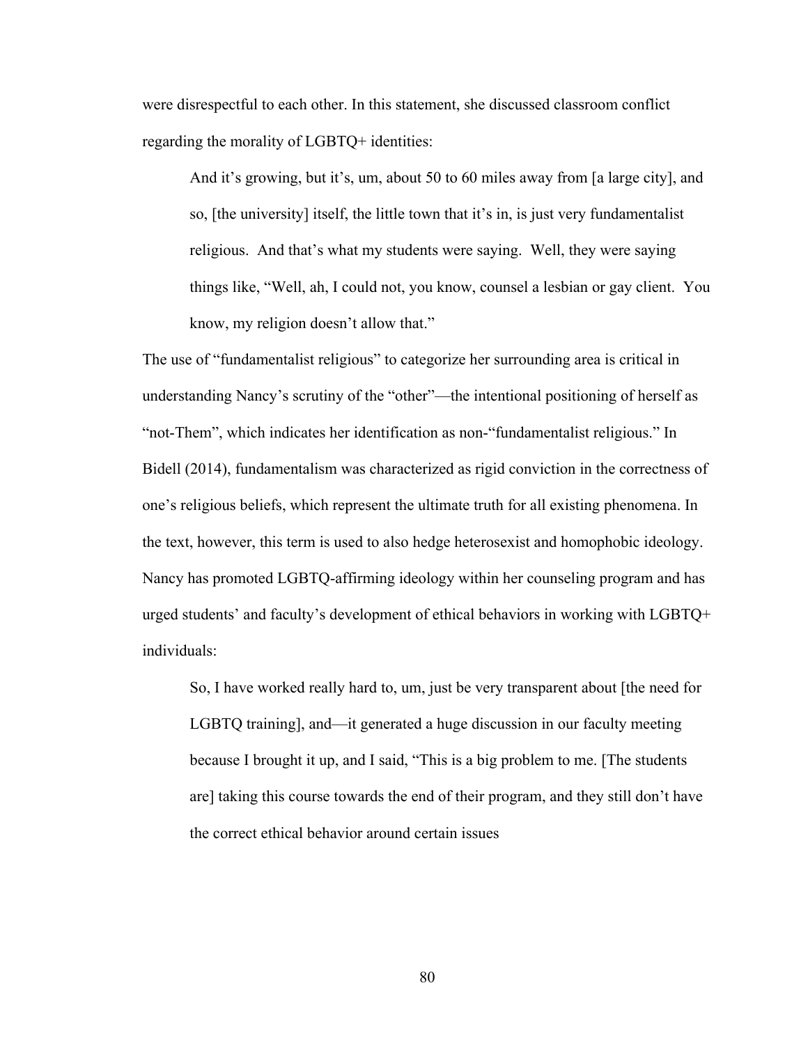were disrespectful to each other. In this statement, she discussed classroom conflict regarding the morality of LGBTQ+ identities:

> And it's growing, but it's, um, about 50 to 60 miles away from [a large city], and so, [the university] itself, the little town that it's in, is just very fundamentalist religious. And that's what my students were saying. Well, they were saying things like, "Well, ah, I could not, you know, counsel a lesbian or gay client. You know, my religion doesn't allow that."

The use of "fundamentalist religious" to categorize her surrounding area is critical in understanding Nancy's scrutiny of the "other"—the intentional positioning of herself as "not-Them", which indicates her identification as non-"fundamentalist religious." In Bidell (2014), fundamentalism was characterized as rigid conviction in the correctness of one's religious beliefs, which represent the ultimate truth for all existing phenomena. In the text, however, this term is used to also hedge heterosexist and homophobic ideology. Nancy has promoted LGBTQ-affirming ideology within her counseling program and has urged students' and faculty's development of ethical behaviors in working with LGBTQ+ individuals:

> So, I have worked really hard to, um, just be very transparent about [the need for LGBTQ training], and—it generated a huge discussion in our faculty meeting because I brought it up, and I said, "This is a big problem to me. [The students are] taking this course towards the end of their program, and they still don't have the correct ethical behavior around certain issues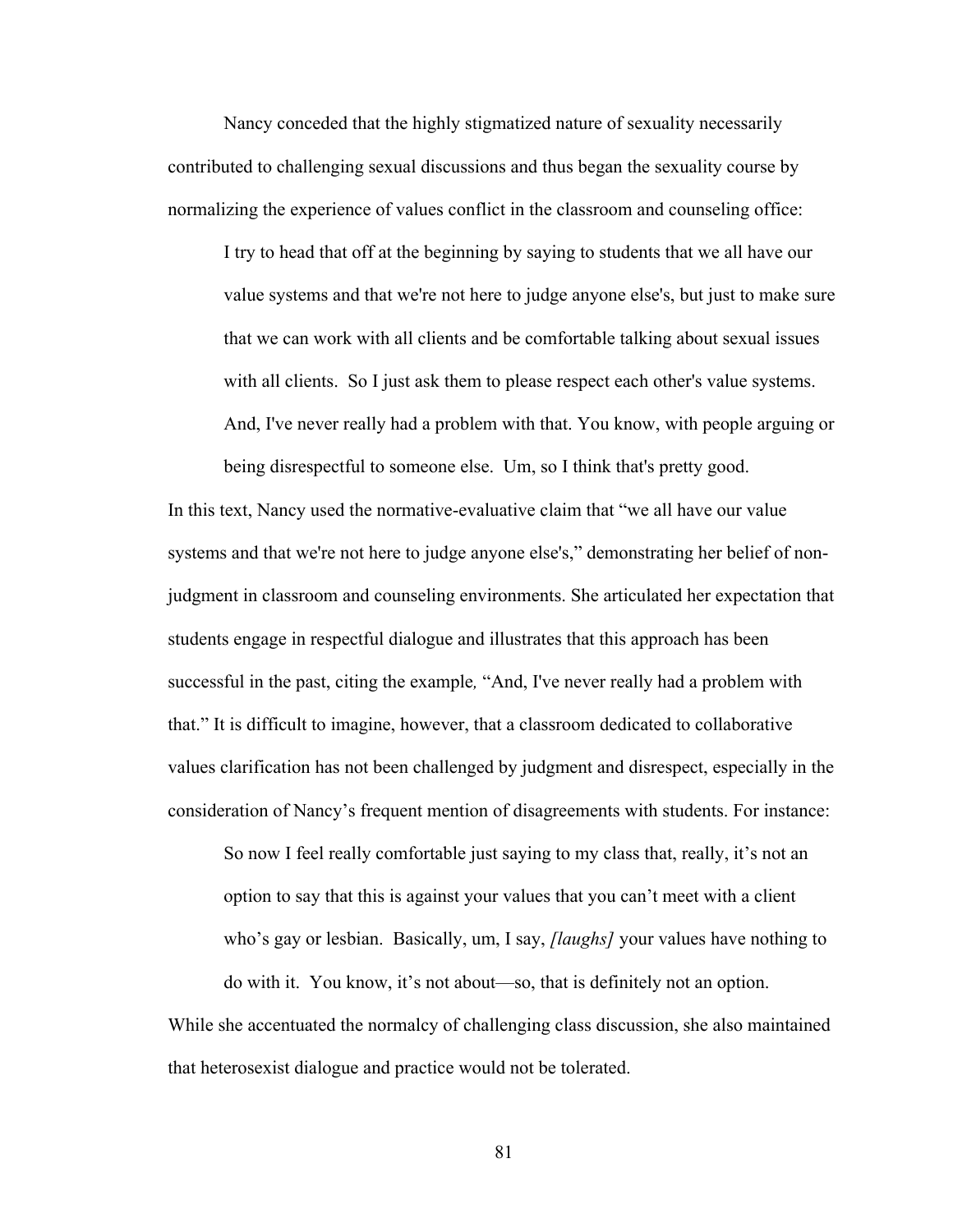Nancy conceded that the highly stigmatized nature of sexuality necessarily contributed to challenging sexual discussions and thus began the sexuality course by normalizing the experience of values conflict in the classroom and counseling office:

> I try to head that off at the beginning by saying to students that we all have our value systems and that we're not here to judge anyone else's, but just to make sure that we can work with all clients and be comfortable talking about sexual issues with all clients. So I just ask them to please respect each other's value systems. And, I've never really had a problem with that. You know, with people arguing or being disrespectful to someone else. Um, so I think that's pretty good.

In this text, Nancy used the normative-evaluative claim that "we all have our value systems and that we're not here to judge anyone else's," demonstrating her belief of non-judgment in classroom and counseling environments. She articulated her expectation that students engage in respectful dialogue and illustrates that this approach has been successful in the past, citing the example*,* "And, I've never really had a problem with that." It is difficult to imagine, however, that a classroom dedicated to collaborative values clarification has not been challenged by judgment and disrespect, especially in the consideration of Nancy's frequent mention of disagreements with students. For instance:

> So now I feel really comfortable just saying to my class that, really, it's not an option to say that this is against your values that you can't meet with a client who's gay or lesbian. Basically, um, I say, *[laughs]* your values have nothing to do with it. You know, it's not about—so, that is definitely not an option.

While she accentuated the normalcy of challenging class discussion, she also maintained that heterosexist dialogue and practice would not be tolerated.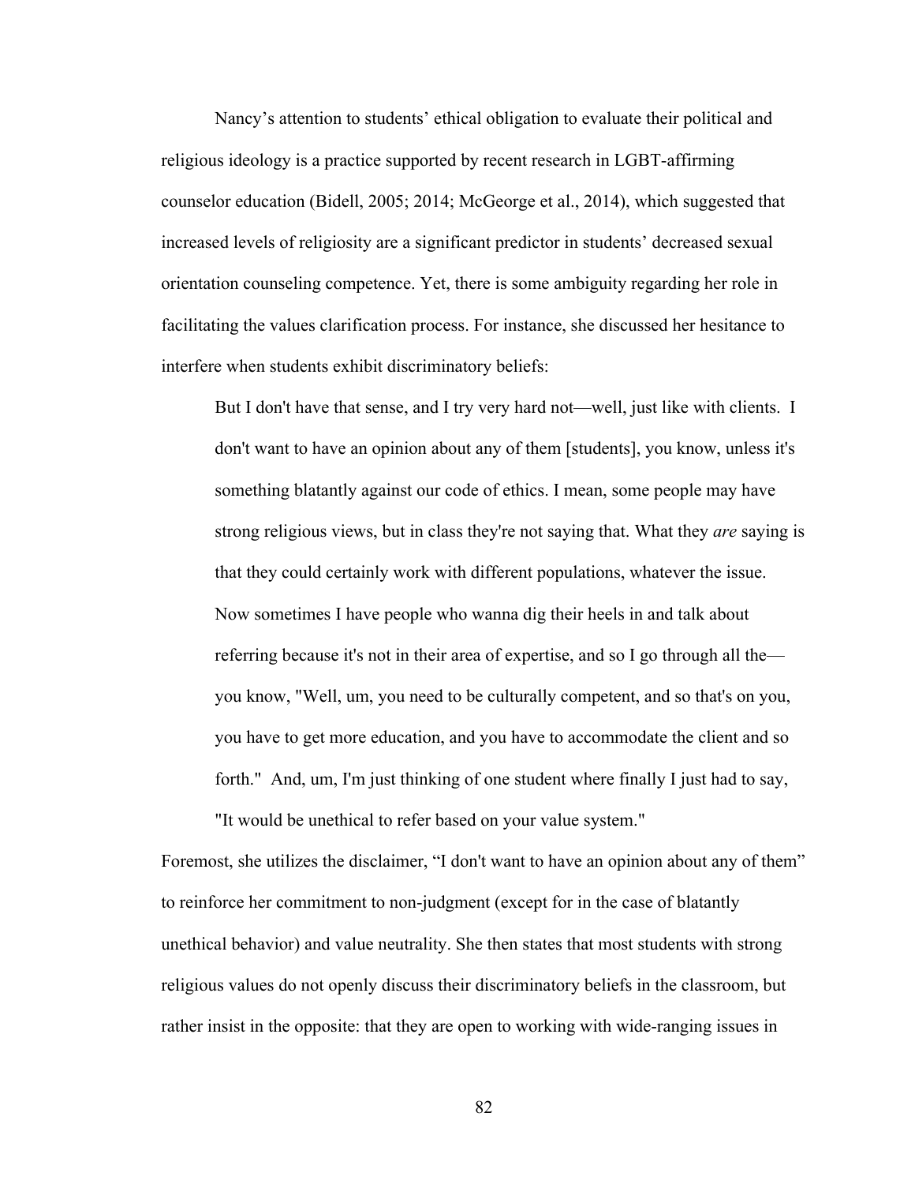Nancy's attention to students' ethical obligation to evaluate their political and religious ideology is a practice supported by recent research in LGBT-affirming counselor education (Bidell, 2005; 2014; McGeorge et al., 2014), which suggested that increased levels of religiosity are a significant predictor in students' decreased sexual orientation counseling competence. Yet, there is some ambiguity regarding her role in facilitating the values clarification process. For instance, she discussed her hesitance to interfere when students exhibit discriminatory beliefs:

> But I don't have that sense, and I try very hard not—well, just like with clients. I don't want to have an opinion about any of them [students], you know, unless it's something blatantly against our code of ethics. I mean, some people may have strong religious views, but in class they're not saying that. What they *are* saying is that they could certainly work with different populations, whatever the issue. Now sometimes I have people who wanna dig their heels in and talk about referring because it's not in their area of expertise, and so I go through all the—you know, "Well, um, you need to be culturally competent, and so that's on you, you have to get more education, and you have to accommodate the client and so forth." And, um, I'm just thinking of one student where finally I just had to say, "It would be unethical to refer based on your value system."

Foremost, she utilizes the disclaimer, "I don't want to have an opinion about any of them" to reinforce her commitment to non-judgment (except for in the case of blatantly unethical behavior) and value neutrality. She then states that most students with strong religious values do not openly discuss their discriminatory beliefs in the classroom, but rather insist in the opposite: that they are open to working with wide-ranging issues in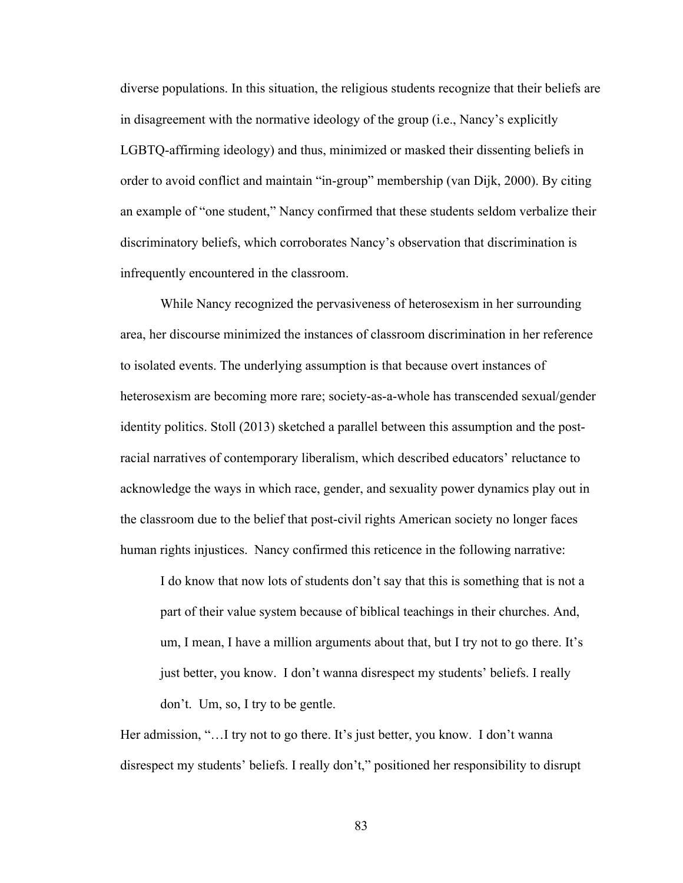diverse populations. In this situation, the religious students recognize that their beliefs are in disagreement with the normative ideology of the group (i.e., Nancy's explicitly LGBTQ-affirming ideology) and thus, minimized or masked their dissenting beliefs in order to avoid conflict and maintain "in-group" membership (van Dijk, 2000). By citing an example of "one student," Nancy confirmed that these students seldom verbalize their discriminatory beliefs, which corroborates Nancy's observation that discrimination is infrequently encountered in the classroom.

While Nancy recognized the pervasiveness of heterosexism in her surrounding area, her discourse minimized the instances of classroom discrimination in her reference to isolated events. The underlying assumption is that because overt instances of heterosexism are becoming more rare; society-as-a-whole has transcended sexual/gender identity politics. Stoll (2013) sketched a parallel between this assumption and the post-racial narratives of contemporary liberalism, which described educators' reluctance to acknowledge the ways in which race, gender, and sexuality power dynamics play out in the classroom due to the belief that post-civil rights American society no longer faces human rights injustices. Nancy confirmed this reticence in the following narrative:

> I do know that now lots of students don't say that this is something that is not a part of their value system because of biblical teachings in their churches. And, um, I mean, I have a million arguments about that, but I try not to go there. It's just better, you know. I don't wanna disrespect my students' beliefs. I really don't. Um, so, I try to be gentle.

Her admission, "…I try not to go there. It's just better, you know. I don't wanna disrespect my students' beliefs. I really don't," positioned her responsibility to disrupt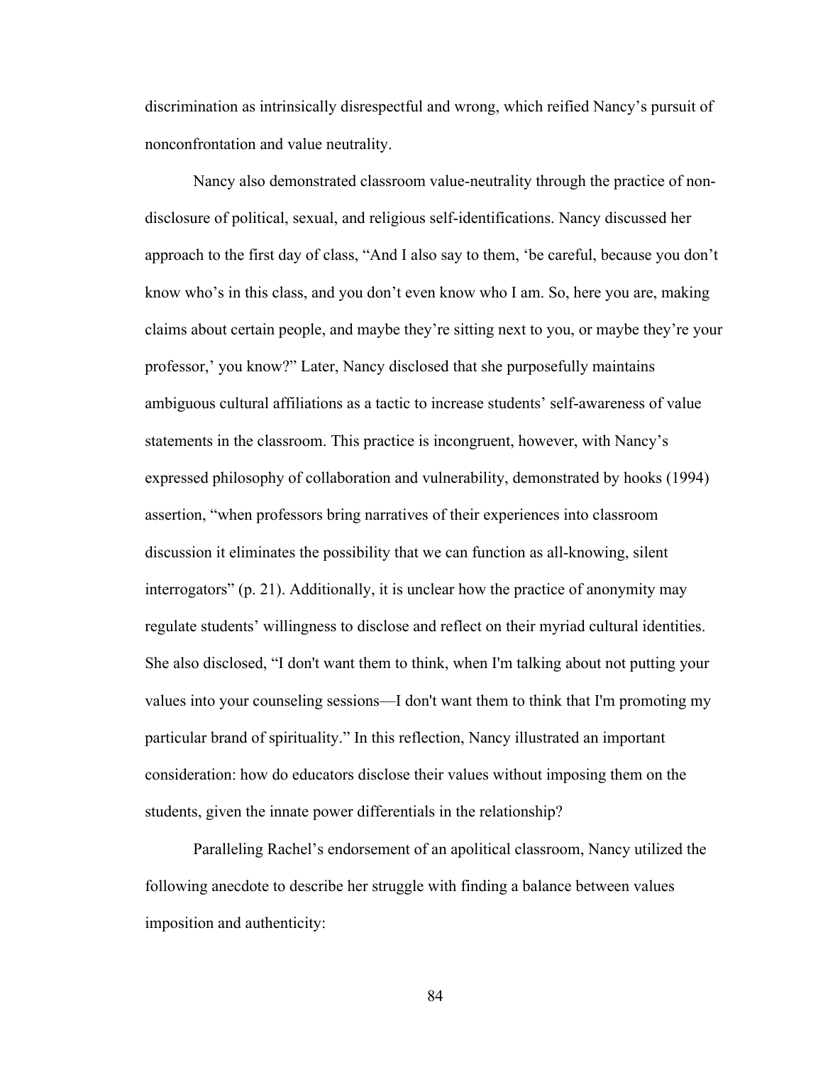discrimination as intrinsically disrespectful and wrong, which reified Nancy's pursuit of nonconfrontation and value neutrality.

Nancy also demonstrated classroom value-neutrality through the practice of non-disclosure of political, sexual, and religious self-identifications. Nancy discussed her approach to the first day of class, "And I also say to them, 'be careful, because you don't know who's in this class, and you don't even know who I am. So, here you are, making claims about certain people, and maybe they're sitting next to you, or maybe they're your professor,' you know?" Later, Nancy disclosed that she purposefully maintains ambiguous cultural affiliations as a tactic to increase students' self-awareness of value statements in the classroom. This practice is incongruent, however, with Nancy's expressed philosophy of collaboration and vulnerability, demonstrated by hooks (1994) assertion, "when professors bring narratives of their experiences into classroom discussion it eliminates the possibility that we can function as all-knowing, silent interrogators" (p. 21). Additionally, it is unclear how the practice of anonymity may regulate students' willingness to disclose and reflect on their myriad cultural identities. She also disclosed, "I don't want them to think, when I'm talking about not putting your values into your counseling sessions—I don't want them to think that I'm promoting my particular brand of spirituality." In this reflection, Nancy illustrated an important consideration: how do educators disclose their values without imposing them on the students, given the innate power differentials in the relationship?

Paralleling Rachel's endorsement of an apolitical classroom, Nancy utilized the following anecdote to describe her struggle with finding a balance between values imposition and authenticity: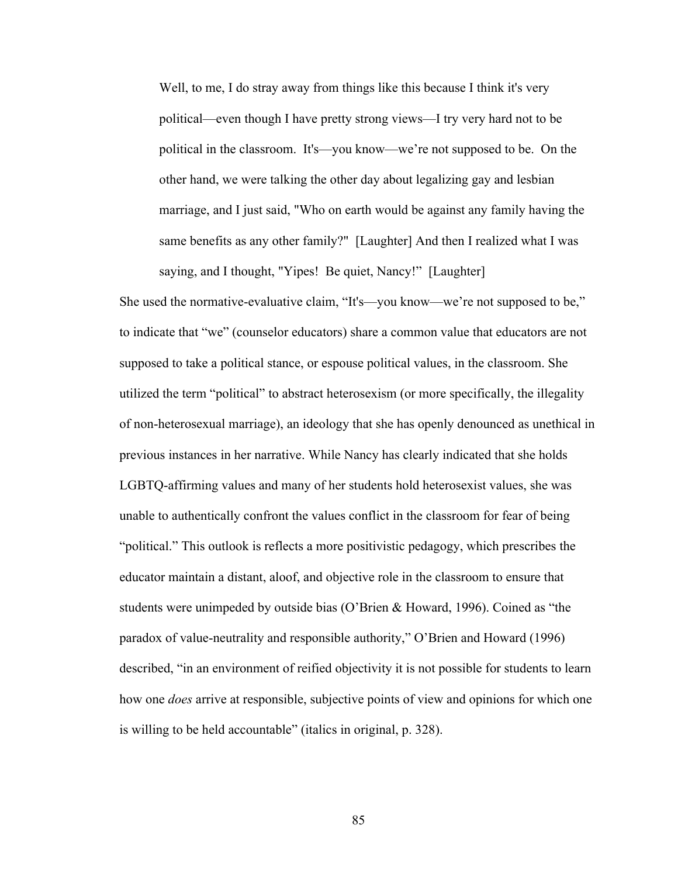> Well, to me, I do stray away from things like this because I think it's very political—even though I have pretty strong views—I try very hard not to be political in the classroom. It's—you know—we're not supposed to be. On the other hand, we were talking the other day about legalizing gay and lesbian marriage, and I just said, "Who on earth would be against any family having the same benefits as any other family?" [Laughter] And then I realized what I was saying, and I thought, "Yipes! Be quiet, Nancy!" [Laughter]

She used the normative-evaluative claim, "It's—you know—we're not supposed to be," to indicate that "we" (counselor educators) share a common value that educators are not supposed to take a political stance, or espouse political values, in the classroom. She utilized the term "political" to abstract heterosexism (or more specifically, the illegality of non-heterosexual marriage), an ideology that she has openly denounced as unethical in previous instances in her narrative. While Nancy has clearly indicated that she holds LGBTQ-affirming values and many of her students hold heterosexist values, she was unable to authentically confront the values conflict in the classroom for fear of being "political." This outlook is reflects a more positivistic pedagogy, which prescribes the educator maintain a distant, aloof, and objective role in the classroom to ensure that students were unimpeded by outside bias (O'Brien & Howard, 1996). Coined as "the paradox of value-neutrality and responsible authority," O'Brien and Howard (1996) described, "in an environment of reified objectivity it is not possible for students to learn how one *does* arrive at responsible, subjective points of view and opinions for which one is willing to be held accountable" (italics in original, p. 328).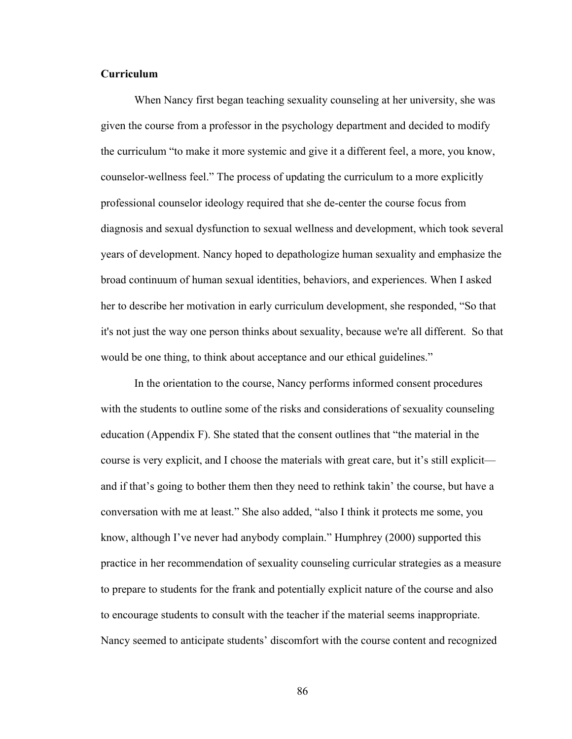**Curriculum**

When Nancy first began teaching sexuality counseling at her university, she was given the course from a professor in the psychology department and decided to modify the curriculum "to make it more systemic and give it a different feel, a more, you know, counselor-wellness feel." The process of updating the curriculum to a more explicitly professional counselor ideology required that she de-center the course focus from diagnosis and sexual dysfunction to sexual wellness and development, which took several years of development. Nancy hoped to depathologize human sexuality and emphasize the broad continuum of human sexual identities, behaviors, and experiences. When I asked her to describe her motivation in early curriculum development, she responded, "So that it's not just the way one person thinks about sexuality, because we're all different. So that would be one thing, to think about acceptance and our ethical guidelines."

In the orientation to the course, Nancy performs informed consent procedures with the students to outline some of the risks and considerations of sexuality counseling education (Appendix F). She stated that the consent outlines that "the material in the course is very explicit, and I choose the materials with great care, but it's still explicit—and if that's going to bother them then they need to rethink takin' the course, but have a conversation with me at least." She also added, "also I think it protects me some, you know, although I've never had anybody complain." Humphrey (2000) supported this practice in her recommendation of sexuality counseling curricular strategies as a measure to prepare to students for the frank and potentially explicit nature of the course and also to encourage students to consult with the teacher if the material seems inappropriate. Nancy seemed to anticipate students' discomfort with the course content and recognized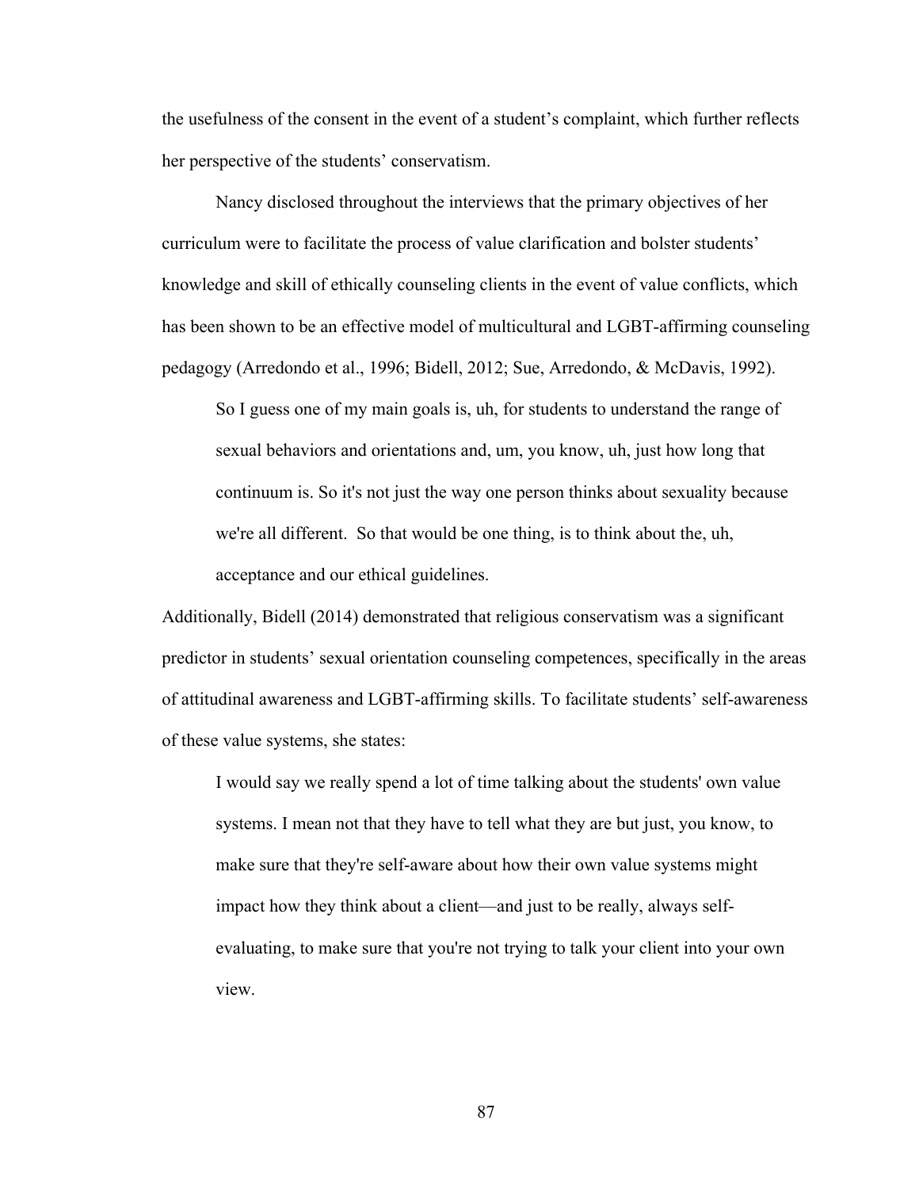the usefulness of the consent in the event of a student's complaint, which further reflects her perspective of the students' conservatism.

Nancy disclosed throughout the interviews that the primary objectives of her curriculum were to facilitate the process of value clarification and bolster students' knowledge and skill of ethically counseling clients in the event of value conflicts, which has been shown to be an effective model of multicultural and LGBT-affirming counseling pedagogy (Arredondo et al., 1996; Bidell, 2012; Sue, Arredondo, & McDavis, 1992).

> So I guess one of my main goals is, uh, for students to understand the range of sexual behaviors and orientations and, um, you know, uh, just how long that continuum is. So it's not just the way one person thinks about sexuality because we're all different. So that would be one thing, is to think about the, uh, acceptance and our ethical guidelines.

Additionally, Bidell (2014) demonstrated that religious conservatism was a significant predictor in students' sexual orientation counseling competences, specifically in the areas of attitudinal awareness and LGBT-affirming skills. To facilitate students' self-awareness of these value systems, she states:

> I would say we really spend a lot of time talking about the students' own value systems. I mean not that they have to tell what they are but just, you know, to make sure that they're self-aware about how their own value systems might impact how they think about a client—and just to be really, always self-evaluating, to make sure that you're not trying to talk your client into your own view.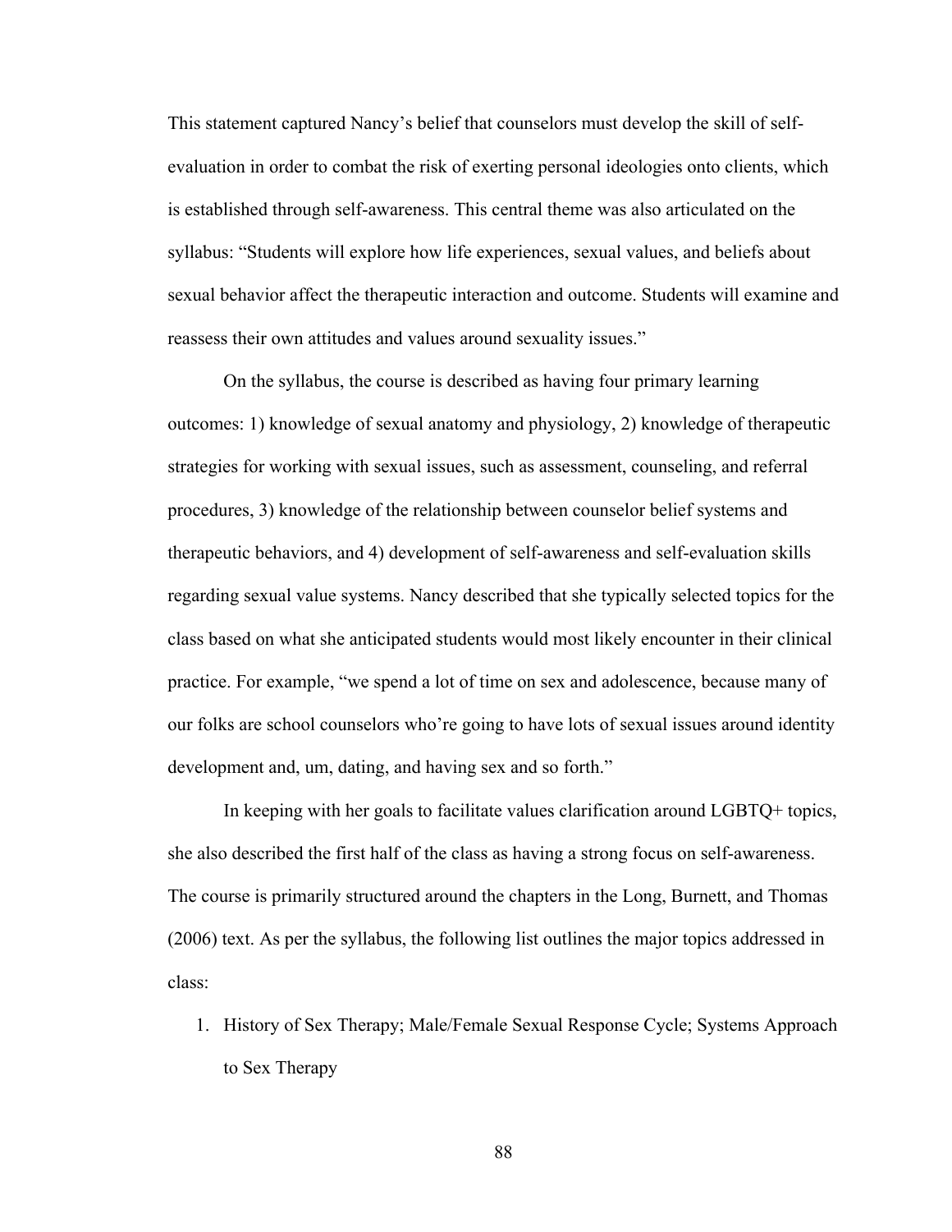This statement captured Nancy's belief that counselors must develop the skill of self-evaluation in order to combat the risk of exerting personal ideologies onto clients, which is established through self-awareness. This central theme was also articulated on the syllabus: "Students will explore how life experiences, sexual values, and beliefs about sexual behavior affect the therapeutic interaction and outcome. Students will examine and reassess their own attitudes and values around sexuality issues."

On the syllabus, the course is described as having four primary learning outcomes: 1) knowledge of sexual anatomy and physiology, 2) knowledge of therapeutic strategies for working with sexual issues, such as assessment, counseling, and referral procedures, 3) knowledge of the relationship between counselor belief systems and therapeutic behaviors, and 4) development of self-awareness and self-evaluation skills regarding sexual value systems. Nancy described that she typically selected topics for the class based on what she anticipated students would most likely encounter in their clinical practice. For example, "we spend a lot of time on sex and adolescence, because many of our folks are school counselors who're going to have lots of sexual issues around identity development and, um, dating, and having sex and so forth."

In keeping with her goals to facilitate values clarification around LGBTQ+ topics, she also described the first half of the class as having a strong focus on self-awareness. The course is primarily structured around the chapters in the Long, Burnett, and Thomas (2006) text. As per the syllabus, the following list outlines the major topics addressed in class:

1. History of Sex Therapy; Male/Female Sexual Response Cycle; Systems Approach to Sex Therapy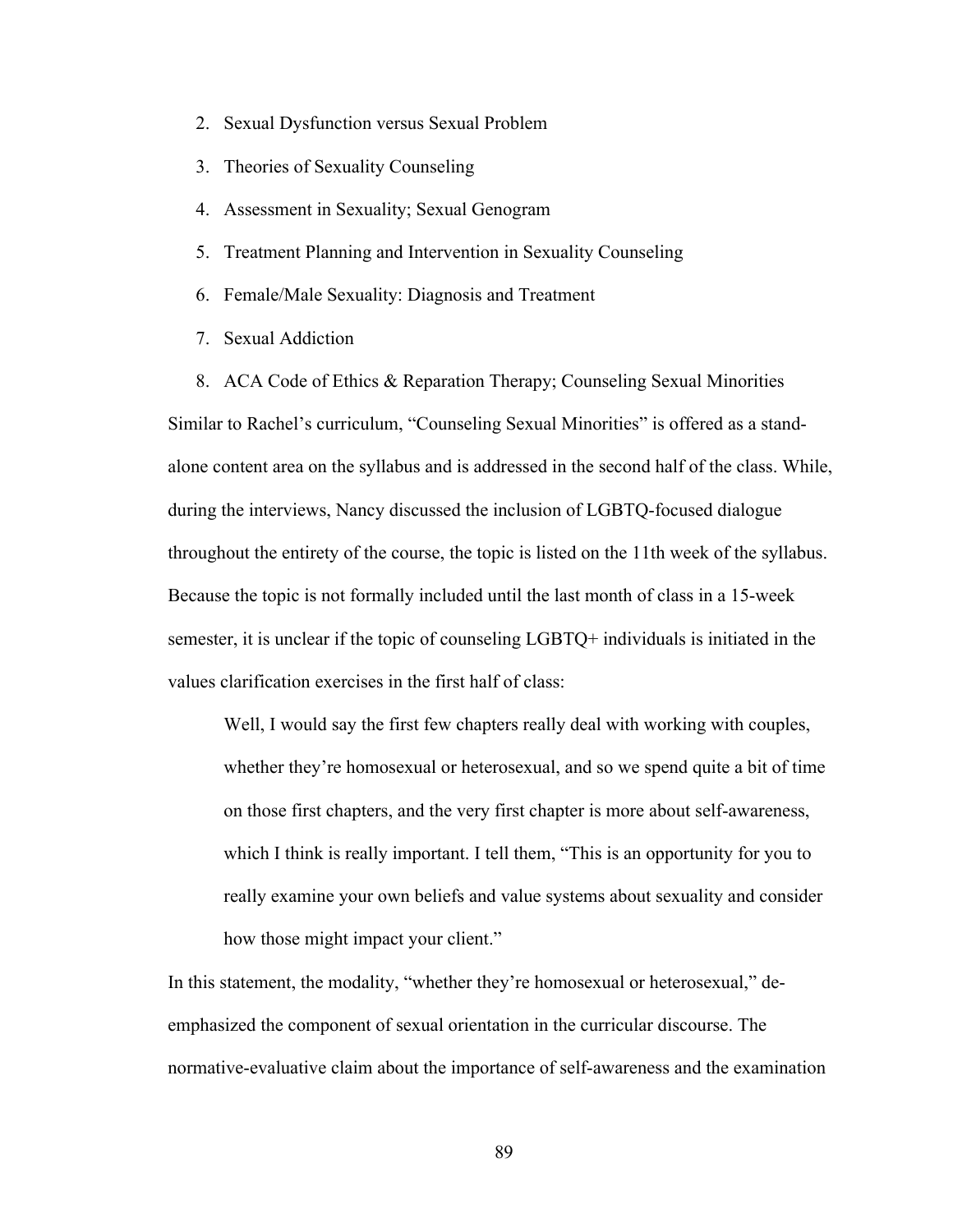2. Sexual Dysfunction versus Sexual Problem
3. Theories of Sexuality Counseling
4. Assessment in Sexuality; Sexual Genogram
5. Treatment Planning and Intervention in Sexuality Counseling
6. Female/Male Sexuality: Diagnosis and Treatment
7. Sexual Addiction
8. ACA Code of Ethics & Reparation Therapy; Counseling Sexual Minorities

Similar to Rachel's curriculum, "Counseling Sexual Minorities" is offered as a stand-alone content area on the syllabus and is addressed in the second half of the class. While, during the interviews, Nancy discussed the inclusion of LGBTQ-focused dialogue throughout the entirety of the course, the topic is listed on the 11th week of the syllabus. Because the topic is not formally included until the last month of class in a 15-week semester, it is unclear if the topic of counseling LGBTQ+ individuals is initiated in the values clarification exercises in the first half of class:

> Well, I would say the first few chapters really deal with working with couples, whether they're homosexual or heterosexual, and so we spend quite a bit of time on those first chapters, and the very first chapter is more about self-awareness, which I think is really important. I tell them, "This is an opportunity for you to really examine your own beliefs and value systems about sexuality and consider how those might impact your client."

In this statement, the modality, "whether they're homosexual or heterosexual," de-emphasized the component of sexual orientation in the curricular discourse. The normative-evaluative claim about the importance of self-awareness and the examination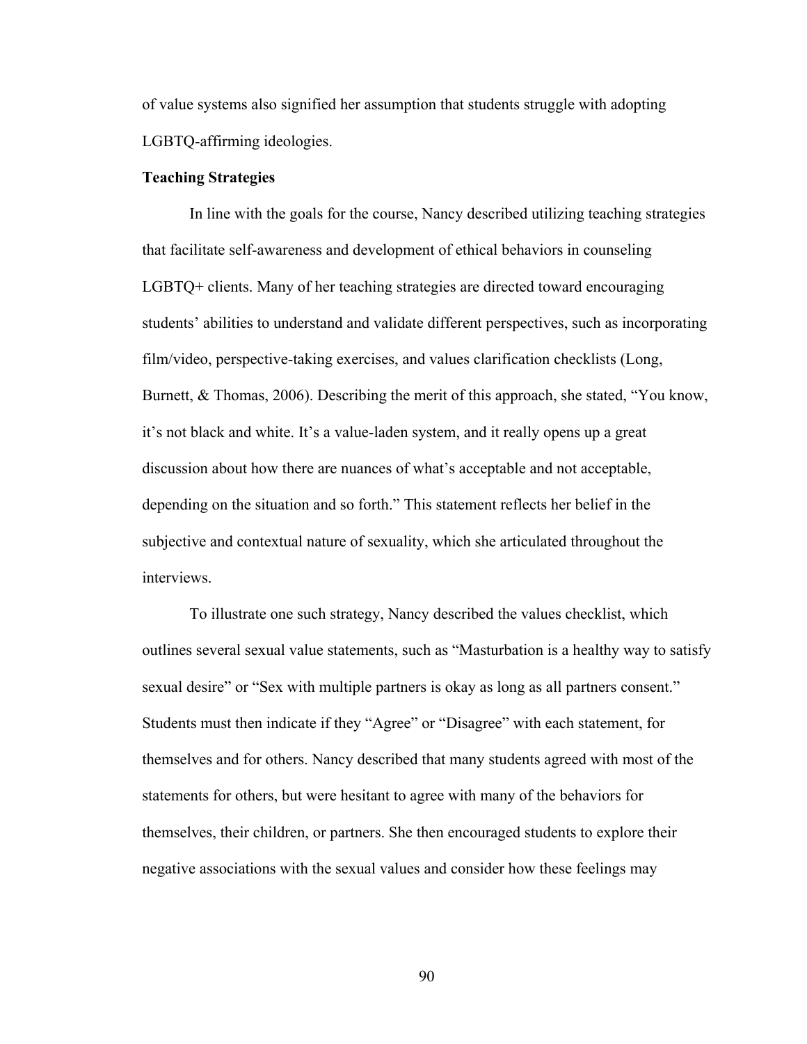of value systems also signified her assumption that students struggle with adopting LGBTQ-affirming ideologies.

**Teaching Strategies**

In line with the goals for the course, Nancy described utilizing teaching strategies that facilitate self-awareness and development of ethical behaviors in counseling LGBTQ+ clients. Many of her teaching strategies are directed toward encouraging students' abilities to understand and validate different perspectives, such as incorporating film/video, perspective-taking exercises, and values clarification checklists (Long, Burnett, & Thomas, 2006). Describing the merit of this approach, she stated, "You know, it's not black and white. It's a value-laden system, and it really opens up a great discussion about how there are nuances of what's acceptable and not acceptable, depending on the situation and so forth." This statement reflects her belief in the subjective and contextual nature of sexuality, which she articulated throughout the interviews.

To illustrate one such strategy, Nancy described the values checklist, which outlines several sexual value statements, such as "Masturbation is a healthy way to satisfy sexual desire" or "Sex with multiple partners is okay as long as all partners consent." Students must then indicate if they "Agree" or "Disagree" with each statement, for themselves and for others. Nancy described that many students agreed with most of the statements for others, but were hesitant to agree with many of the behaviors for themselves, their children, or partners. She then encouraged students to explore their negative associations with the sexual values and consider how these feelings may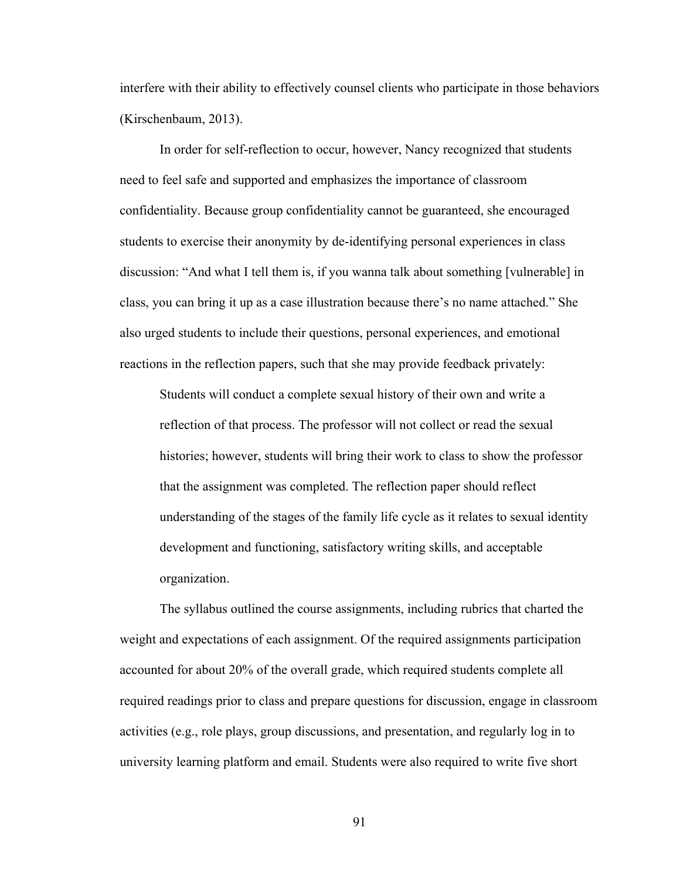interfere with their ability to effectively counsel clients who participate in those behaviors (Kirschenbaum, 2013).

In order for self-reflection to occur, however, Nancy recognized that students need to feel safe and supported and emphasizes the importance of classroom confidentiality. Because group confidentiality cannot be guaranteed, she encouraged students to exercise their anonymity by de-identifying personal experiences in class discussion: "And what I tell them is, if you wanna talk about something [vulnerable] in class, you can bring it up as a case illustration because there's no name attached." She also urged students to include their questions, personal experiences, and emotional reactions in the reflection papers, such that she may provide feedback privately:

> Students will conduct a complete sexual history of their own and write a reflection of that process. The professor will not collect or read the sexual histories; however, students will bring their work to class to show the professor that the assignment was completed. The reflection paper should reflect understanding of the stages of the family life cycle as it relates to sexual identity development and functioning, satisfactory writing skills, and acceptable organization.

The syllabus outlined the course assignments, including rubrics that charted the weight and expectations of each assignment. Of the required assignments participation accounted for about 20% of the overall grade, which required students complete all required readings prior to class and prepare questions for discussion, engage in classroom activities (e.g., role plays, group discussions, and presentation, and regularly log in to university learning platform and email. Students were also required to write five short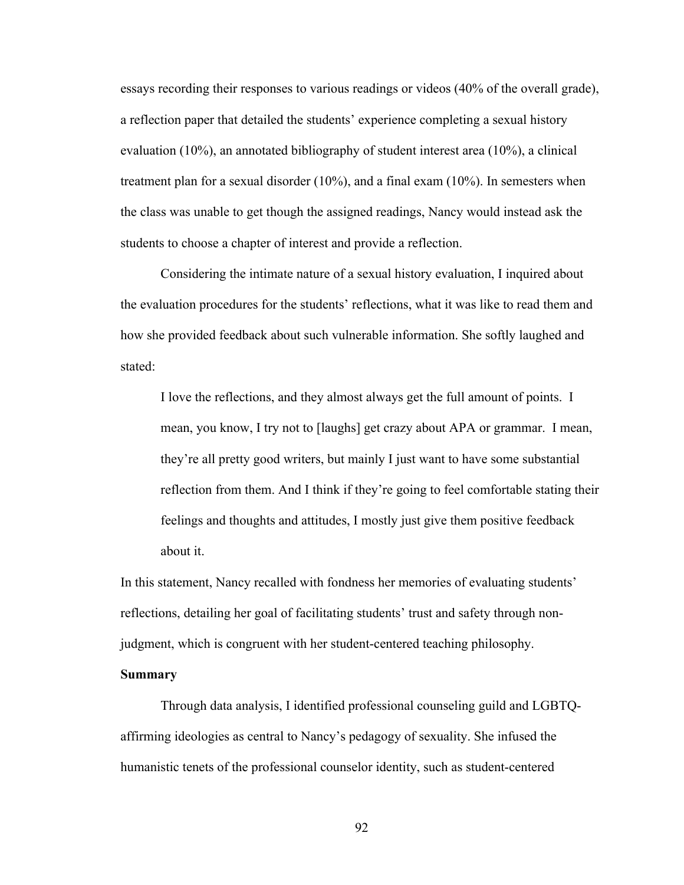essays recording their responses to various readings or videos (40% of the overall grade), a reflection paper that detailed the students' experience completing a sexual history evaluation (10%), an annotated bibliography of student interest area (10%), a clinical treatment plan for a sexual disorder (10%), and a final exam (10%). In semesters when the class was unable to get though the assigned readings, Nancy would instead ask the students to choose a chapter of interest and provide a reflection.

Considering the intimate nature of a sexual history evaluation, I inquired about the evaluation procedures for the students' reflections, what it was like to read them and how she provided feedback about such vulnerable information. She softly laughed and stated:

> I love the reflections, and they almost always get the full amount of points. I mean, you know, I try not to [laughs] get crazy about APA or grammar. I mean, they're all pretty good writers, but mainly I just want to have some substantial reflection from them. And I think if they're going to feel comfortable stating their feelings and thoughts and attitudes, I mostly just give them positive feedback about it.

In this statement, Nancy recalled with fondness her memories of evaluating students' reflections, detailing her goal of facilitating students' trust and safety through non-judgment, which is congruent with her student-centered teaching philosophy.

**Summary**

Through data analysis, I identified professional counseling guild and LGBTQ-affirming ideologies as central to Nancy's pedagogy of sexuality. She infused the humanistic tenets of the professional counselor identity, such as student-centered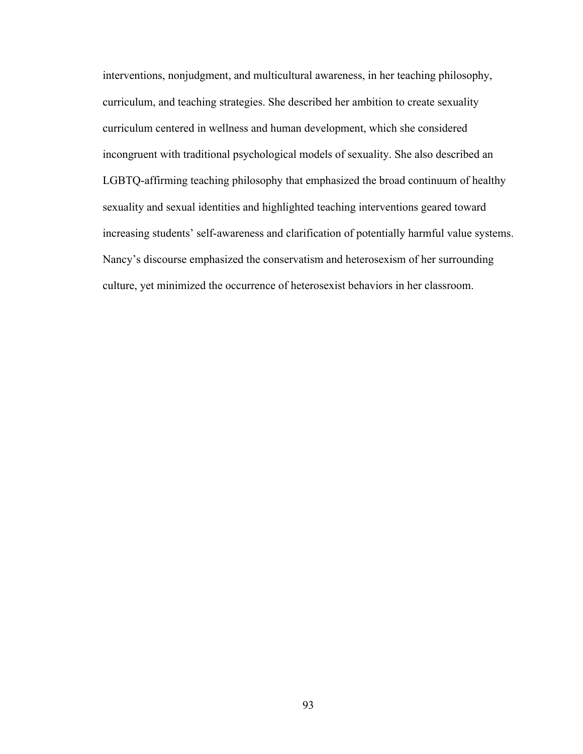interventions, nonjudgment, and multicultural awareness, in her teaching philosophy, curriculum, and teaching strategies. She described her ambition to create sexuality curriculum centered in wellness and human development, which she considered incongruent with traditional psychological models of sexuality. She also described an LGBTQ-affirming teaching philosophy that emphasized the broad continuum of healthy sexuality and sexual identities and highlighted teaching interventions geared toward increasing students' self-awareness and clarification of potentially harmful value systems. Nancy's discourse emphasized the conservatism and heterosexism of her surrounding culture, yet minimized the occurrence of heterosexist behaviors in her classroom.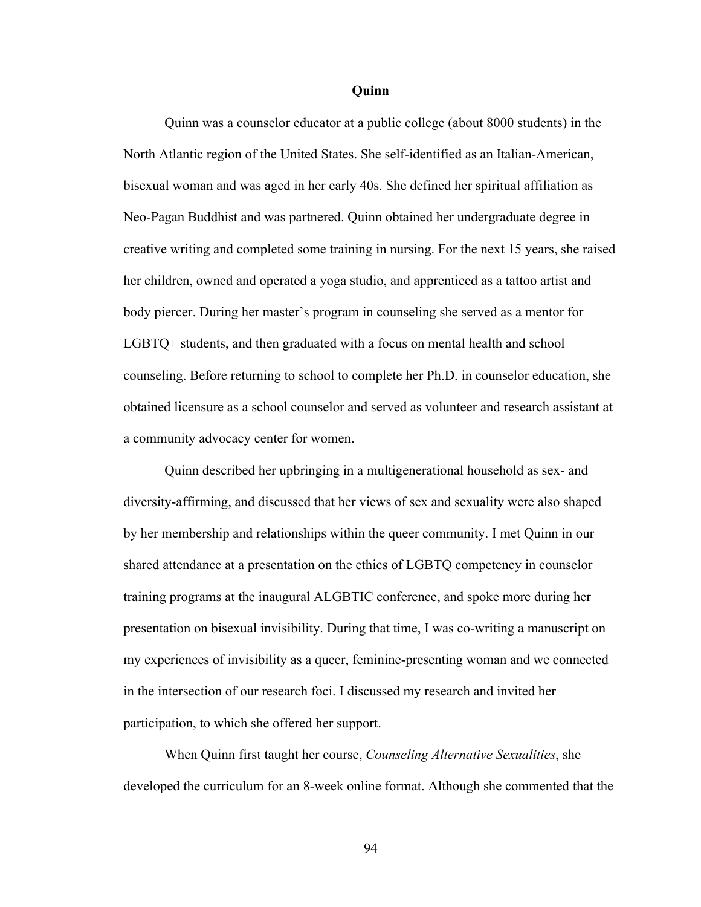## Quinn

Quinn was a counselor educator at a public college (about 8000 students) in the North Atlantic region of the United States. She self-identified as an Italian-American, bisexual woman and was aged in her early 40s. She defined her spiritual affiliation as Neo-Pagan Buddhist and was partnered. Quinn obtained her undergraduate degree in creative writing and completed some training in nursing. For the next 15 years, she raised her children, owned and operated a yoga studio, and apprenticed as a tattoo artist and body piercer. During her master's program in counseling she served as a mentor for LGBTQ+ students, and then graduated with a focus on mental health and school counseling. Before returning to school to complete her Ph.D. in counselor education, she obtained licensure as a school counselor and served as volunteer and research assistant at a community advocacy center for women.

Quinn described her upbringing in a multigenerational household as sex- and diversity-affirming, and discussed that her views of sex and sexuality were also shaped by her membership and relationships within the queer community. I met Quinn in our shared attendance at a presentation on the ethics of LGBTQ competency in counselor training programs at the inaugural ALGBTIC conference, and spoke more during her presentation on bisexual invisibility. During that time, I was co-writing a manuscript on my experiences of invisibility as a queer, feminine-presenting woman and we connected in the intersection of our research foci. I discussed my research and invited her participation, to which she offered her support.

When Quinn first taught her course, *Counseling Alternative Sexualities*, she developed the curriculum for an 8-week online format. Although she commented that the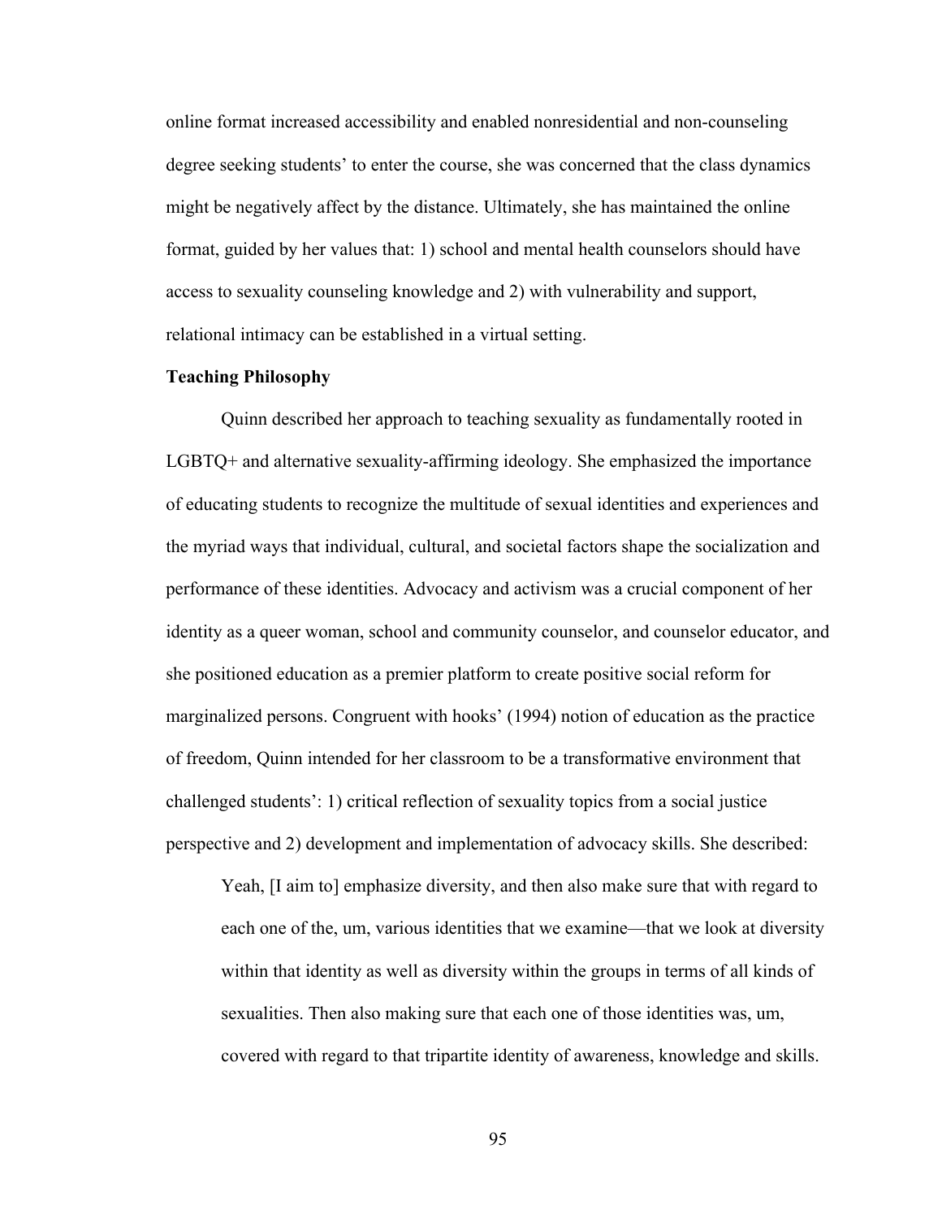online format increased accessibility and enabled nonresidential and non-counseling degree seeking students' to enter the course, she was concerned that the class dynamics might be negatively affect by the distance. Ultimately, she has maintained the online format, guided by her values that: 1) school and mental health counselors should have access to sexuality counseling knowledge and 2) with vulnerability and support, relational intimacy can be established in a virtual setting.

**Teaching Philosophy**

Quinn described her approach to teaching sexuality as fundamentally rooted in LGBTQ+ and alternative sexuality-affirming ideology. She emphasized the importance of educating students to recognize the multitude of sexual identities and experiences and the myriad ways that individual, cultural, and societal factors shape the socialization and performance of these identities. Advocacy and activism was a crucial component of her identity as a queer woman, school and community counselor, and counselor educator, and she positioned education as a premier platform to create positive social reform for marginalized persons. Congruent with hooks' (1994) notion of education as the practice of freedom, Quinn intended for her classroom to be a transformative environment that challenged students': 1) critical reflection of sexuality topics from a social justice perspective and 2) development and implementation of advocacy skills. She described:

> Yeah, [I aim to] emphasize diversity, and then also make sure that with regard to each one of the, um, various identities that we examine—that we look at diversity within that identity as well as diversity within the groups in terms of all kinds of sexualities. Then also making sure that each one of those identities was, um, covered with regard to that tripartite identity of awareness, knowledge and skills.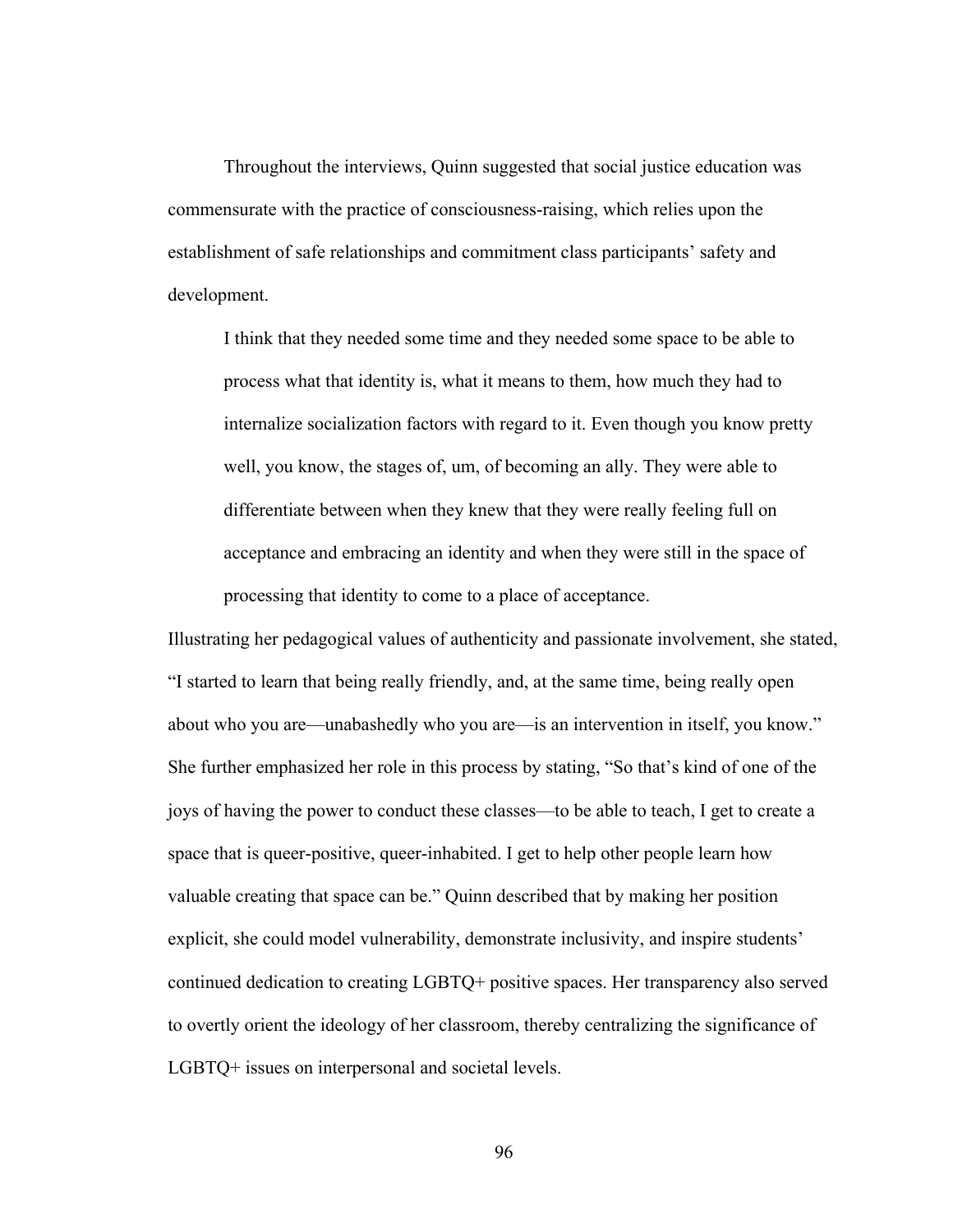Throughout the interviews, Quinn suggested that social justice education was commensurate with the practice of consciousness-raising, which relies upon the establishment of safe relationships and commitment class participants' safety and development.

> I think that they needed some time and they needed some space to be able to process what that identity is, what it means to them, how much they had to internalize socialization factors with regard to it. Even though you know pretty well, you know, the stages of, um, of becoming an ally. They were able to differentiate between when they knew that they were really feeling full on acceptance and embracing an identity and when they were still in the space of processing that identity to come to a place of acceptance.

Illustrating her pedagogical values of authenticity and passionate involvement, she stated, "I started to learn that being really friendly, and, at the same time, being really open about who you are—unabashedly who you are—is an intervention in itself, you know." She further emphasized her role in this process by stating, "So that's kind of one of the joys of having the power to conduct these classes—to be able to teach, I get to create a space that is queer-positive, queer-inhabited. I get to help other people learn how valuable creating that space can be." Quinn described that by making her position explicit, she could model vulnerability, demonstrate inclusivity, and inspire students' continued dedication to creating LGBTQ+ positive spaces. Her transparency also served to overtly orient the ideology of her classroom, thereby centralizing the significance of LGBTQ+ issues on interpersonal and societal levels.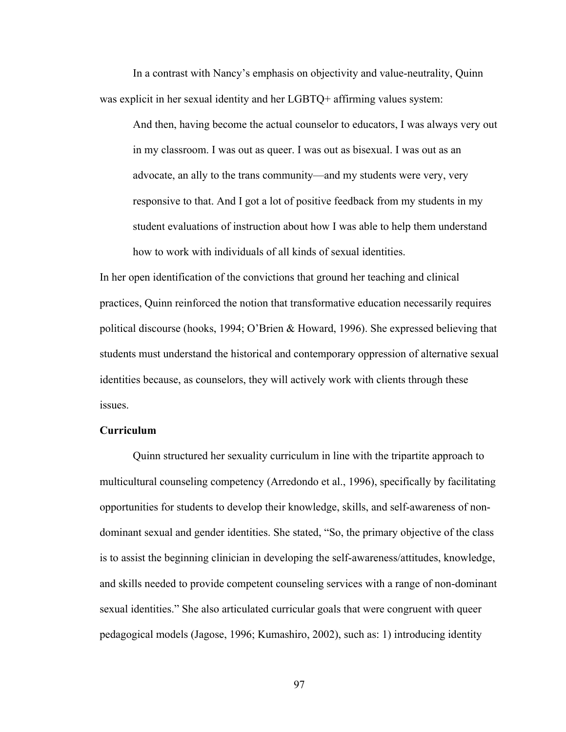In a contrast with Nancy's emphasis on objectivity and value-neutrality, Quinn was explicit in her sexual identity and her LGBTQ+ affirming values system:

> And then, having become the actual counselor to educators, I was always very out in my classroom. I was out as queer. I was out as bisexual. I was out as an advocate, an ally to the trans community—and my students were very, very responsive to that. And I got a lot of positive feedback from my students in my student evaluations of instruction about how I was able to help them understand how to work with individuals of all kinds of sexual identities.

In her open identification of the convictions that ground her teaching and clinical practices, Quinn reinforced the notion that transformative education necessarily requires political discourse (hooks, 1994; O'Brien & Howard, 1996). She expressed believing that students must understand the historical and contemporary oppression of alternative sexual identities because, as counselors, they will actively work with clients through these issues.

**Curriculum**

Quinn structured her sexuality curriculum in line with the tripartite approach to multicultural counseling competency (Arredondo et al., 1996), specifically by facilitating opportunities for students to develop their knowledge, skills, and self-awareness of non-dominant sexual and gender identities. She stated, "So, the primary objective of the class is to assist the beginning clinician in developing the self-awareness/attitudes, knowledge, and skills needed to provide competent counseling services with a range of non-dominant sexual identities." She also articulated curricular goals that were congruent with queer pedagogical models (Jagose, 1996; Kumashiro, 2002), such as: 1) introducing identity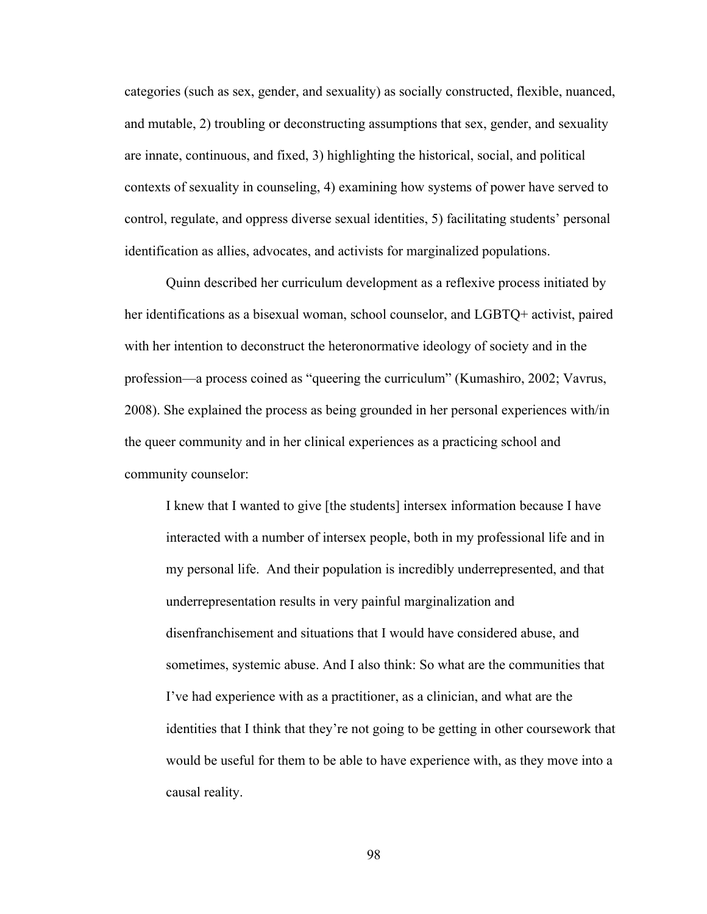categories (such as sex, gender, and sexuality) as socially constructed, flexible, nuanced, and mutable, 2) troubling or deconstructing assumptions that sex, gender, and sexuality are innate, continuous, and fixed, 3) highlighting the historical, social, and political contexts of sexuality in counseling, 4) examining how systems of power have served to control, regulate, and oppress diverse sexual identities, 5) facilitating students' personal identification as allies, advocates, and activists for marginalized populations.

Quinn described her curriculum development as a reflexive process initiated by her identifications as a bisexual woman, school counselor, and LGBTQ+ activist, paired with her intention to deconstruct the heteronormative ideology of society and in the profession—a process coined as "queering the curriculum" (Kumashiro, 2002; Vavrus, 2008). She explained the process as being grounded in her personal experiences with/in the queer community and in her clinical experiences as a practicing school and community counselor:

> I knew that I wanted to give [the students] intersex information because I have interacted with a number of intersex people, both in my professional life and in my personal life. And their population is incredibly underrepresented, and that underrepresentation results in very painful marginalization and disenfranchisement and situations that I would have considered abuse, and sometimes, systemic abuse. And I also think: So what are the communities that I've had experience with as a practitioner, as a clinician, and what are the identities that I think that they're not going to be getting in other coursework that would be useful for them to be able to have experience with, as they move into a causal reality.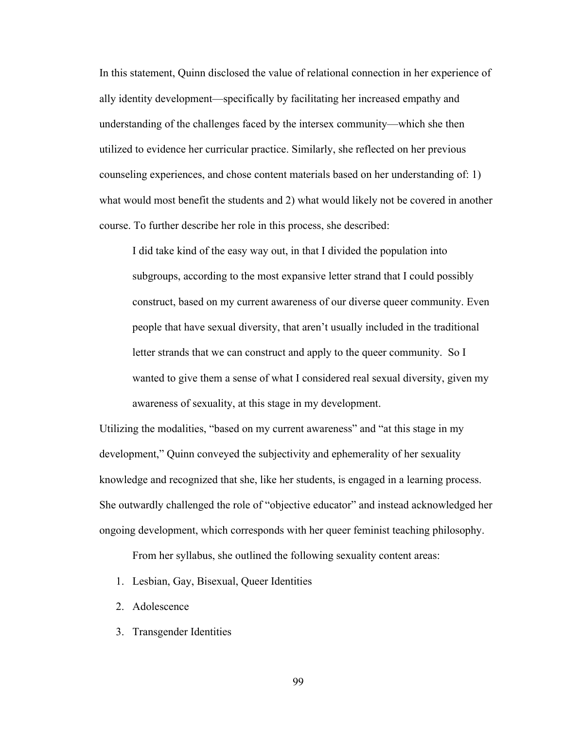In this statement, Quinn disclosed the value of relational connection in her experience of ally identity development—specifically by facilitating her increased empathy and understanding of the challenges faced by the intersex community—which she then utilized to evidence her curricular practice. Similarly, she reflected on her previous counseling experiences, and chose content materials based on her understanding of: 1) what would most benefit the students and 2) what would likely not be covered in another course. To further describe her role in this process, she described:

> I did take kind of the easy way out, in that I divided the population into subgroups, according to the most expansive letter strand that I could possibly construct, based on my current awareness of our diverse queer community. Even people that have sexual diversity, that aren't usually included in the traditional letter strands that we can construct and apply to the queer community. So I wanted to give them a sense of what I considered real sexual diversity, given my awareness of sexuality, at this stage in my development.

Utilizing the modalities, "based on my current awareness" and "at this stage in my development," Quinn conveyed the subjectivity and ephemerality of her sexuality knowledge and recognized that she, like her students, is engaged in a learning process. She outwardly challenged the role of "objective educator" and instead acknowledged her ongoing development, which corresponds with her queer feminist teaching philosophy.

From her syllabus, she outlined the following sexuality content areas:

1. Lesbian, Gay, Bisexual, Queer Identities
2. Adolescence
3. Transgender Identities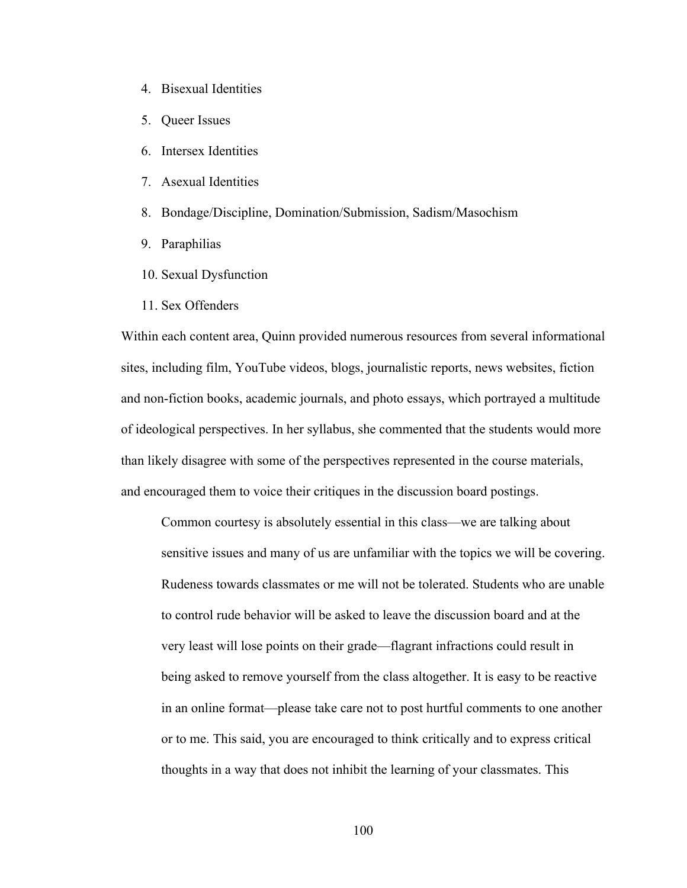4. Bisexual Identities
5. Queer Issues
6. Intersex Identities
7. Asexual Identities
8. Bondage/Discipline, Domination/Submission, Sadism/Masochism
9. Paraphilias
10. Sexual Dysfunction
11. Sex Offenders

Within each content area, Quinn provided numerous resources from several informational sites, including film, YouTube videos, blogs, journalistic reports, news websites, fiction and non-fiction books, academic journals, and photo essays, which portrayed a multitude of ideological perspectives. In her syllabus, she commented that the students would more than likely disagree with some of the perspectives represented in the course materials, and encouraged them to voice their critiques in the discussion board postings.

> Common courtesy is absolutely essential in this class—we are talking about sensitive issues and many of us are unfamiliar with the topics we will be covering. Rudeness towards classmates or me will not be tolerated. Students who are unable to control rude behavior will be asked to leave the discussion board and at the very least will lose points on their grade—flagrant infractions could result in being asked to remove yourself from the class altogether. It is easy to be reactive in an online format—please take care not to post hurtful comments to one another or to me. This said, you are encouraged to think critically and to express critical thoughts in a way that does not inhibit the learning of your classmates. This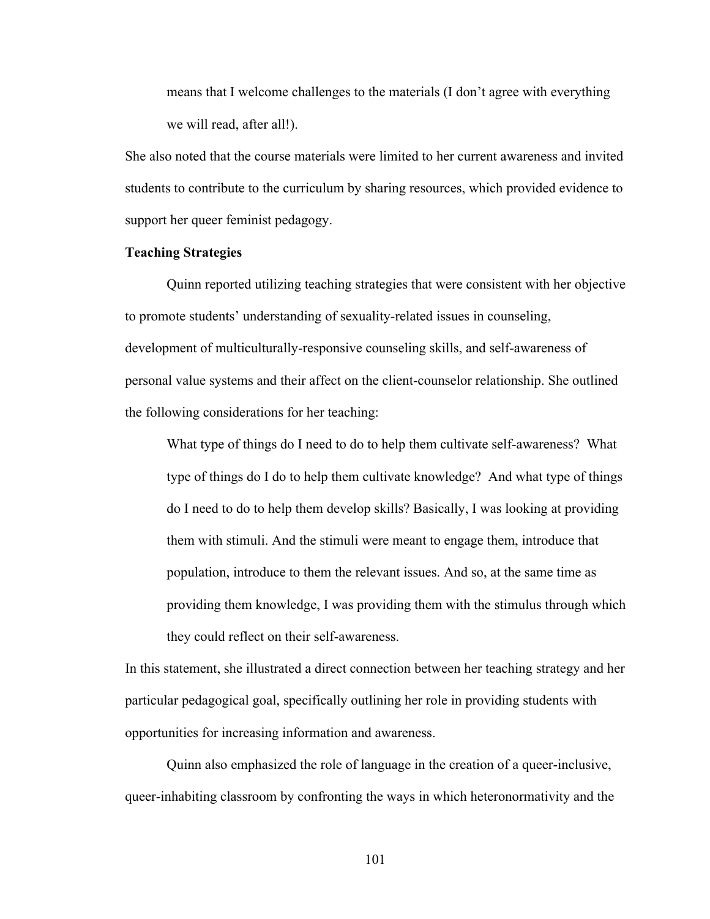> means that I welcome challenges to the materials (I don't agree with everything we will read, after all!).

She also noted that the course materials were limited to her current awareness and invited students to contribute to the curriculum by sharing resources, which provided evidence to support her queer feminist pedagogy.

**Teaching Strategies**

Quinn reported utilizing teaching strategies that were consistent with her objective to promote students' understanding of sexuality-related issues in counseling, development of multiculturally-responsive counseling skills, and self-awareness of personal value systems and their affect on the client-counselor relationship. She outlined the following considerations for her teaching:

> What type of things do I need to do to help them cultivate self-awareness? What type of things do I do to help them cultivate knowledge? And what type of things do I need to do to help them develop skills? Basically, I was looking at providing them with stimuli. And the stimuli were meant to engage them, introduce that population, introduce to them the relevant issues. And so, at the same time as providing them knowledge, I was providing them with the stimulus through which they could reflect on their self-awareness.

In this statement, she illustrated a direct connection between her teaching strategy and her particular pedagogical goal, specifically outlining her role in providing students with opportunities for increasing information and awareness.

Quinn also emphasized the role of language in the creation of a queer-inclusive, queer-inhabiting classroom by confronting the ways in which heteronormativity and the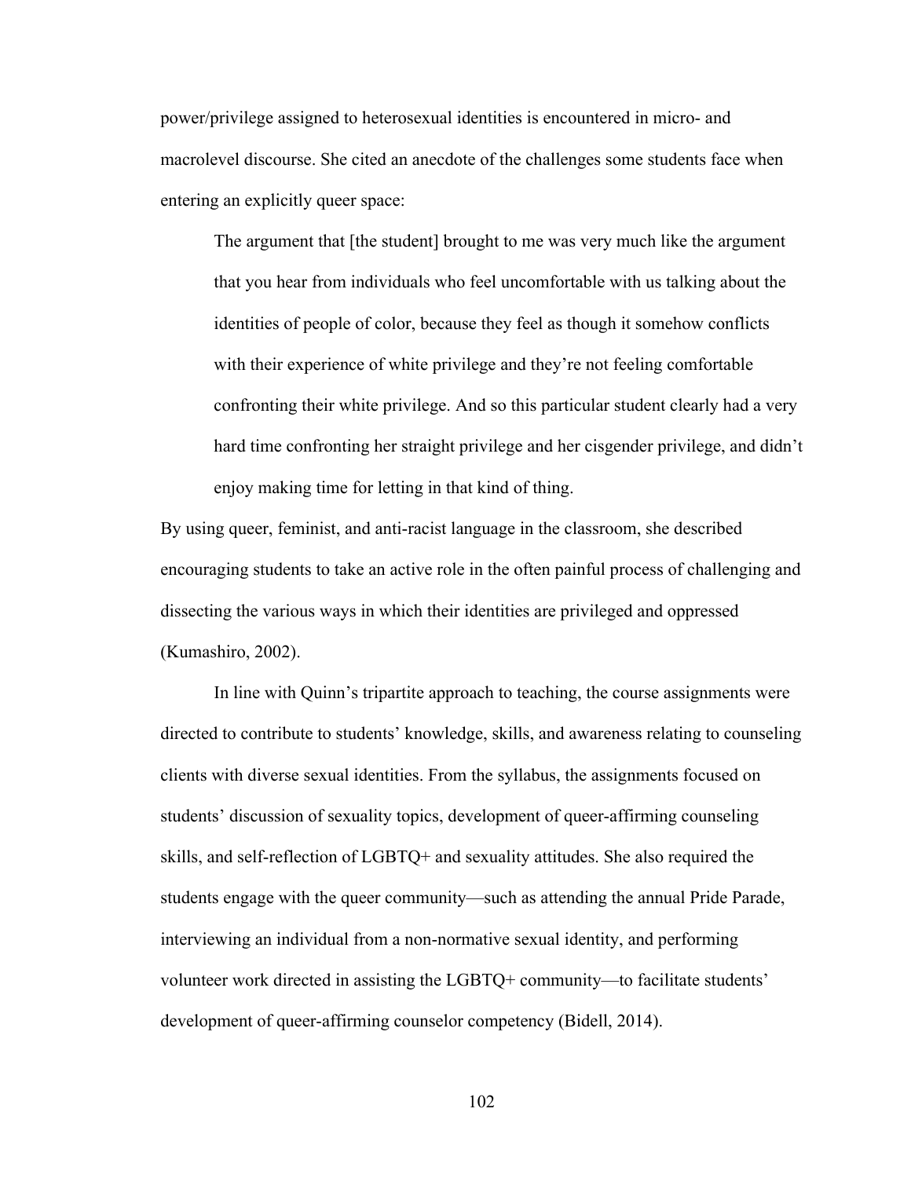power/privilege assigned to heterosexual identities is encountered in micro- and macrolevel discourse. She cited an anecdote of the challenges some students face when entering an explicitly queer space:

> The argument that [the student] brought to me was very much like the argument that you hear from individuals who feel uncomfortable with us talking about the identities of people of color, because they feel as though it somehow conflicts with their experience of white privilege and they're not feeling comfortable confronting their white privilege. And so this particular student clearly had a very hard time confronting her straight privilege and her cisgender privilege, and didn't enjoy making time for letting in that kind of thing.

By using queer, feminist, and anti-racist language in the classroom, she described encouraging students to take an active role in the often painful process of challenging and dissecting the various ways in which their identities are privileged and oppressed (Kumashiro, 2002).

In line with Quinn's tripartite approach to teaching, the course assignments were directed to contribute to students' knowledge, skills, and awareness relating to counseling clients with diverse sexual identities. From the syllabus, the assignments focused on students' discussion of sexuality topics, development of queer-affirming counseling skills, and self-reflection of LGBTQ+ and sexuality attitudes. She also required the students engage with the queer community—such as attending the annual Pride Parade, interviewing an individual from a non-normative sexual identity, and performing volunteer work directed in assisting the LGBTQ+ community—to facilitate students' development of queer-affirming counselor competency (Bidell, 2014).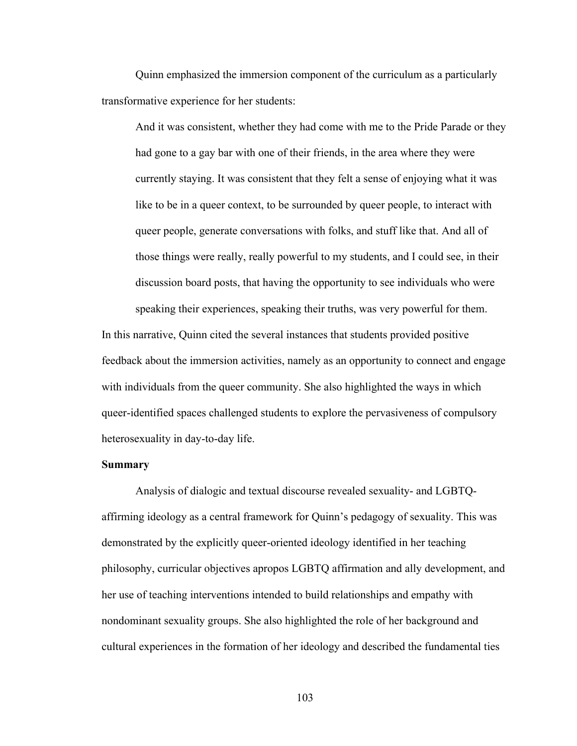Quinn emphasized the immersion component of the curriculum as a particularly transformative experience for her students:

> And it was consistent, whether they had come with me to the Pride Parade or they had gone to a gay bar with one of their friends, in the area where they were currently staying. It was consistent that they felt a sense of enjoying what it was like to be in a queer context, to be surrounded by queer people, to interact with queer people, generate conversations with folks, and stuff like that. And all of those things were really, really powerful to my students, and I could see, in their discussion board posts, that having the opportunity to see individuals who were speaking their experiences, speaking their truths, was very powerful for them.

In this narrative, Quinn cited the several instances that students provided positive feedback about the immersion activities, namely as an opportunity to connect and engage with individuals from the queer community. She also highlighted the ways in which queer-identified spaces challenged students to explore the pervasiveness of compulsory heterosexuality in day-to-day life.

**Summary**

Analysis of dialogic and textual discourse revealed sexuality- and LGBTQ-affirming ideology as a central framework for Quinn's pedagogy of sexuality. This was demonstrated by the explicitly queer-oriented ideology identified in her teaching philosophy, curricular objectives apropos LGBTQ affirmation and ally development, and her use of teaching interventions intended to build relationships and empathy with nondominant sexuality groups. She also highlighted the role of her background and cultural experiences in the formation of her ideology and described the fundamental ties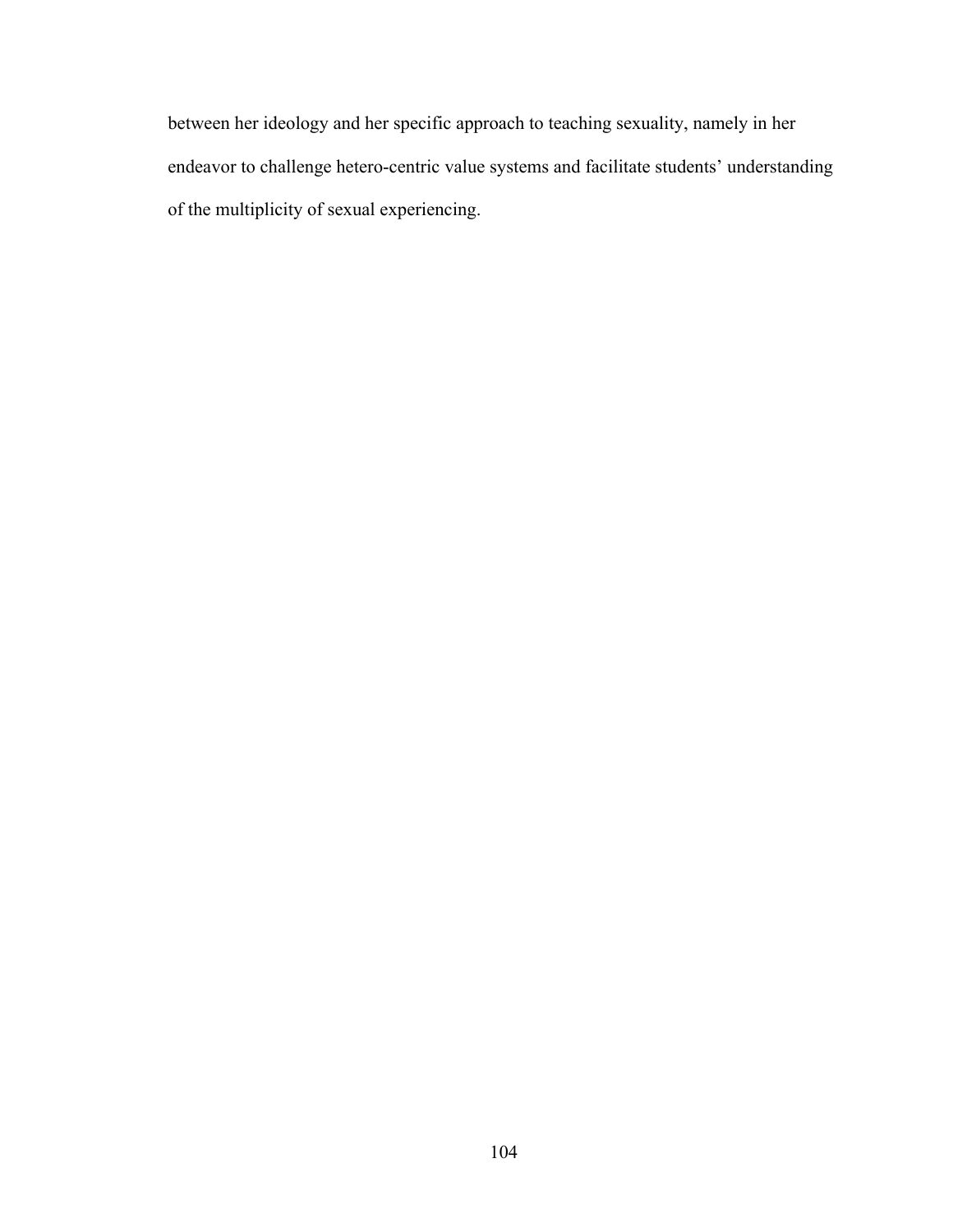between her ideology and her specific approach to teaching sexuality, namely in her endeavor to challenge hetero-centric value systems and facilitate students' understanding of the multiplicity of sexual experiencing.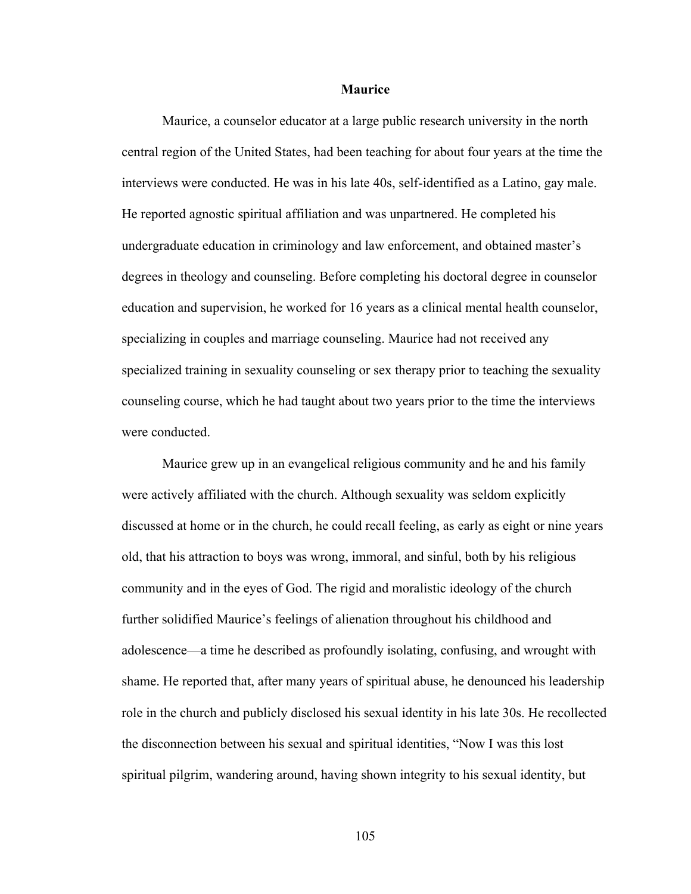### Maurice

Maurice, a counselor educator at a large public research university in the north central region of the United States, had been teaching for about four years at the time the interviews were conducted. He was in his late 40s, self-identified as a Latino, gay male. He reported agnostic spiritual affiliation and was unpartnered. He completed his undergraduate education in criminology and law enforcement, and obtained master's degrees in theology and counseling. Before completing his doctoral degree in counselor education and supervision, he worked for 16 years as a clinical mental health counselor, specializing in couples and marriage counseling. Maurice had not received any specialized training in sexuality counseling or sex therapy prior to teaching the sexuality counseling course, which he had taught about two years prior to the time the interviews were conducted.

Maurice grew up in an evangelical religious community and he and his family were actively affiliated with the church. Although sexuality was seldom explicitly discussed at home or in the church, he could recall feeling, as early as eight or nine years old, that his attraction to boys was wrong, immoral, and sinful, both by his religious community and in the eyes of God. The rigid and moralistic ideology of the church further solidified Maurice's feelings of alienation throughout his childhood and adolescence—a time he described as profoundly isolating, confusing, and wrought with shame. He reported that, after many years of spiritual abuse, he denounced his leadership role in the church and publicly disclosed his sexual identity in his late 30s. He recollected the disconnection between his sexual and spiritual identities, "Now I was this lost spiritual pilgrim, wandering around, having shown integrity to his sexual identity, but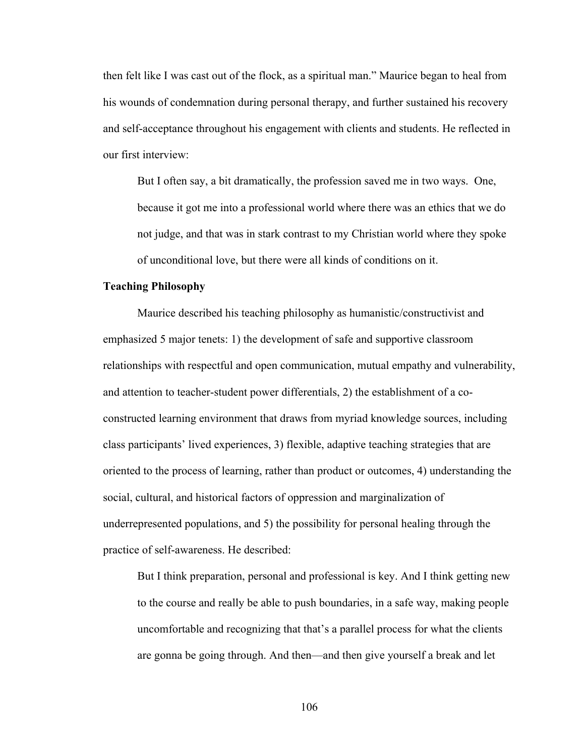then felt like I was cast out of the flock, as a spiritual man." Maurice began to heal from his wounds of condemnation during personal therapy, and further sustained his recovery and self-acceptance throughout his engagement with clients and students. He reflected in our first interview:

> But I often say, a bit dramatically, the profession saved me in two ways. One, because it got me into a professional world where there was an ethics that we do not judge, and that was in stark contrast to my Christian world where they spoke of unconditional love, but there were all kinds of conditions on it.

**Teaching Philosophy**

Maurice described his teaching philosophy as humanistic/constructivist and emphasized 5 major tenets: 1) the development of safe and supportive classroom relationships with respectful and open communication, mutual empathy and vulnerability, and attention to teacher-student power differentials, 2) the establishment of a co-constructed learning environment that draws from myriad knowledge sources, including class participants' lived experiences, 3) flexible, adaptive teaching strategies that are oriented to the process of learning, rather than product or outcomes, 4) understanding the social, cultural, and historical factors of oppression and marginalization of underrepresented populations, and 5) the possibility for personal healing through the practice of self-awareness. He described:

> But I think preparation, personal and professional is key. And I think getting new to the course and really be able to push boundaries, in a safe way, making people uncomfortable and recognizing that that's a parallel process for what the clients are gonna be going through. And then—and then give yourself a break and let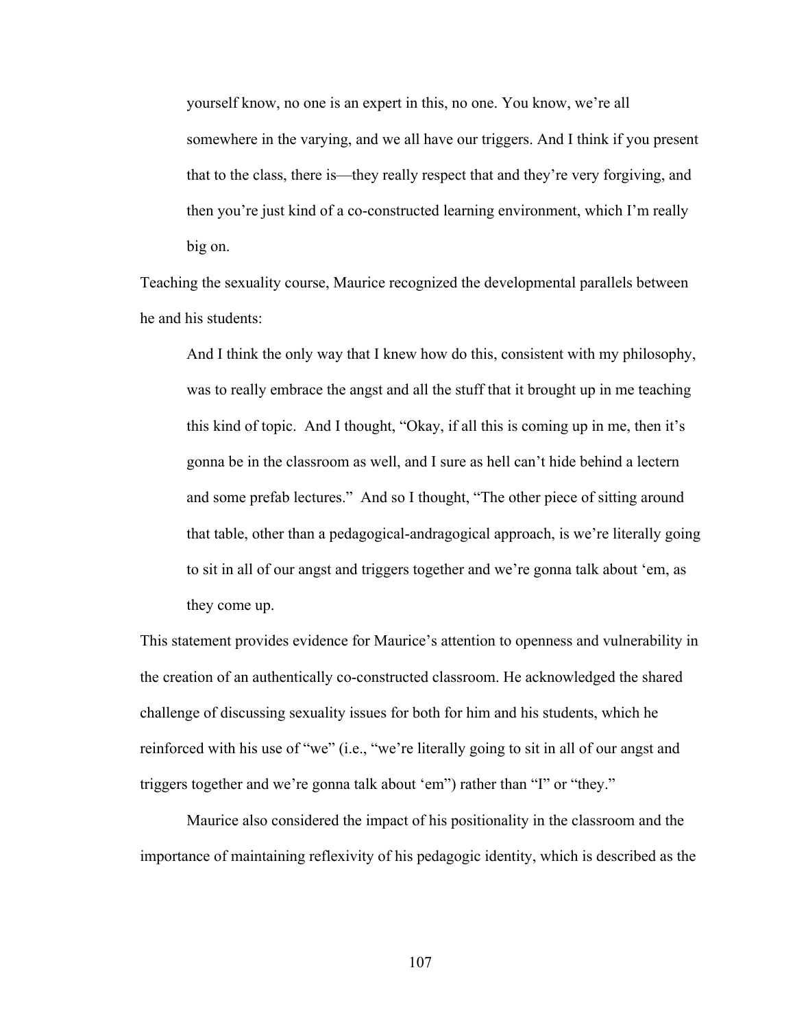> yourself know, no one is an expert in this, no one. You know, we're all somewhere in the varying, and we all have our triggers. And I think if you present that to the class, there is—they really respect that and they're very forgiving, and then you're just kind of a co-constructed learning environment, which I'm really big on.

Teaching the sexuality course, Maurice recognized the developmental parallels between he and his students:

> And I think the only way that I knew how do this, consistent with my philosophy, was to really embrace the angst and all the stuff that it brought up in me teaching this kind of topic. And I thought, "Okay, if all this is coming up in me, then it's gonna be in the classroom as well, and I sure as hell can't hide behind a lectern and some prefab lectures." And so I thought, "The other piece of sitting around that table, other than a pedagogical-andragogical approach, is we're literally going to sit in all of our angst and triggers together and we're gonna talk about 'em, as they come up.

This statement provides evidence for Maurice's attention to openness and vulnerability in the creation of an authentically co-constructed classroom. He acknowledged the shared challenge of discussing sexuality issues for both for him and his students, which he reinforced with his use of "we" (i.e., "we're literally going to sit in all of our angst and triggers together and we're gonna talk about 'em") rather than "I" or "they."

Maurice also considered the impact of his positionality in the classroom and the importance of maintaining reflexivity of his pedagogic identity, which is described as the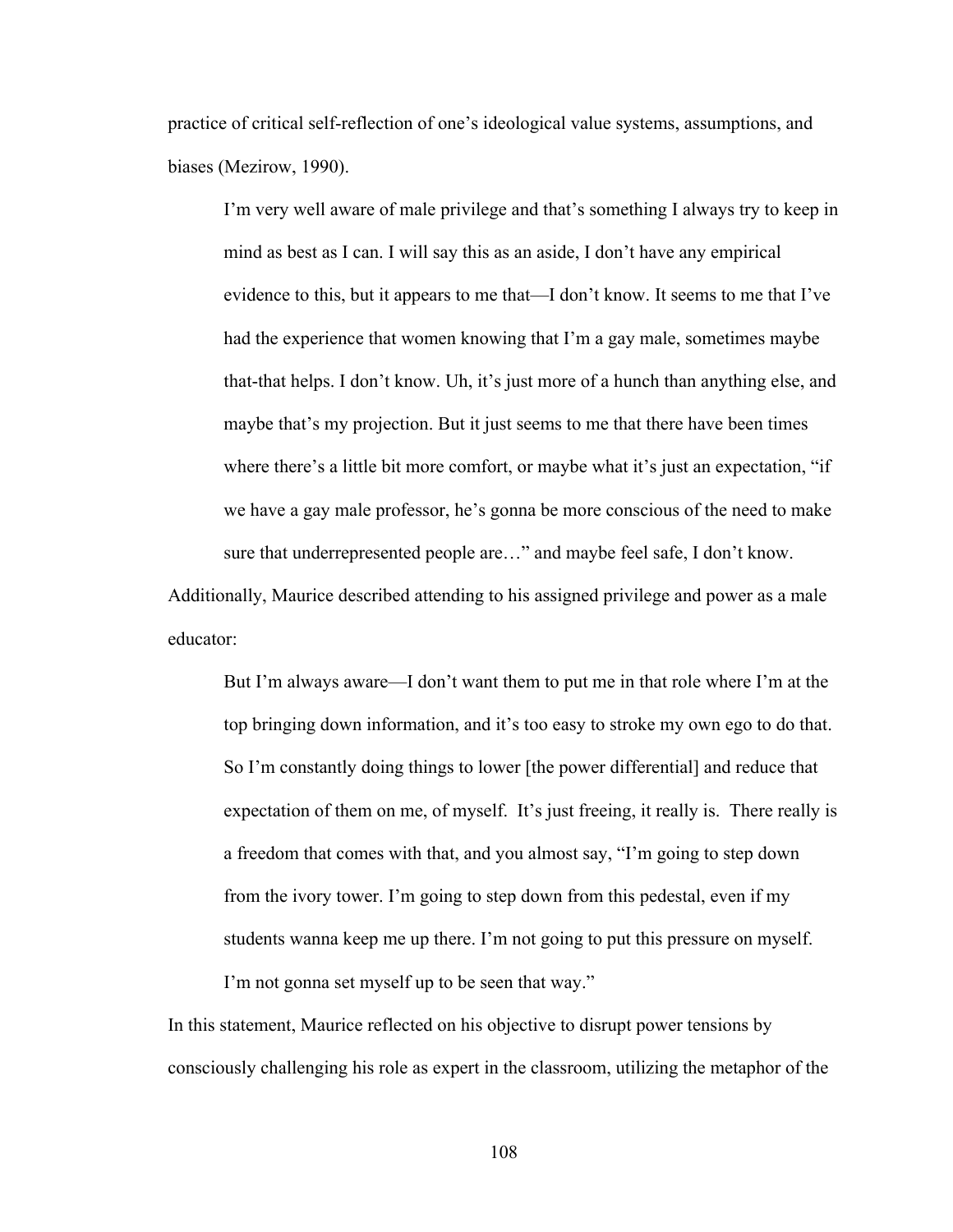practice of critical self-reflection of one's ideological value systems, assumptions, and biases (Mezirow, 1990).

> I'm very well aware of male privilege and that's something I always try to keep in mind as best as I can. I will say this as an aside, I don't have any empirical evidence to this, but it appears to me that—I don't know. It seems to me that I've had the experience that women knowing that I'm a gay male, sometimes maybe that-that helps. I don't know. Uh, it's just more of a hunch than anything else, and maybe that's my projection. But it just seems to me that there have been times where there's a little bit more comfort, or maybe what it's just an expectation, "if we have a gay male professor, he's gonna be more conscious of the need to make sure that underrepresented people are…" and maybe feel safe, I don't know.

Additionally, Maurice described attending to his assigned privilege and power as a male educator:

> But I'm always aware—I don't want them to put me in that role where I'm at the top bringing down information, and it's too easy to stroke my own ego to do that. So I'm constantly doing things to lower [the power differential] and reduce that expectation of them on me, of myself. It's just freeing, it really is. There really is a freedom that comes with that, and you almost say, "I'm going to step down from the ivory tower. I'm going to step down from this pedestal, even if my students wanna keep me up there. I'm not going to put this pressure on myself. I'm not gonna set myself up to be seen that way."

In this statement, Maurice reflected on his objective to disrupt power tensions by consciously challenging his role as expert in the classroom, utilizing the metaphor of the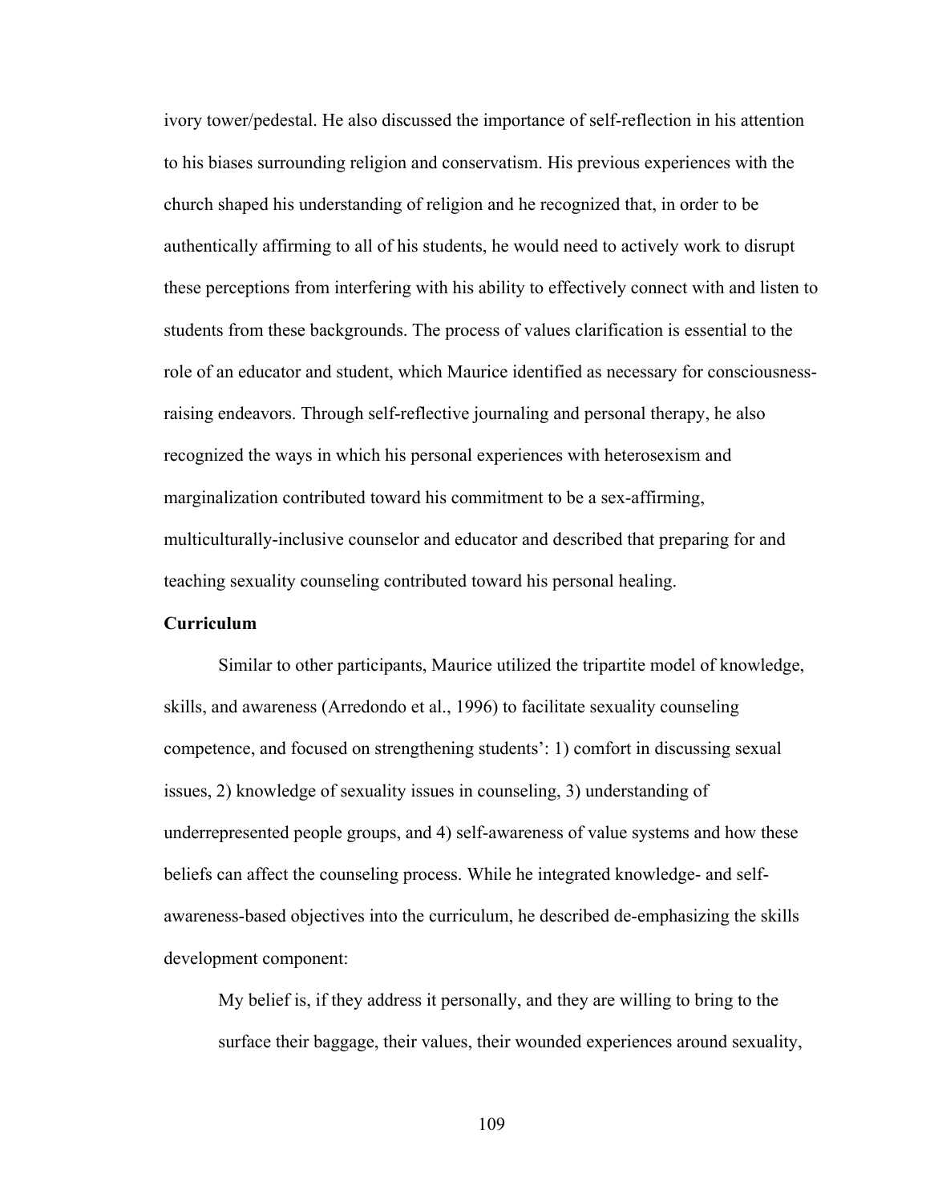ivory tower/pedestal. He also discussed the importance of self-reflection in his attention to his biases surrounding religion and conservatism. His previous experiences with the church shaped his understanding of religion and he recognized that, in order to be authentically affirming to all of his students, he would need to actively work to disrupt these perceptions from interfering with his ability to effectively connect with and listen to students from these backgrounds. The process of values clarification is essential to the role of an educator and student, which Maurice identified as necessary for consciousness-raising endeavors. Through self-reflective journaling and personal therapy, he also recognized the ways in which his personal experiences with heterosexism and marginalization contributed toward his commitment to be a sex-affirming, multiculturally-inclusive counselor and educator and described that preparing for and teaching sexuality counseling contributed toward his personal healing.

**Curriculum**

Similar to other participants, Maurice utilized the tripartite model of knowledge, skills, and awareness (Arredondo et al., 1996) to facilitate sexuality counseling competence, and focused on strengthening students': 1) comfort in discussing sexual issues, 2) knowledge of sexuality issues in counseling, 3) understanding of underrepresented people groups, and 4) self-awareness of value systems and how these beliefs can affect the counseling process. While he integrated knowledge- and self-awareness-based objectives into the curriculum, he described de-emphasizing the skills development component:

> My belief is, if they address it personally, and they are willing to bring to the surface their baggage, their values, their wounded experiences around sexuality,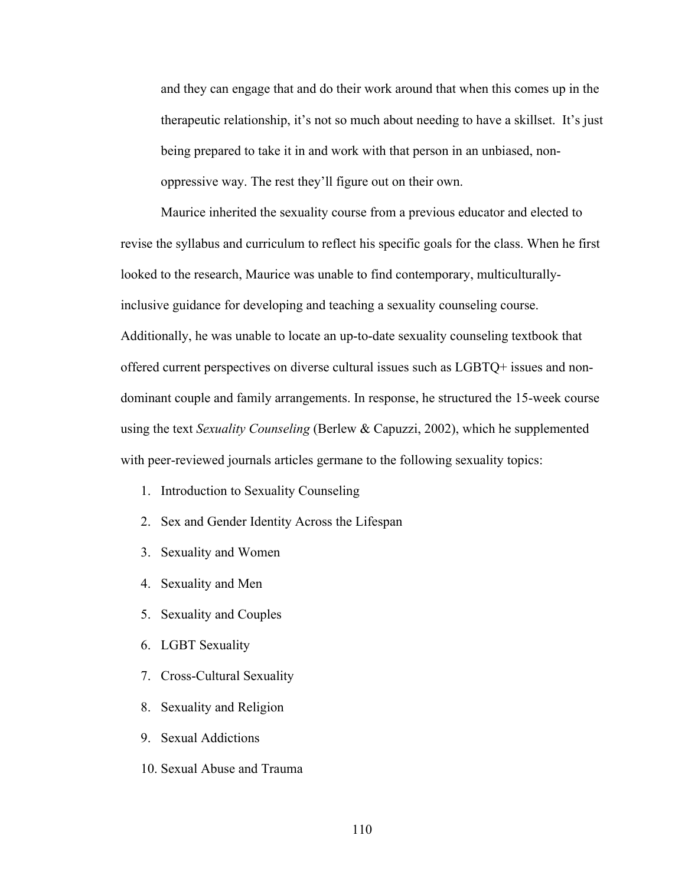and they can engage that and do their work around that when this comes up in the therapeutic relationship, it's not so much about needing to have a skillset. It's just being prepared to take it in and work with that person in an unbiased, non-oppressive way. The rest they'll figure out on their own.

Maurice inherited the sexuality course from a previous educator and elected to revise the syllabus and curriculum to reflect his specific goals for the class. When he first looked to the research, Maurice was unable to find contemporary, multiculturally-inclusive guidance for developing and teaching a sexuality counseling course. Additionally, he was unable to locate an up-to-date sexuality counseling textbook that offered current perspectives on diverse cultural issues such as LGBTQ+ issues and non-dominant couple and family arrangements. In response, he structured the 15-week course using the text *Sexuality Counseling* (Berlew & Capuzzi, 2002), which he supplemented with peer-reviewed journals articles germane to the following sexuality topics:

1. Introduction to Sexuality Counseling
2. Sex and Gender Identity Across the Lifespan
3. Sexuality and Women
4. Sexuality and Men
5. Sexuality and Couples
6. LGBT Sexuality
7. Cross-Cultural Sexuality
8. Sexuality and Religion
9. Sexual Addictions
10. Sexual Abuse and Trauma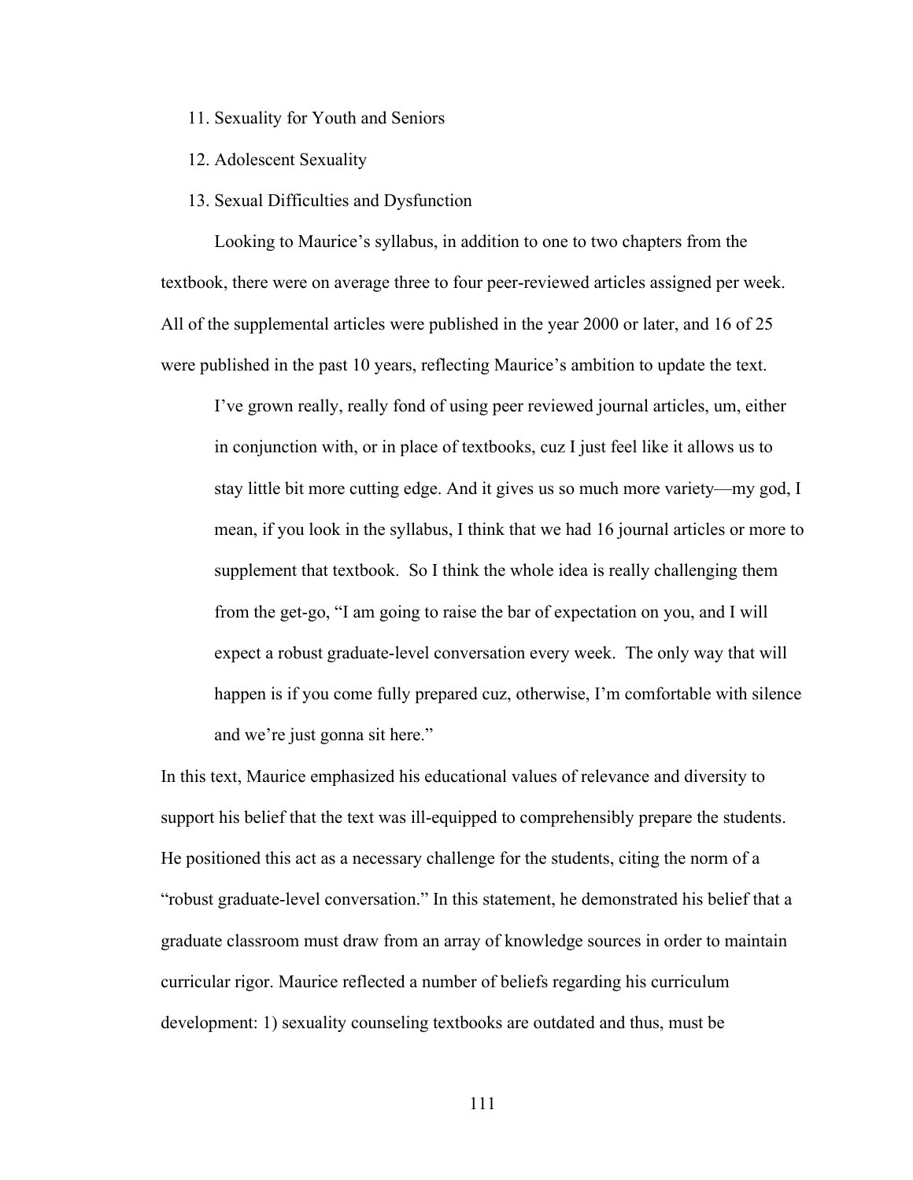11. Sexuality for Youth and Seniors
12. Adolescent Sexuality
13. Sexual Difficulties and Dysfunction

Looking to Maurice's syllabus, in addition to one to two chapters from the textbook, there were on average three to four peer-reviewed articles assigned per week. All of the supplemental articles were published in the year 2000 or later, and 16 of 25 were published in the past 10 years, reflecting Maurice's ambition to update the text.

> I've grown really, really fond of using peer reviewed journal articles, um, either in conjunction with, or in place of textbooks, cuz I just feel like it allows us to stay little bit more cutting edge. And it gives us so much more variety—my god, I mean, if you look in the syllabus, I think that we had 16 journal articles or more to supplement that textbook. So I think the whole idea is really challenging them from the get-go, "I am going to raise the bar of expectation on you, and I will expect a robust graduate-level conversation every week. The only way that will happen is if you come fully prepared cuz, otherwise, I'm comfortable with silence and we're just gonna sit here."

In this text, Maurice emphasized his educational values of relevance and diversity to support his belief that the text was ill-equipped to comprehensibly prepare the students. He positioned this act as a necessary challenge for the students, citing the norm of a "robust graduate-level conversation." In this statement, he demonstrated his belief that a graduate classroom must draw from an array of knowledge sources in order to maintain curricular rigor. Maurice reflected a number of beliefs regarding his curriculum development: 1) sexuality counseling textbooks are outdated and thus, must be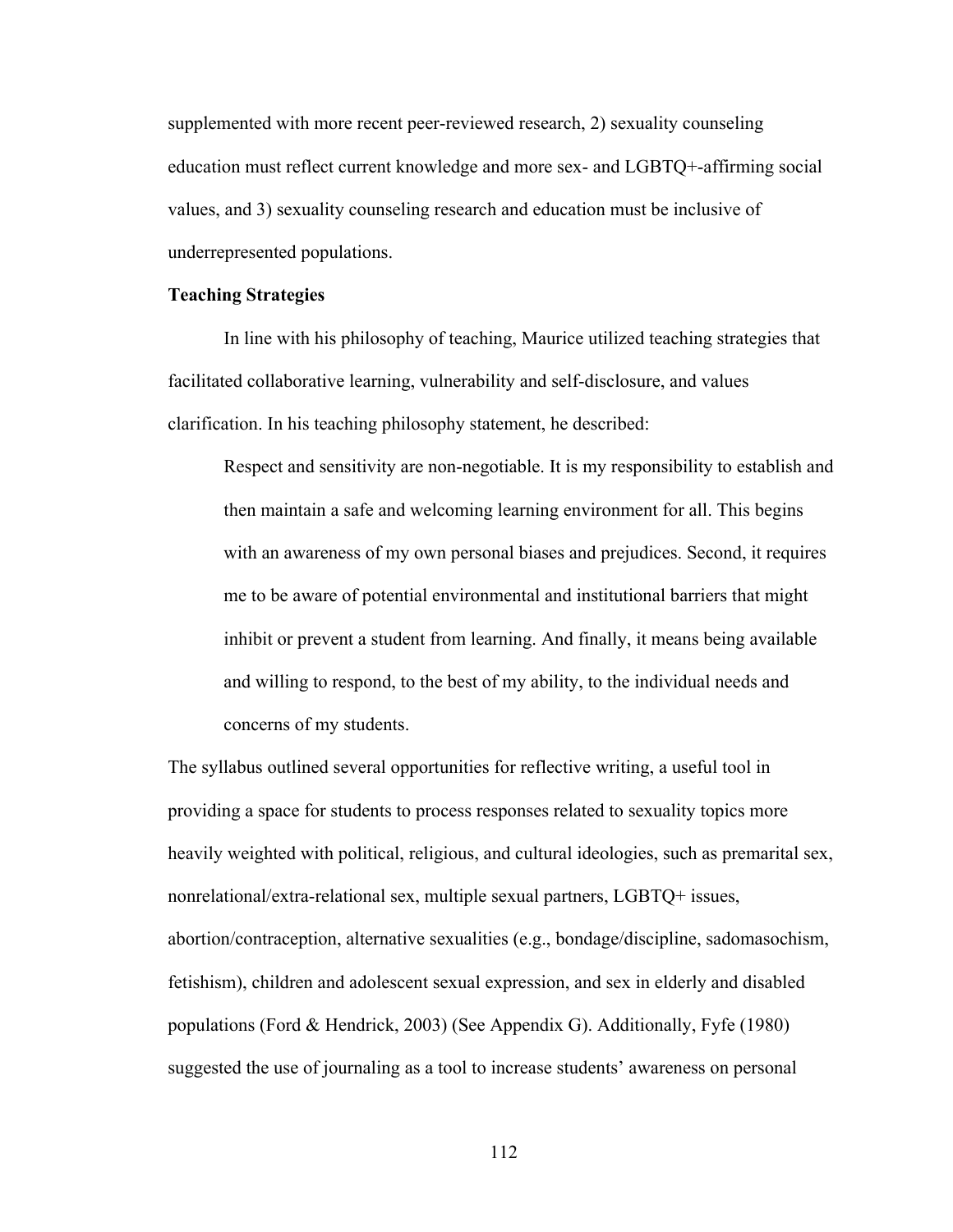supplemented with more recent peer-reviewed research, 2) sexuality counseling education must reflect current knowledge and more sex- and LGBTQ+-affirming social values, and 3) sexuality counseling research and education must be inclusive of underrepresented populations.

**Teaching Strategies**

In line with his philosophy of teaching, Maurice utilized teaching strategies that facilitated collaborative learning, vulnerability and self-disclosure, and values clarification. In his teaching philosophy statement, he described:

> Respect and sensitivity are non-negotiable. It is my responsibility to establish and then maintain a safe and welcoming learning environment for all. This begins with an awareness of my own personal biases and prejudices. Second, it requires me to be aware of potential environmental and institutional barriers that might inhibit or prevent a student from learning. And finally, it means being available and willing to respond, to the best of my ability, to the individual needs and concerns of my students.

The syllabus outlined several opportunities for reflective writing, a useful tool in providing a space for students to process responses related to sexuality topics more heavily weighted with political, religious, and cultural ideologies, such as premarital sex, nonrelational/extra-relational sex, multiple sexual partners, LGBTQ+ issues, abortion/contraception, alternative sexualities (e.g., bondage/discipline, sadomasochism, fetishism), children and adolescent sexual expression, and sex in elderly and disabled populations (Ford & Hendrick, 2003) (See Appendix G). Additionally, Fyfe (1980) suggested the use of journaling as a tool to increase students' awareness on personal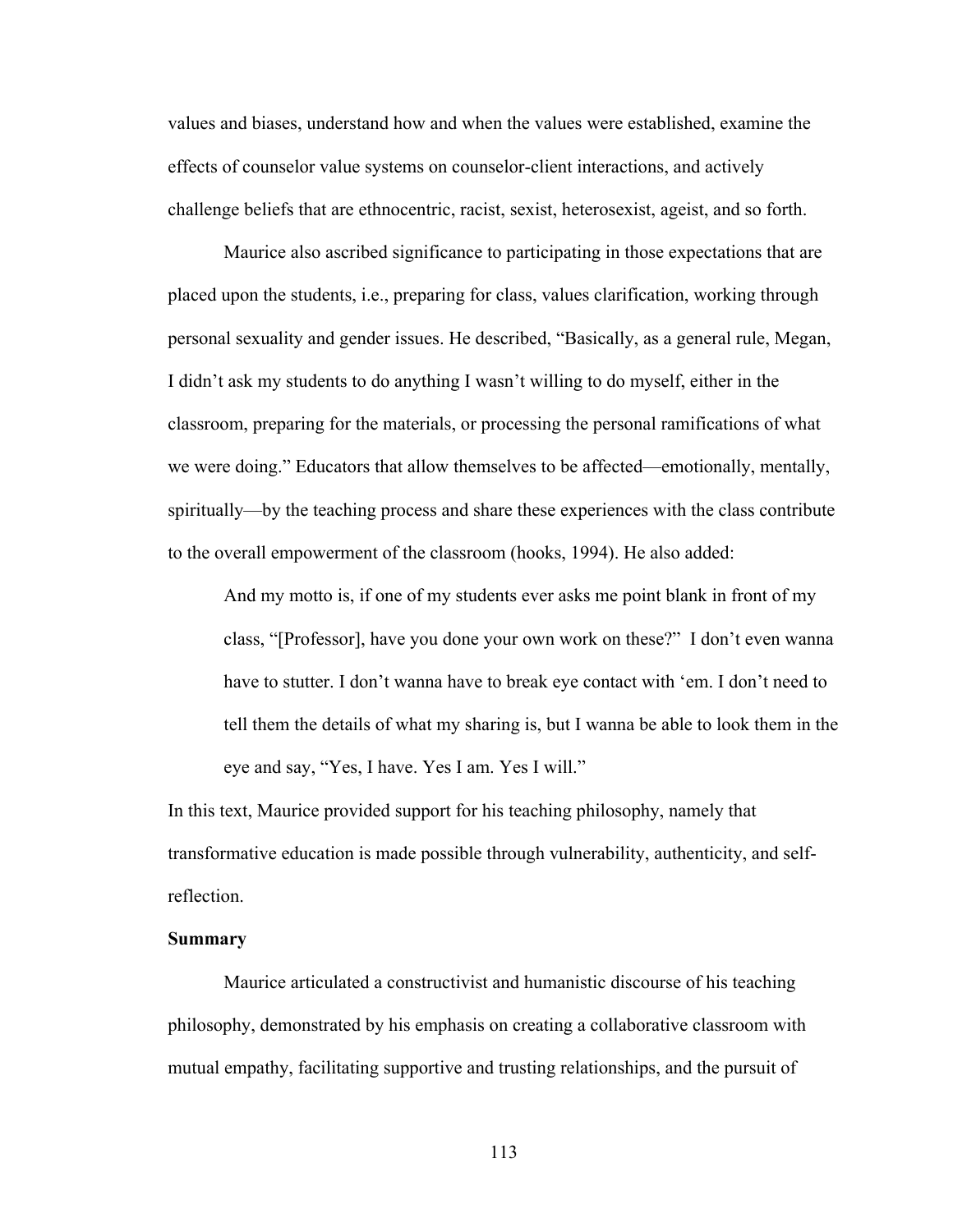values and biases, understand how and when the values were established, examine the effects of counselor value systems on counselor-client interactions, and actively challenge beliefs that are ethnocentric, racist, sexist, heterosexist, ageist, and so forth.

Maurice also ascribed significance to participating in those expectations that are placed upon the students, i.e., preparing for class, values clarification, working through personal sexuality and gender issues. He described, "Basically, as a general rule, Megan, I didn't ask my students to do anything I wasn't willing to do myself, either in the classroom, preparing for the materials, or processing the personal ramifications of what we were doing." Educators that allow themselves to be affected—emotionally, mentally, spiritually—by the teaching process and share these experiences with the class contribute to the overall empowerment of the classroom (hooks, 1994). He also added:

> And my motto is, if one of my students ever asks me point blank in front of my class, "[Professor], have you done your own work on these?" I don't even wanna have to stutter. I don't wanna have to break eye contact with 'em. I don't need to tell them the details of what my sharing is, but I wanna be able to look them in the eye and say, "Yes, I have. Yes I am. Yes I will."

In this text, Maurice provided support for his teaching philosophy, namely that transformative education is made possible through vulnerability, authenticity, and self-reflection.

**Summary**

Maurice articulated a constructivist and humanistic discourse of his teaching philosophy, demonstrated by his emphasis on creating a collaborative classroom with mutual empathy, facilitating supportive and trusting relationships, and the pursuit of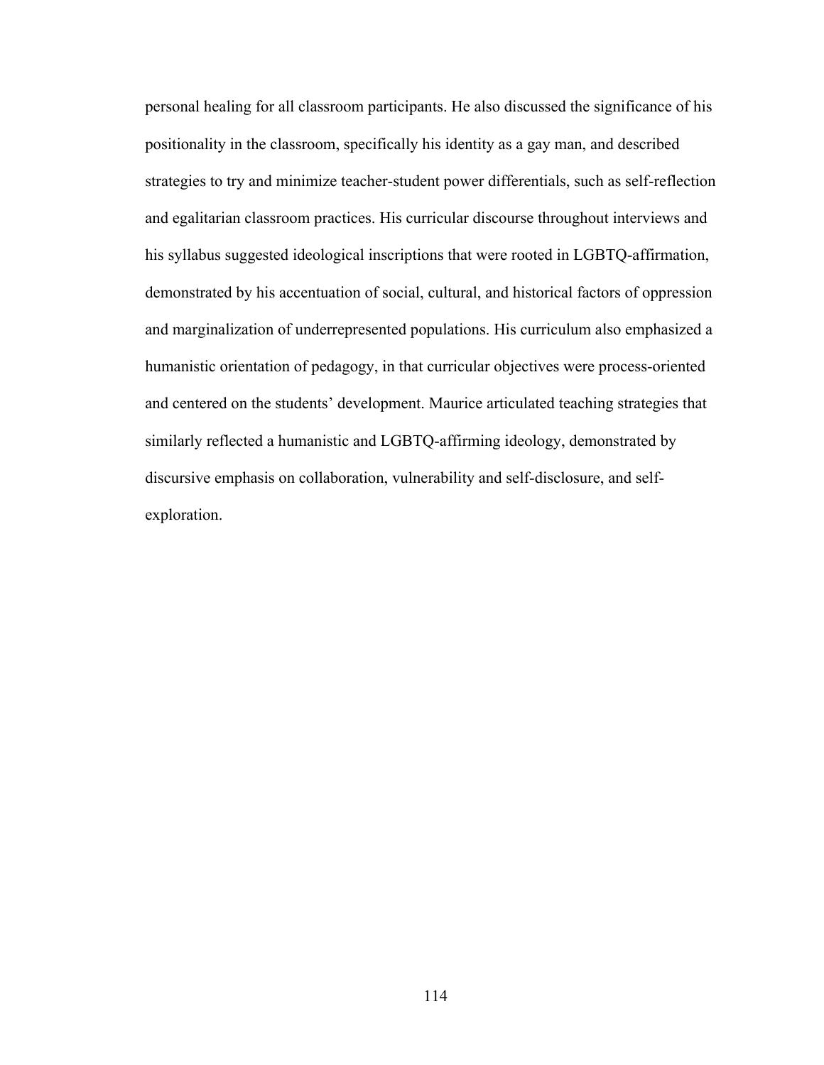personal healing for all classroom participants. He also discussed the significance of his positionality in the classroom, specifically his identity as a gay man, and described strategies to try and minimize teacher-student power differentials, such as self-reflection and egalitarian classroom practices. His curricular discourse throughout interviews and his syllabus suggested ideological inscriptions that were rooted in LGBTQ-affirmation, demonstrated by his accentuation of social, cultural, and historical factors of oppression and marginalization of underrepresented populations. His curriculum also emphasized a humanistic orientation of pedagogy, in that curricular objectives were process-oriented and centered on the students' development. Maurice articulated teaching strategies that similarly reflected a humanistic and LGBTQ-affirming ideology, demonstrated by discursive emphasis on collaboration, vulnerability and self-disclosure, and self-exploration.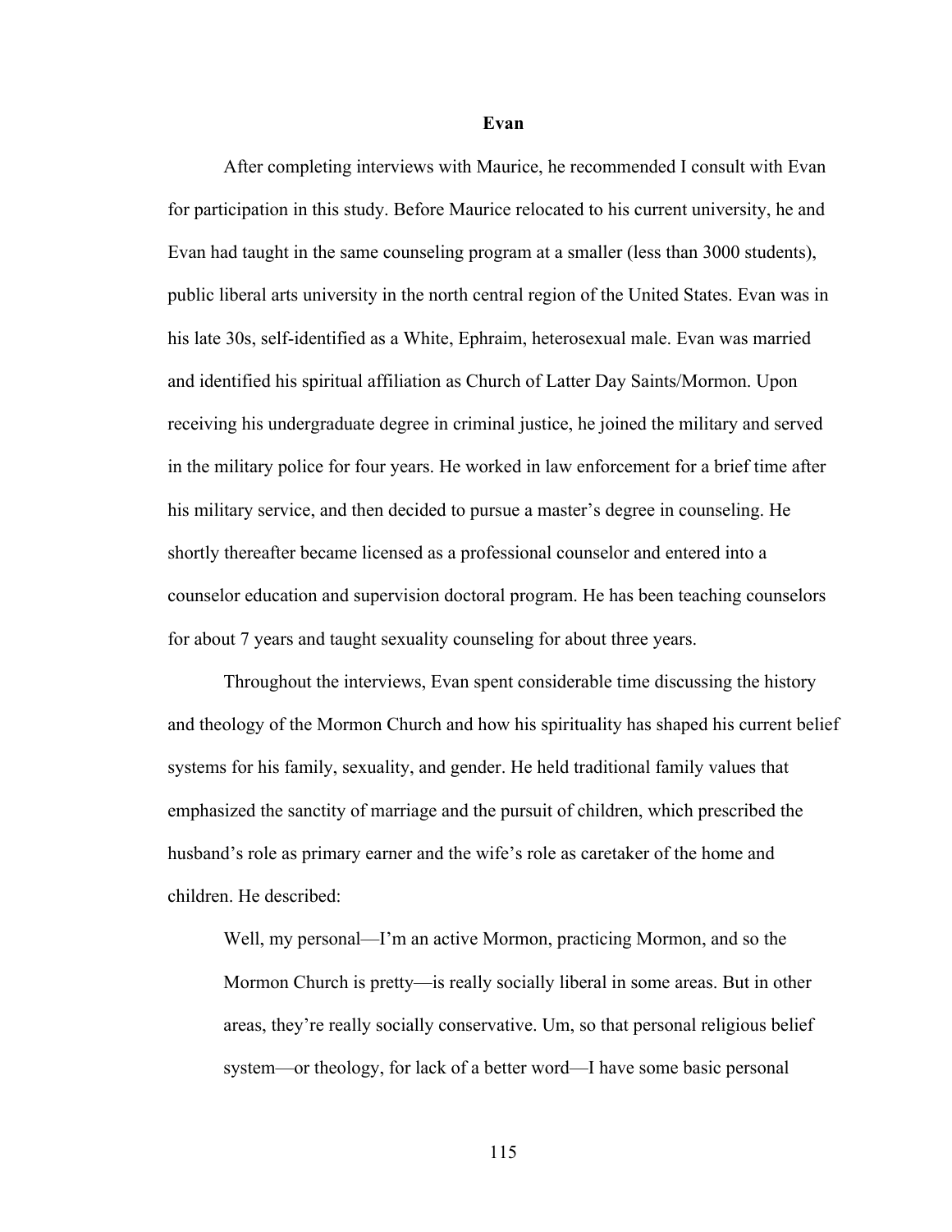## Evan

After completing interviews with Maurice, he recommended I consult with Evan for participation in this study. Before Maurice relocated to his current university, he and Evan had taught in the same counseling program at a smaller (less than 3000 students), public liberal arts university in the north central region of the United States. Evan was in his late 30s, self-identified as a White, Ephraim, heterosexual male. Evan was married and identified his spiritual affiliation as Church of Latter Day Saints/Mormon. Upon receiving his undergraduate degree in criminal justice, he joined the military and served in the military police for four years. He worked in law enforcement for a brief time after his military service, and then decided to pursue a master's degree in counseling. He shortly thereafter became licensed as a professional counselor and entered into a counselor education and supervision doctoral program. He has been teaching counselors for about 7 years and taught sexuality counseling for about three years.

Throughout the interviews, Evan spent considerable time discussing the history and theology of the Mormon Church and how his spirituality has shaped his current belief systems for his family, sexuality, and gender. He held traditional family values that emphasized the sanctity of marriage and the pursuit of children, which prescribed the husband's role as primary earner and the wife's role as caretaker of the home and children. He described:

> Well, my personal—I'm an active Mormon, practicing Mormon, and so the Mormon Church is pretty—is really socially liberal in some areas. But in other areas, they're really socially conservative. Um, so that personal religious belief system—or theology, for lack of a better word—I have some basic personal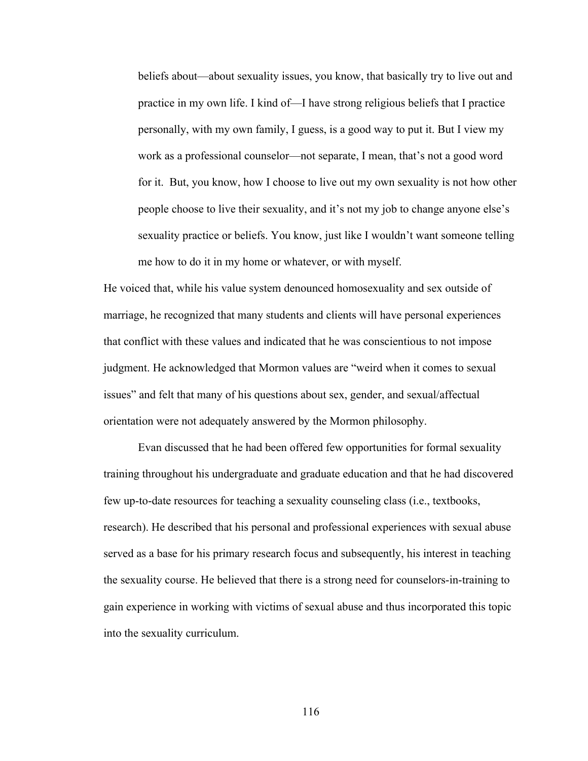> beliefs about—about sexuality issues, you know, that basically try to live out and practice in my own life. I kind of—I have strong religious beliefs that I practice personally, with my own family, I guess, is a good way to put it. But I view my work as a professional counselor—not separate, I mean, that's not a good word for it. But, you know, how I choose to live out my own sexuality is not how other people choose to live their sexuality, and it's not my job to change anyone else's sexuality practice or beliefs. You know, just like I wouldn't want someone telling me how to do it in my home or whatever, or with myself.

He voiced that, while his value system denounced homosexuality and sex outside of marriage, he recognized that many students and clients will have personal experiences that conflict with these values and indicated that he was conscientious to not impose judgment. He acknowledged that Mormon values are "weird when it comes to sexual issues" and felt that many of his questions about sex, gender, and sexual/affectual orientation were not adequately answered by the Mormon philosophy.

Evan discussed that he had been offered few opportunities for formal sexuality training throughout his undergraduate and graduate education and that he had discovered few up-to-date resources for teaching a sexuality counseling class (i.e., textbooks, research). He described that his personal and professional experiences with sexual abuse served as a base for his primary research focus and subsequently, his interest in teaching the sexuality course. He believed that there is a strong need for counselors-in-training to gain experience in working with victims of sexual abuse and thus incorporated this topic into the sexuality curriculum.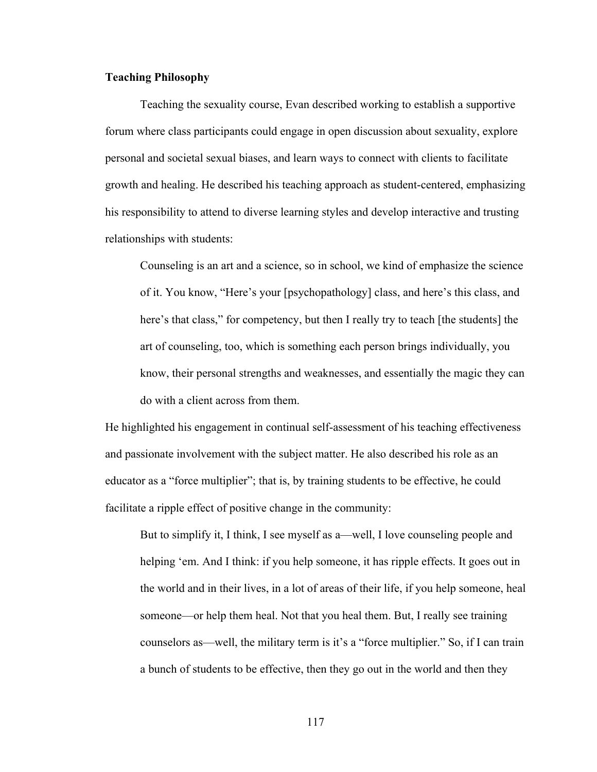**Teaching Philosophy**

Teaching the sexuality course, Evan described working to establish a supportive forum where class participants could engage in open discussion about sexuality, explore personal and societal sexual biases, and learn ways to connect with clients to facilitate growth and healing. He described his teaching approach as student-centered, emphasizing his responsibility to attend to diverse learning styles and develop interactive and trusting relationships with students:

> Counseling is an art and a science, so in school, we kind of emphasize the science of it. You know, "Here's your [psychopathology] class, and here's this class, and here's that class," for competency, but then I really try to teach [the students] the art of counseling, too, which is something each person brings individually, you know, their personal strengths and weaknesses, and essentially the magic they can do with a client across from them.

He highlighted his engagement in continual self-assessment of his teaching effectiveness and passionate involvement with the subject matter. He also described his role as an educator as a "force multiplier"; that is, by training students to be effective, he could facilitate a ripple effect of positive change in the community:

> But to simplify it, I think, I see myself as a—well, I love counseling people and helping 'em. And I think: if you help someone, it has ripple effects. It goes out in the world and in their lives, in a lot of areas of their life, if you help someone, heal someone—or help them heal. Not that you heal them. But, I really see training counselors as—well, the military term is it's a "force multiplier." So, if I can train a bunch of students to be effective, then they go out in the world and then they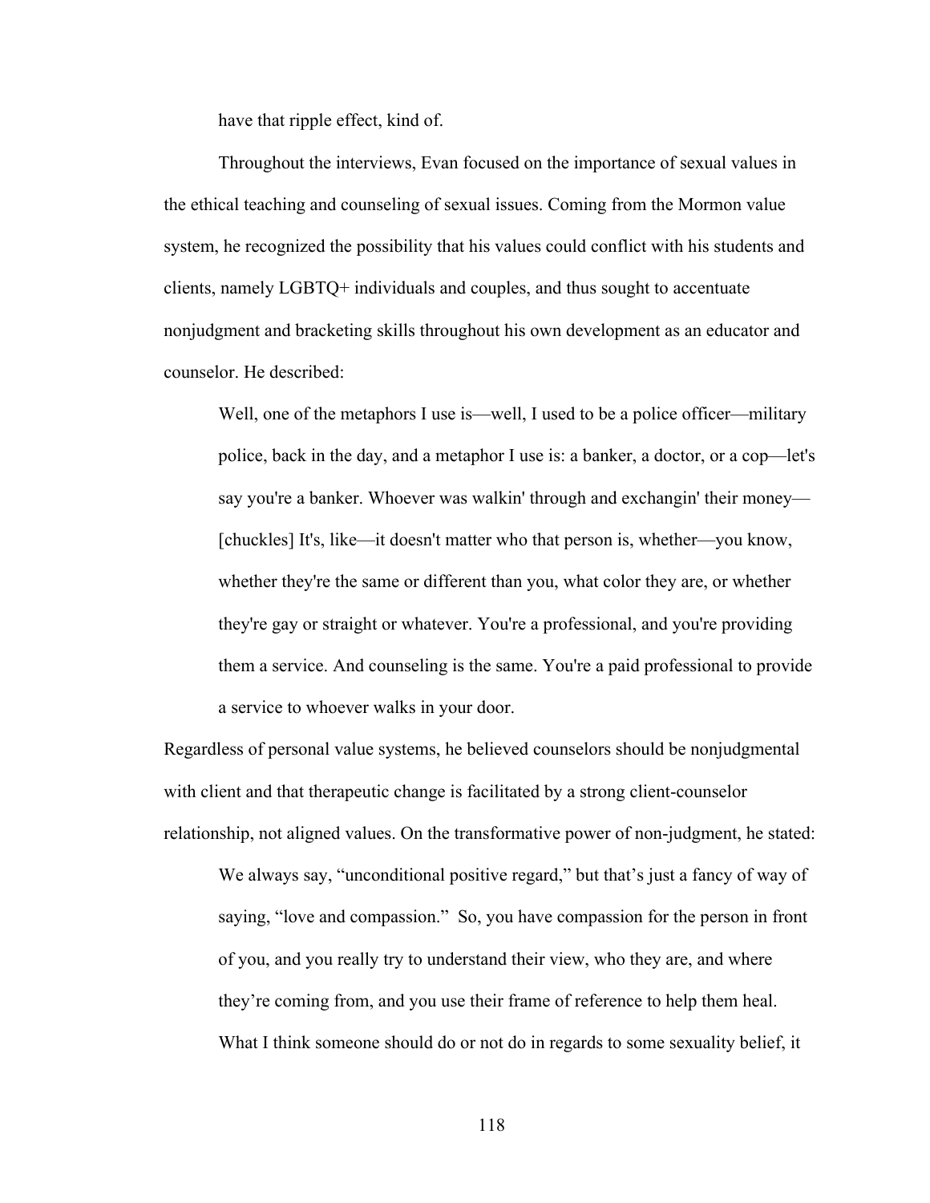have that ripple effect, kind of.

Throughout the interviews, Evan focused on the importance of sexual values in the ethical teaching and counseling of sexual issues. Coming from the Mormon value system, he recognized the possibility that his values could conflict with his students and clients, namely LGBTQ+ individuals and couples, and thus sought to accentuate nonjudgment and bracketing skills throughout his own development as an educator and counselor. He described:

> Well, one of the metaphors I use is—well, I used to be a police officer—military police, back in the day, and a metaphor I use is: a banker, a doctor, or a cop—let's say you're a banker. Whoever was walkin' through and exchangin' their money—[chuckles] It's, like—it doesn't matter who that person is, whether—you know, whether they're the same or different than you, what color they are, or whether they're gay or straight or whatever. You're a professional, and you're providing them a service. And counseling is the same. You're a paid professional to provide a service to whoever walks in your door.

Regardless of personal value systems, he believed counselors should be nonjudgmental with client and that therapeutic change is facilitated by a strong client-counselor relationship, not aligned values. On the transformative power of non-judgment, he stated:

> We always say, "unconditional positive regard," but that's just a fancy of way of saying, "love and compassion." So, you have compassion for the person in front of you, and you really try to understand their view, who they are, and where they're coming from, and you use their frame of reference to help them heal. What I think someone should do or not do in regards to some sexuality belief, it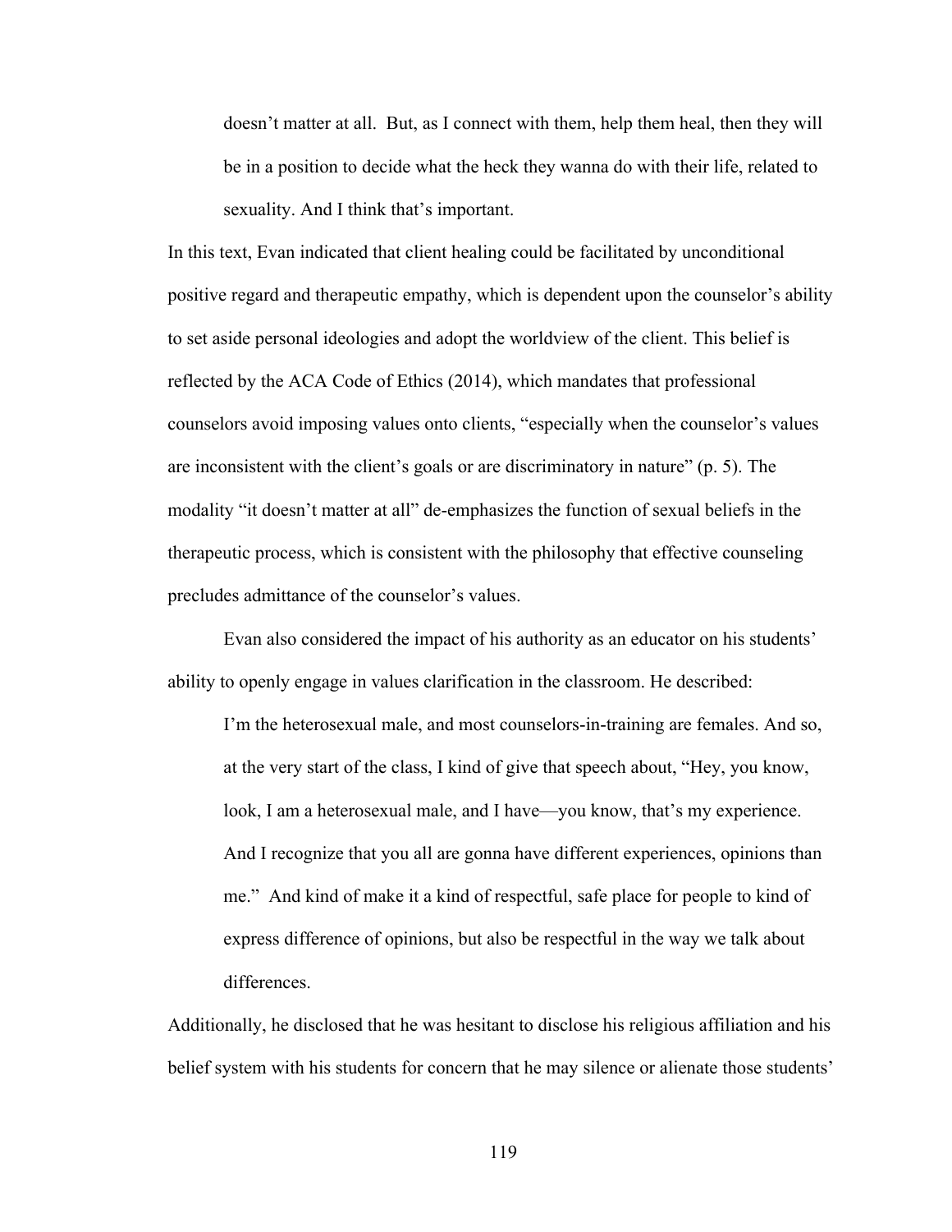> doesn't matter at all. But, as I connect with them, help them heal, then they will be in a position to decide what the heck they wanna do with their life, related to sexuality. And I think that's important.

In this text, Evan indicated that client healing could be facilitated by unconditional positive regard and therapeutic empathy, which is dependent upon the counselor's ability to set aside personal ideologies and adopt the worldview of the client. This belief is reflected by the ACA Code of Ethics (2014), which mandates that professional counselors avoid imposing values onto clients, "especially when the counselor's values are inconsistent with the client's goals or are discriminatory in nature" (p. 5). The modality "it doesn't matter at all" de-emphasizes the function of sexual beliefs in the therapeutic process, which is consistent with the philosophy that effective counseling precludes admittance of the counselor's values.

Evan also considered the impact of his authority as an educator on his students' ability to openly engage in values clarification in the classroom. He described:

> I'm the heterosexual male, and most counselors-in-training are females. And so, at the very start of the class, I kind of give that speech about, "Hey, you know, look, I am a heterosexual male, and I have—you know, that's my experience. And I recognize that you all are gonna have different experiences, opinions than me." And kind of make it a kind of respectful, safe place for people to kind of express difference of opinions, but also be respectful in the way we talk about differences.

Additionally, he disclosed that he was hesitant to disclose his religious affiliation and his belief system with his students for concern that he may silence or alienate those students'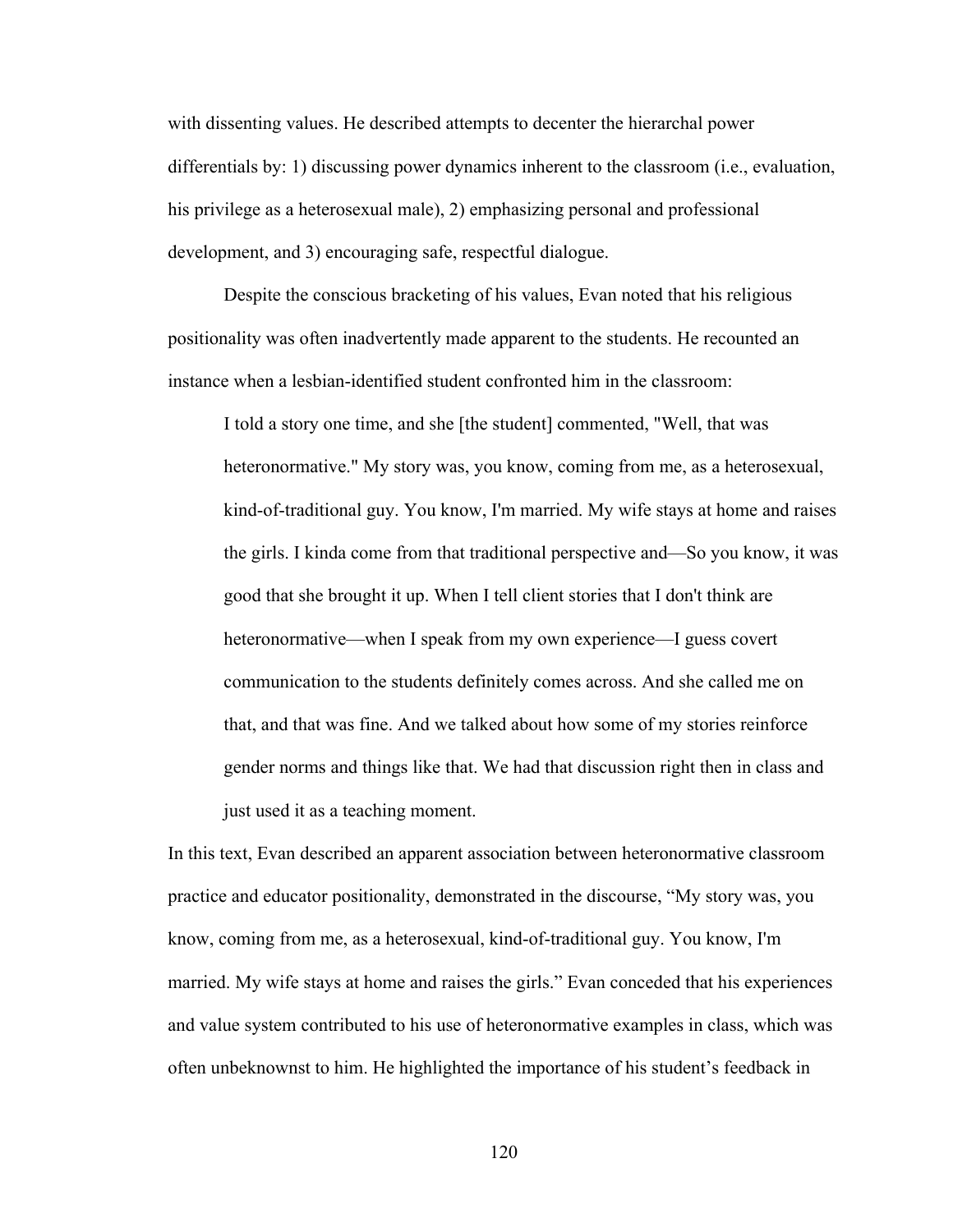with dissenting values. He described attempts to decenter the hierarchal power differentials by: 1) discussing power dynamics inherent to the classroom (i.e., evaluation, his privilege as a heterosexual male), 2) emphasizing personal and professional development, and 3) encouraging safe, respectful dialogue.

Despite the conscious bracketing of his values, Evan noted that his religious positionality was often inadvertently made apparent to the students. He recounted an instance when a lesbian-identified student confronted him in the classroom:

> I told a story one time, and she [the student] commented, "Well, that was heteronormative." My story was, you know, coming from me, as a heterosexual, kind-of-traditional guy. You know, I'm married. My wife stays at home and raises the girls. I kinda come from that traditional perspective and—So you know, it was good that she brought it up. When I tell client stories that I don't think are heteronormative—when I speak from my own experience—I guess covert communication to the students definitely comes across. And she called me on that, and that was fine. And we talked about how some of my stories reinforce gender norms and things like that. We had that discussion right then in class and just used it as a teaching moment.

In this text, Evan described an apparent association between heteronormative classroom practice and educator positionality, demonstrated in the discourse, "My story was, you know, coming from me, as a heterosexual, kind-of-traditional guy. You know, I'm married. My wife stays at home and raises the girls." Evan conceded that his experiences and value system contributed to his use of heteronormative examples in class, which was often unbeknownst to him. He highlighted the importance of his student's feedback in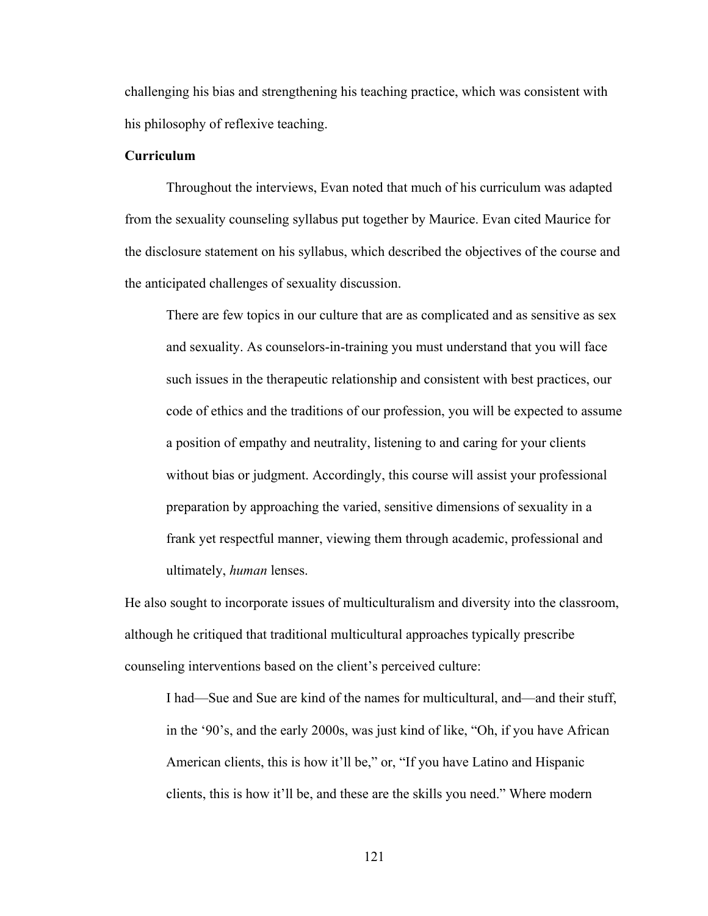challenging his bias and strengthening his teaching practice, which was consistent with his philosophy of reflexive teaching.

**Curriculum**

Throughout the interviews, Evan noted that much of his curriculum was adapted from the sexuality counseling syllabus put together by Maurice. Evan cited Maurice for the disclosure statement on his syllabus, which described the objectives of the course and the anticipated challenges of sexuality discussion.

> There are few topics in our culture that are as complicated and as sensitive as sex and sexuality. As counselors-in-training you must understand that you will face such issues in the therapeutic relationship and consistent with best practices, our code of ethics and the traditions of our profession, you will be expected to assume a position of empathy and neutrality, listening to and caring for your clients without bias or judgment. Accordingly, this course will assist your professional preparation by approaching the varied, sensitive dimensions of sexuality in a frank yet respectful manner, viewing them through academic, professional and ultimately, *human* lenses.

He also sought to incorporate issues of multiculturalism and diversity into the classroom, although he critiqued that traditional multicultural approaches typically prescribe counseling interventions based on the client's perceived culture:

> I had—Sue and Sue are kind of the names for multicultural, and—and their stuff, in the '90's, and the early 2000s, was just kind of like, "Oh, if you have African American clients, this is how it'll be," or, "If you have Latino and Hispanic clients, this is how it'll be, and these are the skills you need." Where modern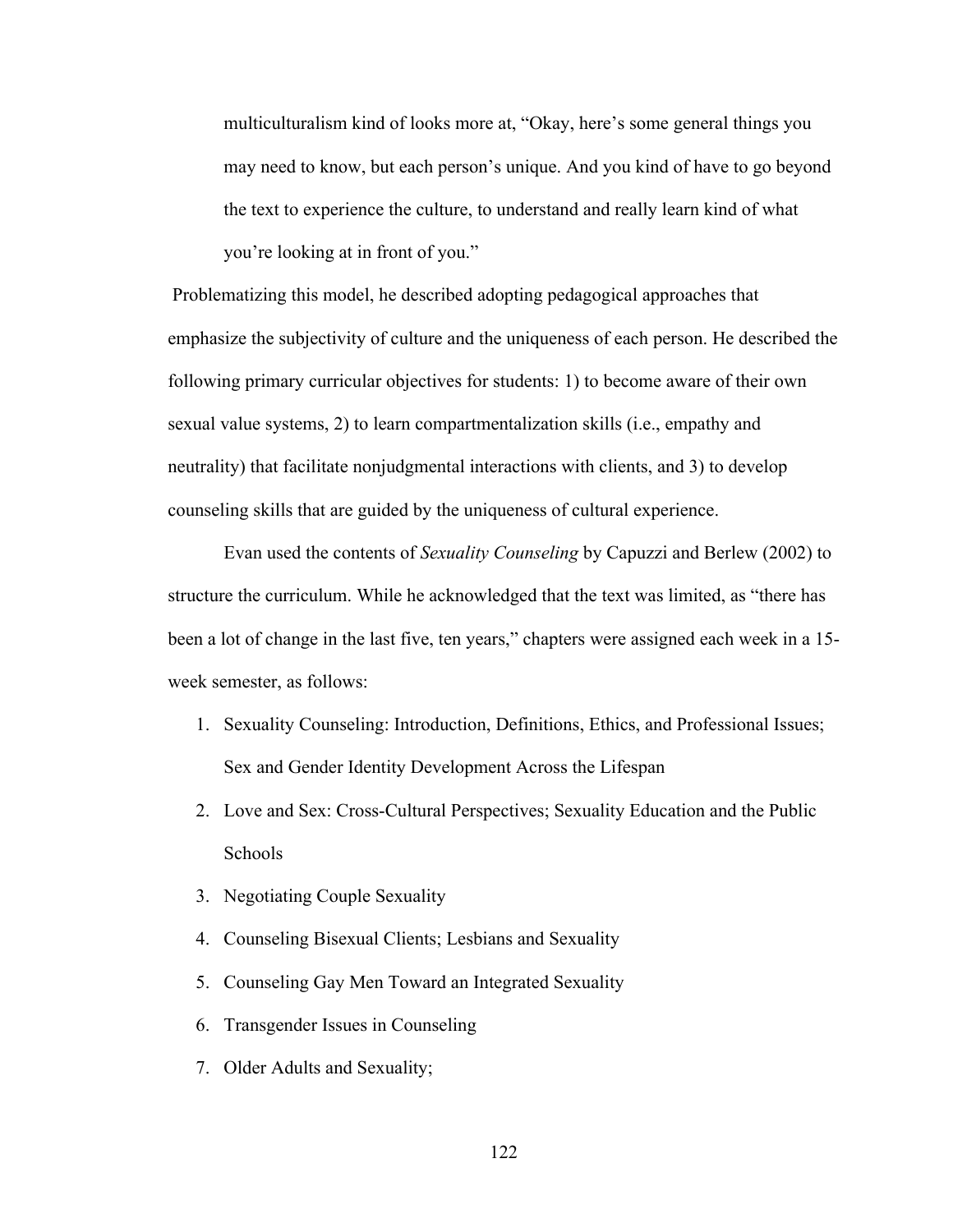> multiculturalism kind of looks more at, “Okay, here’s some general things you may need to know, but each person’s unique. And you kind of have to go beyond the text to experience the culture, to understand and really learn kind of what you’re looking at in front of you.”

Problematizing this model, he described adopting pedagogical approaches that emphasize the subjectivity of culture and the uniqueness of each person. He described the following primary curricular objectives for students: 1) to become aware of their own sexual value systems, 2) to learn compartmentalization skills (i.e., empathy and neutrality) that facilitate nonjudgmental interactions with clients, and 3) to develop counseling skills that are guided by the uniqueness of cultural experience.

Evan used the contents of *Sexuality Counseling* by Capuzzi and Berlew (2002) to structure the curriculum. While he acknowledged that the text was limited, as “there has been a lot of change in the last five, ten years,” chapters were assigned each week in a 15-week semester, as follows:

1. Sexuality Counseling: Introduction, Definitions, Ethics, and Professional Issues; Sex and Gender Identity Development Across the Lifespan
2. Love and Sex: Cross-Cultural Perspectives; Sexuality Education and the Public Schools
3. Negotiating Couple Sexuality
4. Counseling Bisexual Clients; Lesbians and Sexuality
5. Counseling Gay Men Toward an Integrated Sexuality
6. Transgender Issues in Counseling
7. Older Adults and Sexuality;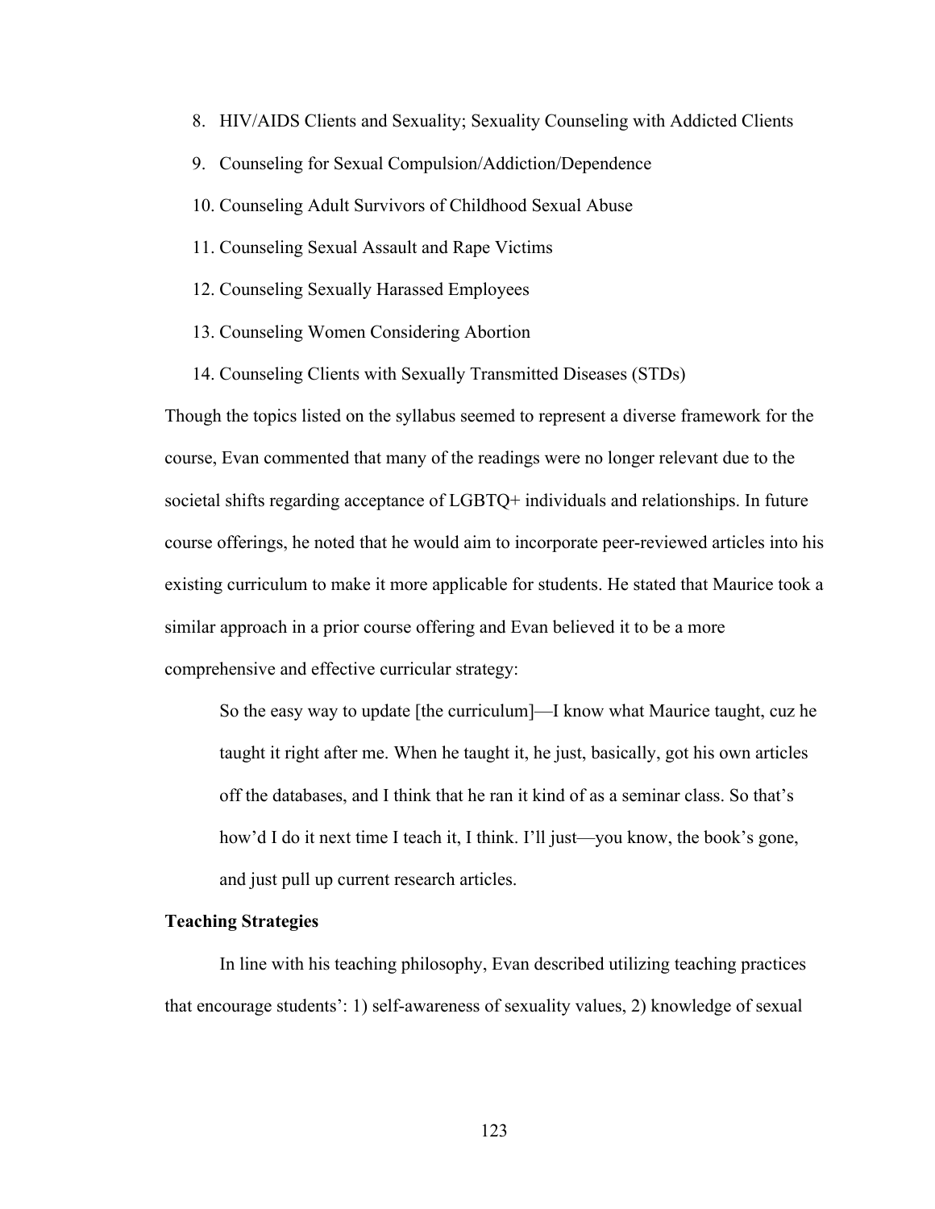8. HIV/AIDS Clients and Sexuality; Sexuality Counseling with Addicted Clients
9. Counseling for Sexual Compulsion/Addiction/Dependence
10. Counseling Adult Survivors of Childhood Sexual Abuse
11. Counseling Sexual Assault and Rape Victims
12. Counseling Sexually Harassed Employees
13. Counseling Women Considering Abortion
14. Counseling Clients with Sexually Transmitted Diseases (STDs)

Though the topics listed on the syllabus seemed to represent a diverse framework for the course, Evan commented that many of the readings were no longer relevant due to the societal shifts regarding acceptance of LGBTQ+ individuals and relationships. In future course offerings, he noted that he would aim to incorporate peer-reviewed articles into his existing curriculum to make it more applicable for students. He stated that Maurice took a similar approach in a prior course offering and Evan believed it to be a more comprehensive and effective curricular strategy:

> So the easy way to update [the curriculum]—I know what Maurice taught, cuz he taught it right after me. When he taught it, he just, basically, got his own articles off the databases, and I think that he ran it kind of as a seminar class. So that's how'd I do it next time I teach it, I think. I'll just—you know, the book's gone, and just pull up current research articles.

**Teaching Strategies**

In line with his teaching philosophy, Evan described utilizing teaching practices that encourage students': 1) self-awareness of sexuality values, 2) knowledge of sexual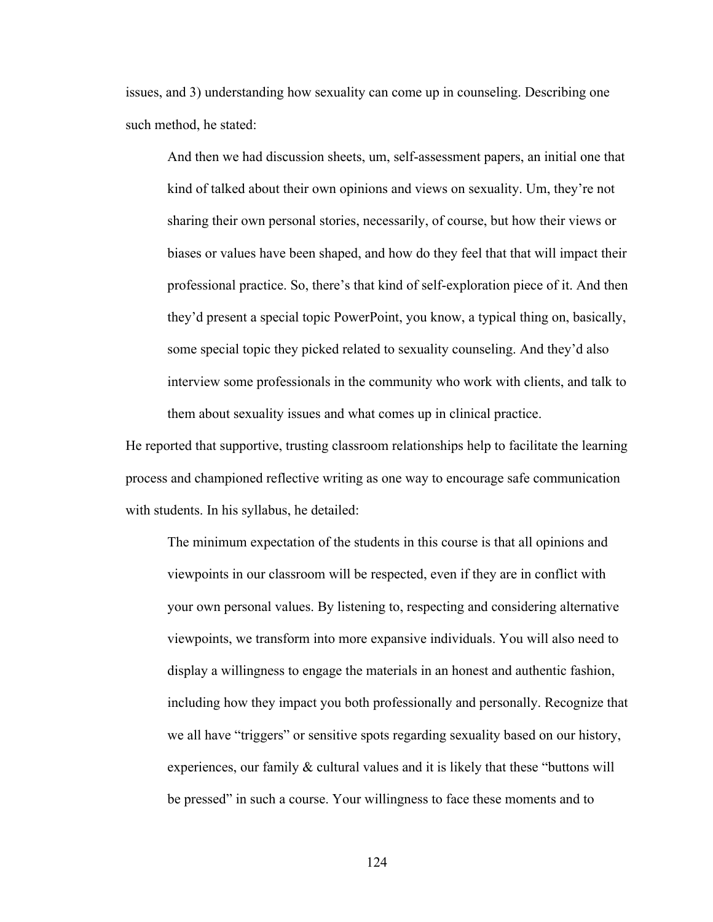issues, and 3) understanding how sexuality can come up in counseling. Describing one such method, he stated:

> And then we had discussion sheets, um, self-assessment papers, an initial one that kind of talked about their own opinions and views on sexuality. Um, they're not sharing their own personal stories, necessarily, of course, but how their views or biases or values have been shaped, and how do they feel that that will impact their professional practice. So, there's that kind of self-exploration piece of it. And then they'd present a special topic PowerPoint, you know, a typical thing on, basically, some special topic they picked related to sexuality counseling. And they'd also interview some professionals in the community who work with clients, and talk to them about sexuality issues and what comes up in clinical practice.

He reported that supportive, trusting classroom relationships help to facilitate the learning process and championed reflective writing as one way to encourage safe communication with students. In his syllabus, he detailed:

> The minimum expectation of the students in this course is that all opinions and viewpoints in our classroom will be respected, even if they are in conflict with your own personal values. By listening to, respecting and considering alternative viewpoints, we transform into more expansive individuals. You will also need to display a willingness to engage the materials in an honest and authentic fashion, including how they impact you both professionally and personally. Recognize that we all have "triggers" or sensitive spots regarding sexuality based on our history, experiences, our family & cultural values and it is likely that these "buttons will be pressed" in such a course. Your willingness to face these moments and to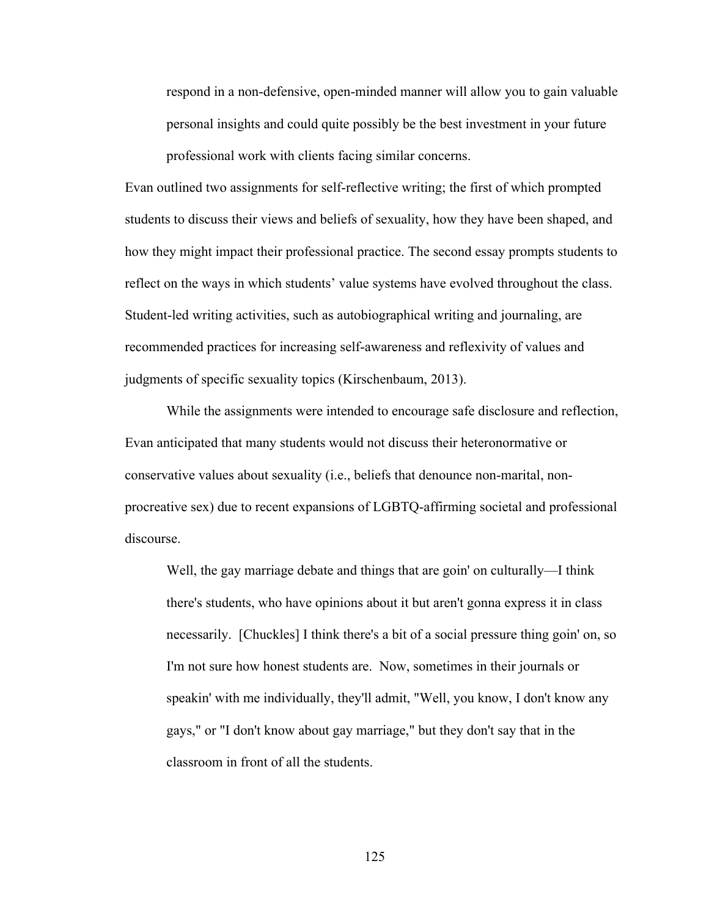> respond in a non-defensive, open-minded manner will allow you to gain valuable personal insights and could quite possibly be the best investment in your future professional work with clients facing similar concerns.

Evan outlined two assignments for self-reflective writing; the first of which prompted students to discuss their views and beliefs of sexuality, how they have been shaped, and how they might impact their professional practice. The second essay prompts students to reflect on the ways in which students' value systems have evolved throughout the class. Student-led writing activities, such as autobiographical writing and journaling, are recommended practices for increasing self-awareness and reflexivity of values and judgments of specific sexuality topics (Kirschenbaum, 2013).

While the assignments were intended to encourage safe disclosure and reflection, Evan anticipated that many students would not discuss their heteronormative or conservative values about sexuality (i.e., beliefs that denounce non-marital, non-procreative sex) due to recent expansions of LGBTQ-affirming societal and professional discourse.

> Well, the gay marriage debate and things that are goin' on culturally—I think there's students, who have opinions about it but aren't gonna express it in class necessarily. [Chuckles] I think there's a bit of a social pressure thing goin' on, so I'm not sure how honest students are. Now, sometimes in their journals or speakin' with me individually, they'll admit, "Well, you know, I don't know any gays," or "I don't know about gay marriage," but they don't say that in the classroom in front of all the students.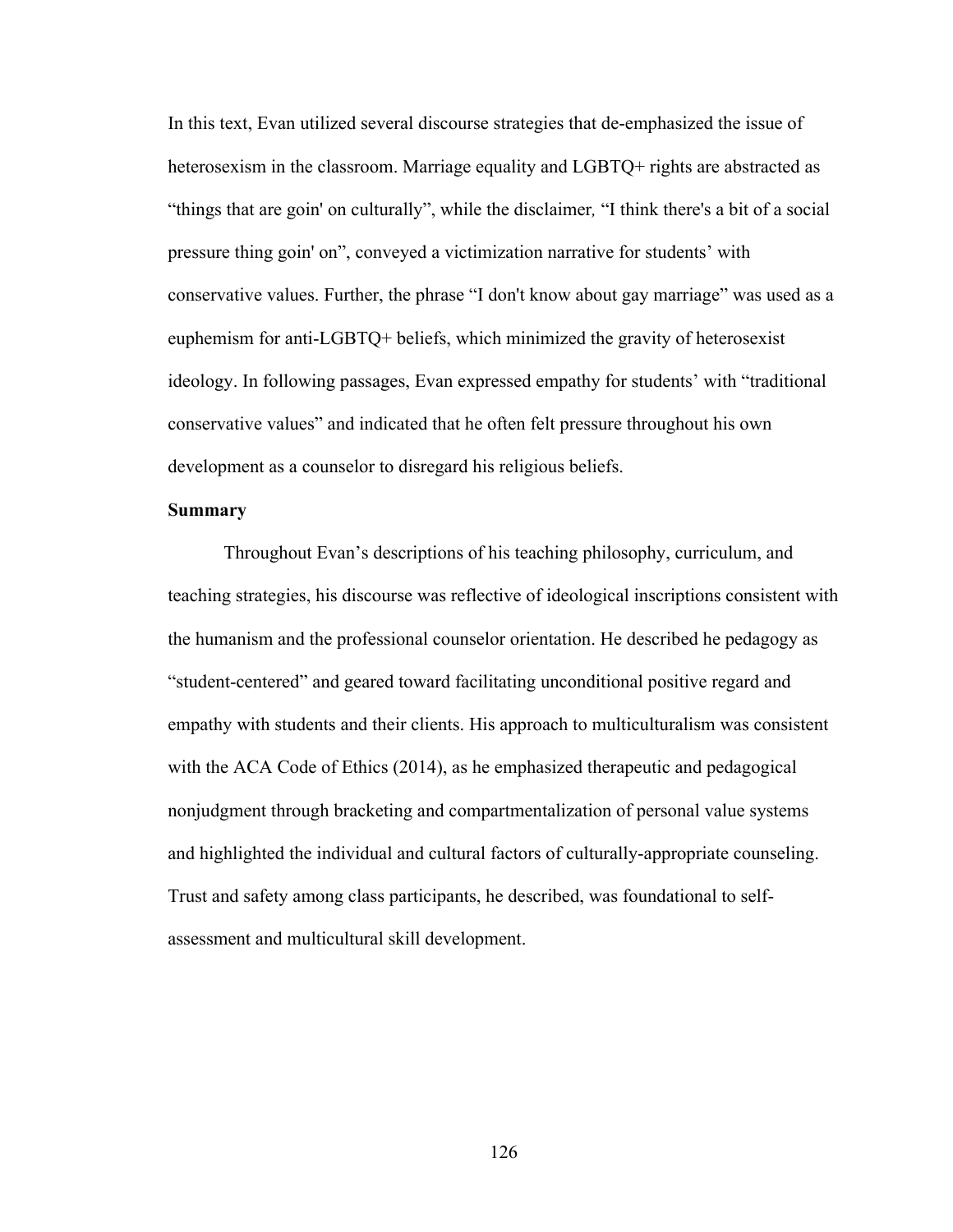In this text, Evan utilized several discourse strategies that de-emphasized the issue of heterosexism in the classroom. Marriage equality and LGBTQ+ rights are abstracted as "things that are goin' on culturally", while the disclaimer, "I think there's a bit of a social pressure thing goin' on", conveyed a victimization narrative for students' with conservative values. Further, the phrase "I don't know about gay marriage" was used as a euphemism for anti-LGBTQ+ beliefs, which minimized the gravity of heterosexist ideology. In following passages, Evan expressed empathy for students' with "traditional conservative values" and indicated that he often felt pressure throughout his own development as a counselor to disregard his religious beliefs.

**Summary**

Throughout Evan's descriptions of his teaching philosophy, curriculum, and teaching strategies, his discourse was reflective of ideological inscriptions consistent with the humanism and the professional counselor orientation. He described he pedagogy as "student-centered" and geared toward facilitating unconditional positive regard and empathy with students and their clients. His approach to multiculturalism was consistent with the ACA Code of Ethics (2014), as he emphasized therapeutic and pedagogical nonjudgment through bracketing and compartmentalization of personal value systems and highlighted the individual and cultural factors of culturally-appropriate counseling. Trust and safety among class participants, he described, was foundational to self-assessment and multicultural skill development.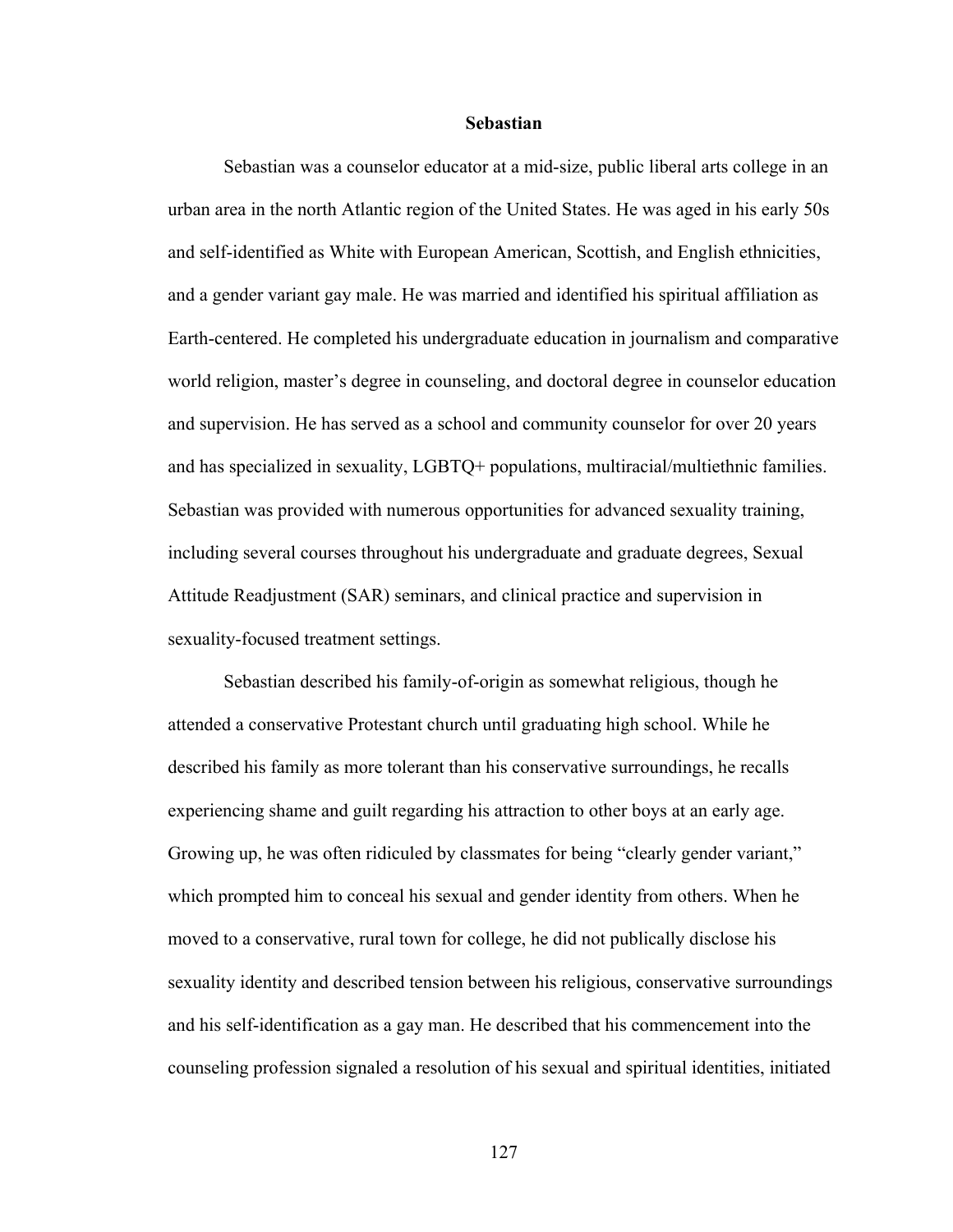## Sebastian

Sebastian was a counselor educator at a mid-size, public liberal arts college in an urban area in the north Atlantic region of the United States. He was aged in his early 50s and self-identified as White with European American, Scottish, and English ethnicities, and a gender variant gay male. He was married and identified his spiritual affiliation as Earth-centered. He completed his undergraduate education in journalism and comparative world religion, master's degree in counseling, and doctoral degree in counselor education and supervision. He has served as a school and community counselor for over 20 years and has specialized in sexuality, LGBTQ+ populations, multiracial/multiethnic families. Sebastian was provided with numerous opportunities for advanced sexuality training, including several courses throughout his undergraduate and graduate degrees, Sexual Attitude Readjustment (SAR) seminars, and clinical practice and supervision in sexuality-focused treatment settings.

Sebastian described his family-of-origin as somewhat religious, though he attended a conservative Protestant church until graduating high school. While he described his family as more tolerant than his conservative surroundings, he recalls experiencing shame and guilt regarding his attraction to other boys at an early age. Growing up, he was often ridiculed by classmates for being "clearly gender variant," which prompted him to conceal his sexual and gender identity from others. When he moved to a conservative, rural town for college, he did not publically disclose his sexuality identity and described tension between his religious, conservative surroundings and his self-identification as a gay man. He described that his commencement into the counseling profession signaled a resolution of his sexual and spiritual identities, initiated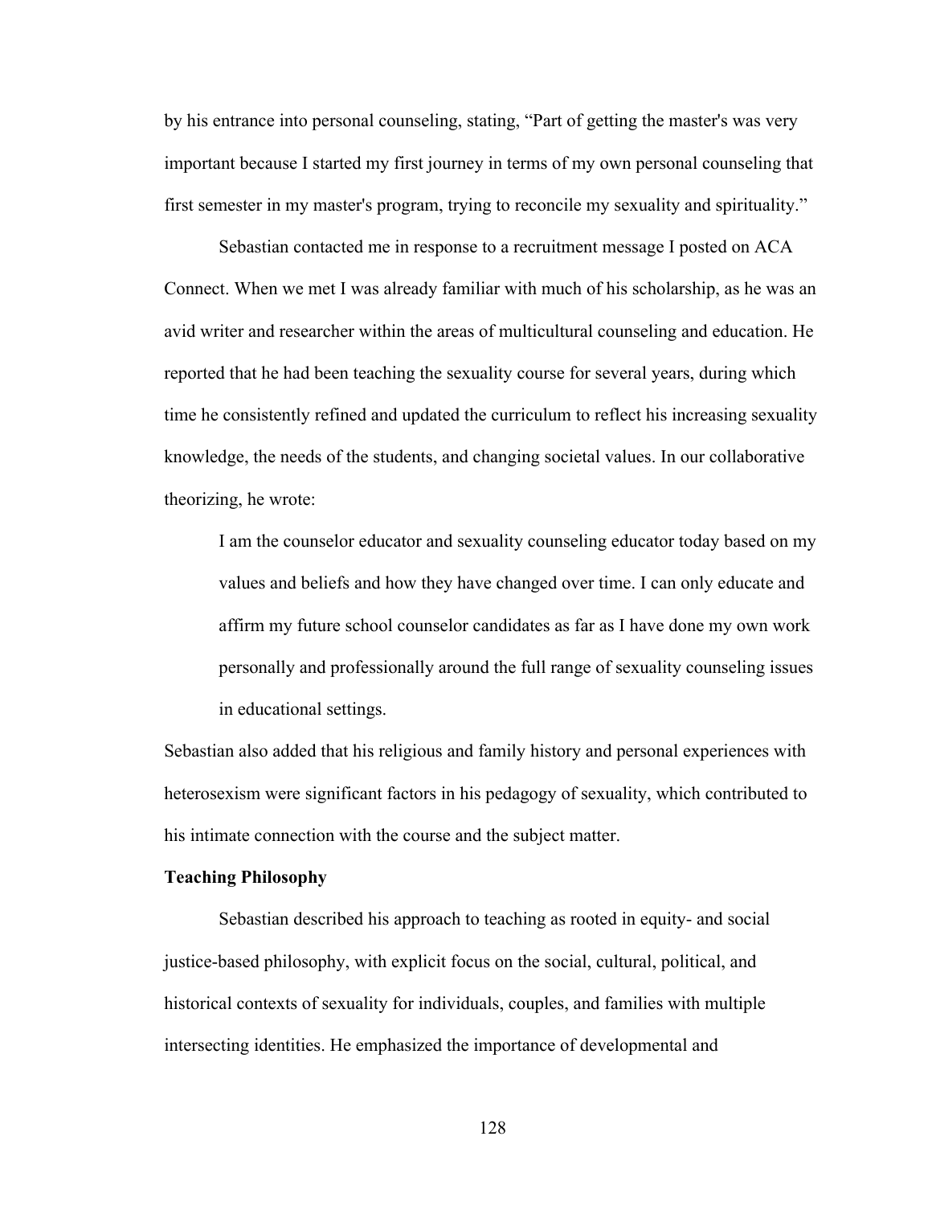by his entrance into personal counseling, stating, "Part of getting the master's was very important because I started my first journey in terms of my own personal counseling that first semester in my master's program, trying to reconcile my sexuality and spirituality."

Sebastian contacted me in response to a recruitment message I posted on ACA Connect. When we met I was already familiar with much of his scholarship, as he was an avid writer and researcher within the areas of multicultural counseling and education. He reported that he had been teaching the sexuality course for several years, during which time he consistently refined and updated the curriculum to reflect his increasing sexuality knowledge, the needs of the students, and changing societal values. In our collaborative theorizing, he wrote:

> I am the counselor educator and sexuality counseling educator today based on my values and beliefs and how they have changed over time. I can only educate and affirm my future school counselor candidates as far as I have done my own work personally and professionally around the full range of sexuality counseling issues in educational settings.

Sebastian also added that his religious and family history and personal experiences with heterosexism were significant factors in his pedagogy of sexuality, which contributed to his intimate connection with the course and the subject matter.

**Teaching Philosophy**

Sebastian described his approach to teaching as rooted in equity- and social justice-based philosophy, with explicit focus on the social, cultural, political, and historical contexts of sexuality for individuals, couples, and families with multiple intersecting identities. He emphasized the importance of developmental and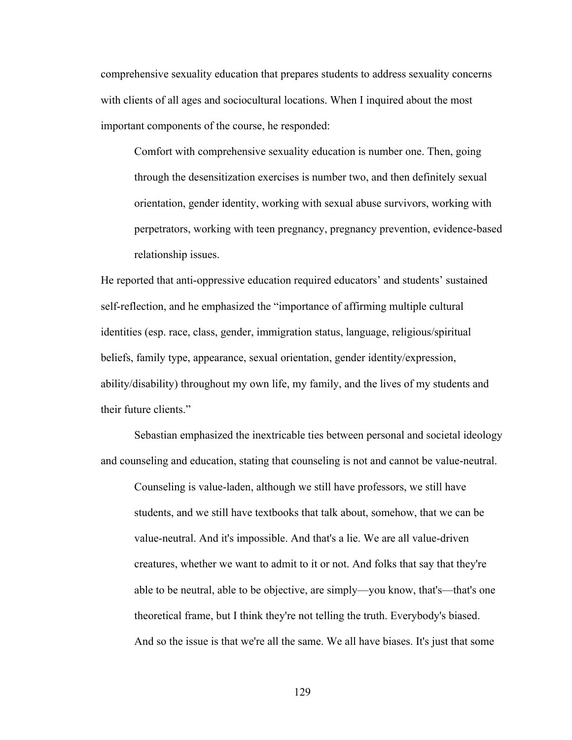comprehensive sexuality education that prepares students to address sexuality concerns with clients of all ages and sociocultural locations. When I inquired about the most important components of the course, he responded:

> Comfort with comprehensive sexuality education is number one. Then, going through the desensitization exercises is number two, and then definitely sexual orientation, gender identity, working with sexual abuse survivors, working with perpetrators, working with teen pregnancy, pregnancy prevention, evidence-based relationship issues.

He reported that anti-oppressive education required educators' and students' sustained self-reflection, and he emphasized the "importance of affirming multiple cultural identities (esp. race, class, gender, immigration status, language, religious/spiritual beliefs, family type, appearance, sexual orientation, gender identity/expression, ability/disability) throughout my own life, my family, and the lives of my students and their future clients."

Sebastian emphasized the inextricable ties between personal and societal ideology and counseling and education, stating that counseling is not and cannot be value-neutral.

> Counseling is value-laden, although we still have professors, we still have students, and we still have textbooks that talk about, somehow, that we can be value-neutral. And it's impossible. And that's a lie. We are all value-driven creatures, whether we want to admit to it or not. And folks that say that they're able to be neutral, able to be objective, are simply—you know, that's—that's one theoretical frame, but I think they're not telling the truth. Everybody's biased. And so the issue is that we're all the same. We all have biases. It's just that some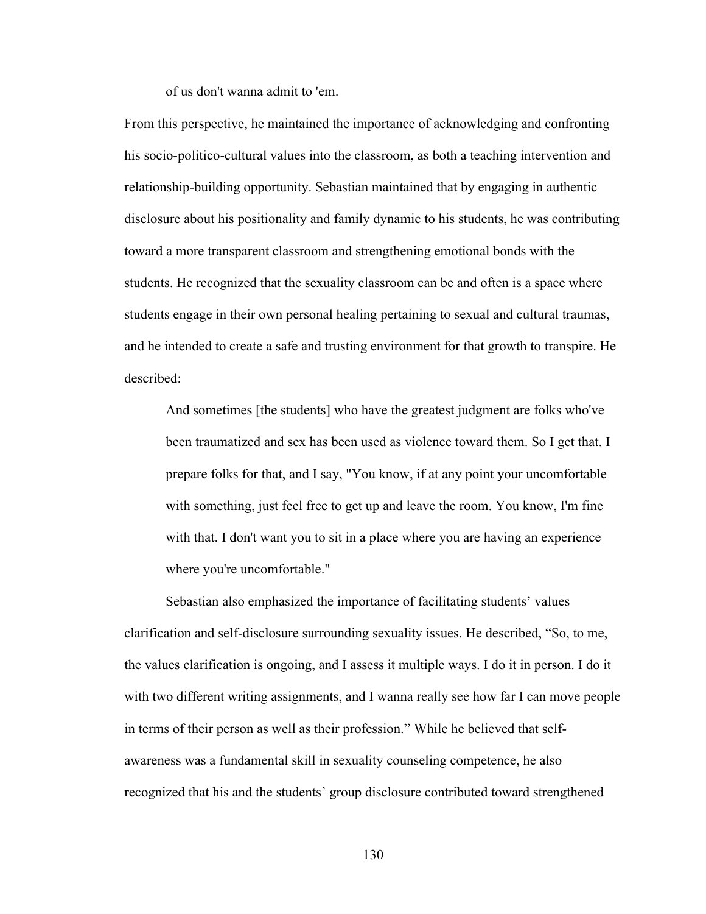> of us don't wanna admit to 'em.

From this perspective, he maintained the importance of acknowledging and confronting his socio-politico-cultural values into the classroom, as both a teaching intervention and relationship-building opportunity. Sebastian maintained that by engaging in authentic disclosure about his positionality and family dynamic to his students, he was contributing toward a more transparent classroom and strengthening emotional bonds with the students. He recognized that the sexuality classroom can be and often is a space where students engage in their own personal healing pertaining to sexual and cultural traumas, and he intended to create a safe and trusting environment for that growth to transpire. He described:

> And sometimes [the students] who have the greatest judgment are folks who've been traumatized and sex has been used as violence toward them. So I get that. I prepare folks for that, and I say, "You know, if at any point your uncomfortable with something, just feel free to get up and leave the room. You know, I'm fine with that. I don't want you to sit in a place where you are having an experience where you're uncomfortable."

Sebastian also emphasized the importance of facilitating students' values clarification and self-disclosure surrounding sexuality issues. He described, "So, to me, the values clarification is ongoing, and I assess it multiple ways. I do it in person. I do it with two different writing assignments, and I wanna really see how far I can move people in terms of their person as well as their profession." While he believed that self-awareness was a fundamental skill in sexuality counseling competence, he also recognized that his and the students' group disclosure contributed toward strengthened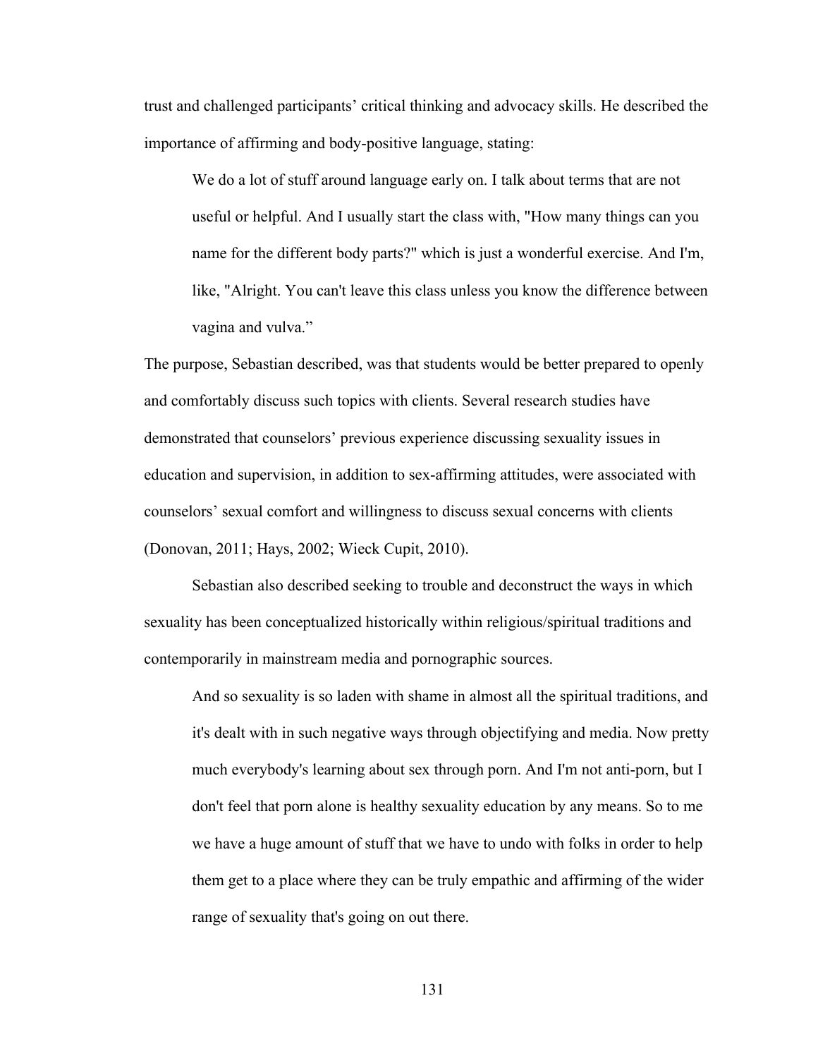trust and challenged participants' critical thinking and advocacy skills. He described the importance of affirming and body-positive language, stating:

> We do a lot of stuff around language early on. I talk about terms that are not useful or helpful. And I usually start the class with, "How many things can you name for the different body parts?" which is just a wonderful exercise. And I'm, like, "Alright. You can't leave this class unless you know the difference between vagina and vulva."

The purpose, Sebastian described, was that students would be better prepared to openly and comfortably discuss such topics with clients. Several research studies have demonstrated that counselors' previous experience discussing sexuality issues in education and supervision, in addition to sex-affirming attitudes, were associated with counselors' sexual comfort and willingness to discuss sexual concerns with clients (Donovan, 2011; Hays, 2002; Wieck Cupit, 2010).

Sebastian also described seeking to trouble and deconstruct the ways in which sexuality has been conceptualized historically within religious/spiritual traditions and contemporarily in mainstream media and pornographic sources.

> And so sexuality is so laden with shame in almost all the spiritual traditions, and it's dealt with in such negative ways through objectifying and media. Now pretty much everybody's learning about sex through porn. And I'm not anti-porn, but I don't feel that porn alone is healthy sexuality education by any means. So to me we have a huge amount of stuff that we have to undo with folks in order to help them get to a place where they can be truly empathic and affirming of the wider range of sexuality that's going on out there.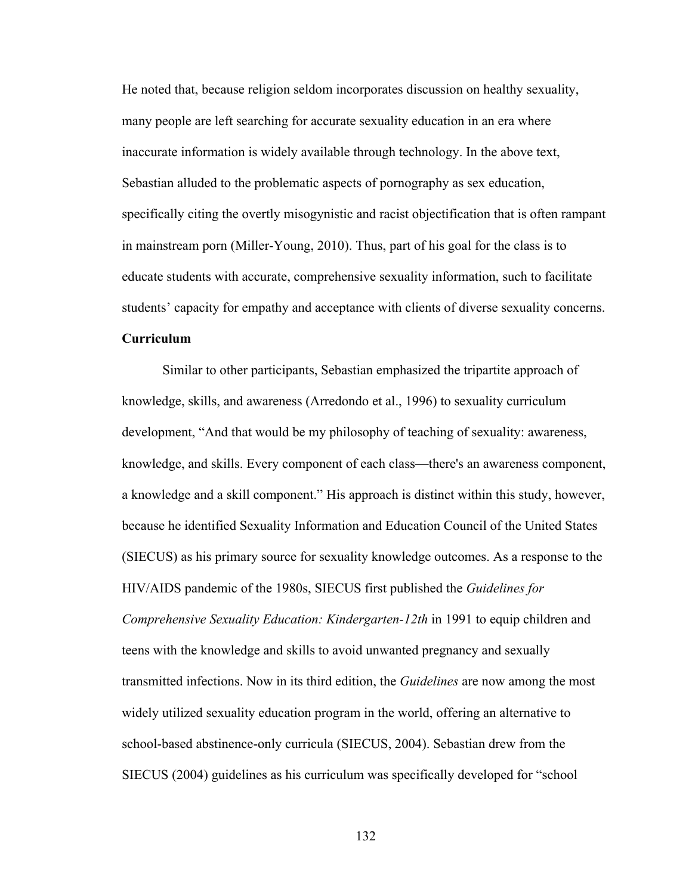He noted that, because religion seldom incorporates discussion on healthy sexuality, many people are left searching for accurate sexuality education in an era where inaccurate information is widely available through technology. In the above text, Sebastian alluded to the problematic aspects of pornography as sex education, specifically citing the overtly misogynistic and racist objectification that is often rampant in mainstream porn (Miller-Young, 2010). Thus, part of his goal for the class is to educate students with accurate, comprehensive sexuality information, such to facilitate students' capacity for empathy and acceptance with clients of diverse sexuality concerns.

**Curriculum**

Similar to other participants, Sebastian emphasized the tripartite approach of knowledge, skills, and awareness (Arredondo et al., 1996) to sexuality curriculum development, "And that would be my philosophy of teaching of sexuality: awareness, knowledge, and skills. Every component of each class—there's an awareness component, a knowledge and a skill component." His approach is distinct within this study, however, because he identified Sexuality Information and Education Council of the United States (SIECUS) as his primary source for sexuality knowledge outcomes. As a response to the HIV/AIDS pandemic of the 1980s, SIECUS first published the *Guidelines for Comprehensive Sexuality Education: Kindergarten-12th* in 1991 to equip children and teens with the knowledge and skills to avoid unwanted pregnancy and sexually transmitted infections. Now in its third edition, the *Guidelines* are now among the most widely utilized sexuality education program in the world, offering an alternative to school-based abstinence-only curricula (SIECUS, 2004). Sebastian drew from the SIECUS (2004) guidelines as his curriculum was specifically developed for "school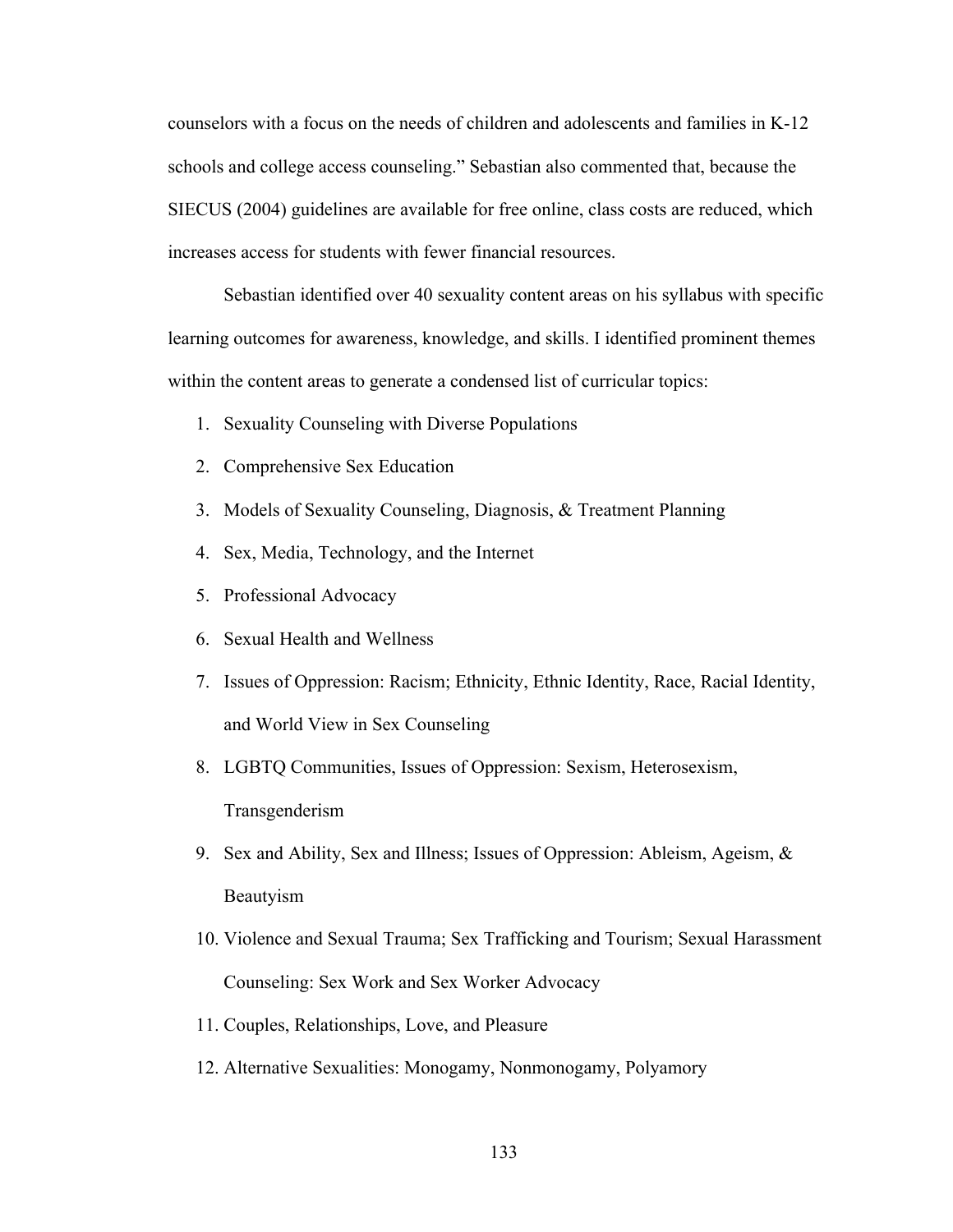counselors with a focus on the needs of children and adolescents and families in K-12 schools and college access counseling." Sebastian also commented that, because the SIECUS (2004) guidelines are available for free online, class costs are reduced, which increases access for students with fewer financial resources.

Sebastian identified over 40 sexuality content areas on his syllabus with specific learning outcomes for awareness, knowledge, and skills. I identified prominent themes within the content areas to generate a condensed list of curricular topics:

1. Sexuality Counseling with Diverse Populations
2. Comprehensive Sex Education
3. Models of Sexuality Counseling, Diagnosis, & Treatment Planning
4. Sex, Media, Technology, and the Internet
5. Professional Advocacy
6. Sexual Health and Wellness
7. Issues of Oppression: Racism; Ethnicity, Ethnic Identity, Race, Racial Identity, and World View in Sex Counseling
8. LGBTQ Communities, Issues of Oppression: Sexism, Heterosexism, Transgenderism
9. Sex and Ability, Sex and Illness; Issues of Oppression: Ableism, Ageism, & Beautyism
10. Violence and Sexual Trauma; Sex Trafficking and Tourism; Sexual Harassment Counseling: Sex Work and Sex Worker Advocacy
11. Couples, Relationships, Love, and Pleasure
12. Alternative Sexualities: Monogamy, Nonmonogamy, Polyamory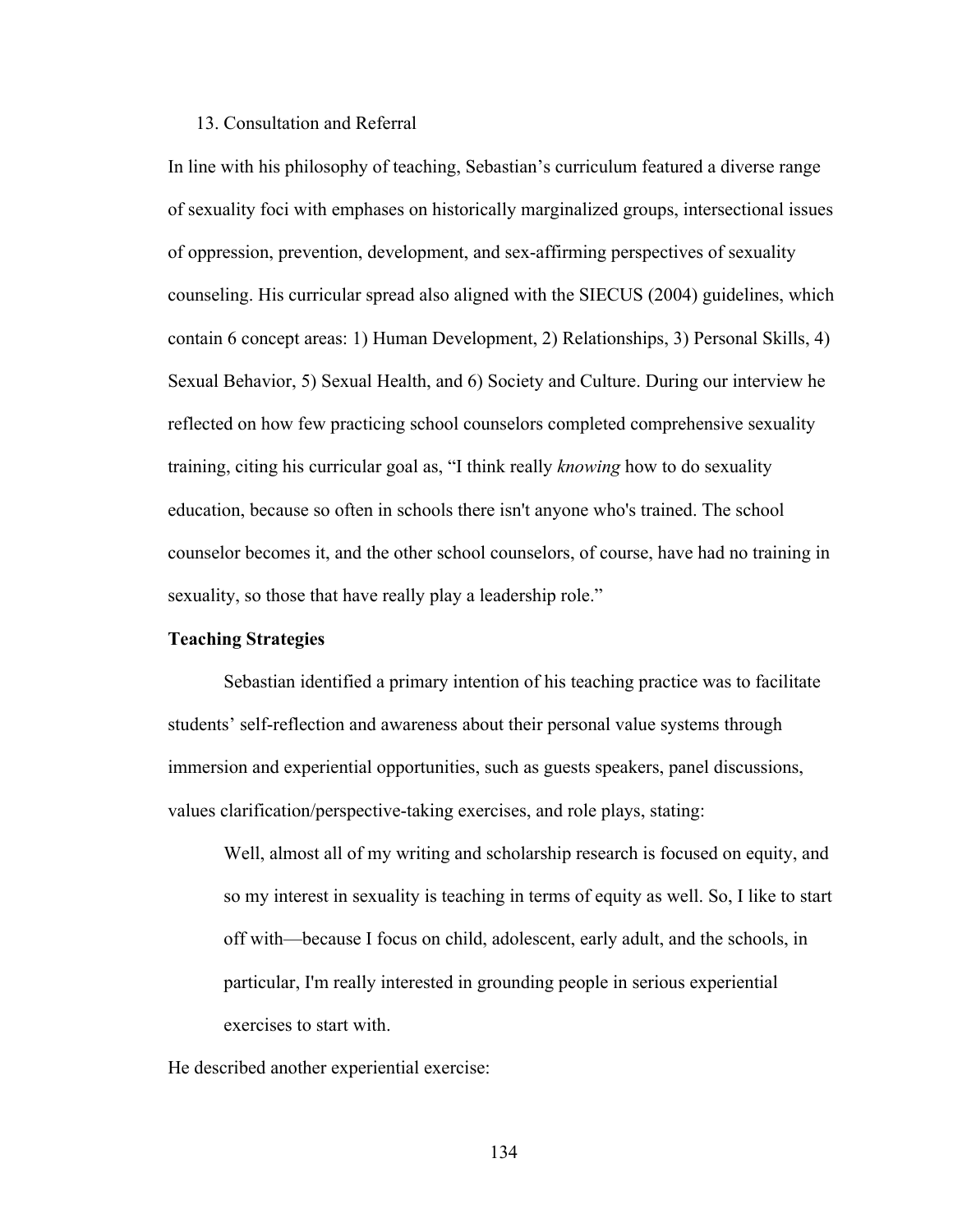13. Consultation and Referral

In line with his philosophy of teaching, Sebastian's curriculum featured a diverse range of sexuality foci with emphases on historically marginalized groups, intersectional issues of oppression, prevention, development, and sex-affirming perspectives of sexuality counseling. His curricular spread also aligned with the SIECUS (2004) guidelines, which contain 6 concept areas: 1) Human Development, 2) Relationships, 3) Personal Skills, 4) Sexual Behavior, 5) Sexual Health, and 6) Society and Culture. During our interview he reflected on how few practicing school counselors completed comprehensive sexuality training, citing his curricular goal as, "I think really *knowing* how to do sexuality education, because so often in schools there isn't anyone who's trained. The school counselor becomes it, and the other school counselors, of course, have had no training in sexuality, so those that have really play a leadership role."

**Teaching Strategies**

Sebastian identified a primary intention of his teaching practice was to facilitate students' self-reflection and awareness about their personal value systems through immersion and experiential opportunities, such as guests speakers, panel discussions, values clarification/perspective-taking exercises, and role plays, stating:

> Well, almost all of my writing and scholarship research is focused on equity, and so my interest in sexuality is teaching in terms of equity as well. So, I like to start off with—because I focus on child, adolescent, early adult, and the schools, in particular, I'm really interested in grounding people in serious experiential exercises to start with.

He described another experiential exercise: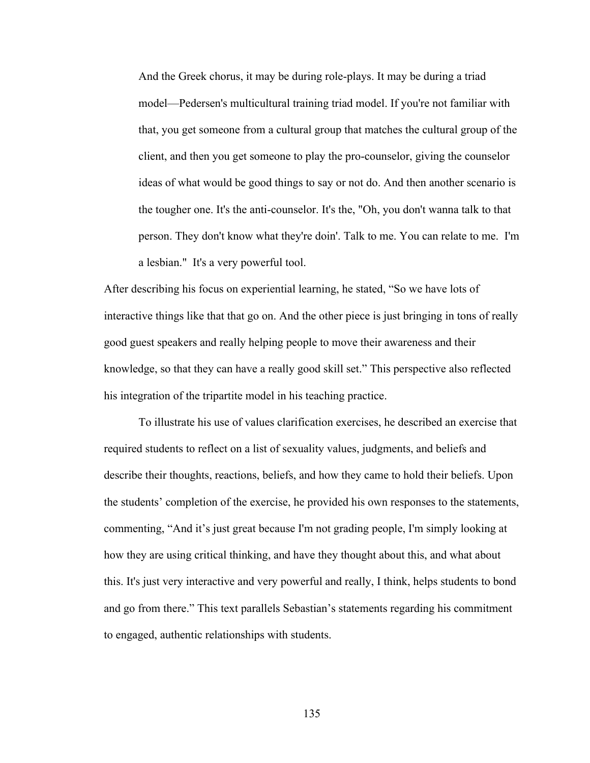> And the Greek chorus, it may be during role-plays. It may be during a triad model—Pedersen's multicultural training triad model. If you're not familiar with that, you get someone from a cultural group that matches the cultural group of the client, and then you get someone to play the pro-counselor, giving the counselor ideas of what would be good things to say or not do. And then another scenario is the tougher one. It's the anti-counselor. It's the, "Oh, you don't wanna talk to that person. They don't know what they're doin'. Talk to me. You can relate to me. I'm a lesbian." It's a very powerful tool.

After describing his focus on experiential learning, he stated, "So we have lots of interactive things like that that go on. And the other piece is just bringing in tons of really good guest speakers and really helping people to move their awareness and their knowledge, so that they can have a really good skill set." This perspective also reflected his integration of the tripartite model in his teaching practice.

To illustrate his use of values clarification exercises, he described an exercise that required students to reflect on a list of sexuality values, judgments, and beliefs and describe their thoughts, reactions, beliefs, and how they came to hold their beliefs. Upon the students' completion of the exercise, he provided his own responses to the statements, commenting, "And it's just great because I'm not grading people, I'm simply looking at how they are using critical thinking, and have they thought about this, and what about this. It's just very interactive and very powerful and really, I think, helps students to bond and go from there." This text parallels Sebastian's statements regarding his commitment to engaged, authentic relationships with students.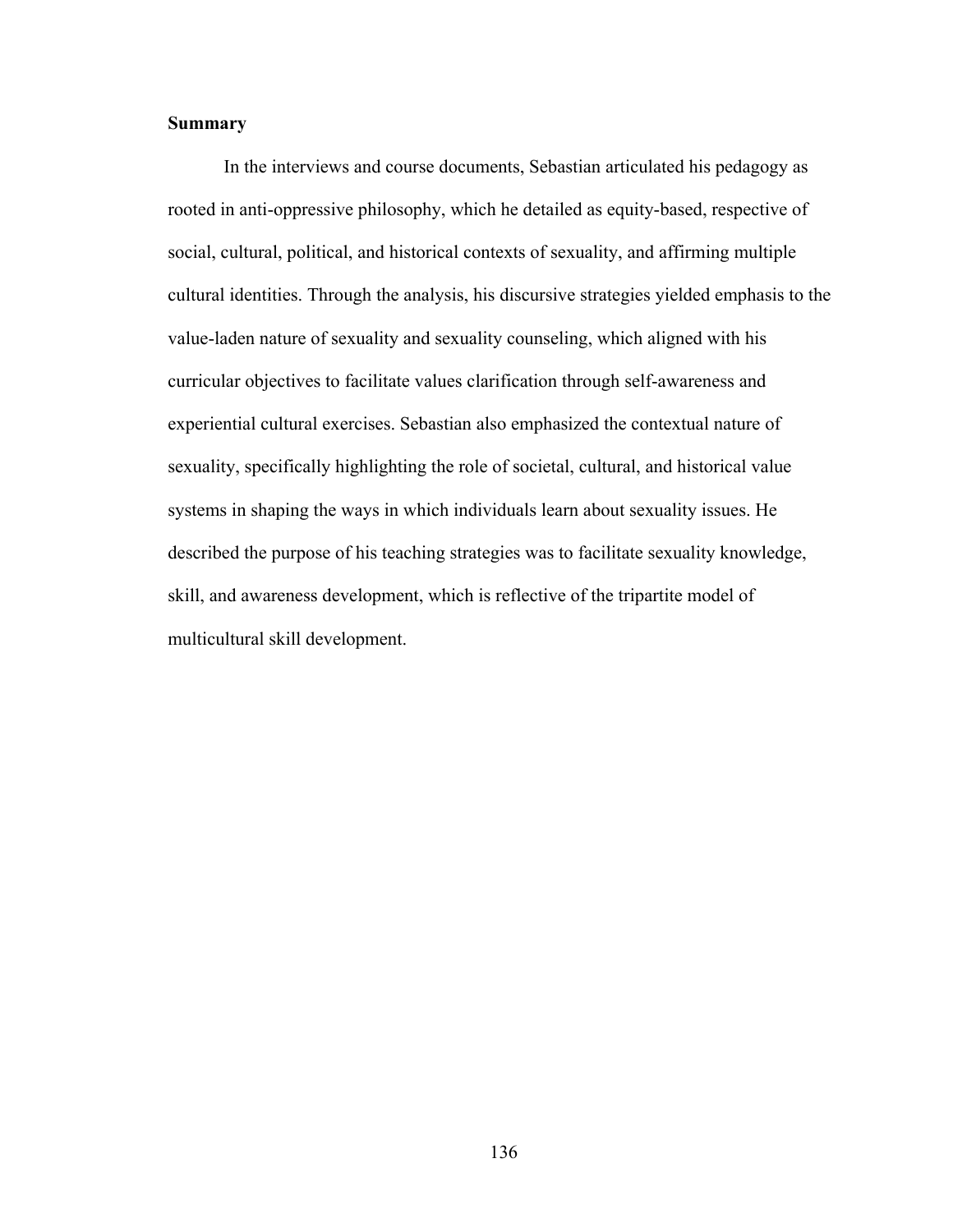### Summary

In the interviews and course documents, Sebastian articulated his pedagogy as rooted in anti-oppressive philosophy, which he detailed as equity-based, respective of social, cultural, political, and historical contexts of sexuality, and affirming multiple cultural identities. Through the analysis, his discursive strategies yielded emphasis to the value-laden nature of sexuality and sexuality counseling, which aligned with his curricular objectives to facilitate values clarification through self-awareness and experiential cultural exercises. Sebastian also emphasized the contextual nature of sexuality, specifically highlighting the role of societal, cultural, and historical value systems in shaping the ways in which individuals learn about sexuality issues. He described the purpose of his teaching strategies was to facilitate sexuality knowledge, skill, and awareness development, which is reflective of the tripartite model of multicultural skill development.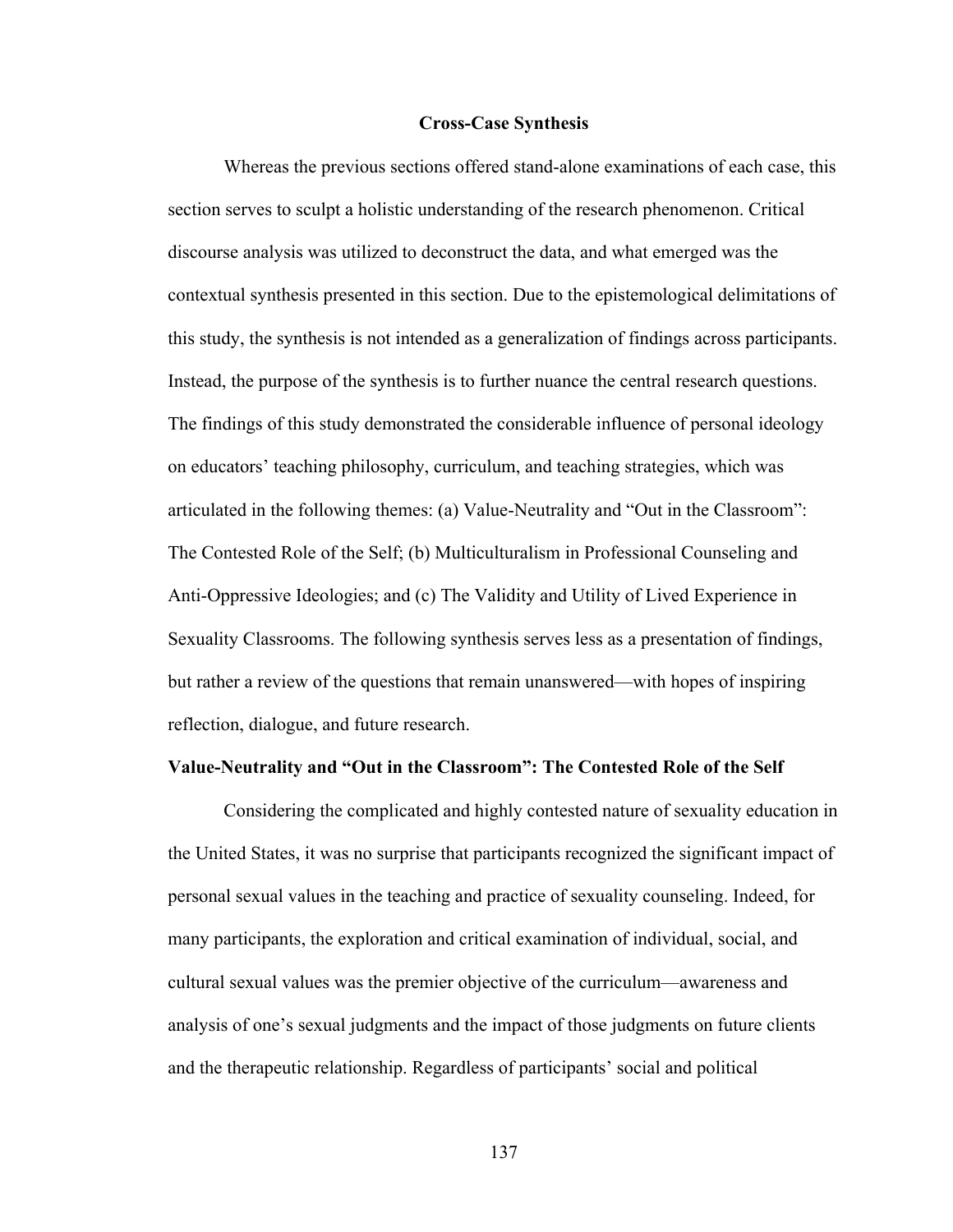## Cross-Case Synthesis

Whereas the previous sections offered stand-alone examinations of each case, this section serves to sculpt a holistic understanding of the research phenomenon. Critical discourse analysis was utilized to deconstruct the data, and what emerged was the contextual synthesis presented in this section. Due to the epistemological delimitations of this study, the synthesis is not intended as a generalization of findings across participants. Instead, the purpose of the synthesis is to further nuance the central research questions. The findings of this study demonstrated the considerable influence of personal ideology on educators' teaching philosophy, curriculum, and teaching strategies, which was articulated in the following themes: (a) Value-Neutrality and "Out in the Classroom": The Contested Role of the Self; (b) Multiculturalism in Professional Counseling and Anti-Oppressive Ideologies; and (c) The Validity and Utility of Lived Experience in Sexuality Classrooms. The following synthesis serves less as a presentation of findings, but rather a review of the questions that remain unanswered—with hopes of inspiring reflection, dialogue, and future research.

### Value-Neutrality and "Out in the Classroom": The Contested Role of the Self

Considering the complicated and highly contested nature of sexuality education in the United States, it was no surprise that participants recognized the significant impact of personal sexual values in the teaching and practice of sexuality counseling. Indeed, for many participants, the exploration and critical examination of individual, social, and cultural sexual values was the premier objective of the curriculum—awareness and analysis of one's sexual judgments and the impact of those judgments on future clients and the therapeutic relationship. Regardless of participants' social and political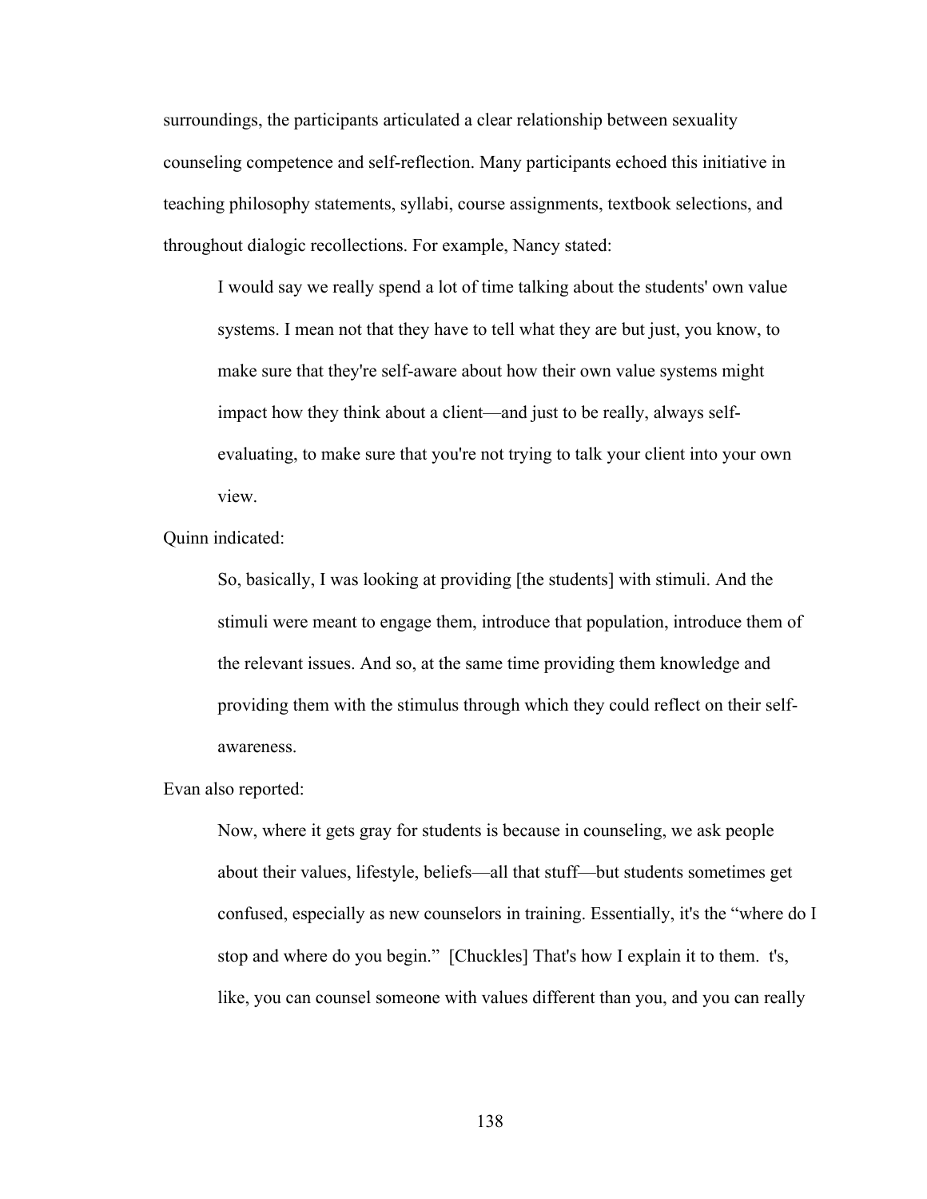surroundings, the participants articulated a clear relationship between sexuality counseling competence and self-reflection. Many participants echoed this initiative in teaching philosophy statements, syllabi, course assignments, textbook selections, and throughout dialogic recollections. For example, Nancy stated:

> I would say we really spend a lot of time talking about the students' own value systems. I mean not that they have to tell what they are but just, you know, to make sure that they're self-aware about how their own value systems might impact how they think about a client—and just to be really, always self-evaluating, to make sure that you're not trying to talk your client into your own view.

Quinn indicated:

> So, basically, I was looking at providing [the students] with stimuli. And the stimuli were meant to engage them, introduce that population, introduce them of the relevant issues. And so, at the same time providing them knowledge and providing them with the stimulus through which they could reflect on their self-awareness.

Evan also reported:

> Now, where it gets gray for students is because in counseling, we ask people about their values, lifestyle, beliefs—all that stuff—but students sometimes get confused, especially as new counselors in training. Essentially, it's the "where do I stop and where do you begin." [Chuckles] That's how I explain it to them. t's, like, you can counsel someone with values different than you, and you can really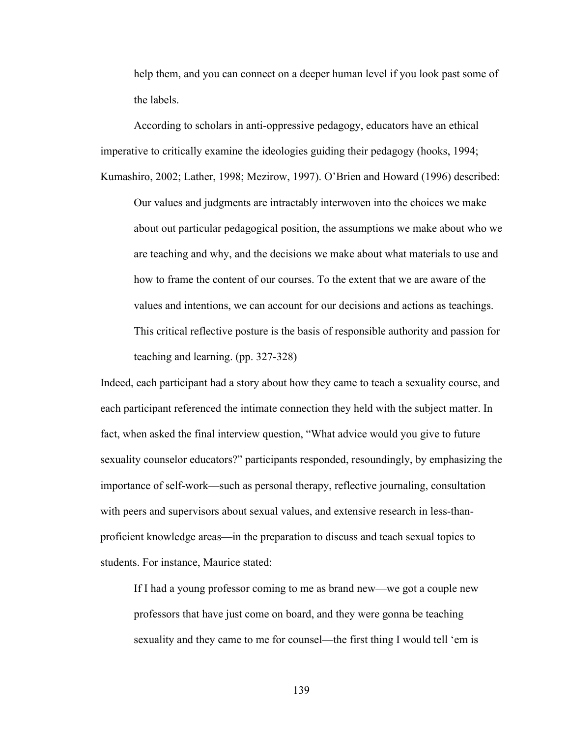help them, and you can connect on a deeper human level if you look past some of the labels.

According to scholars in anti-oppressive pedagogy, educators have an ethical imperative to critically examine the ideologies guiding their pedagogy (hooks, 1994; Kumashiro, 2002; Lather, 1998; Mezirow, 1997). O'Brien and Howard (1996) described:

> Our values and judgments are intractably interwoven into the choices we make about out particular pedagogical position, the assumptions we make about who we are teaching and why, and the decisions we make about what materials to use and how to frame the content of our courses. To the extent that we are aware of the values and intentions, we can account for our decisions and actions as teachings. This critical reflective posture is the basis of responsible authority and passion for teaching and learning. (pp. 327-328)

Indeed, each participant had a story about how they came to teach a sexuality course, and each participant referenced the intimate connection they held with the subject matter. In fact, when asked the final interview question, "What advice would you give to future sexuality counselor educators?" participants responded, resoundingly, by emphasizing the importance of self-work—such as personal therapy, reflective journaling, consultation with peers and supervisors about sexual values, and extensive research in less-than-proficient knowledge areas—in the preparation to discuss and teach sexual topics to students. For instance, Maurice stated:

> If I had a young professor coming to me as brand new—we got a couple new professors that have just come on board, and they were gonna be teaching sexuality and they came to me for counsel—the first thing I would tell 'em is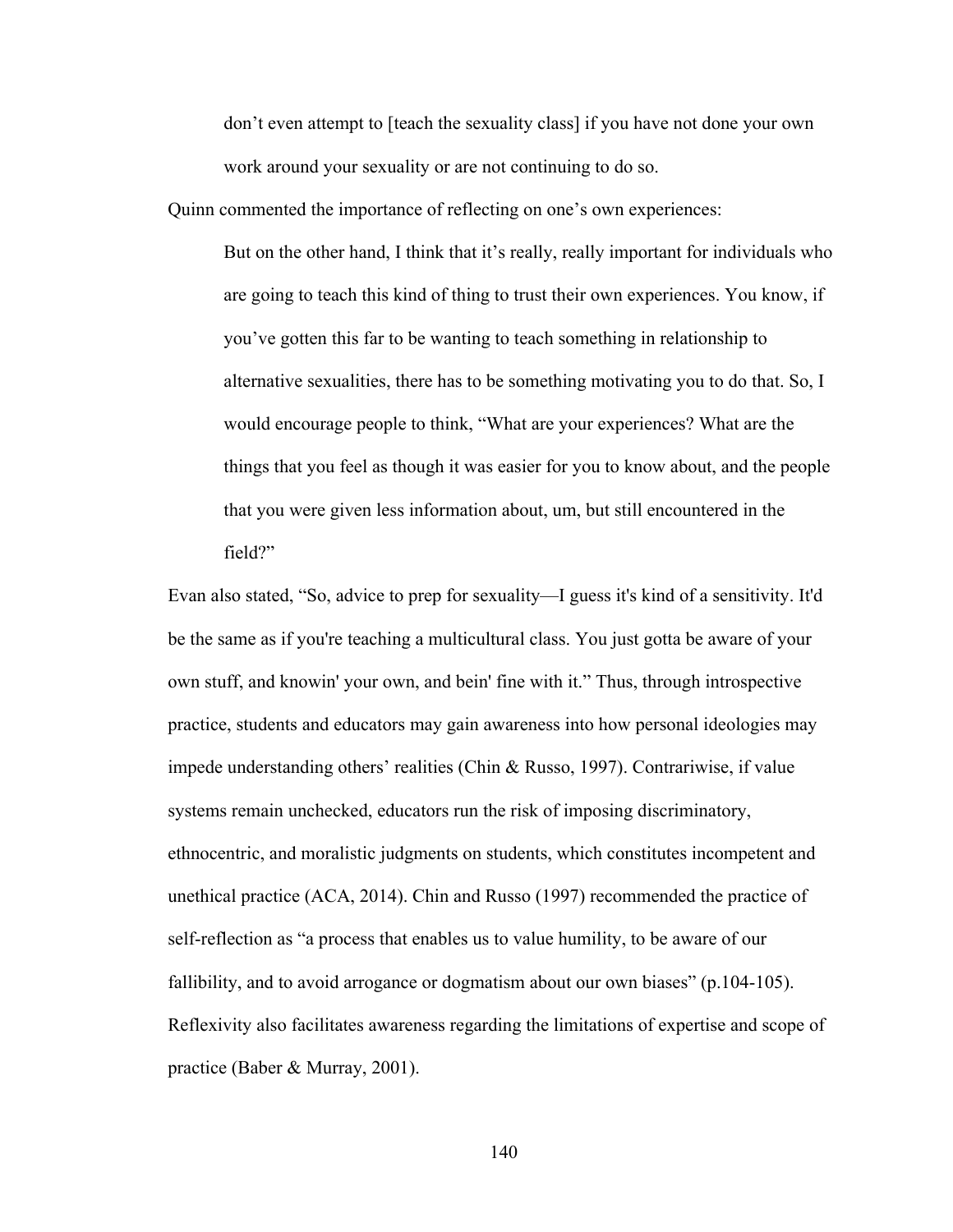> don't even attempt to [teach the sexuality class] if you have not done your own work around your sexuality or are not continuing to do so.

Quinn commented the importance of reflecting on one's own experiences:

> But on the other hand, I think that it's really, really important for individuals who are going to teach this kind of thing to trust their own experiences. You know, if you've gotten this far to be wanting to teach something in relationship to alternative sexualities, there has to be something motivating you to do that. So, I would encourage people to think, "What are your experiences? What are the things that you feel as though it was easier for you to know about, and the people that you were given less information about, um, but still encountered in the field?"

Evan also stated, "So, advice to prep for sexuality—I guess it's kind of a sensitivity. It'd be the same as if you're teaching a multicultural class. You just gotta be aware of your own stuff, and knowin' your own, and bein' fine with it." Thus, through introspective practice, students and educators may gain awareness into how personal ideologies may impede understanding others' realities (Chin & Russo, 1997). Contrariwise, if value systems remain unchecked, educators run the risk of imposing discriminatory, ethnocentric, and moralistic judgments on students, which constitutes incompetent and unethical practice (ACA, 2014). Chin and Russo (1997) recommended the practice of self-reflection as "a process that enables us to value humility, to be aware of our fallibility, and to avoid arrogance or dogmatism about our own biases" (p.104-105). Reflexivity also facilitates awareness regarding the limitations of expertise and scope of practice (Baber & Murray, 2001).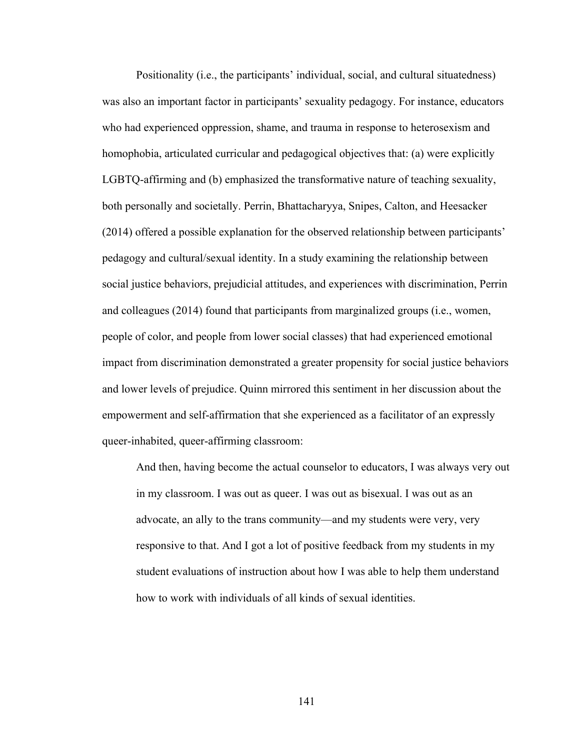Positionality (i.e., the participants' individual, social, and cultural situatedness) was also an important factor in participants' sexuality pedagogy. For instance, educators who had experienced oppression, shame, and trauma in response to heterosexism and homophobia, articulated curricular and pedagogical objectives that: (a) were explicitly LGBTQ-affirming and (b) emphasized the transformative nature of teaching sexuality, both personally and societally. Perrin, Bhattacharyya, Snipes, Calton, and Heesacker (2014) offered a possible explanation for the observed relationship between participants' pedagogy and cultural/sexual identity. In a study examining the relationship between social justice behaviors, prejudicial attitudes, and experiences with discrimination, Perrin and colleagues (2014) found that participants from marginalized groups (i.e., women, people of color, and people from lower social classes) that had experienced emotional impact from discrimination demonstrated a greater propensity for social justice behaviors and lower levels of prejudice. Quinn mirrored this sentiment in her discussion about the empowerment and self-affirmation that she experienced as a facilitator of an expressly queer-inhabited, queer-affirming classroom:

> And then, having become the actual counselor to educators, I was always very out in my classroom. I was out as queer. I was out as bisexual. I was out as an advocate, an ally to the trans community—and my students were very, very responsive to that. And I got a lot of positive feedback from my students in my student evaluations of instruction about how I was able to help them understand how to work with individuals of all kinds of sexual identities.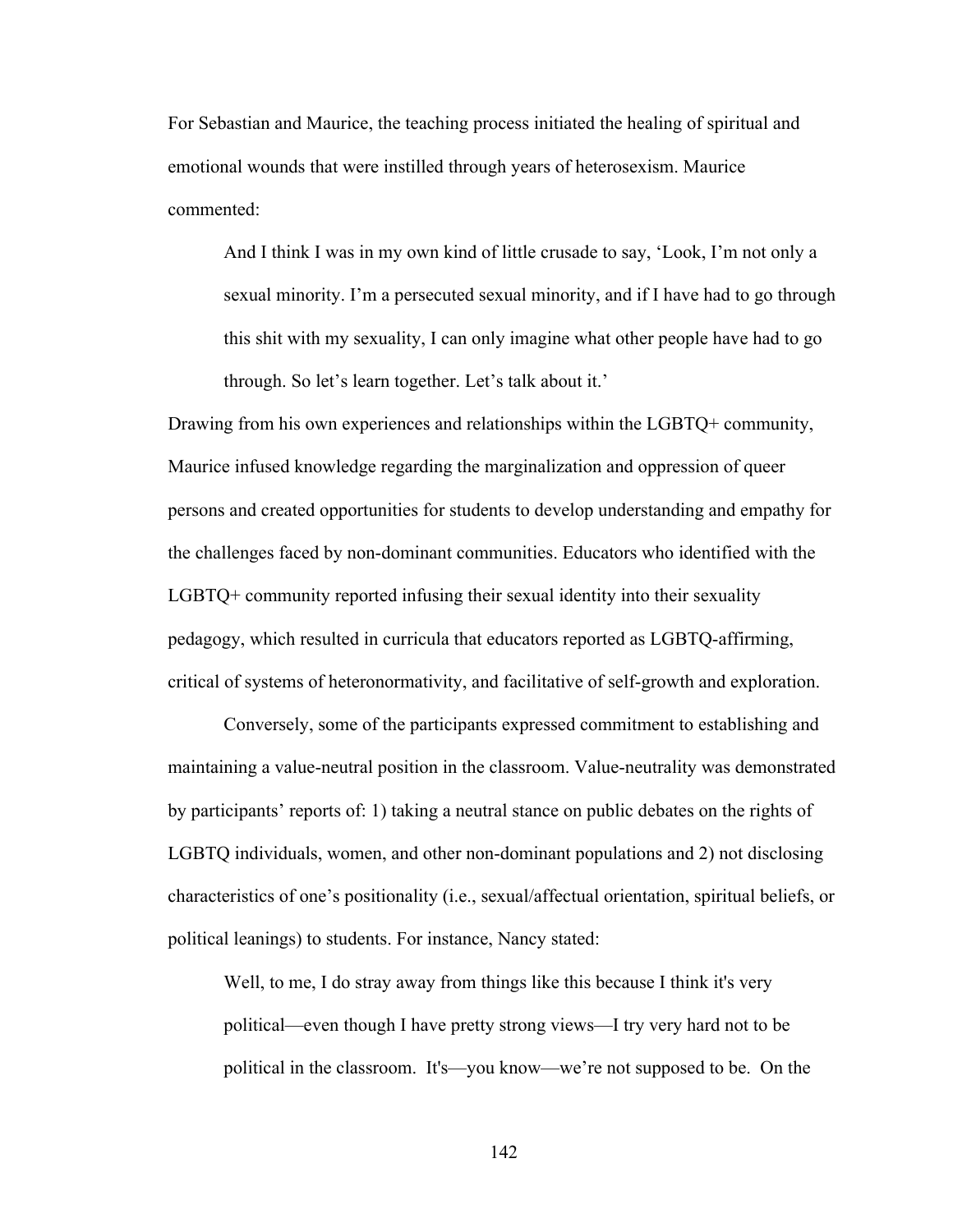For Sebastian and Maurice, the teaching process initiated the healing of spiritual and emotional wounds that were instilled through years of heterosexism. Maurice commented:

> And I think I was in my own kind of little crusade to say, 'Look, I'm not only a sexual minority. I'm a persecuted sexual minority, and if I have had to go through this shit with my sexuality, I can only imagine what other people have had to go through. So let's learn together. Let's talk about it.'

Drawing from his own experiences and relationships within the LGBTQ+ community, Maurice infused knowledge regarding the marginalization and oppression of queer persons and created opportunities for students to develop understanding and empathy for the challenges faced by non-dominant communities. Educators who identified with the LGBTQ+ community reported infusing their sexual identity into their sexuality pedagogy, which resulted in curricula that educators reported as LGBTQ-affirming, critical of systems of heteronormativity, and facilitative of self-growth and exploration.

Conversely, some of the participants expressed commitment to establishing and maintaining a value-neutral position in the classroom. Value-neutrality was demonstrated by participants' reports of: 1) taking a neutral stance on public debates on the rights of LGBTQ individuals, women, and other non-dominant populations and 2) not disclosing characteristics of one's positionality (i.e., sexual/affectual orientation, spiritual beliefs, or political leanings) to students. For instance, Nancy stated:

> Well, to me, I do stray away from things like this because I think it's very political—even though I have pretty strong views—I try very hard not to be political in the classroom. It's—you know—we're not supposed to be. On the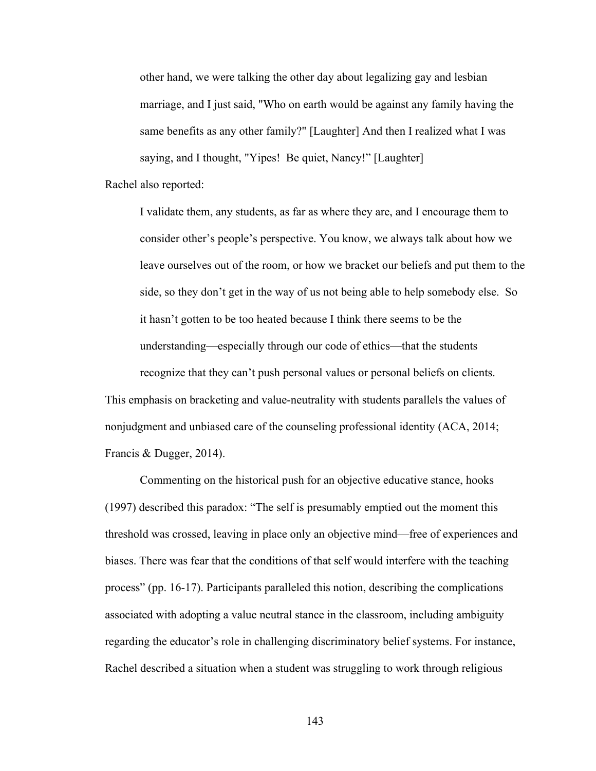> other hand, we were talking the other day about legalizing gay and lesbian marriage, and I just said, "Who on earth would be against any family having the same benefits as any other family?" [Laughter] And then I realized what I was saying, and I thought, "Yipes!  Be quiet, Nancy!" [Laughter]

Rachel also reported:

> I validate them, any students, as far as where they are, and I encourage them to consider other's people's perspective. You know, we always talk about how we leave ourselves out of the room, or how we bracket our beliefs and put them to the side, so they don't get in the way of us not being able to help somebody else.  So it hasn't gotten to be too heated because I think there seems to be the understanding—especially through our code of ethics—that the students recognize that they can't push personal values or personal beliefs on clients.

This emphasis on bracketing and value-neutrality with students parallels the values of nonjudgment and unbiased care of the counseling professional identity (ACA, 2014; Francis & Dugger, 2014).

Commenting on the historical push for an objective educative stance, hooks (1997) described this paradox: "The self is presumably emptied out the moment this threshold was crossed, leaving in place only an objective mind—free of experiences and biases. There was fear that the conditions of that self would interfere with the teaching process" (pp. 16-17). Participants paralleled this notion, describing the complications associated with adopting a value neutral stance in the classroom, including ambiguity regarding the educator's role in challenging discriminatory belief systems. For instance, Rachel described a situation when a student was struggling to work through religious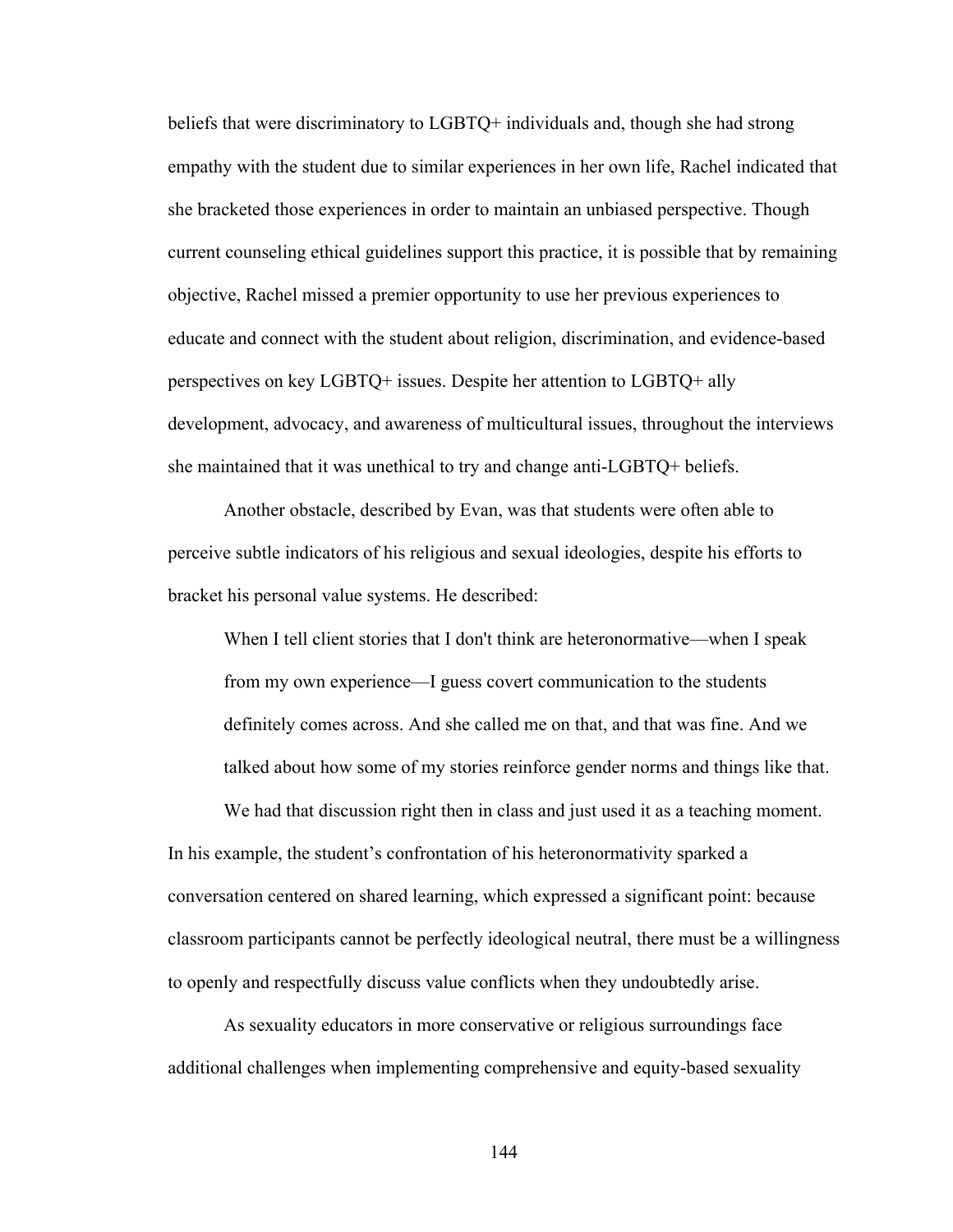beliefs that were discriminatory to LGBTQ+ individuals and, though she had strong empathy with the student due to similar experiences in her own life, Rachel indicated that she bracketed those experiences in order to maintain an unbiased perspective. Though current counseling ethical guidelines support this practice, it is possible that by remaining objective, Rachel missed a premier opportunity to use her previous experiences to educate and connect with the student about religion, discrimination, and evidence-based perspectives on key LGBTQ+ issues. Despite her attention to LGBTQ+ ally development, advocacy, and awareness of multicultural issues, throughout the interviews she maintained that it was unethical to try and change anti-LGBTQ+ beliefs.

Another obstacle, described by Evan, was that students were often able to perceive subtle indicators of his religious and sexual ideologies, despite his efforts to bracket his personal value systems. He described:

> When I tell client stories that I don't think are heteronormative—when I speak from my own experience—I guess covert communication to the students definitely comes across. And she called me on that, and that was fine. And we talked about how some of my stories reinforce gender norms and things like that.
>
> We had that discussion right then in class and just used it as a teaching moment.

In his example, the student's confrontation of his heteronormativity sparked a conversation centered on shared learning, which expressed a significant point: because classroom participants cannot be perfectly ideological neutral, there must be a willingness to openly and respectfully discuss value conflicts when they undoubtedly arise.

As sexuality educators in more conservative or religious surroundings face additional challenges when implementing comprehensive and equity-based sexuality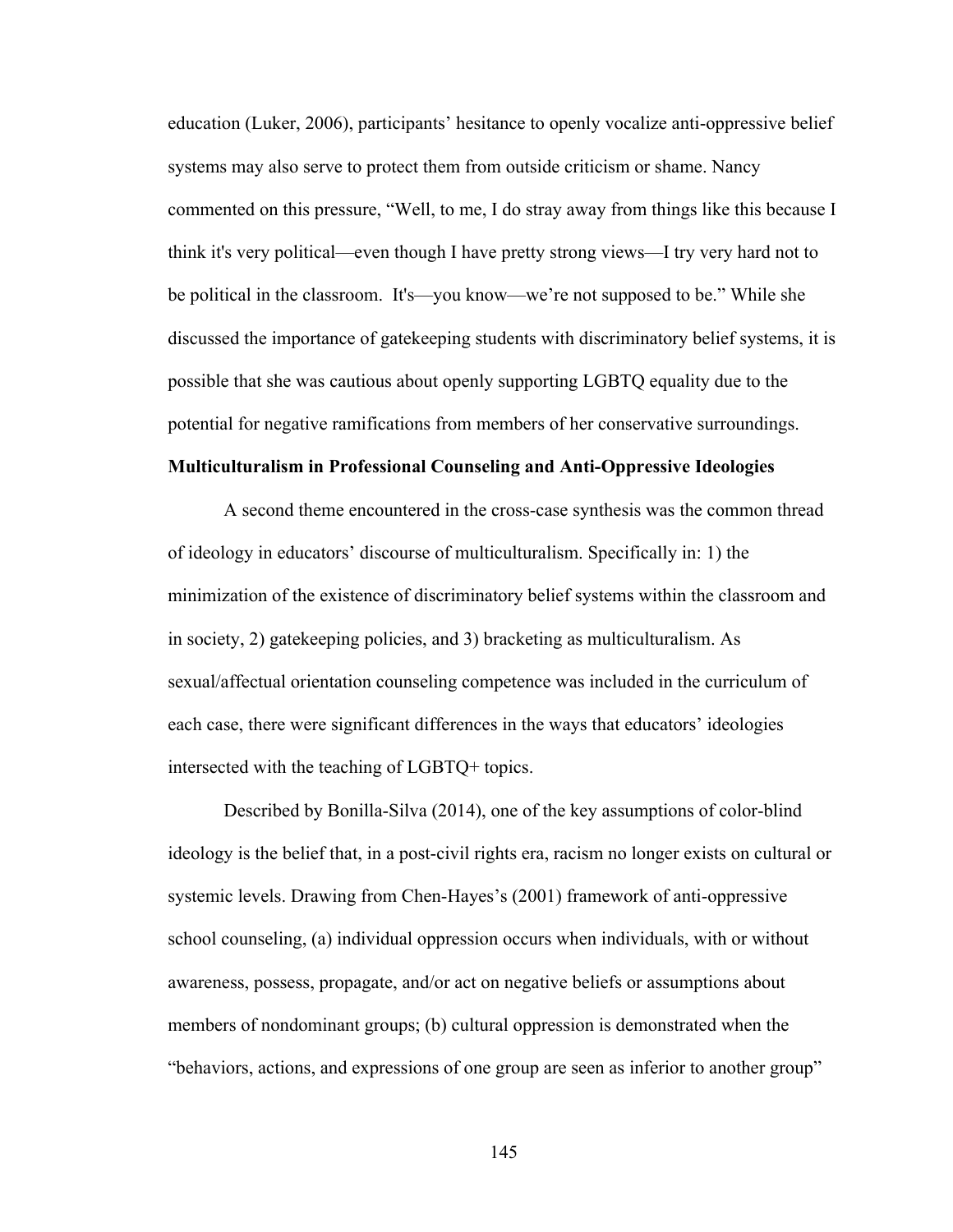education (Luker, 2006), participants' hesitance to openly vocalize anti-oppressive belief systems may also serve to protect them from outside criticism or shame. Nancy commented on this pressure, "Well, to me, I do stray away from things like this because I think it's very political—even though I have pretty strong views—I try very hard not to be political in the classroom. It's—you know—we're not supposed to be." While she discussed the importance of gatekeeping students with discriminatory belief systems, it is possible that she was cautious about openly supporting LGBTQ equality due to the potential for negative ramifications from members of her conservative surroundings.

**Multiculturalism in Professional Counseling and Anti-Oppressive Ideologies**

A second theme encountered in the cross-case synthesis was the common thread of ideology in educators' discourse of multiculturalism. Specifically in: 1) the minimization of the existence of discriminatory belief systems within the classroom and in society, 2) gatekeeping policies, and 3) bracketing as multiculturalism. As sexual/affectual orientation counseling competence was included in the curriculum of each case, there were significant differences in the ways that educators' ideologies intersected with the teaching of LGBTQ+ topics.

Described by Bonilla-Silva (2014), one of the key assumptions of color-blind ideology is the belief that, in a post-civil rights era, racism no longer exists on cultural or systemic levels. Drawing from Chen-Hayes's (2001) framework of anti-oppressive school counseling, (a) individual oppression occurs when individuals, with or without awareness, possess, propagate, and/or act on negative beliefs or assumptions about members of nondominant groups; (b) cultural oppression is demonstrated when the "behaviors, actions, and expressions of one group are seen as inferior to another group"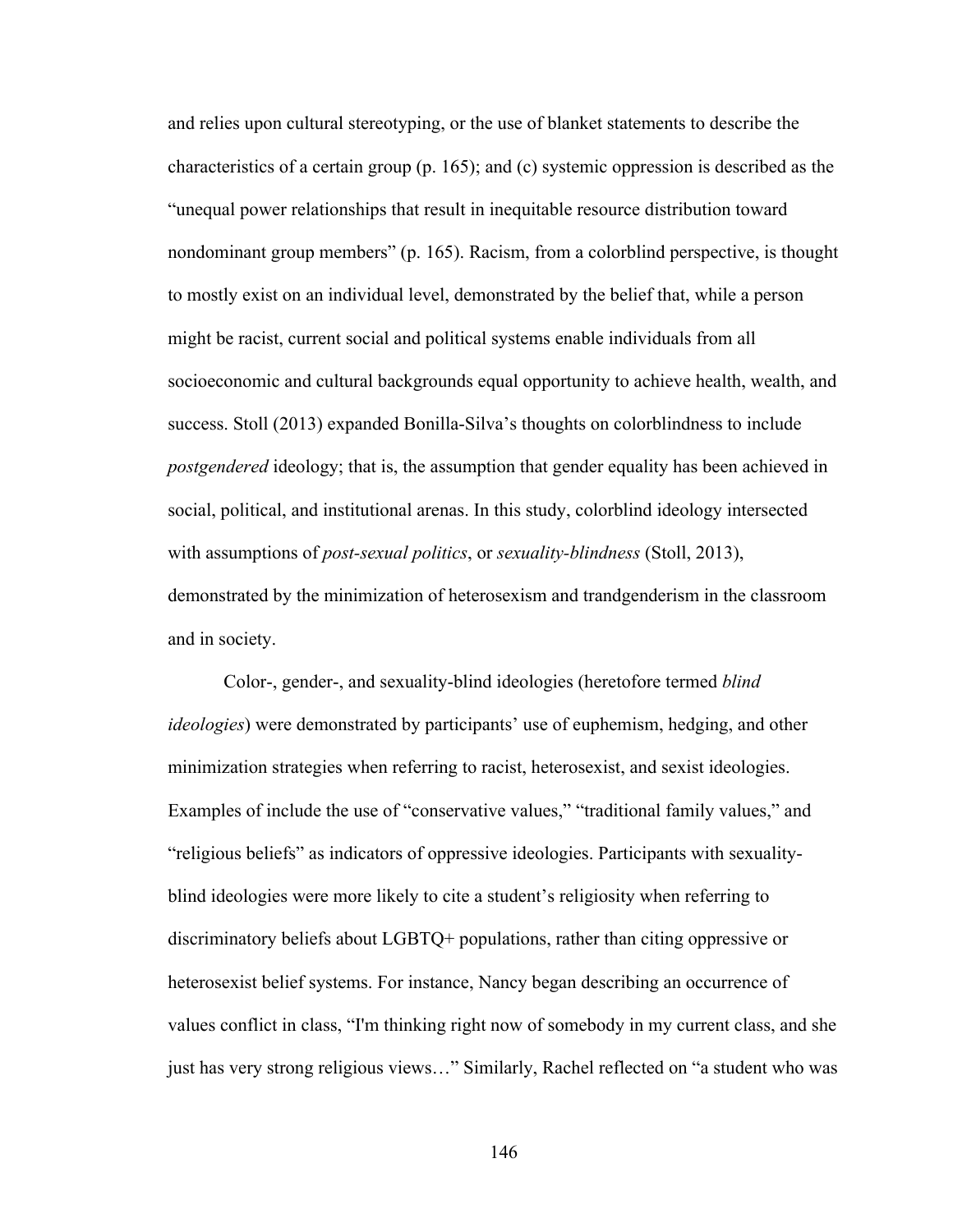and relies upon cultural stereotyping, or the use of blanket statements to describe the characteristics of a certain group (p. 165); and (c) systemic oppression is described as the "unequal power relationships that result in inequitable resource distribution toward nondominant group members" (p. 165). Racism, from a colorblind perspective, is thought to mostly exist on an individual level, demonstrated by the belief that, while a person might be racist, current social and political systems enable individuals from all socioeconomic and cultural backgrounds equal opportunity to achieve health, wealth, and success. Stoll (2013) expanded Bonilla-Silva's thoughts on colorblindness to include *postgendered* ideology; that is, the assumption that gender equality has been achieved in social, political, and institutional arenas. In this study, colorblind ideology intersected with assumptions of *post-sexual politics*, or *sexuality-blindness* (Stoll, 2013), demonstrated by the minimization of heterosexism and trandgenderism in the classroom and in society.

Color-, gender-, and sexuality-blind ideologies (heretofore termed *blind ideologies*) were demonstrated by participants' use of euphemism, hedging, and other minimization strategies when referring to racist, heterosexist, and sexist ideologies. Examples of include the use of "conservative values," "traditional family values," and "religious beliefs" as indicators of oppressive ideologies. Participants with sexuality-blind ideologies were more likely to cite a student's religiosity when referring to discriminatory beliefs about LGBTQ+ populations, rather than citing oppressive or heterosexist belief systems. For instance, Nancy began describing an occurrence of values conflict in class, "I'm thinking right now of somebody in my current class, and she just has very strong religious views…" Similarly, Rachel reflected on "a student who was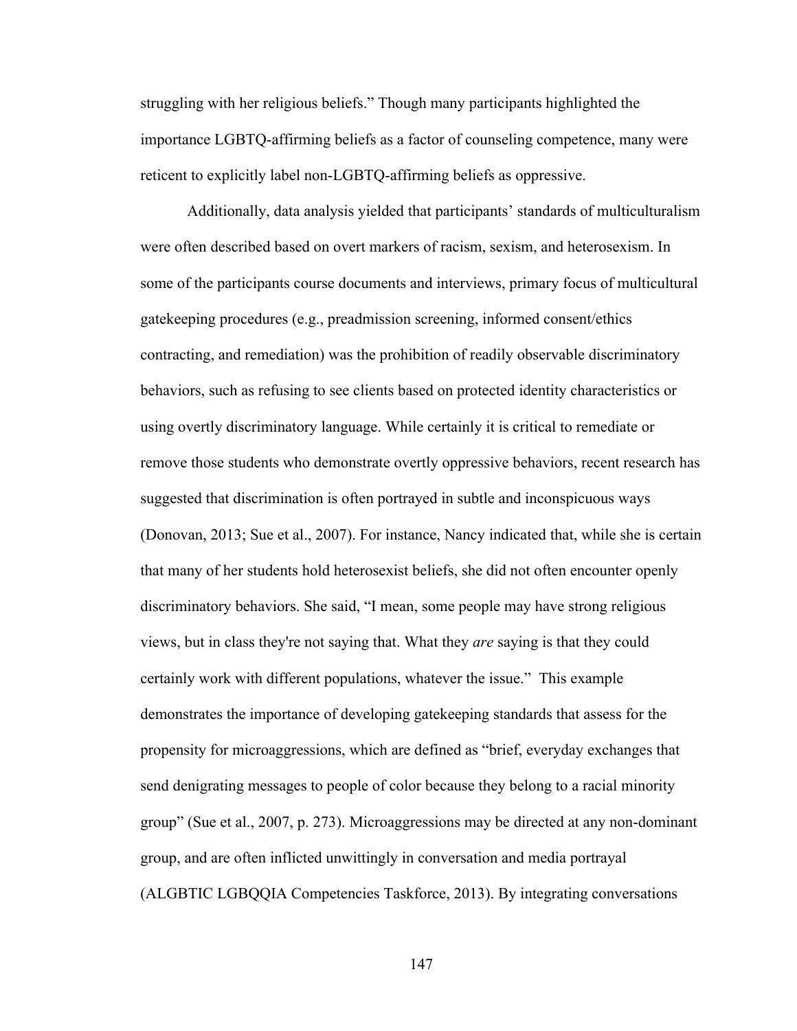struggling with her religious beliefs." Though many participants highlighted the importance LGBTQ-affirming beliefs as a factor of counseling competence, many were reticent to explicitly label non-LGBTQ-affirming beliefs as oppressive.

Additionally, data analysis yielded that participants' standards of multiculturalism were often described based on overt markers of racism, sexism, and heterosexism. In some of the participants course documents and interviews, primary focus of multicultural gatekeeping procedures (e.g., preadmission screening, informed consent/ethics contracting, and remediation) was the prohibition of readily observable discriminatory behaviors, such as refusing to see clients based on protected identity characteristics or using overtly discriminatory language. While certainly it is critical to remediate or remove those students who demonstrate overtly oppressive behaviors, recent research has suggested that discrimination is often portrayed in subtle and inconspicuous ways (Donovan, 2013; Sue et al., 2007). For instance, Nancy indicated that, while she is certain that many of her students hold heterosexist beliefs, she did not often encounter openly discriminatory behaviors. She said, "I mean, some people may have strong religious views, but in class they're not saying that. What they *are* saying is that they could certainly work with different populations, whatever the issue." This example demonstrates the importance of developing gatekeeping standards that assess for the propensity for microaggressions, which are defined as "brief, everyday exchanges that send denigrating messages to people of color because they belong to a racial minority group" (Sue et al., 2007, p. 273). Microaggressions may be directed at any non-dominant group, and are often inflicted unwittingly in conversation and media portrayal (ALGBTIC LGBQQIA Competencies Taskforce, 2013). By integrating conversations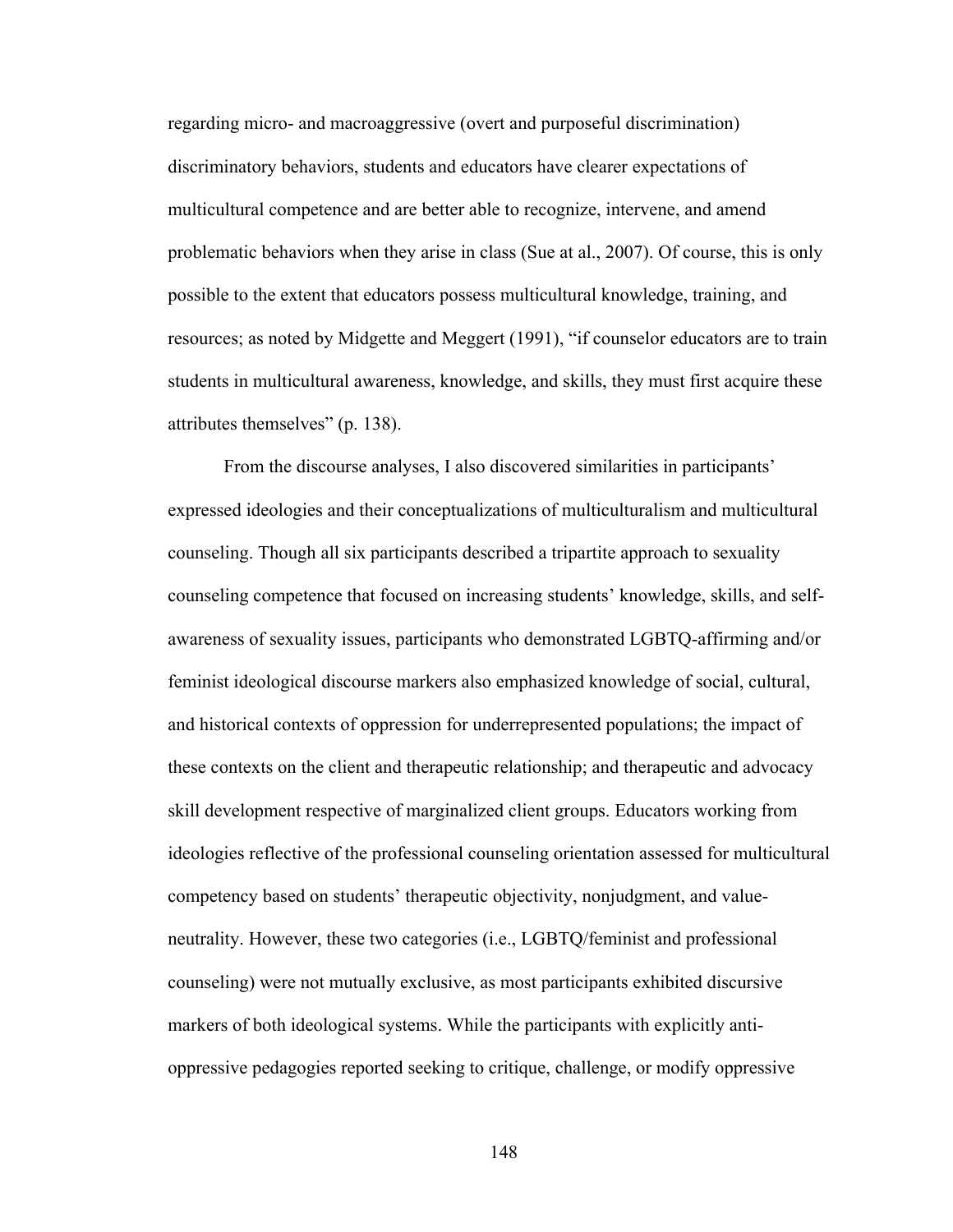regarding micro- and macroaggressive (overt and purposeful discrimination) discriminatory behaviors, students and educators have clearer expectations of multicultural competence and are better able to recognize, intervene, and amend problematic behaviors when they arise in class (Sue at al., 2007). Of course, this is only possible to the extent that educators possess multicultural knowledge, training, and resources; as noted by Midgette and Meggert (1991), "if counselor educators are to train students in multicultural awareness, knowledge, and skills, they must first acquire these attributes themselves" (p. 138).

From the discourse analyses, I also discovered similarities in participants' expressed ideologies and their conceptualizations of multiculturalism and multicultural counseling. Though all six participants described a tripartite approach to sexuality counseling competence that focused on increasing students' knowledge, skills, and self-awareness of sexuality issues, participants who demonstrated LGBTQ-affirming and/or feminist ideological discourse markers also emphasized knowledge of social, cultural, and historical contexts of oppression for underrepresented populations; the impact of these contexts on the client and therapeutic relationship; and therapeutic and advocacy skill development respective of marginalized client groups. Educators working from ideologies reflective of the professional counseling orientation assessed for multicultural competency based on students' therapeutic objectivity, nonjudgment, and value-neutrality. However, these two categories (i.e., LGBTQ/feminist and professional counseling) were not mutually exclusive, as most participants exhibited discursive markers of both ideological systems. While the participants with explicitly anti-oppressive pedagogies reported seeking to critique, challenge, or modify oppressive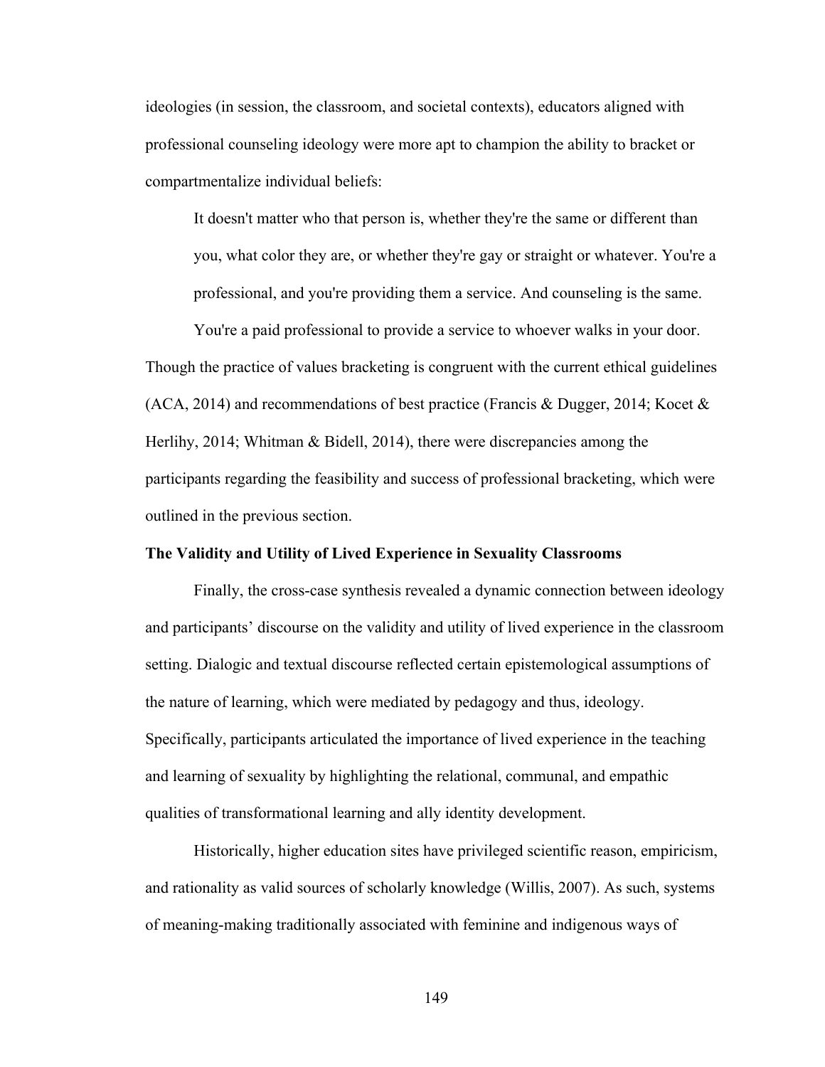ideologies (in session, the classroom, and societal contexts), educators aligned with professional counseling ideology were more apt to champion the ability to bracket or compartmentalize individual beliefs:

> It doesn't matter who that person is, whether they're the same or different than you, what color they are, or whether they're gay or straight or whatever. You're a professional, and you're providing them a service. And counseling is the same. You're a paid professional to provide a service to whoever walks in your door.

Though the practice of values bracketing is congruent with the current ethical guidelines (ACA, 2014) and recommendations of best practice (Francis & Dugger, 2014; Kocet & Herlihy, 2014; Whitman & Bidell, 2014), there were discrepancies among the participants regarding the feasibility and success of professional bracketing, which were outlined in the previous section.

**The Validity and Utility of Lived Experience in Sexuality Classrooms**

Finally, the cross-case synthesis revealed a dynamic connection between ideology and participants' discourse on the validity and utility of lived experience in the classroom setting. Dialogic and textual discourse reflected certain epistemological assumptions of the nature of learning, which were mediated by pedagogy and thus, ideology. Specifically, participants articulated the importance of lived experience in the teaching and learning of sexuality by highlighting the relational, communal, and empathic qualities of transformational learning and ally identity development.

Historically, higher education sites have privileged scientific reason, empiricism, and rationality as valid sources of scholarly knowledge (Willis, 2007). As such, systems of meaning-making traditionally associated with feminine and indigenous ways of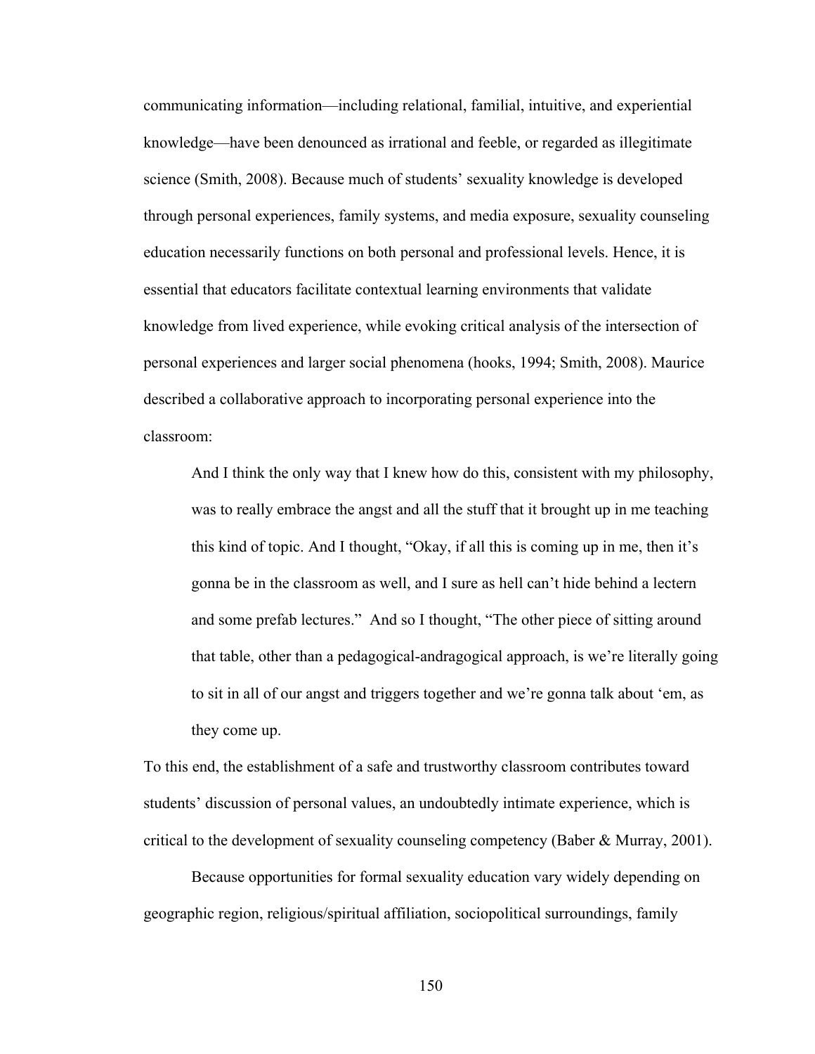communicating information—including relational, familial, intuitive, and experiential knowledge—have been denounced as irrational and feeble, or regarded as illegitimate science (Smith, 2008). Because much of students' sexuality knowledge is developed through personal experiences, family systems, and media exposure, sexuality counseling education necessarily functions on both personal and professional levels. Hence, it is essential that educators facilitate contextual learning environments that validate knowledge from lived experience, while evoking critical analysis of the intersection of personal experiences and larger social phenomena (hooks, 1994; Smith, 2008). Maurice described a collaborative approach to incorporating personal experience into the classroom:

> And I think the only way that I knew how do this, consistent with my philosophy, was to really embrace the angst and all the stuff that it brought up in me teaching this kind of topic. And I thought, "Okay, if all this is coming up in me, then it's gonna be in the classroom as well, and I sure as hell can't hide behind a lectern and some prefab lectures." And so I thought, "The other piece of sitting around that table, other than a pedagogical-andragogical approach, is we're literally going to sit in all of our angst and triggers together and we're gonna talk about 'em, as they come up.

To this end, the establishment of a safe and trustworthy classroom contributes toward students' discussion of personal values, an undoubtedly intimate experience, which is critical to the development of sexuality counseling competency (Baber & Murray, 2001).

Because opportunities for formal sexuality education vary widely depending on geographic region, religious/spiritual affiliation, sociopolitical surroundings, family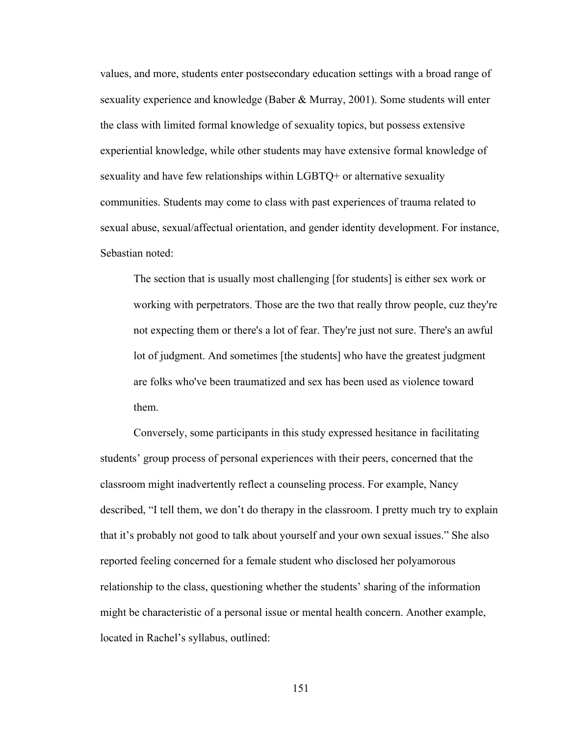values, and more, students enter postsecondary education settings with a broad range of sexuality experience and knowledge (Baber & Murray, 2001). Some students will enter the class with limited formal knowledge of sexuality topics, but possess extensive experiential knowledge, while other students may have extensive formal knowledge of sexuality and have few relationships within LGBTQ+ or alternative sexuality communities. Students may come to class with past experiences of trauma related to sexual abuse, sexual/affectual orientation, and gender identity development. For instance, Sebastian noted:

> The section that is usually most challenging [for students] is either sex work or working with perpetrators. Those are the two that really throw people, cuz they're not expecting them or there's a lot of fear. They're just not sure. There's an awful lot of judgment. And sometimes [the students] who have the greatest judgment are folks who've been traumatized and sex has been used as violence toward them.

Conversely, some participants in this study expressed hesitance in facilitating students' group process of personal experiences with their peers, concerned that the classroom might inadvertently reflect a counseling process. For example, Nancy described, "I tell them, we don't do therapy in the classroom. I pretty much try to explain that it's probably not good to talk about yourself and your own sexual issues." She also reported feeling concerned for a female student who disclosed her polyamorous relationship to the class, questioning whether the students' sharing of the information might be characteristic of a personal issue or mental health concern. Another example, located in Rachel's syllabus, outlined: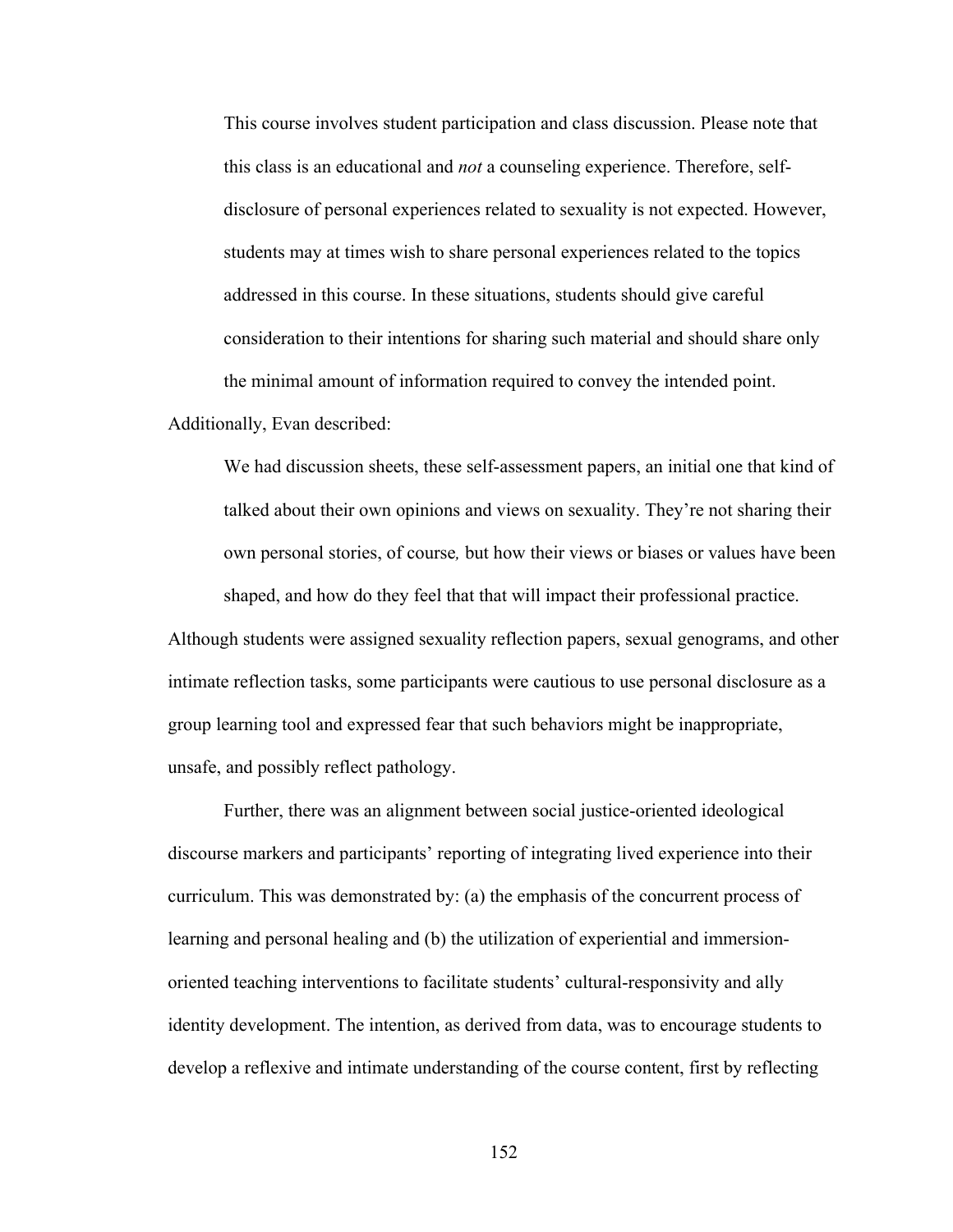> This course involves student participation and class discussion. Please note that this class is an educational and *not* a counseling experience. Therefore, self-disclosure of personal experiences related to sexuality is not expected. However, students may at times wish to share personal experiences related to the topics addressed in this course. In these situations, students should give careful consideration to their intentions for sharing such material and should share only the minimal amount of information required to convey the intended point.

Additionally, Evan described:

> We had discussion sheets, these self-assessment papers, an initial one that kind of talked about their own opinions and views on sexuality. They're not sharing their own personal stories, of course*,* but how their views or biases or values have been shaped, and how do they feel that that will impact their professional practice.

Although students were assigned sexuality reflection papers, sexual genograms, and other intimate reflection tasks, some participants were cautious to use personal disclosure as a group learning tool and expressed fear that such behaviors might be inappropriate, unsafe, and possibly reflect pathology.

Further, there was an alignment between social justice-oriented ideological discourse markers and participants' reporting of integrating lived experience into their curriculum. This was demonstrated by: (a) the emphasis of the concurrent process of learning and personal healing and (b) the utilization of experiential and immersion-oriented teaching interventions to facilitate students' cultural-responsivity and ally identity development. The intention, as derived from data, was to encourage students to develop a reflexive and intimate understanding of the course content, first by reflecting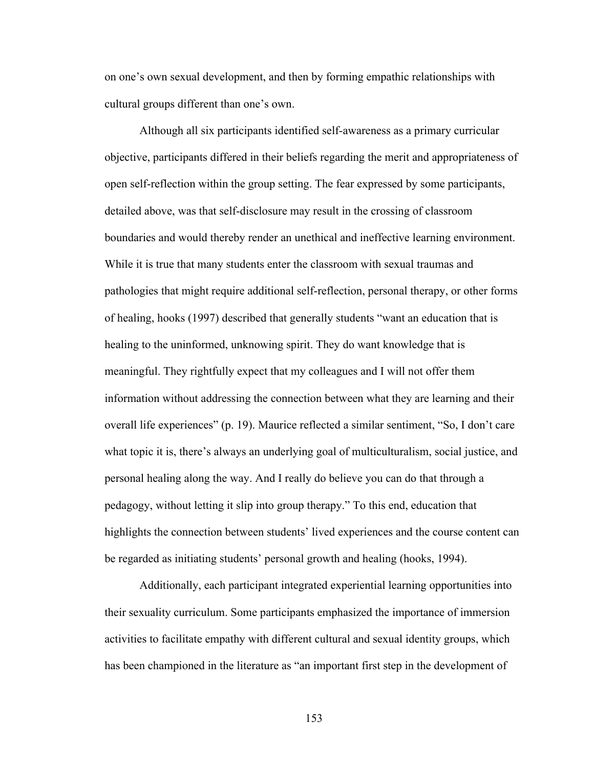on one's own sexual development, and then by forming empathic relationships with cultural groups different than one's own.

Although all six participants identified self-awareness as a primary curricular objective, participants differed in their beliefs regarding the merit and appropriateness of open self-reflection within the group setting. The fear expressed by some participants, detailed above, was that self-disclosure may result in the crossing of classroom boundaries and would thereby render an unethical and ineffective learning environment. While it is true that many students enter the classroom with sexual traumas and pathologies that might require additional self-reflection, personal therapy, or other forms of healing, hooks (1997) described that generally students "want an education that is healing to the uninformed, unknowing spirit. They do want knowledge that is meaningful. They rightfully expect that my colleagues and I will not offer them information without addressing the connection between what they are learning and their overall life experiences" (p. 19). Maurice reflected a similar sentiment, "So, I don't care what topic it is, there's always an underlying goal of multiculturalism, social justice, and personal healing along the way. And I really do believe you can do that through a pedagogy, without letting it slip into group therapy." To this end, education that highlights the connection between students' lived experiences and the course content can be regarded as initiating students' personal growth and healing (hooks, 1994).

Additionally, each participant integrated experiential learning opportunities into their sexuality curriculum. Some participants emphasized the importance of immersion activities to facilitate empathy with different cultural and sexual identity groups, which has been championed in the literature as "an important first step in the development of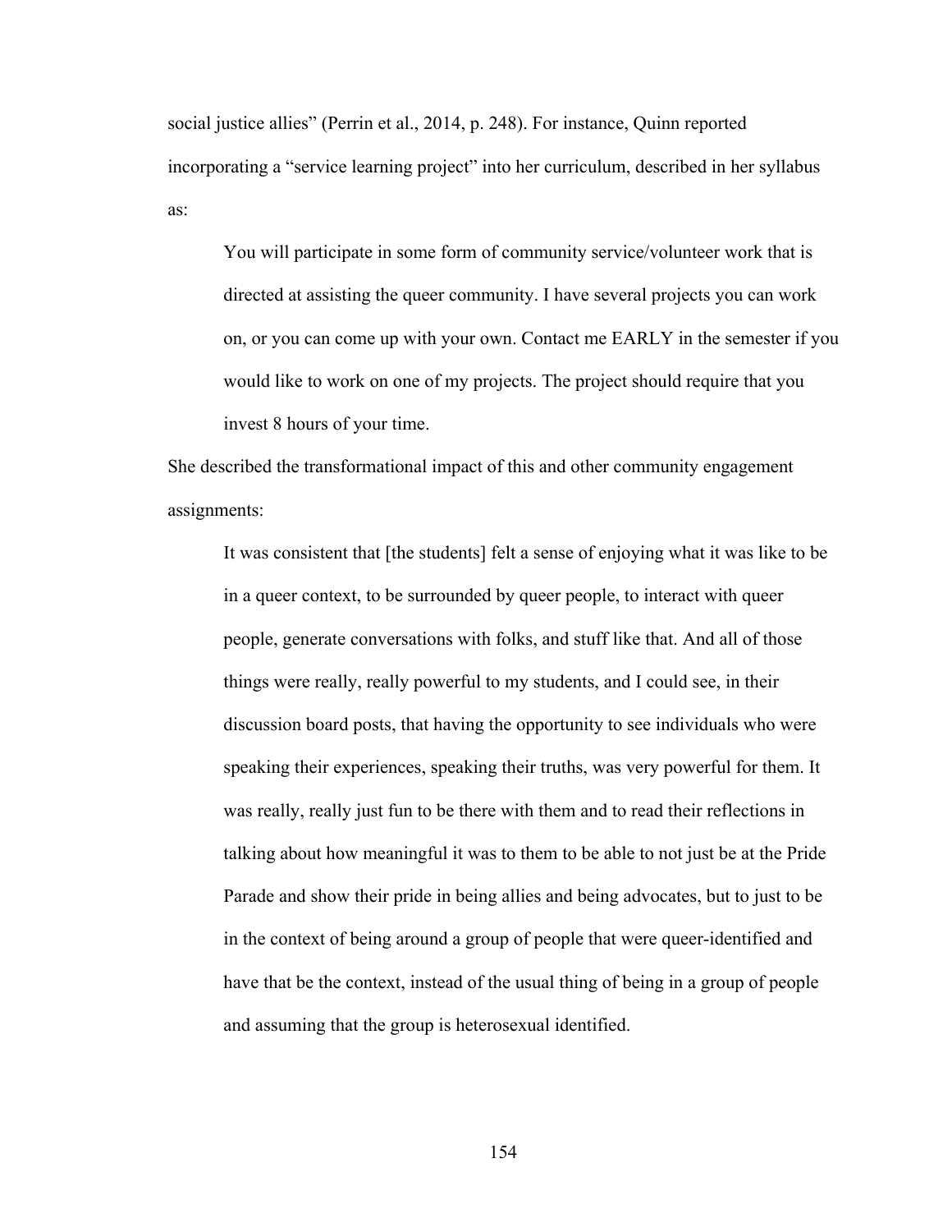social justice allies" (Perrin et al., 2014, p. 248). For instance, Quinn reported incorporating a "service learning project" into her curriculum, described in her syllabus as:

> You will participate in some form of community service/volunteer work that is directed at assisting the queer community. I have several projects you can work on, or you can come up with your own. Contact me EARLY in the semester if you would like to work on one of my projects. The project should require that you invest 8 hours of your time.

She described the transformational impact of this and other community engagement assignments:

> It was consistent that [the students] felt a sense of enjoying what it was like to be in a queer context, to be surrounded by queer people, to interact with queer people, generate conversations with folks, and stuff like that. And all of those things were really, really powerful to my students, and I could see, in their discussion board posts, that having the opportunity to see individuals who were speaking their experiences, speaking their truths, was very powerful for them. It was really, really just fun to be there with them and to read their reflections in talking about how meaningful it was to them to be able to not just be at the Pride Parade and show their pride in being allies and being advocates, but to just to be in the context of being around a group of people that were queer-identified and have that be the context, instead of the usual thing of being in a group of people and assuming that the group is heterosexual identified.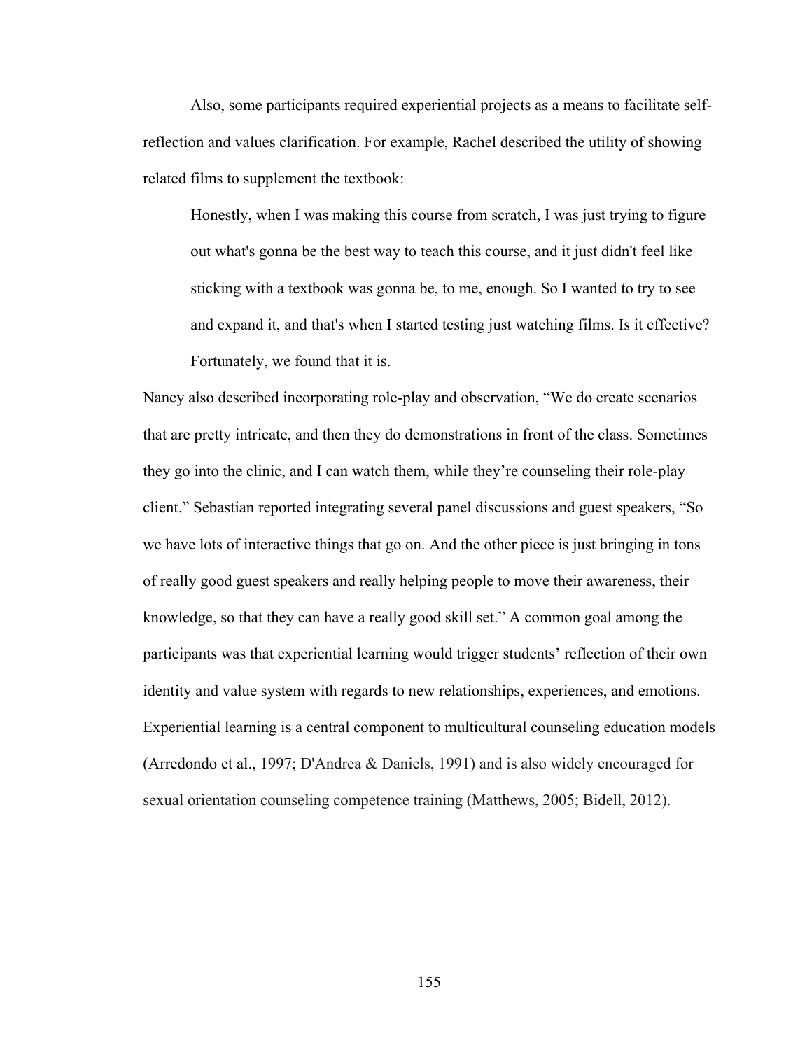Also, some participants required experiential projects as a means to facilitate self-reflection and values clarification. For example, Rachel described the utility of showing related films to supplement the textbook:

> Honestly, when I was making this course from scratch, I was just trying to figure out what's gonna be the best way to teach this course, and it just didn't feel like sticking with a textbook was gonna be, to me, enough. So I wanted to try to see and expand it, and that's when I started testing just watching films. Is it effective? Fortunately, we found that it is.

Nancy also described incorporating role-play and observation, "We do create scenarios that are pretty intricate, and then they do demonstrations in front of the class. Sometimes they go into the clinic, and I can watch them, while they're counseling their role-play client." Sebastian reported integrating several panel discussions and guest speakers, "So we have lots of interactive things that go on. And the other piece is just bringing in tons of really good guest speakers and really helping people to move their awareness, their knowledge, so that they can have a really good skill set." A common goal among the participants was that experiential learning would trigger students' reflection of their own identity and value system with regards to new relationships, experiences, and emotions. Experiential learning is a central component to multicultural counseling education models (Arredondo et al., 1997; D'Andrea & Daniels, 1991) and is also widely encouraged for sexual orientation counseling competence training (Matthews, 2005; Bidell, 2012).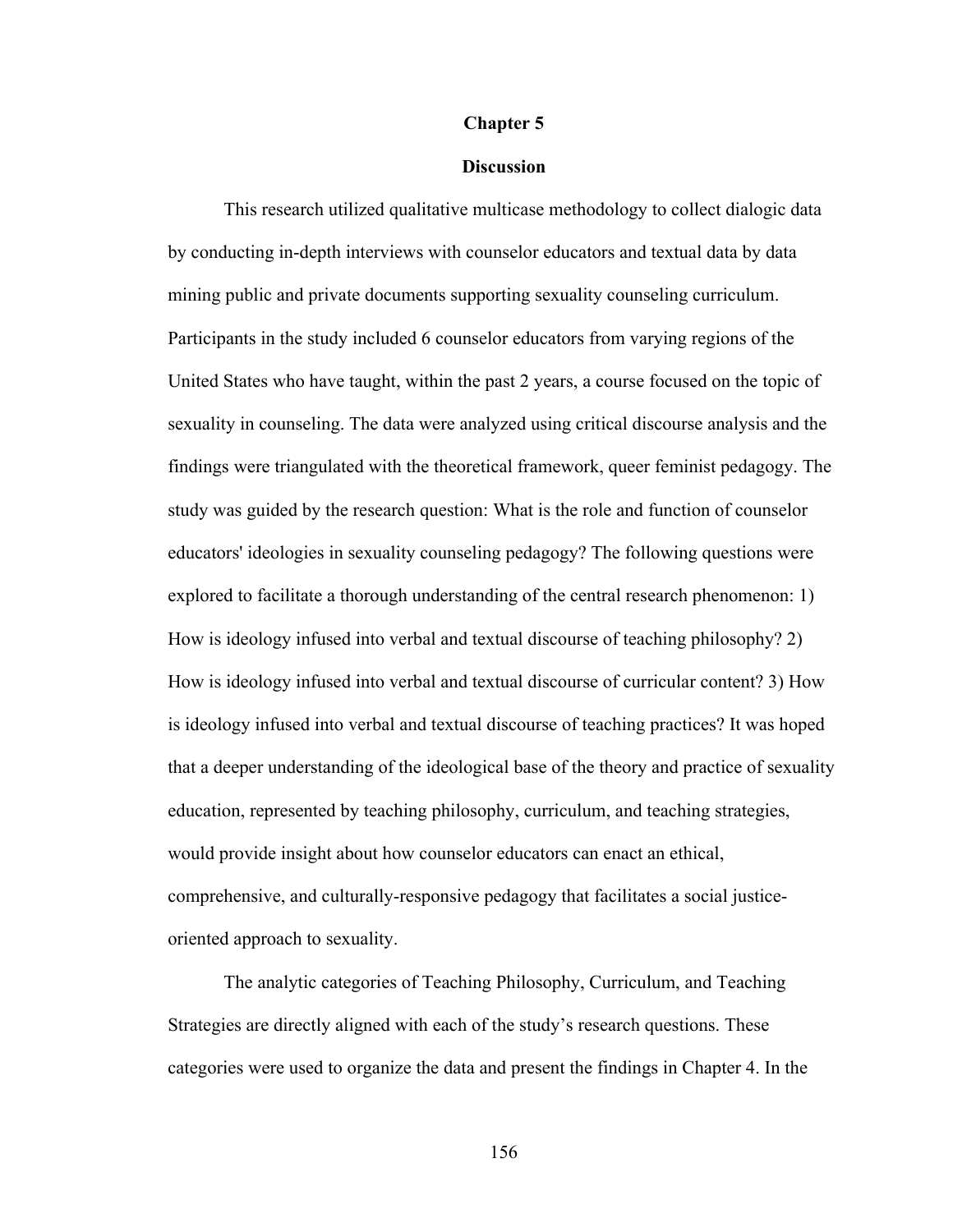# Chapter 5

## Discussion

This research utilized qualitative multicase methodology to collect dialogic data by conducting in-depth interviews with counselor educators and textual data by data mining public and private documents supporting sexuality counseling curriculum. Participants in the study included 6 counselor educators from varying regions of the United States who have taught, within the past 2 years, a course focused on the topic of sexuality in counseling. The data were analyzed using critical discourse analysis and the findings were triangulated with the theoretical framework, queer feminist pedagogy. The study was guided by the research question: What is the role and function of counselor educators' ideologies in sexuality counseling pedagogy? The following questions were explored to facilitate a thorough understanding of the central research phenomenon: 1) How is ideology infused into verbal and textual discourse of teaching philosophy? 2) How is ideology infused into verbal and textual discourse of curricular content? 3) How is ideology infused into verbal and textual discourse of teaching practices? It was hoped that a deeper understanding of the ideological base of the theory and practice of sexuality education, represented by teaching philosophy, curriculum, and teaching strategies, would provide insight about how counselor educators can enact an ethical, comprehensive, and culturally-responsive pedagogy that facilitates a social justice-oriented approach to sexuality.

The analytic categories of Teaching Philosophy, Curriculum, and Teaching Strategies are directly aligned with each of the study's research questions. These categories were used to organize the data and present the findings in Chapter 4. In the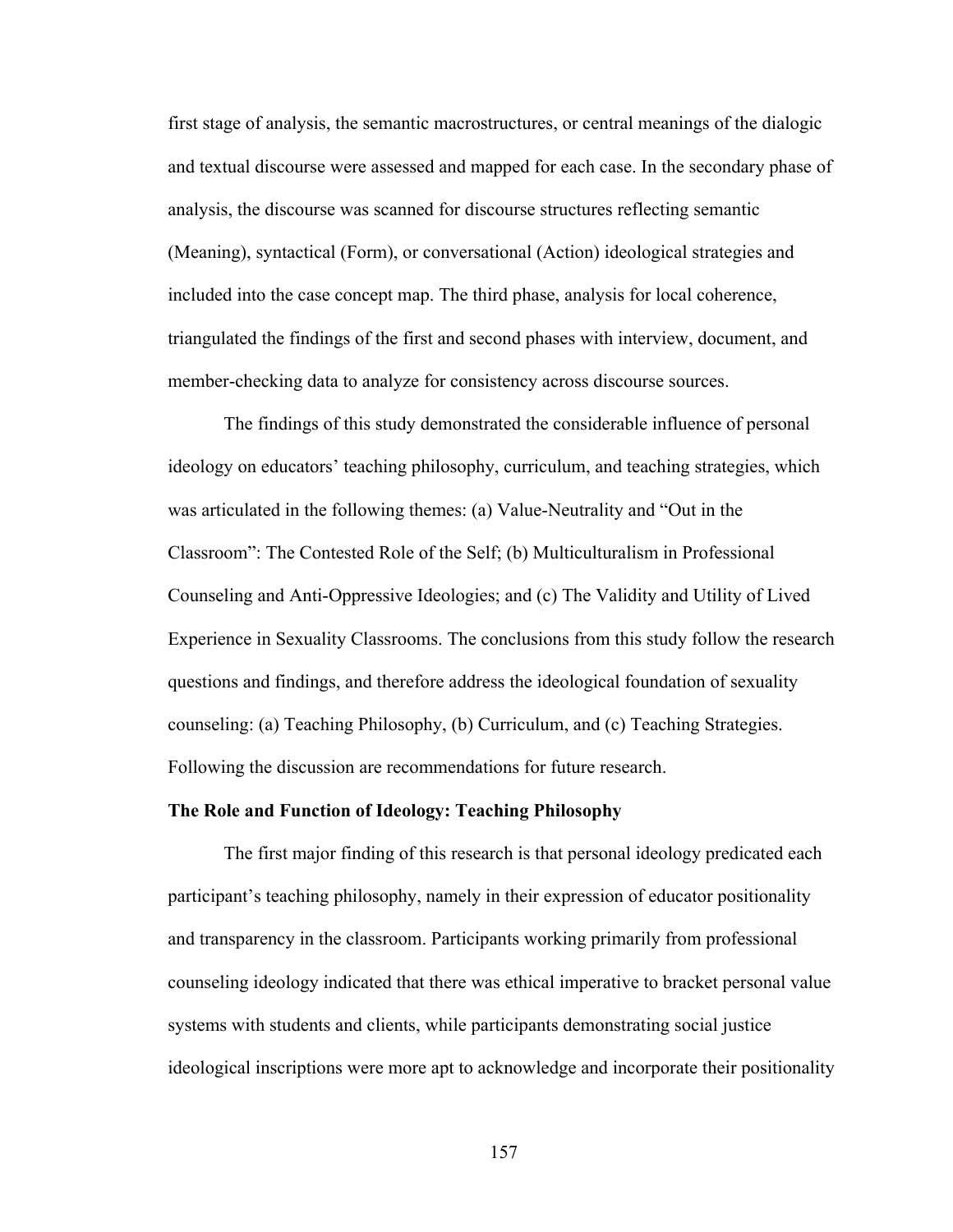first stage of analysis, the semantic macrostructures, or central meanings of the dialogic and textual discourse were assessed and mapped for each case. In the secondary phase of analysis, the discourse was scanned for discourse structures reflecting semantic (Meaning), syntactical (Form), or conversational (Action) ideological strategies and included into the case concept map. The third phase, analysis for local coherence, triangulated the findings of the first and second phases with interview, document, and member-checking data to analyze for consistency across discourse sources.

The findings of this study demonstrated the considerable influence of personal ideology on educators' teaching philosophy, curriculum, and teaching strategies, which was articulated in the following themes: (a) Value-Neutrality and "Out in the Classroom": The Contested Role of the Self; (b) Multiculturalism in Professional Counseling and Anti-Oppressive Ideologies; and (c) The Validity and Utility of Lived Experience in Sexuality Classrooms. The conclusions from this study follow the research questions and findings, and therefore address the ideological foundation of sexuality counseling: (a) Teaching Philosophy, (b) Curriculum, and (c) Teaching Strategies. Following the discussion are recommendations for future research.

**The Role and Function of Ideology: Teaching Philosophy**

The first major finding of this research is that personal ideology predicated each participant's teaching philosophy, namely in their expression of educator positionality and transparency in the classroom. Participants working primarily from professional counseling ideology indicated that there was ethical imperative to bracket personal value systems with students and clients, while participants demonstrating social justice ideological inscriptions were more apt to acknowledge and incorporate their positionality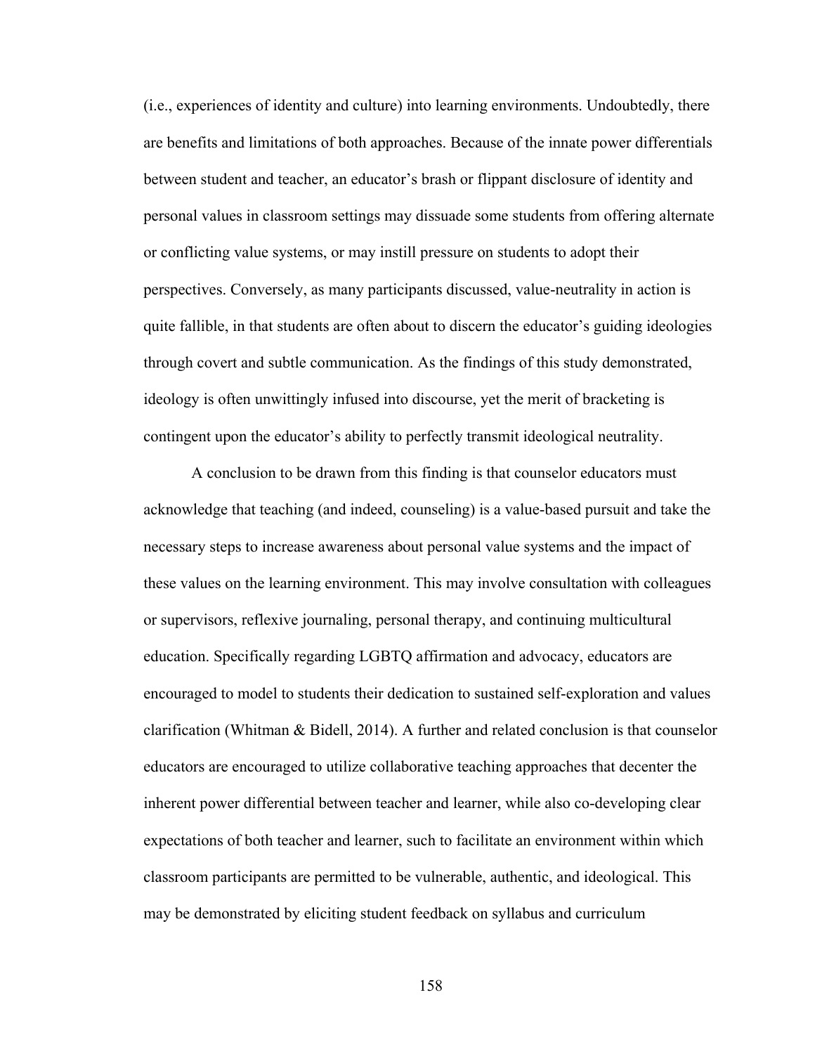(i.e., experiences of identity and culture) into learning environments. Undoubtedly, there are benefits and limitations of both approaches. Because of the innate power differentials between student and teacher, an educator's brash or flippant disclosure of identity and personal values in classroom settings may dissuade some students from offering alternate or conflicting value systems, or may instill pressure on students to adopt their perspectives. Conversely, as many participants discussed, value-neutrality in action is quite fallible, in that students are often about to discern the educator's guiding ideologies through covert and subtle communication. As the findings of this study demonstrated, ideology is often unwittingly infused into discourse, yet the merit of bracketing is contingent upon the educator's ability to perfectly transmit ideological neutrality.

A conclusion to be drawn from this finding is that counselor educators must acknowledge that teaching (and indeed, counseling) is a value-based pursuit and take the necessary steps to increase awareness about personal value systems and the impact of these values on the learning environment. This may involve consultation with colleagues or supervisors, reflexive journaling, personal therapy, and continuing multicultural education. Specifically regarding LGBTQ affirmation and advocacy, educators are encouraged to model to students their dedication to sustained self-exploration and values clarification (Whitman & Bidell, 2014). A further and related conclusion is that counselor educators are encouraged to utilize collaborative teaching approaches that decenter the inherent power differential between teacher and learner, while also co-developing clear expectations of both teacher and learner, such to facilitate an environment within which classroom participants are permitted to be vulnerable, authentic, and ideological. This may be demonstrated by eliciting student feedback on syllabus and curriculum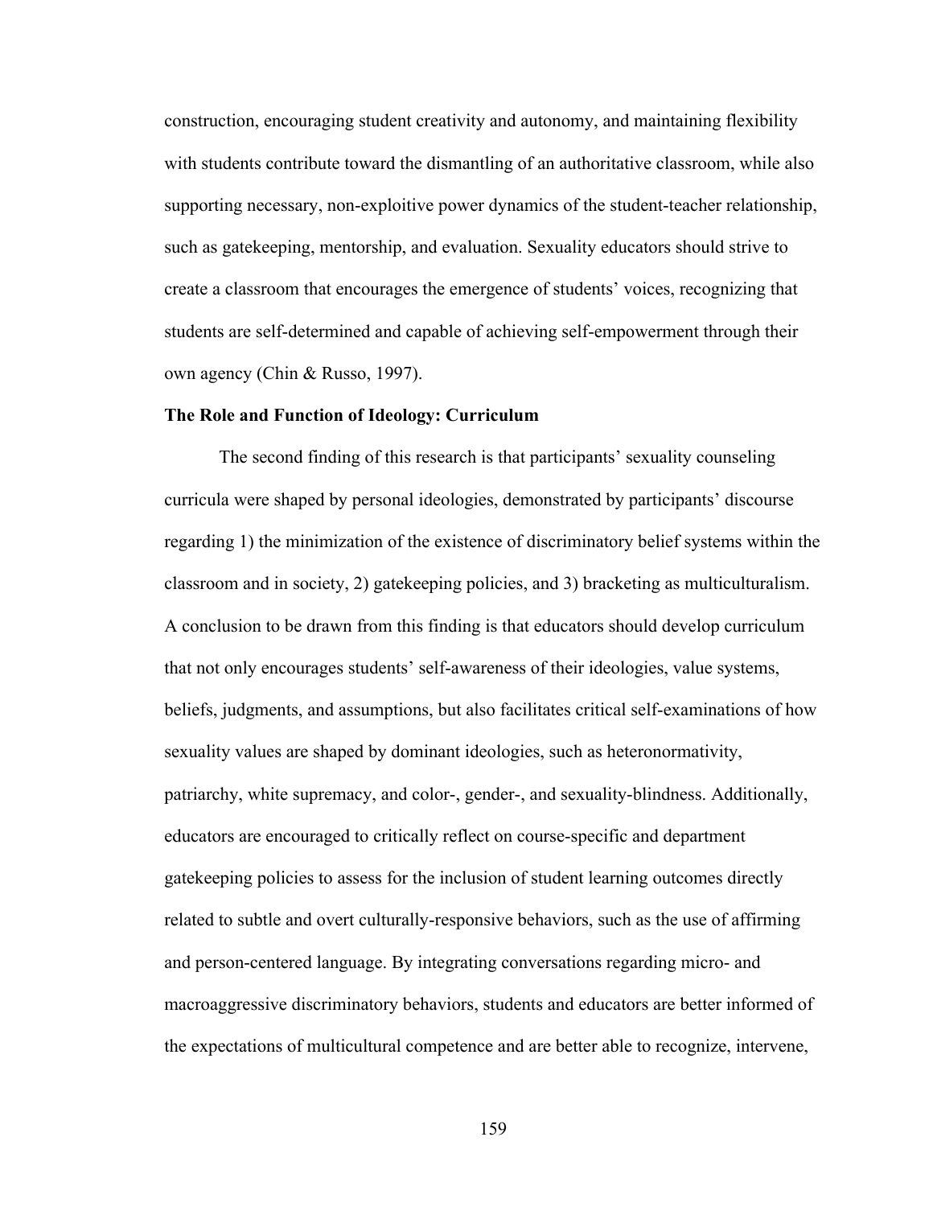construction, encouraging student creativity and autonomy, and maintaining flexibility with students contribute toward the dismantling of an authoritative classroom, while also supporting necessary, non-exploitive power dynamics of the student-teacher relationship, such as gatekeeping, mentorship, and evaluation. Sexuality educators should strive to create a classroom that encourages the emergence of students' voices, recognizing that students are self-determined and capable of achieving self-empowerment through their own agency (Chin & Russo, 1997).

**The Role and Function of Ideology: Curriculum**

The second finding of this research is that participants' sexuality counseling curricula were shaped by personal ideologies, demonstrated by participants' discourse regarding 1) the minimization of the existence of discriminatory belief systems within the classroom and in society, 2) gatekeeping policies, and 3) bracketing as multiculturalism. A conclusion to be drawn from this finding is that educators should develop curriculum that not only encourages students' self-awareness of their ideologies, value systems, beliefs, judgments, and assumptions, but also facilitates critical self-examinations of how sexuality values are shaped by dominant ideologies, such as heteronormativity, patriarchy, white supremacy, and color-, gender-, and sexuality-blindness. Additionally, educators are encouraged to critically reflect on course-specific and department gatekeeping policies to assess for the inclusion of student learning outcomes directly related to subtle and overt culturally-responsive behaviors, such as the use of affirming and person-centered language. By integrating conversations regarding micro- and macroaggressive discriminatory behaviors, students and educators are better informed of the expectations of multicultural competence and are better able to recognize, intervene,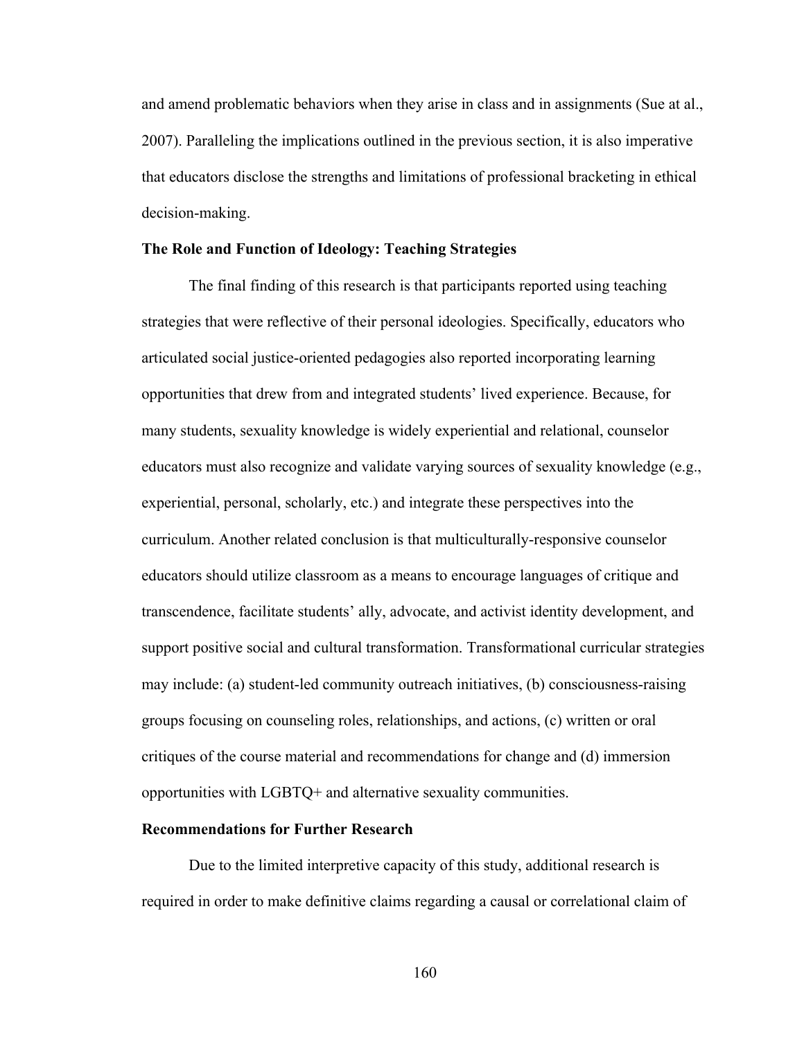and amend problematic behaviors when they arise in class and in assignments (Sue at al., 2007). Paralleling the implications outlined in the previous section, it is also imperative that educators disclose the strengths and limitations of professional bracketing in ethical decision-making.

**The Role and Function of Ideology: Teaching Strategies**

The final finding of this research is that participants reported using teaching strategies that were reflective of their personal ideologies. Specifically, educators who articulated social justice-oriented pedagogies also reported incorporating learning opportunities that drew from and integrated students' lived experience. Because, for many students, sexuality knowledge is widely experiential and relational, counselor educators must also recognize and validate varying sources of sexuality knowledge (e.g., experiential, personal, scholarly, etc.) and integrate these perspectives into the curriculum. Another related conclusion is that multiculturally-responsive counselor educators should utilize classroom as a means to encourage languages of critique and transcendence, facilitate students' ally, advocate, and activist identity development, and support positive social and cultural transformation. Transformational curricular strategies may include: (a) student-led community outreach initiatives, (b) consciousness-raising groups focusing on counseling roles, relationships, and actions, (c) written or oral critiques of the course material and recommendations for change and (d) immersion opportunities with LGBTQ+ and alternative sexuality communities.

**Recommendations for Further Research**

Due to the limited interpretive capacity of this study, additional research is required in order to make definitive claims regarding a causal or correlational claim of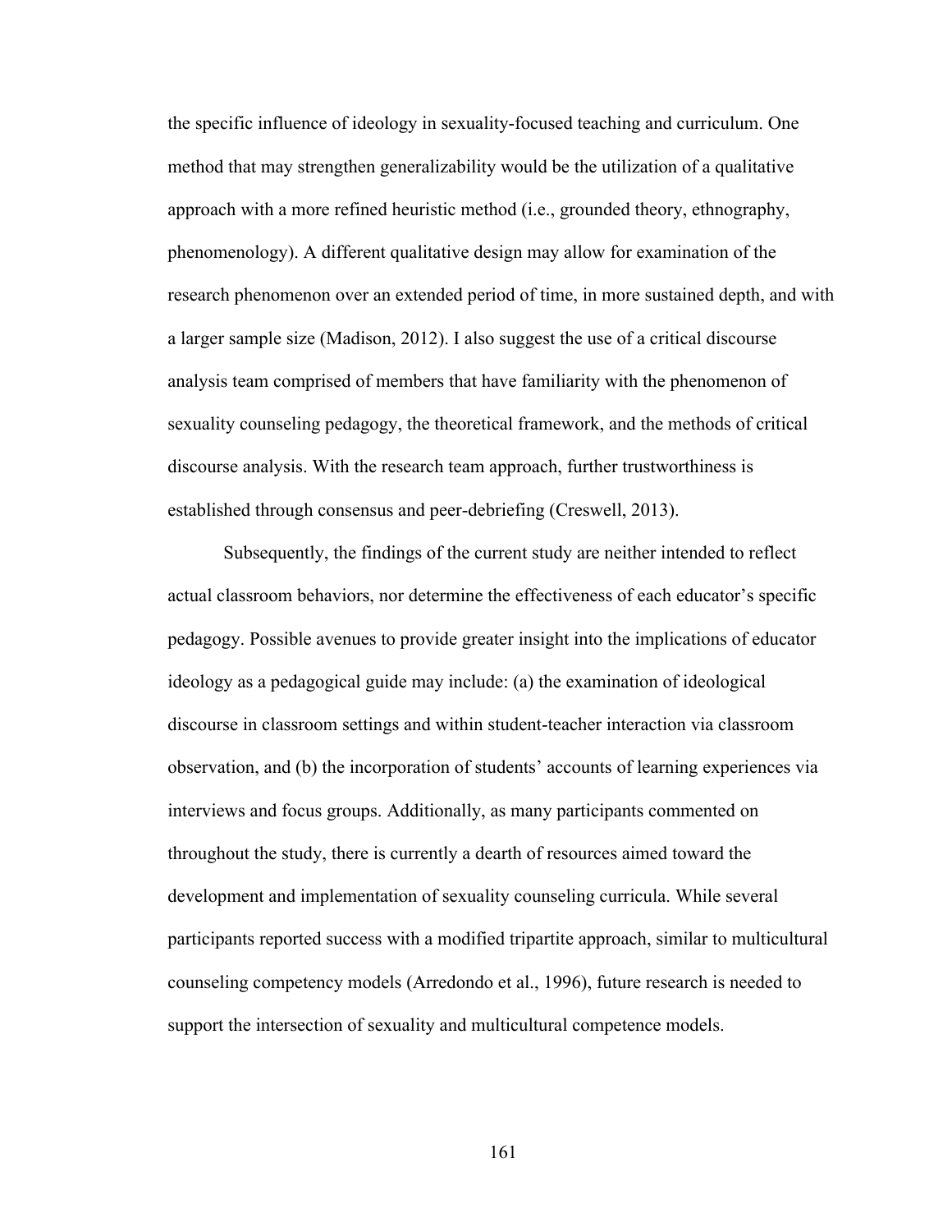the specific influence of ideology in sexuality-focused teaching and curriculum. One method that may strengthen generalizability would be the utilization of a qualitative approach with a more refined heuristic method (i.e., grounded theory, ethnography, phenomenology). A different qualitative design may allow for examination of the research phenomenon over an extended period of time, in more sustained depth, and with a larger sample size (Madison, 2012). I also suggest the use of a critical discourse analysis team comprised of members that have familiarity with the phenomenon of sexuality counseling pedagogy, the theoretical framework, and the methods of critical discourse analysis. With the research team approach, further trustworthiness is established through consensus and peer-debriefing (Creswell, 2013).

Subsequently, the findings of the current study are neither intended to reflect actual classroom behaviors, nor determine the effectiveness of each educator's specific pedagogy. Possible avenues to provide greater insight into the implications of educator ideology as a pedagogical guide may include: (a) the examination of ideological discourse in classroom settings and within student-teacher interaction via classroom observation, and (b) the incorporation of students' accounts of learning experiences via interviews and focus groups. Additionally, as many participants commented on throughout the study, there is currently a dearth of resources aimed toward the development and implementation of sexuality counseling curricula. While several participants reported success with a modified tripartite approach, similar to multicultural counseling competency models (Arredondo et al., 1996), future research is needed to support the intersection of sexuality and multicultural competence models.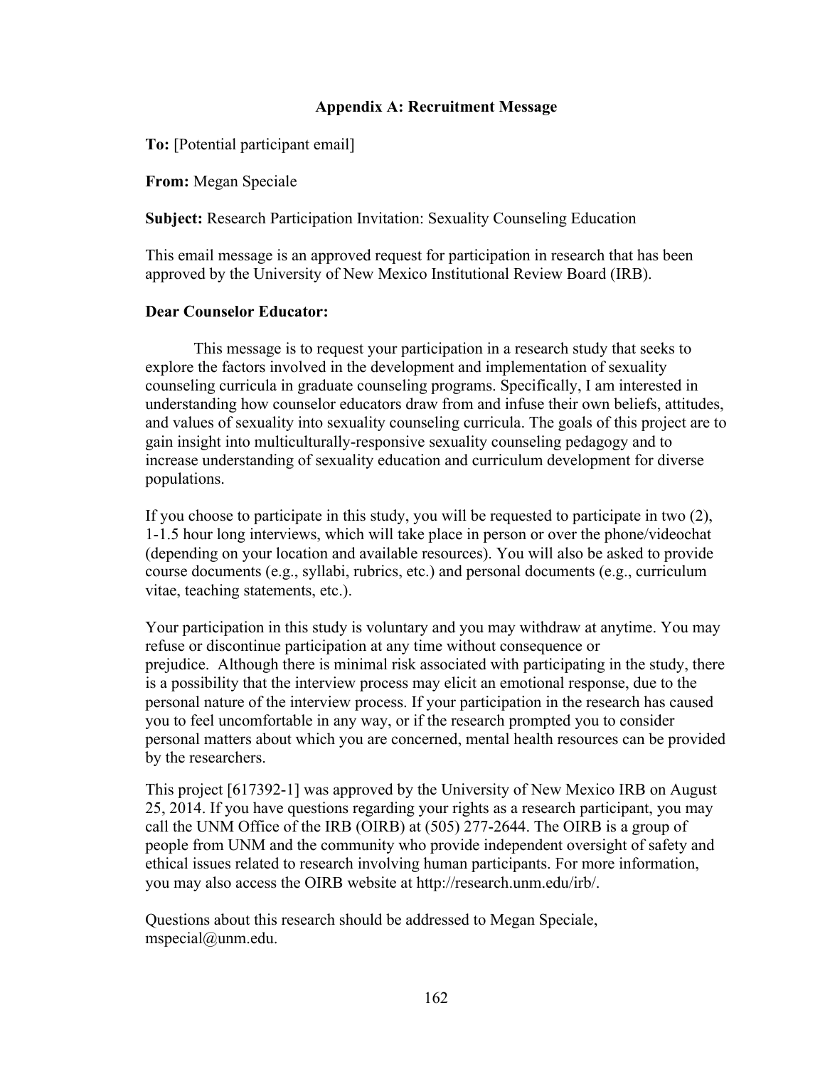## Appendix A: Recruitment Message

**To:** [Potential participant email]

**From:** Megan Speciale

**Subject:** Research Participation Invitation: Sexuality Counseling Education

This email message is an approved request for participation in research that has been approved by the University of New Mexico Institutional Review Board (IRB).

**Dear Counselor Educator:**

This message is to request your participation in a research study that seeks to explore the factors involved in the development and implementation of sexuality counseling curricula in graduate counseling programs. Specifically, I am interested in understanding how counselor educators draw from and infuse their own beliefs, attitudes, and values of sexuality into sexuality counseling curricula. The goals of this project are to gain insight into multiculturally-responsive sexuality counseling pedagogy and to increase understanding of sexuality education and curriculum development for diverse populations.

If you choose to participate in this study, you will be requested to participate in two (2), 1-1.5 hour long interviews, which will take place in person or over the phone/videochat (depending on your location and available resources). You will also be asked to provide course documents (e.g., syllabi, rubrics, etc.) and personal documents (e.g., curriculum vitae, teaching statements, etc.).

Your participation in this study is voluntary and you may withdraw at anytime. You may refuse or discontinue participation at any time without consequence or prejudice. Although there is minimal risk associated with participating in the study, there is a possibility that the interview process may elicit an emotional response, due to the personal nature of the interview process. If your participation in the research has caused you to feel uncomfortable in any way, or if the research prompted you to consider personal matters about which you are concerned, mental health resources can be provided by the researchers.

This project [617392-1] was approved by the University of New Mexico IRB on August 25, 2014. If you have questions regarding your rights as a research participant, you may call the UNM Office of the IRB (OIRB) at (505) 277-2644. The OIRB is a group of people from UNM and the community who provide independent oversight of safety and ethical issues related to research involving human participants. For more information, you may also access the OIRB website at http://research.unm.edu/irb/.

Questions about this research should be addressed to Megan Speciale, mspecial@unm.edu.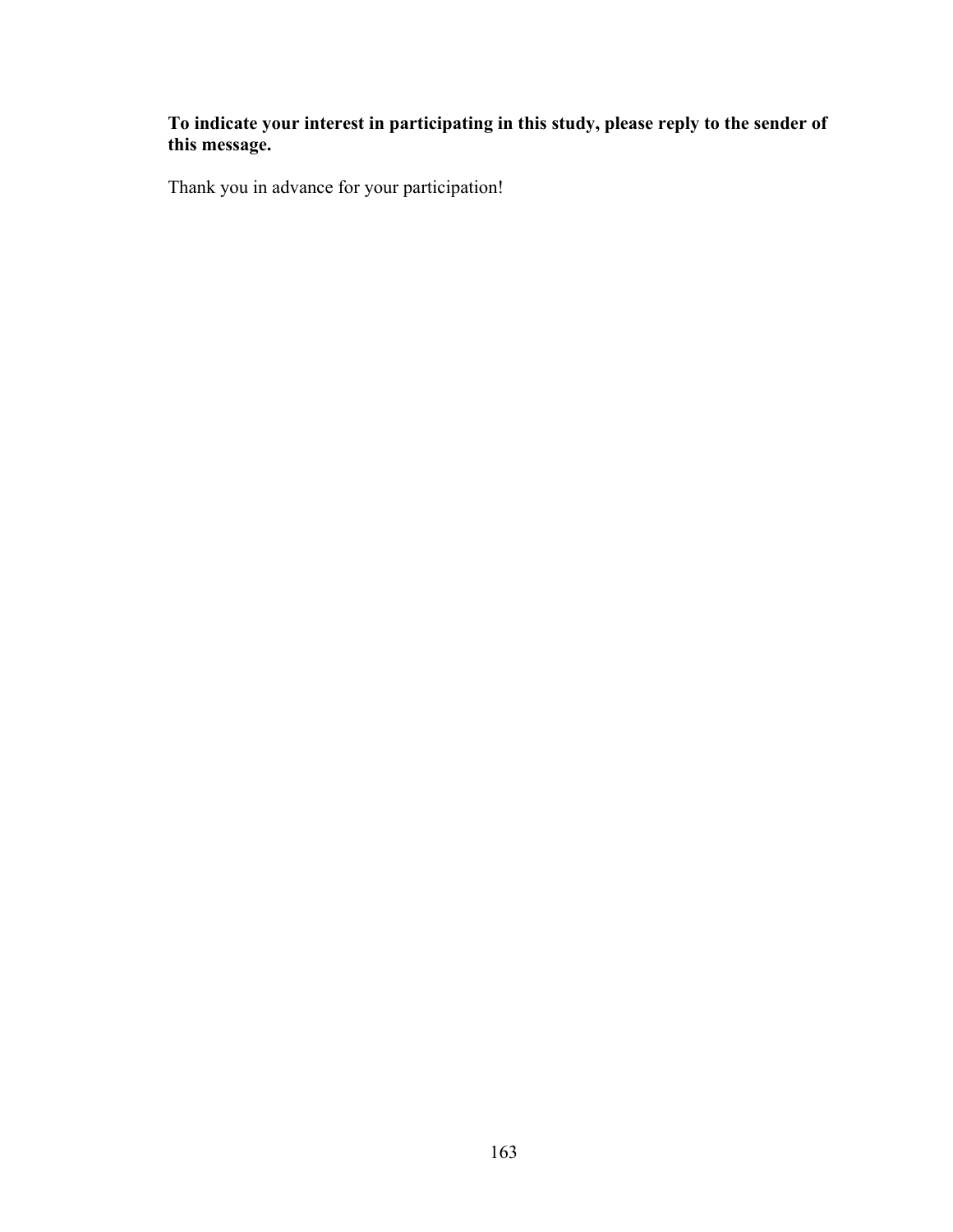**To indicate your interest in participating in this study, please reply to the sender of this message.**

Thank you in advance for your participation!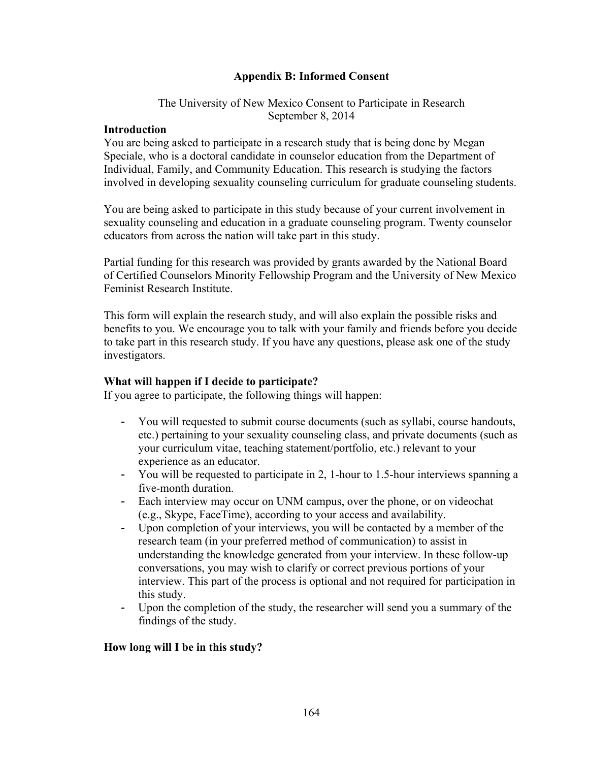## Appendix B: Informed Consent

The University of New Mexico Consent to Participate in Research
September 8, 2014

### Introduction

You are being asked to participate in a research study that is being done by Megan Speciale, who is a doctoral candidate in counselor education from the Department of Individual, Family, and Community Education. This research is studying the factors involved in developing sexuality counseling curriculum for graduate counseling students.

You are being asked to participate in this study because of your current involvement in sexuality counseling and education in a graduate counseling program. Twenty counselor educators from across the nation will take part in this study.

Partial funding for this research was provided by grants awarded by the National Board of Certified Counselors Minority Fellowship Program and the University of New Mexico Feminist Research Institute.

This form will explain the research study, and will also explain the possible risks and benefits to you. We encourage you to talk with your family and friends before you decide to take part in this research study. If you have any questions, please ask one of the study investigators.

### What will happen if I decide to participate?

If you agree to participate, the following things will happen:

- You will requested to submit course documents (such as syllabi, course handouts, etc.) pertaining to your sexuality counseling class, and private documents (such as your curriculum vitae, teaching statement/portfolio, etc.) relevant to your experience as an educator.
- You will be requested to participate in 2, 1-hour to 1.5-hour interviews spanning a five-month duration.
- Each interview may occur on UNM campus, over the phone, or on videochat (e.g., Skype, FaceTime), according to your access and availability.
- Upon completion of your interviews, you will be contacted by a member of the research team (in your preferred method of communication) to assist in understanding the knowledge generated from your interview. In these follow-up conversations, you may wish to clarify or correct previous portions of your interview. This part of the process is optional and not required for participation in this study.
- Upon the completion of the study, the researcher will send you a summary of the findings of the study.

### How long will I be in this study?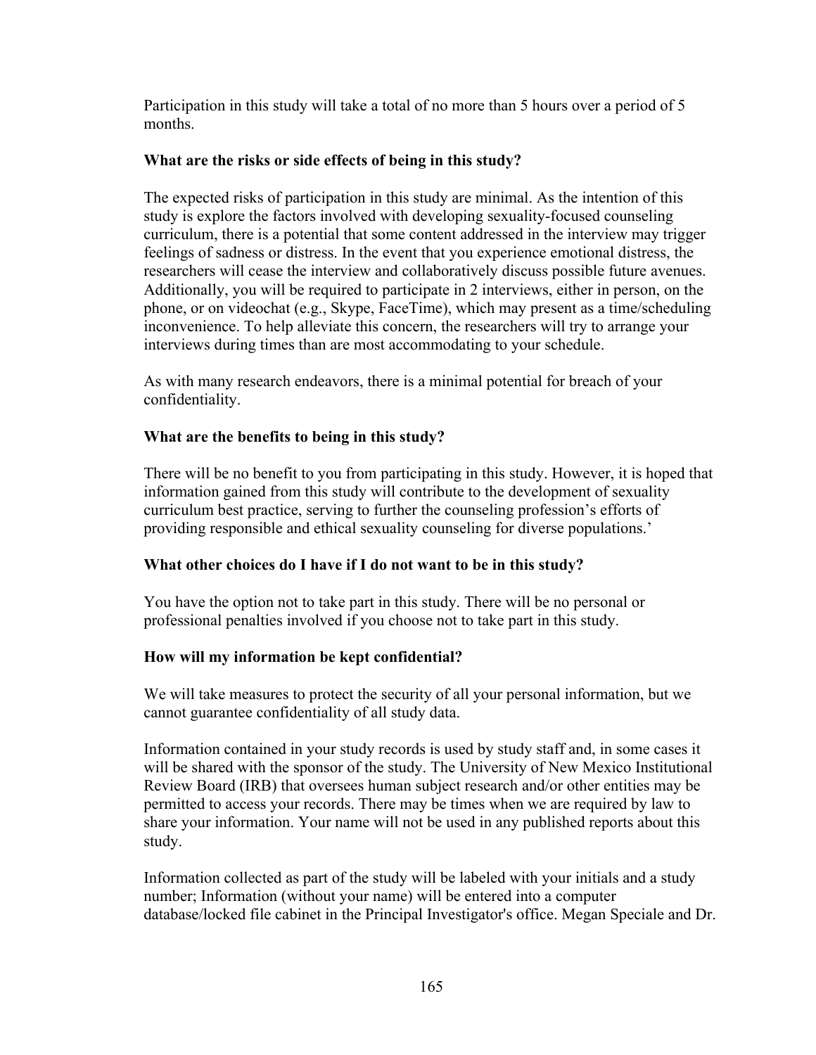Participation in this study will take a total of no more than 5 hours over a period of 5 months.

**What are the risks or side effects of being in this study?**

The expected risks of participation in this study are minimal. As the intention of this study is explore the factors involved with developing sexuality-focused counseling curriculum, there is a potential that some content addressed in the interview may trigger feelings of sadness or distress. In the event that you experience emotional distress, the researchers will cease the interview and collaboratively discuss possible future avenues. Additionally, you will be required to participate in 2 interviews, either in person, on the phone, or on videochat (e.g., Skype, FaceTime), which may present as a time/scheduling inconvenience. To help alleviate this concern, the researchers will try to arrange your interviews during times than are most accommodating to your schedule.

As with many research endeavors, there is a minimal potential for breach of your confidentiality.

**What are the benefits to being in this study?**

There will be no benefit to you from participating in this study. However, it is hoped that information gained from this study will contribute to the development of sexuality curriculum best practice, serving to further the counseling profession's efforts of providing responsible and ethical sexuality counseling for diverse populations.'

**What other choices do I have if I do not want to be in this study?**

You have the option not to take part in this study. There will be no personal or professional penalties involved if you choose not to take part in this study.

**How will my information be kept confidential?**

We will take measures to protect the security of all your personal information, but we cannot guarantee confidentiality of all study data.

Information contained in your study records is used by study staff and, in some cases it will be shared with the sponsor of the study. The University of New Mexico Institutional Review Board (IRB) that oversees human subject research and/or other entities may be permitted to access your records. There may be times when we are required by law to share your information. Your name will not be used in any published reports about this study.

Information collected as part of the study will be labeled with your initials and a study number; Information (without your name) will be entered into a computer database/locked file cabinet in the Principal Investigator's office. Megan Speciale and Dr.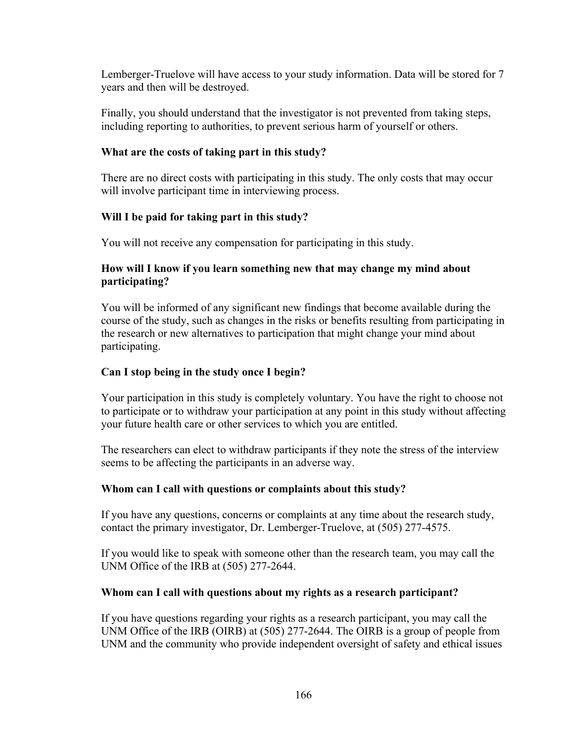Lemberger-Truelove will have access to your study information. Data will be stored for 7 years and then will be destroyed.

Finally, you should understand that the investigator is not prevented from taking steps, including reporting to authorities, to prevent serious harm of yourself or others.

**What are the costs of taking part in this study?**

There are no direct costs with participating in this study. The only costs that may occur will involve participant time in interviewing process.

**Will I be paid for taking part in this study?**

You will not receive any compensation for participating in this study.

**How will I know if you learn something new that may change my mind about participating?**

You will be informed of any significant new findings that become available during the course of the study, such as changes in the risks or benefits resulting from participating in the research or new alternatives to participation that might change your mind about participating.

**Can I stop being in the study once I begin?**

Your participation in this study is completely voluntary. You have the right to choose not to participate or to withdraw your participation at any point in this study without affecting your future health care or other services to which you are entitled.

The researchers can elect to withdraw participants if they note the stress of the interview seems to be affecting the participants in an adverse way.

**Whom can I call with questions or complaints about this study?**

If you have any questions, concerns or complaints at any time about the research study, contact the primary investigator, Dr. Lemberger-Truelove, at (505) 277-4575.

If you would like to speak with someone other than the research team, you may call the UNM Office of the IRB at (505) 277-2644.

**Whom can I call with questions about my rights as a research participant?**

If you have questions regarding your rights as a research participant, you may call the UNM Office of the IRB (OIRB) at (505) 277-2644. The OIRB is a group of people from UNM and the community who provide independent oversight of safety and ethical issues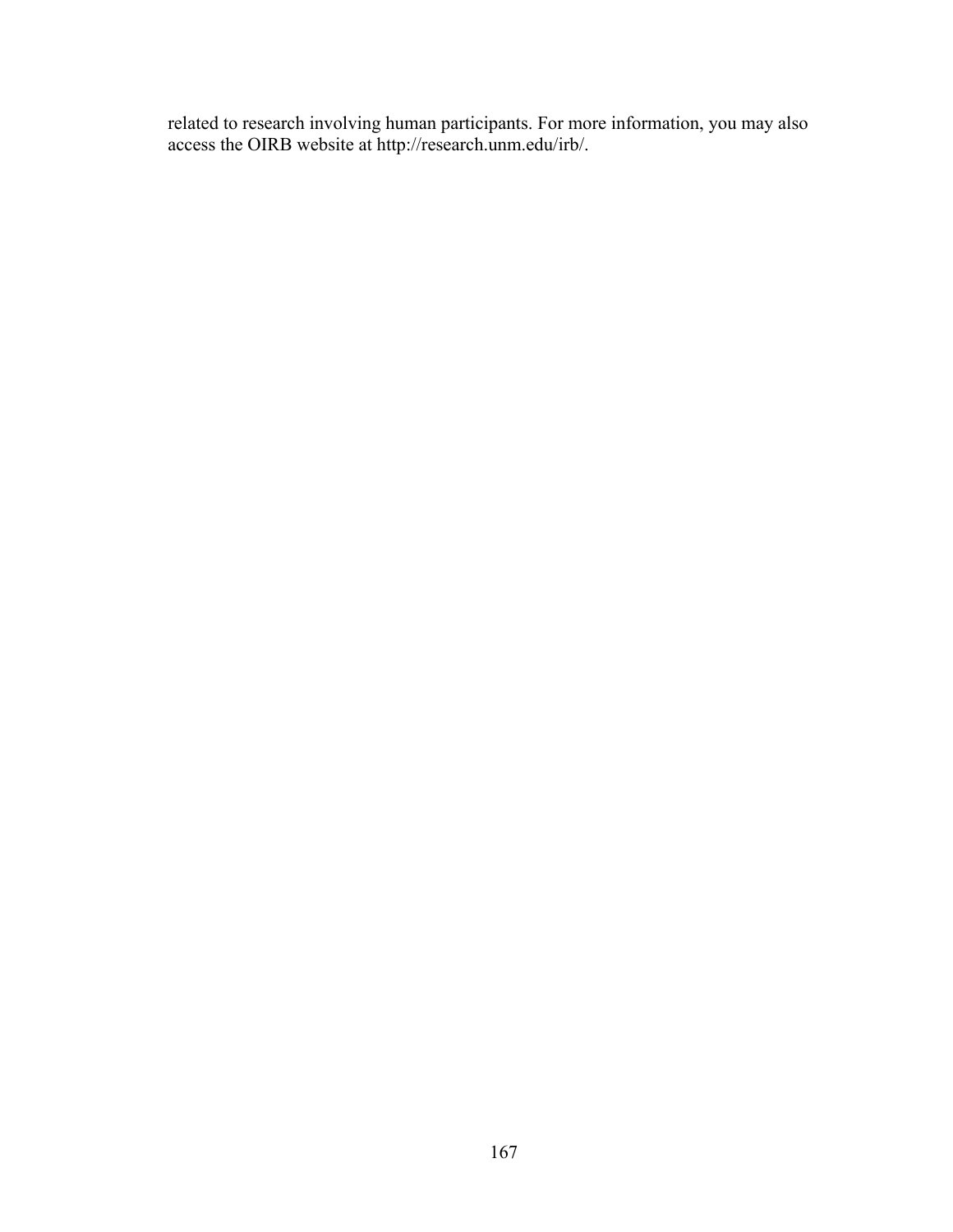related to research involving human participants. For more information, you may also access the OIRB website at http://research.unm.edu/irb/.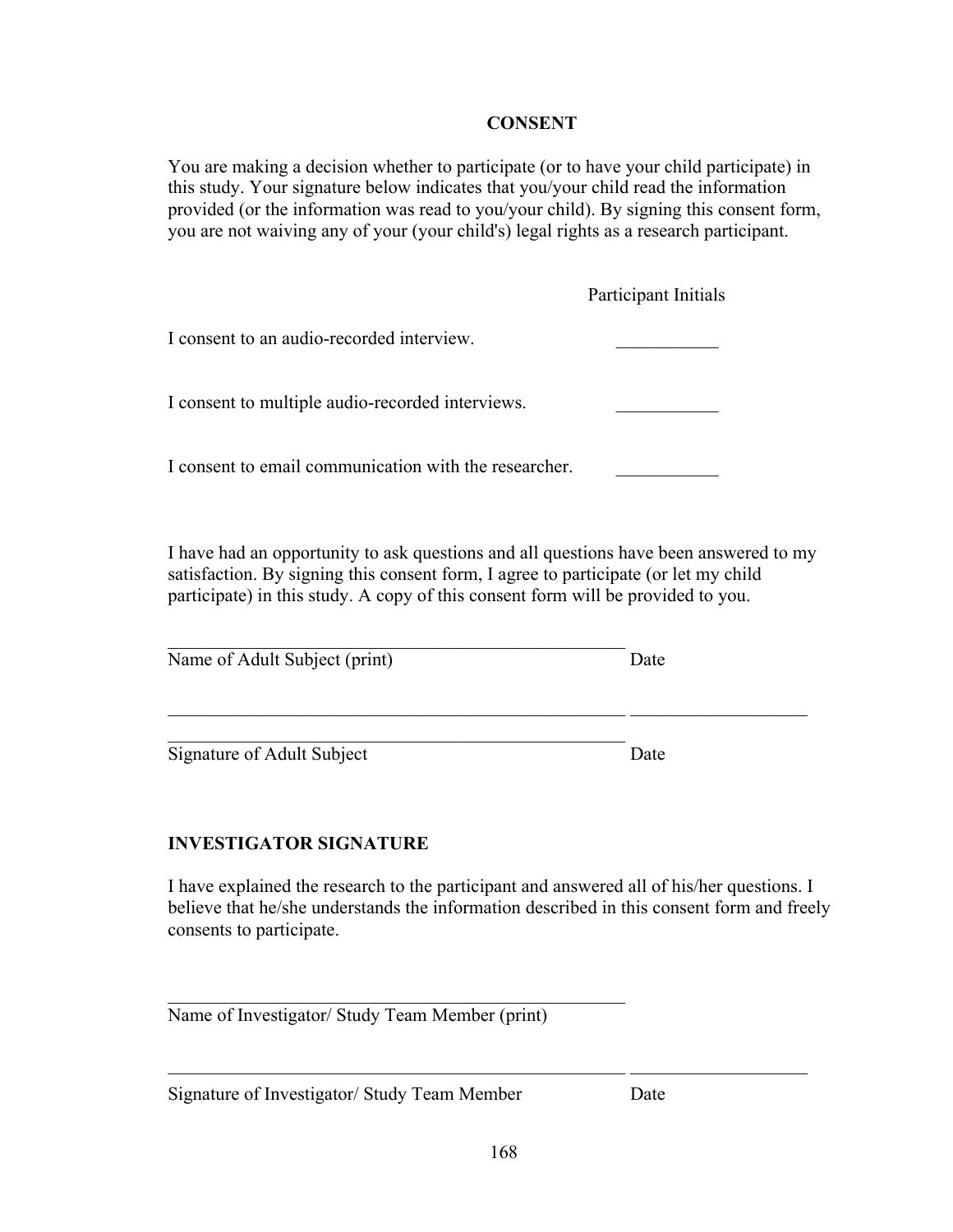## CONSENT

You are making a decision whether to participate (or to have your child participate) in this study. Your signature below indicates that you/your child read the information provided (or the information was read to you/your child). By signing this consent form, you are not waiving any of your (your child's) legal rights as a research participant.

| | Participant Initials |
|---|---|
| I consent to an audio-recorded interview. | ___________ |
| I consent to multiple audio-recorded interviews. | ___________ |
| I consent to email communication with the researcher. | ___________ |

I have had an opportunity to ask questions and all questions have been answered to my satisfaction. By signing this consent form, I agree to participate (or let my child participate) in this study. A copy of this consent form will be provided to you.

_________________________________________________
Name of Adult Subject (print) Date

_________________________________________________ ___________________

_________________________________________________
Signature of Adult Subject Date

### INVESTIGATOR SIGNATURE

I have explained the research to the participant and answered all of his/her questions. I believe that he/she understands the information described in this consent form and freely consents to participate.

_________________________________________________
Name of Investigator/ Study Team Member (print)

_________________________________________________ ___________________
Signature of Investigator/ Study Team Member Date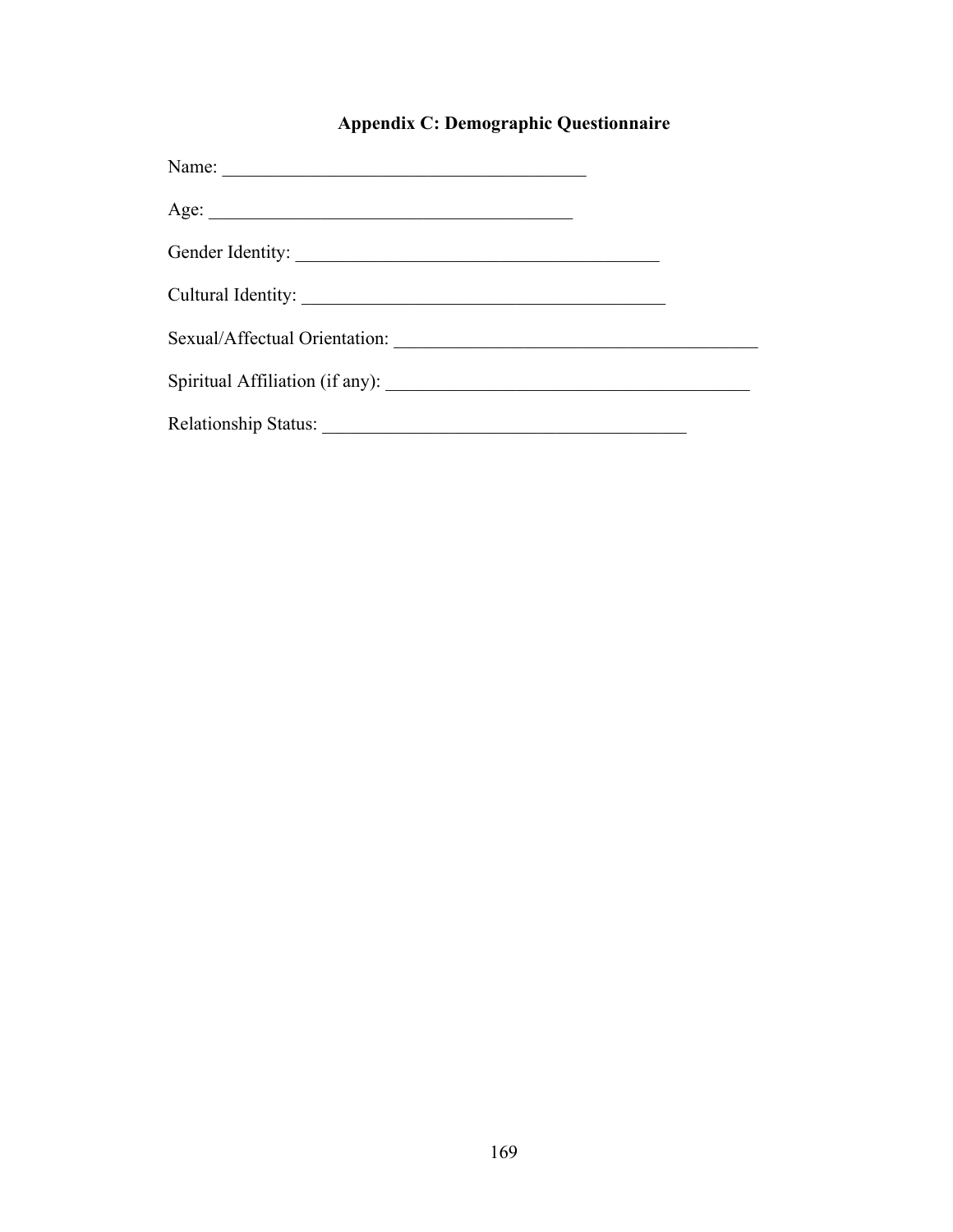## Appendix C: Demographic Questionnaire

Name: ________________________________________

Age: ________________________________________

Gender Identity: ________________________________________

Cultural Identity: ________________________________________

Sexual/Affectual Orientation: ________________________________________

Spiritual Affiliation (if any): ________________________________________

Relationship Status: ________________________________________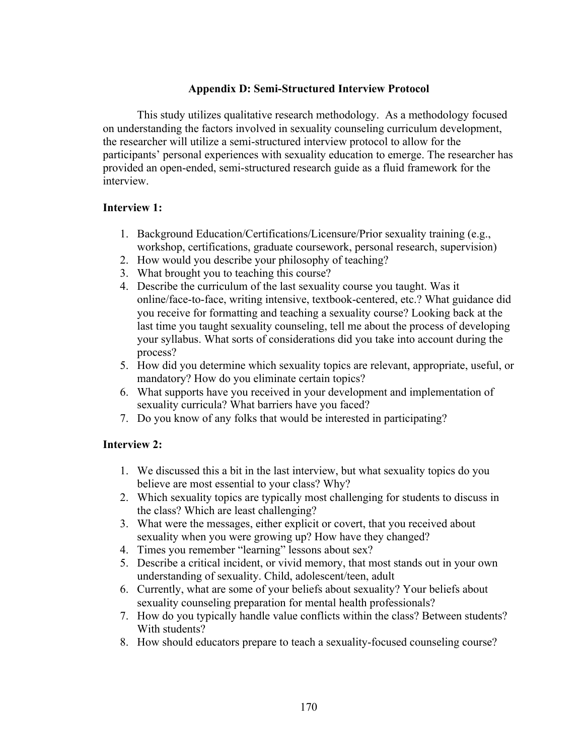## Appendix D: Semi-Structured Interview Protocol

This study utilizes qualitative research methodology. As a methodology focused on understanding the factors involved in sexuality counseling curriculum development, the researcher will utilize a semi-structured interview protocol to allow for the participants' personal experiences with sexuality education to emerge. The researcher has provided an open-ended, semi-structured research guide as a fluid framework for the interview.

**Interview 1:**

1. Background Education/Certifications/Licensure/Prior sexuality training (e.g., workshop, certifications, graduate coursework, personal research, supervision)
2. How would you describe your philosophy of teaching?
3. What brought you to teaching this course?
4. Describe the curriculum of the last sexuality course you taught. Was it online/face-to-face, writing intensive, textbook-centered, etc.? What guidance did you receive for formatting and teaching a sexuality course? Looking back at the last time you taught sexuality counseling, tell me about the process of developing your syllabus. What sorts of considerations did you take into account during the process?
5. How did you determine which sexuality topics are relevant, appropriate, useful, or mandatory? How do you eliminate certain topics?
6. What supports have you received in your development and implementation of sexuality curricula? What barriers have you faced?
7. Do you know of any folks that would be interested in participating?

**Interview 2:**

1. We discussed this a bit in the last interview, but what sexuality topics do you believe are most essential to your class? Why?
2. Which sexuality topics are typically most challenging for students to discuss in the class? Which are least challenging?
3. What were the messages, either explicit or covert, that you received about sexuality when you were growing up? How have they changed?
4. Times you remember "learning" lessons about sex?
5. Describe a critical incident, or vivid memory, that most stands out in your own understanding of sexuality. Child, adolescent/teen, adult
6. Currently, what are some of your beliefs about sexuality? Your beliefs about sexuality counseling preparation for mental health professionals?
7. How do you typically handle value conflicts within the class? Between students? With students?
8. How should educators prepare to teach a sexuality-focused counseling course?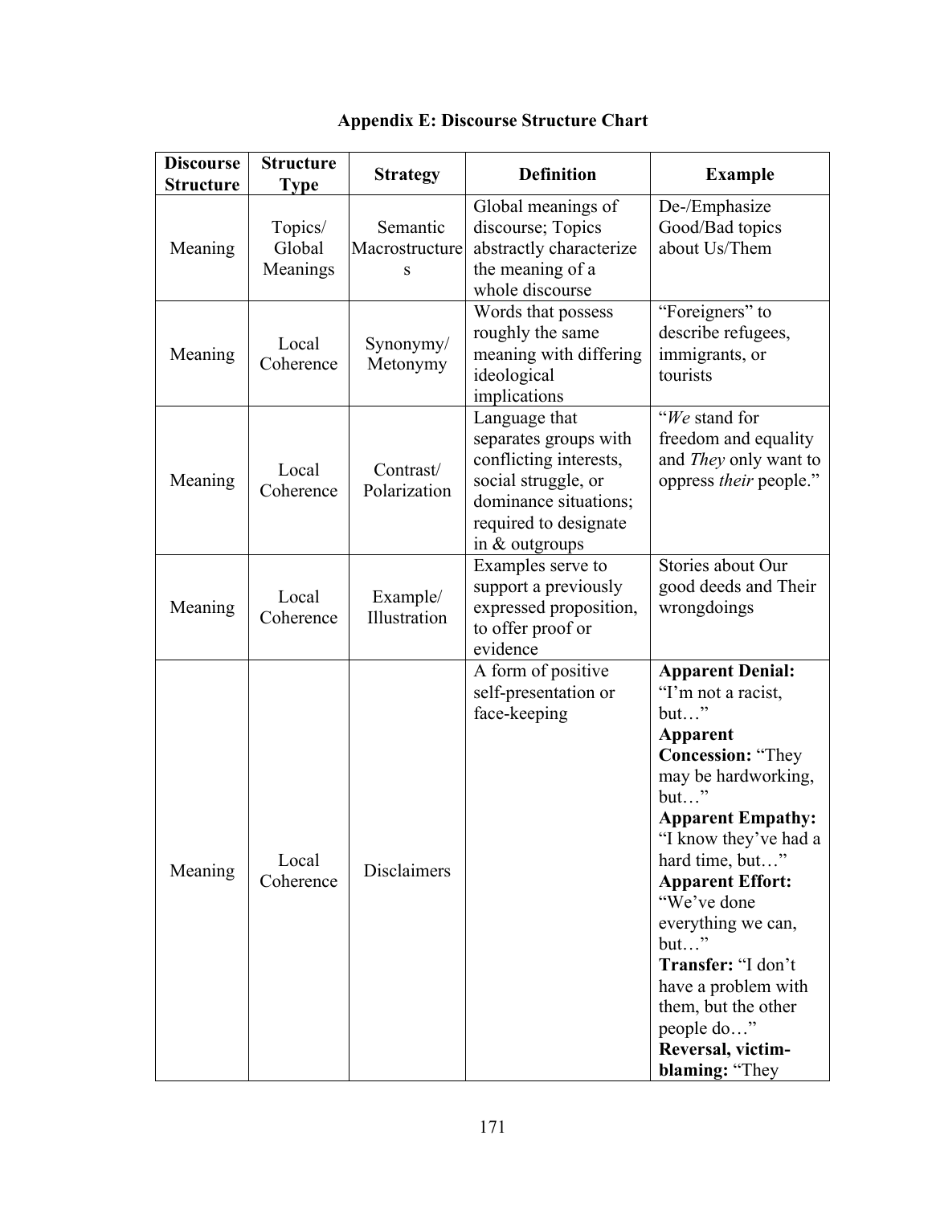## Appendix E: Discourse Structure Chart

| Discourse Structure | Structure Type | Strategy | Definition | Example |
|---|---|---|---|---|
| Meaning | Topics/ Global Meanings | Semantic Macrostructures | Global meanings of discourse; Topics abstractly characterize the meaning of a whole discourse | De-/Emphasize Good/Bad topics about Us/Them |
| Meaning | Local Coherence | Synonymy/ Metonymy | Words that possess roughly the same meaning with differing ideological implications | "Foreigners" to describe refugees, immigrants, or tourists |
| Meaning | Local Coherence | Contrast/ Polarization | Language that separates groups with conflicting interests, social struggle, or dominance situations; required to designate in & outgroups | "*We* stand for freedom and equality and *They* only want to oppress *their* people." |
| Meaning | Local Coherence | Example/ Illustration | Examples serve to support a previously expressed proposition, to offer proof or evidence | Stories about Our good deeds and Their wrongdoings |
| Meaning | Local Coherence | Disclaimers | A form of positive self-presentation or face-keeping | **Apparent Denial:** "I'm not a racist, but…" **Apparent Concession:** "They may be hardworking, but…" **Apparent Empathy:** "I know they've had a hard time, but…" **Apparent Effort:** "We've done everything we can, but…" **Transfer:** "I don't have a problem with them, but the other people do…" **Reversal, victim-blaming:** "They |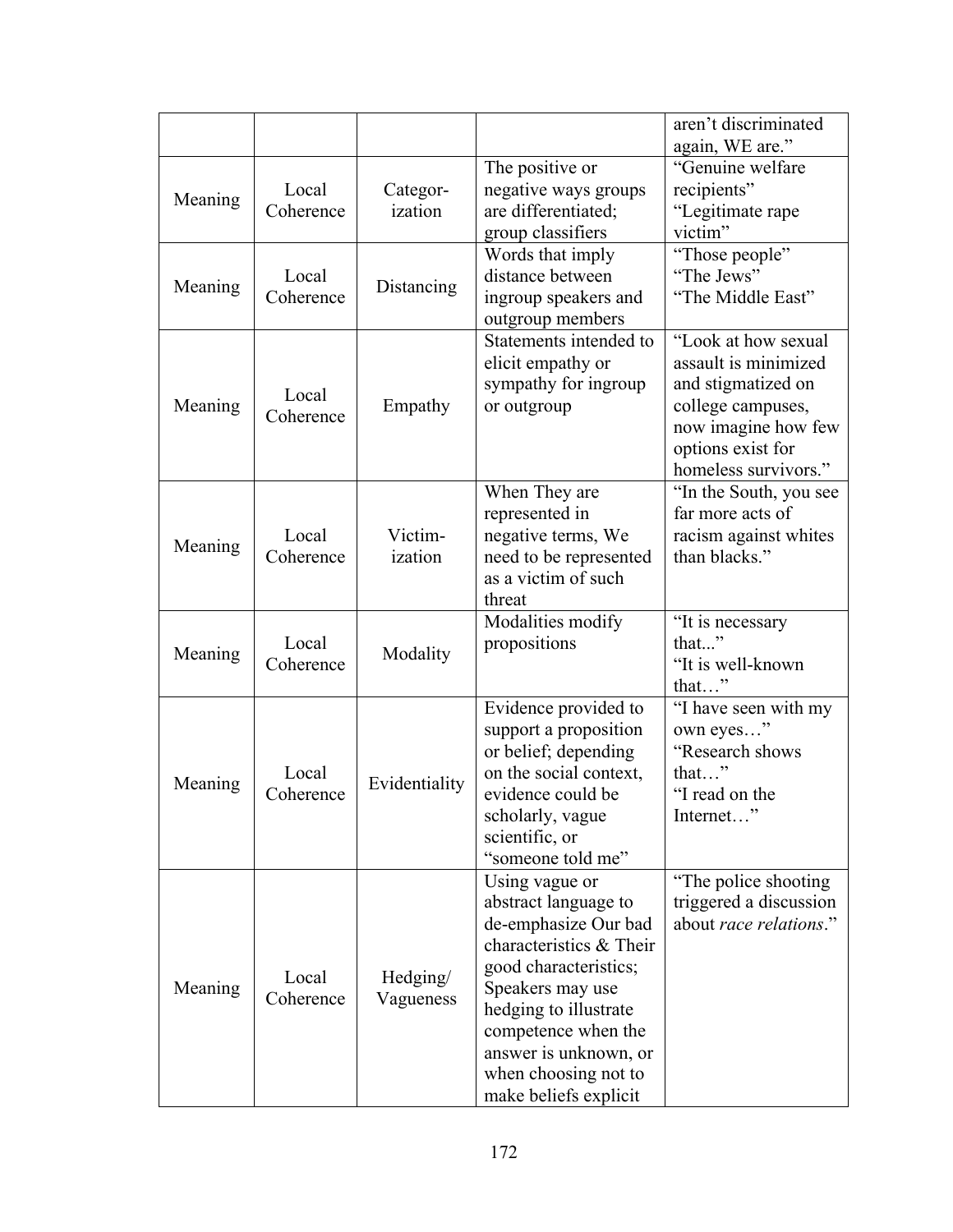| | | | | aren't discriminated again, WE are." |
|---|---|---|---|---|
| Meaning | Local Coherence | Categor-ization | The positive or negative ways groups are differentiated; group classifiers | "Genuine welfare recipients" "Legitimate rape victim" |
| Meaning | Local Coherence | Distancing | Words that imply distance between ingroup speakers and outgroup members | "Those people" "The Jews" "The Middle East" |
| Meaning | Local Coherence | Empathy | Statements intended to elicit empathy or sympathy for ingroup or outgroup | "Look at how sexual assault is minimized and stigmatized on college campuses, now imagine how few options exist for homeless survivors." |
| Meaning | Local Coherence | Victim-ization | When They are represented in negative terms, We need to be represented as a victim of such threat | "In the South, you see far more acts of racism against whites than blacks." |
| Meaning | Local Coherence | Modality | Modalities modify propositions | "It is necessary that..." "It is well-known that…" |
| Meaning | Local Coherence | Evidentiality | Evidence provided to support a proposition or belief; depending on the social context, evidence could be scholarly, vague scientific, or "someone told me" | "I have seen with my own eyes…" "Research shows that…" "I read on the Internet…" |
| Meaning | Local Coherence | Hedging/ Vagueness | Using vague or abstract language to de-emphasize Our bad characteristics & Their good characteristics; Speakers may use hedging to illustrate competence when the answer is unknown, or when choosing not to make beliefs explicit | "The police shooting triggered a discussion about *race relations*." |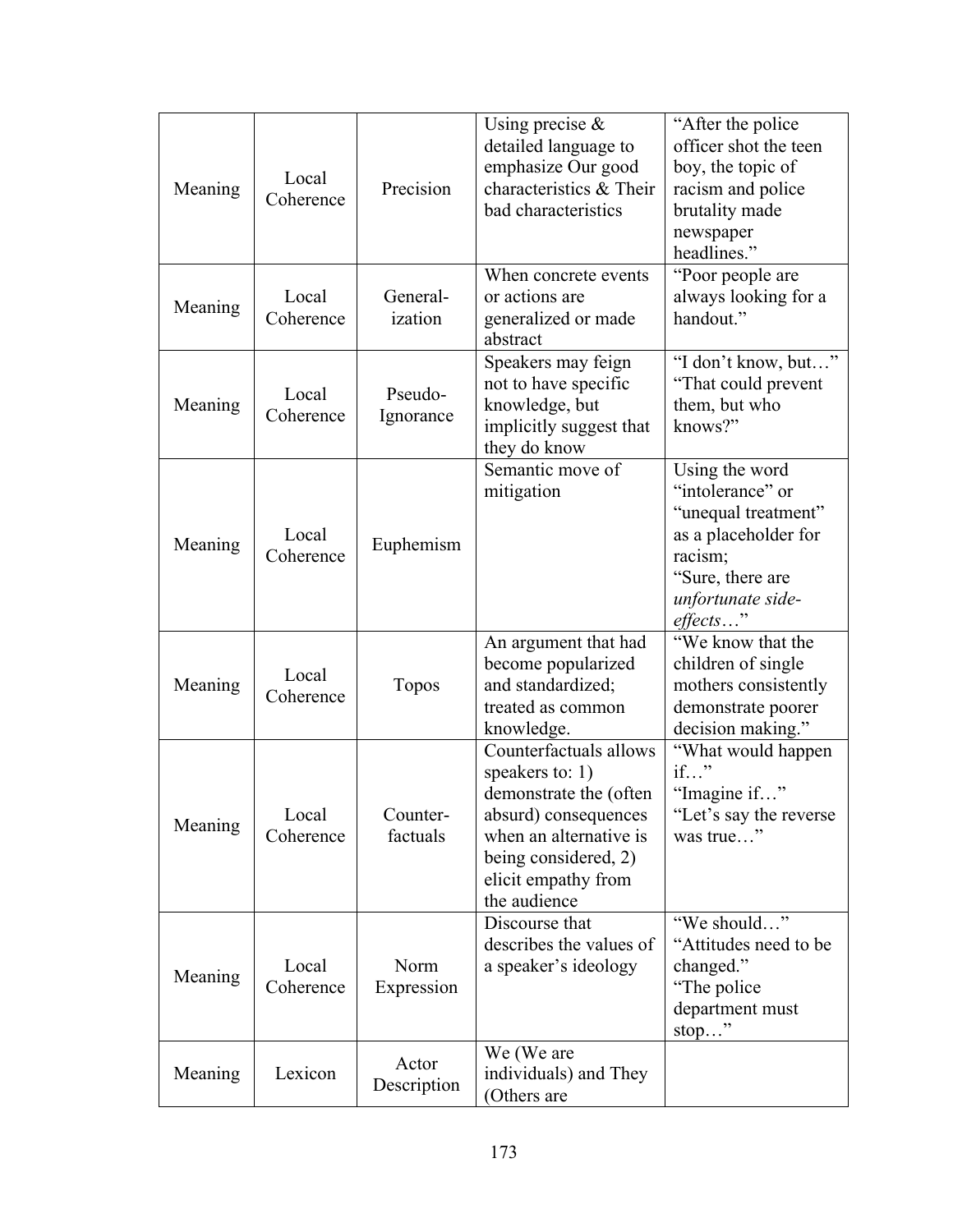| Meaning | Local Coherence | Precision | Using precise & detailed language to emphasize Our good characteristics & Their bad characteristics | "After the police officer shot the teen boy, the topic of racism and police brutality made newspaper headlines." |
|---|---|---|---|---|
| Meaning | Local Coherence | General-ization | When concrete events or actions are generalized or made abstract | "Poor people are always looking for a handout." |
| Meaning | Local Coherence | Pseudo-Ignorance | Speakers may feign not to have specific knowledge, but implicitly suggest that they do know | "I don't know, but…" "That could prevent them, but who knows?" |
| Meaning | Local Coherence | Euphemism | Semantic move of mitigation | Using the word "intolerance" or "unequal treatment" as a placeholder for racism; "Sure, there are *unfortunate side-effects*…" |
| Meaning | Local Coherence | Topos | An argument that had become popularized and standardized; treated as common knowledge. | "We know that the children of single mothers consistently demonstrate poorer decision making." |
| Meaning | Local Coherence | Counter-factuals | Counterfactuals allows speakers to: 1) demonstrate the (often absurd) consequences when an alternative is being considered, 2) elicit empathy from the audience | "What would happen if…" "Imagine if…" "Let's say the reverse was true…" |
| Meaning | Local Coherence | Norm Expression | Discourse that describes the values of a speaker's ideology | "We should…" "Attitudes need to be changed." "The police department must stop…" |
| Meaning | Lexicon | Actor Description | We (We are individuals) and They (Others are | |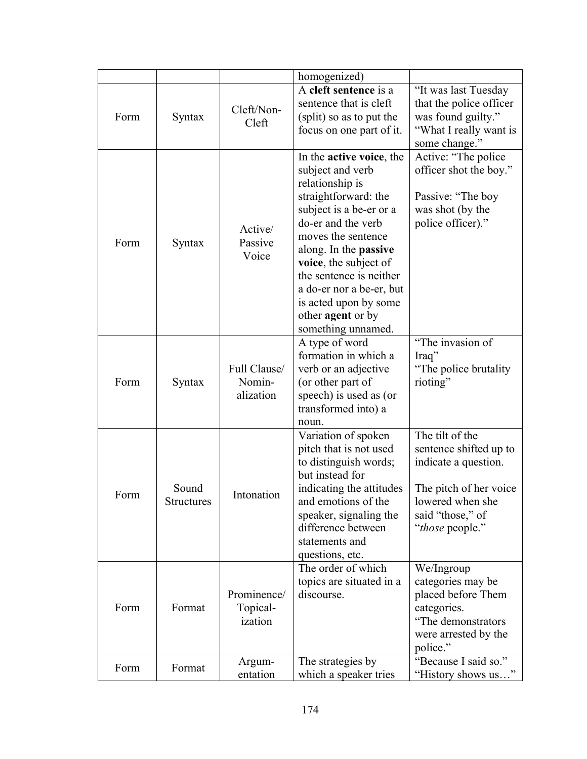| | | | homogenized) | |
|---|---|---|---|---|
| Form | Syntax | Cleft/Non-Cleft | A **cleft sentence** is a sentence that is cleft (split) so as to put the focus on one part of it. | "It was last Tuesday that the police officer was found guilty." "What I really want is some change." |
| Form | Syntax | Active/ Passive Voice | In the **active voice**, the subject and verb relationship is straightforward: the subject is a be-er or a do-er and the verb moves the sentence along. In the **passive voice**, the subject of the sentence is neither a do-er nor a be-er, but is acted upon by some other **agent** or by something unnamed. | Active: "The police officer shot the boy." Passive: "The boy was shot (by the police officer)." |
| Form | Syntax | Full Clause/ Nomin-alization | A type of word formation in which a verb or an adjective (or other part of speech) is used as (or transformed into) a noun. | "The invasion of Iraq" "The police brutality rioting" |
| Form | Sound Structures | Intonation | Variation of spoken pitch that is not used to distinguish words; but instead for indicating the attitudes and emotions of the speaker, signaling the difference between statements and questions, etc. | The tilt of the sentence shifted up to indicate a question. The pitch of her voice lowered when she said "those," of "*those* people." |
| Form | Format | Prominence/ Topical-ization | The order of which topics are situated in a discourse. | We/Ingroup categories may be placed before Them categories. "The demonstrators were arrested by the police." |
| Form | Format | Argum-entation | The strategies by which a speaker tries | "Because I said so." "History shows us…" |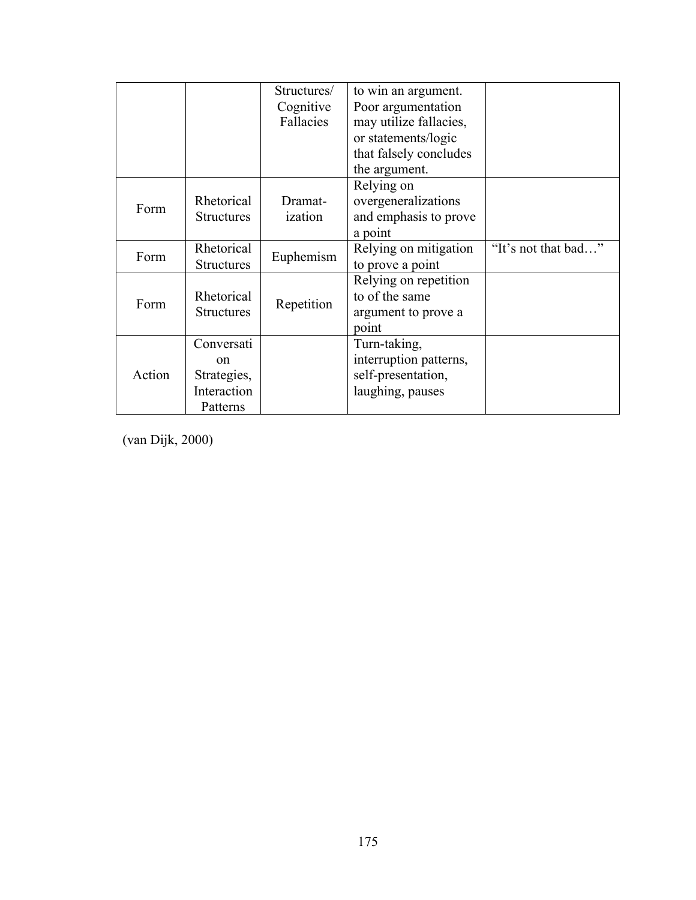| | | Structures/ Cognitive Fallacies | to win an argument. Poor argumentation may utilize fallacies, or statements/logic that falsely concludes the argument. | |
|---|---|---|---|---|
| Form | Rhetorical Structures | Dramat-ization | Relying on overgeneralizations and emphasis to prove a point | |
| Form | Rhetorical Structures | Euphemism | Relying on mitigation to prove a point | "It's not that bad…" |
| Form | Rhetorical Structures | Repetition | Relying on repetition to of the same argument to prove a point | |
| Action | Conversation Strategies, Interaction Patterns | | Turn-taking, interruption patterns, self-presentation, laughing, pauses | |

(van Dijk, 2000)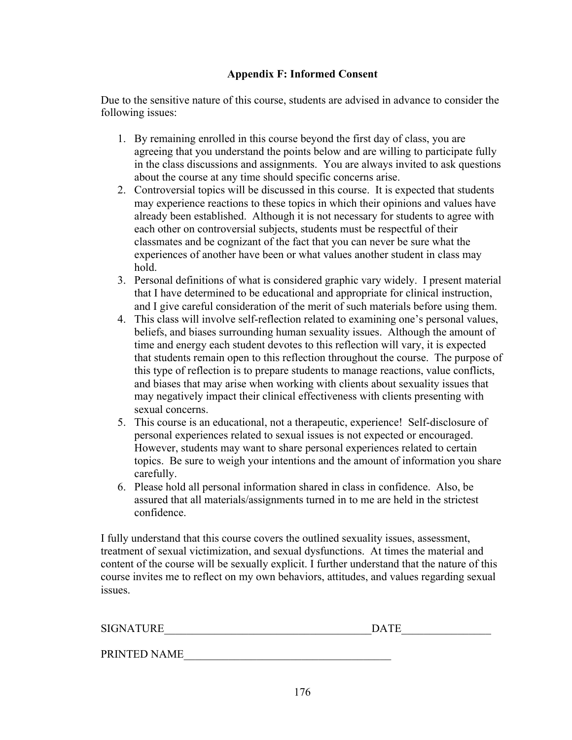## Appendix F: Informed Consent

Due to the sensitive nature of this course, students are advised in advance to consider the following issues:

1. By remaining enrolled in this course beyond the first day of class, you are agreeing that you understand the points below and are willing to participate fully in the class discussions and assignments. You are always invited to ask questions about the course at any time should specific concerns arise.
2. Controversial topics will be discussed in this course. It is expected that students may experience reactions to these topics in which their opinions and values have already been established. Although it is not necessary for students to agree with each other on controversial subjects, students must be respectful of their classmates and be cognizant of the fact that you can never be sure what the experiences of another have been or what values another student in class may hold.
3. Personal definitions of what is considered graphic vary widely. I present material that I have determined to be educational and appropriate for clinical instruction, and I give careful consideration of the merit of such materials before using them.
4. This class will involve self-reflection related to examining one's personal values, beliefs, and biases surrounding human sexuality issues. Although the amount of time and energy each student devotes to this reflection will vary, it is expected that students remain open to this reflection throughout the course. The purpose of this type of reflection is to prepare students to manage reactions, value conflicts, and biases that may arise when working with clients about sexuality issues that may negatively impact their clinical effectiveness with clients presenting with sexual concerns.
5. This course is an educational, not a therapeutic, experience! Self-disclosure of personal experiences related to sexual issues is not expected or encouraged. However, students may want to share personal experiences related to certain topics. Be sure to weigh your intentions and the amount of information you share carefully.
6. Please hold all personal information shared in class in confidence. Also, be assured that all materials/assignments turned in to me are held in the strictest confidence.

I fully understand that this course covers the outlined sexuality issues, assessment, treatment of sexual victimization, and sexual dysfunctions. At times the material and content of the course will be sexually explicit. I further understand that the nature of this course invites me to reflect on my own behaviors, attitudes, and values regarding sexual issues.

SIGNATURE_____________________________________DATE________________

PRINTED NAME_____________________________________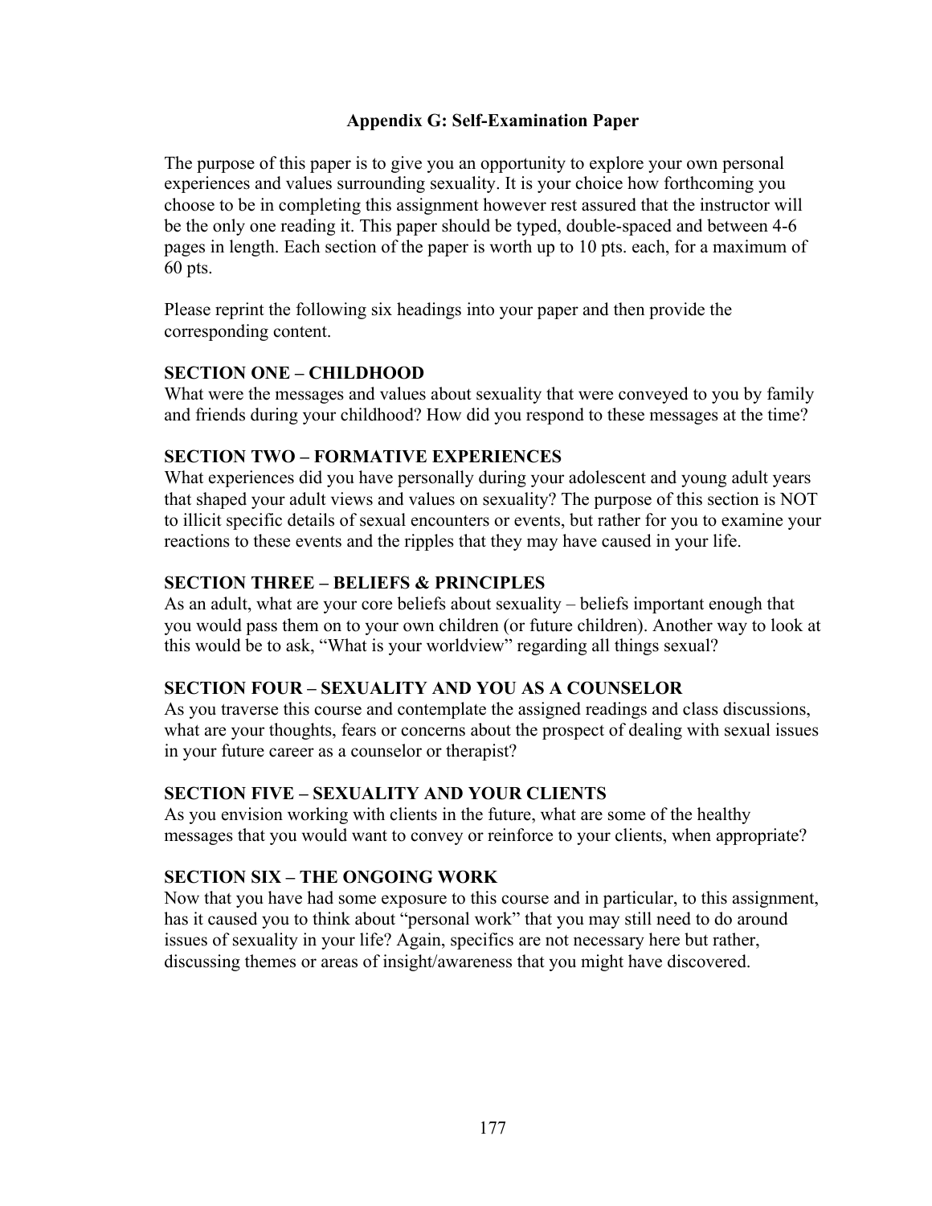## Appendix G: Self-Examination Paper

The purpose of this paper is to give you an opportunity to explore your own personal experiences and values surrounding sexuality. It is your choice how forthcoming you choose to be in completing this assignment however rest assured that the instructor will be the only one reading it. This paper should be typed, double-spaced and between 4-6 pages in length. Each section of the paper is worth up to 10 pts. each, for a maximum of 60 pts.

Please reprint the following six headings into your paper and then provide the corresponding content.

### SECTION ONE – CHILDHOOD

What were the messages and values about sexuality that were conveyed to you by family and friends during your childhood? How did you respond to these messages at the time?

### SECTION TWO – FORMATIVE EXPERIENCES

What experiences did you have personally during your adolescent and young adult years that shaped your adult views and values on sexuality? The purpose of this section is NOT to illicit specific details of sexual encounters or events, but rather for you to examine your reactions to these events and the ripples that they may have caused in your life.

### SECTION THREE – BELIEFS & PRINCIPLES

As an adult, what are your core beliefs about sexuality – beliefs important enough that you would pass them on to your own children (or future children). Another way to look at this would be to ask, "What is your worldview" regarding all things sexual?

### SECTION FOUR – SEXUALITY AND YOU AS A COUNSELOR

As you traverse this course and contemplate the assigned readings and class discussions, what are your thoughts, fears or concerns about the prospect of dealing with sexual issues in your future career as a counselor or therapist?

### SECTION FIVE – SEXUALITY AND YOUR CLIENTS

As you envision working with clients in the future, what are some of the healthy messages that you would want to convey or reinforce to your clients, when appropriate?

### SECTION SIX – THE ONGOING WORK

Now that you have had some exposure to this course and in particular, to this assignment, has it caused you to think about "personal work" that you may still need to do around issues of sexuality in your life? Again, specifics are not necessary here but rather, discussing themes or areas of insight/awareness that you might have discovered.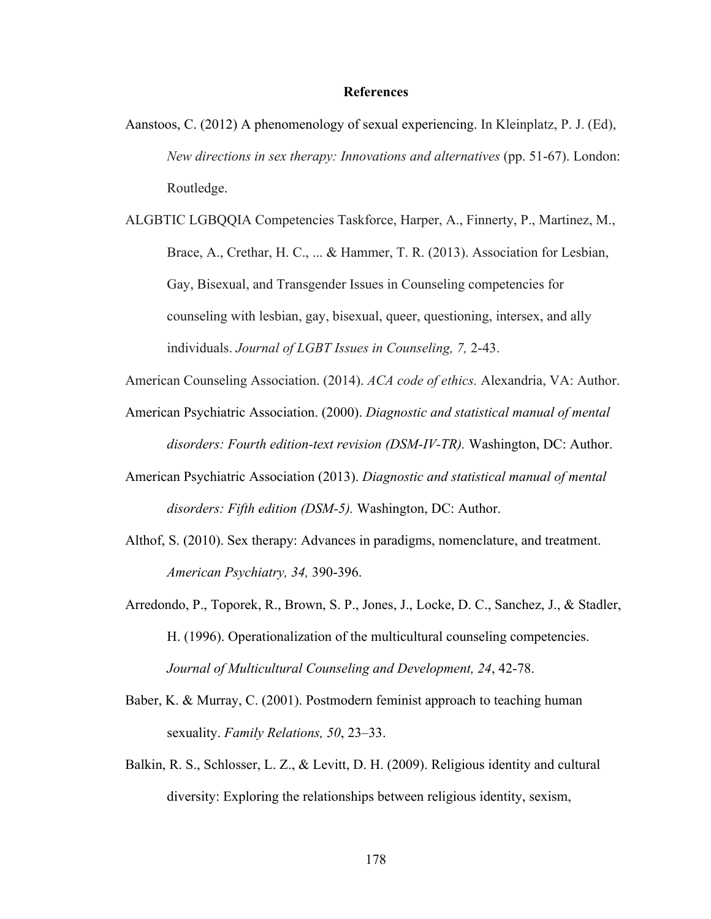# References

Aanstoos, C. (2012) A phenomenology of sexual experiencing. In Kleinplatz, P. J. (Ed), *New directions in sex therapy: Innovations and alternatives* (pp. 51-67). London: Routledge.

ALGBTIC LGBQQIA Competencies Taskforce, Harper, A., Finnerty, P., Martinez, M., Brace, A., Crethar, H. C., ... & Hammer, T. R. (2013). Association for Lesbian, Gay, Bisexual, and Transgender Issues in Counseling competencies for counseling with lesbian, gay, bisexual, queer, questioning, intersex, and ally individuals. *Journal of LGBT Issues in Counseling, 7,* 2-43.

American Counseling Association. (2014). *ACA code of ethics.* Alexandria, VA: Author.

American Psychiatric Association. (2000). *Diagnostic and statistical manual of mental disorders: Fourth edition-text revision (DSM-IV-TR).* Washington, DC: Author.

American Psychiatric Association (2013). *Diagnostic and statistical manual of mental disorders: Fifth edition (DSM-5).* Washington, DC: Author.

Althof, S. (2010). Sex therapy: Advances in paradigms, nomenclature, and treatment. *American Psychiatry, 34,* 390-396.

Arredondo, P., Toporek, R., Brown, S. P., Jones, J., Locke, D. C., Sanchez, J., & Stadler, H. (1996). Operationalization of the multicultural counseling competencies. *Journal of Multicultural Counseling and Development, 24*, 42-78.

Baber, K. & Murray, C. (2001). Postmodern feminist approach to teaching human sexuality. *Family Relations, 50*, 23–33.

Balkin, R. S., Schlosser, L. Z., & Levitt, D. H. (2009). Religious identity and cultural diversity: Exploring the relationships between religious identity, sexism,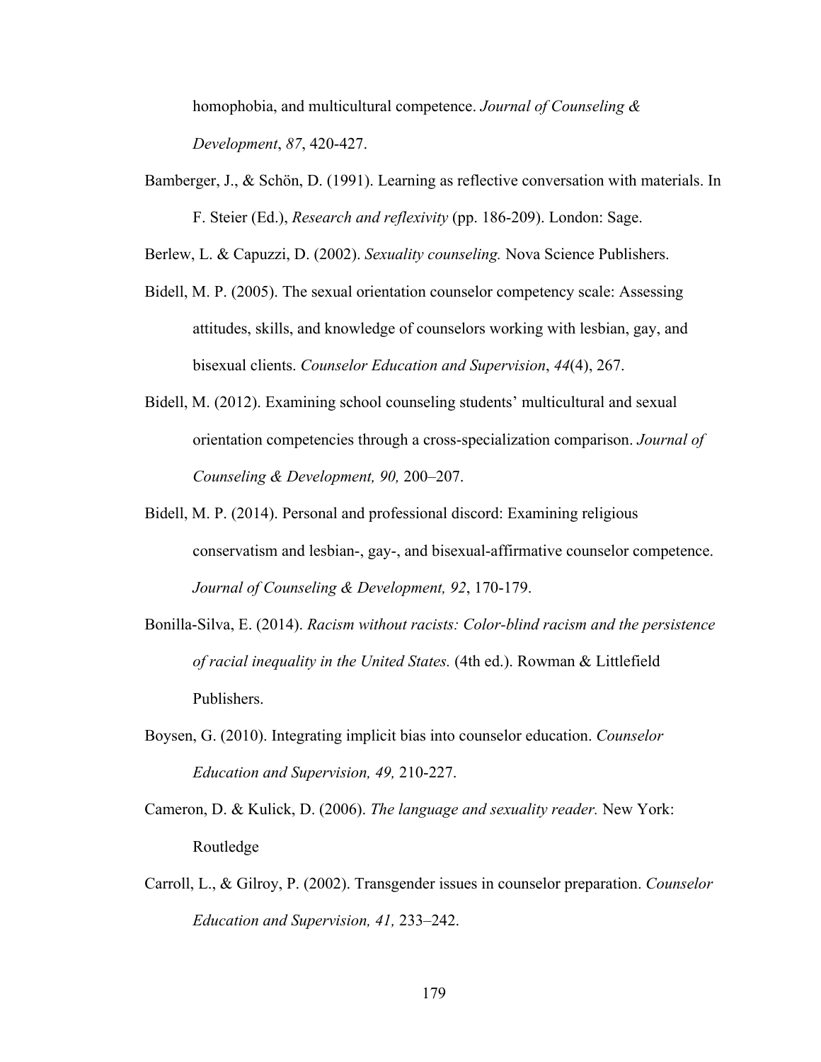homophobia, and multicultural competence. *Journal of Counseling & Development*, *87*, 420-427.

Bamberger, J., & Schön, D. (1991). Learning as reflective conversation with materials. In F. Steier (Ed.), *Research and reflexivity* (pp. 186-209). London: Sage.

Berlew, L. & Capuzzi, D. (2002). *Sexuality counseling.* Nova Science Publishers.

Bidell, M. P. (2005). The sexual orientation counselor competency scale: Assessing attitudes, skills, and knowledge of counselors working with lesbian, gay, and bisexual clients. *Counselor Education and Supervision*, *44*(4), 267.

Bidell, M. (2012). Examining school counseling students' multicultural and sexual orientation competencies through a cross-specialization comparison. *Journal of Counseling & Development, 90,* 200–207.

Bidell, M. P. (2014). Personal and professional discord: Examining religious conservatism and lesbian-, gay-, and bisexual-affirmative counselor competence. *Journal of Counseling & Development, 92*, 170-179.

Bonilla-Silva, E. (2014). *Racism without racists: Color-blind racism and the persistence of racial inequality in the United States.* (4th ed.). Rowman & Littlefield Publishers.

Boysen, G. (2010). Integrating implicit bias into counselor education. *Counselor Education and Supervision, 49,* 210-227.

Cameron, D. & Kulick, D. (2006). *The language and sexuality reader.* New York: Routledge

Carroll, L., & Gilroy, P. (2002). Transgender issues in counselor preparation. *Counselor Education and Supervision, 41,* 233–242.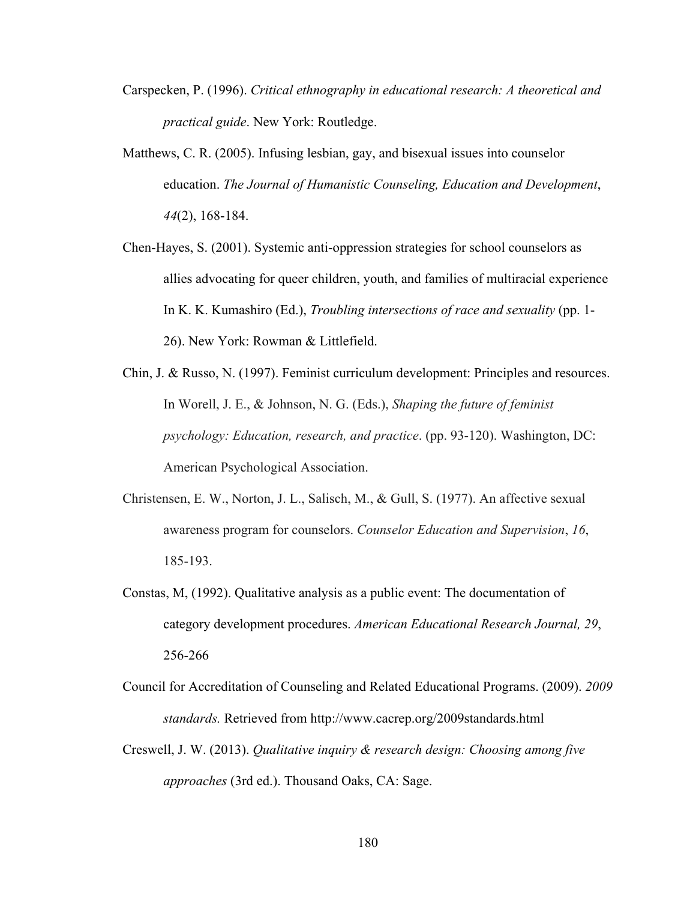Carspecken, P. (1996). *Critical ethnography in educational research: A theoretical and practical guide*. New York: Routledge.

Matthews, C. R. (2005). Infusing lesbian, gay, and bisexual issues into counselor education. *The Journal of Humanistic Counseling, Education and Development*, *44*(2), 168-184.

Chen-Hayes, S. (2001). Systemic anti-oppression strategies for school counselors as allies advocating for queer children, youth, and families of multiracial experience In K. K. Kumashiro (Ed.), *Troubling intersections of race and sexuality* (pp. 1-26). New York: Rowman & Littlefield.

Chin, J. & Russo, N. (1997). Feminist curriculum development: Principles and resources. In Worell, J. E., & Johnson, N. G. (Eds.), *Shaping the future of feminist psychology: Education, research, and practice*. (pp. 93-120). Washington, DC: American Psychological Association.

Christensen, E. W., Norton, J. L., Salisch, M., & Gull, S. (1977). An affective sexual awareness program for counselors. *Counselor Education and Supervision*, *16*, 185-193.

Constas, M, (1992). Qualitative analysis as a public event: The documentation of category development procedures. *American Educational Research Journal, 29*, 256-266

Council for Accreditation of Counseling and Related Educational Programs. (2009). *2009 standards.* Retrieved from http://www.cacrep.org/2009standards.html

Creswell, J. W. (2013). *Qualitative inquiry & research design: Choosing among five approaches* (3rd ed.). Thousand Oaks, CA: Sage.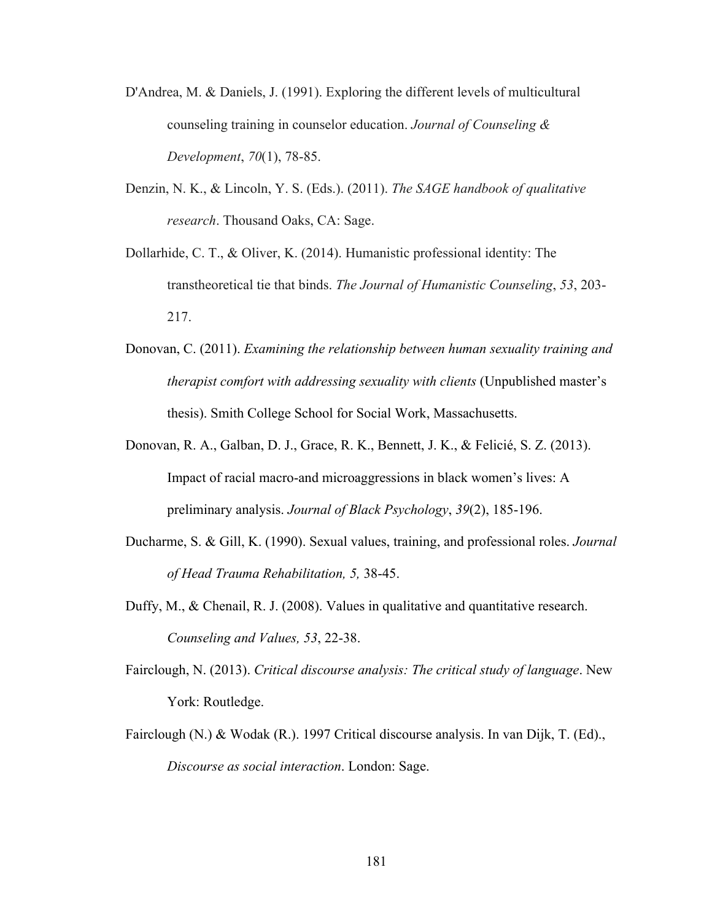D'Andrea, M. & Daniels, J. (1991). Exploring the different levels of multicultural counseling training in counselor education. *Journal of Counseling & Development*, *70*(1), 78-85.

Denzin, N. K., & Lincoln, Y. S. (Eds.). (2011). *The SAGE handbook of qualitative research*. Thousand Oaks, CA: Sage.

Dollarhide, C. T., & Oliver, K. (2014). Humanistic professional identity: The transtheoretical tie that binds. *The Journal of Humanistic Counseling*, *53*, 203-217.

Donovan, C. (2011). *Examining the relationship between human sexuality training and therapist comfort with addressing sexuality with clients* (Unpublished master's thesis). Smith College School for Social Work, Massachusetts.

Donovan, R. A., Galban, D. J., Grace, R. K., Bennett, J. K., & Felicié, S. Z. (2013). Impact of racial macro-and microaggressions in black women's lives: A preliminary analysis. *Journal of Black Psychology*, *39*(2), 185-196.

Ducharme, S. & Gill, K. (1990). Sexual values, training, and professional roles. *Journal of Head Trauma Rehabilitation, 5,* 38-45.

Duffy, M., & Chenail, R. J. (2008). Values in qualitative and quantitative research. *Counseling and Values, 53*, 22-38.

Fairclough, N. (2013). *Critical discourse analysis: The critical study of language*. New York: Routledge.

Fairclough (N.) & Wodak (R.). 1997 Critical discourse analysis. In van Dijk, T. (Ed)., *Discourse as social interaction*. London: Sage.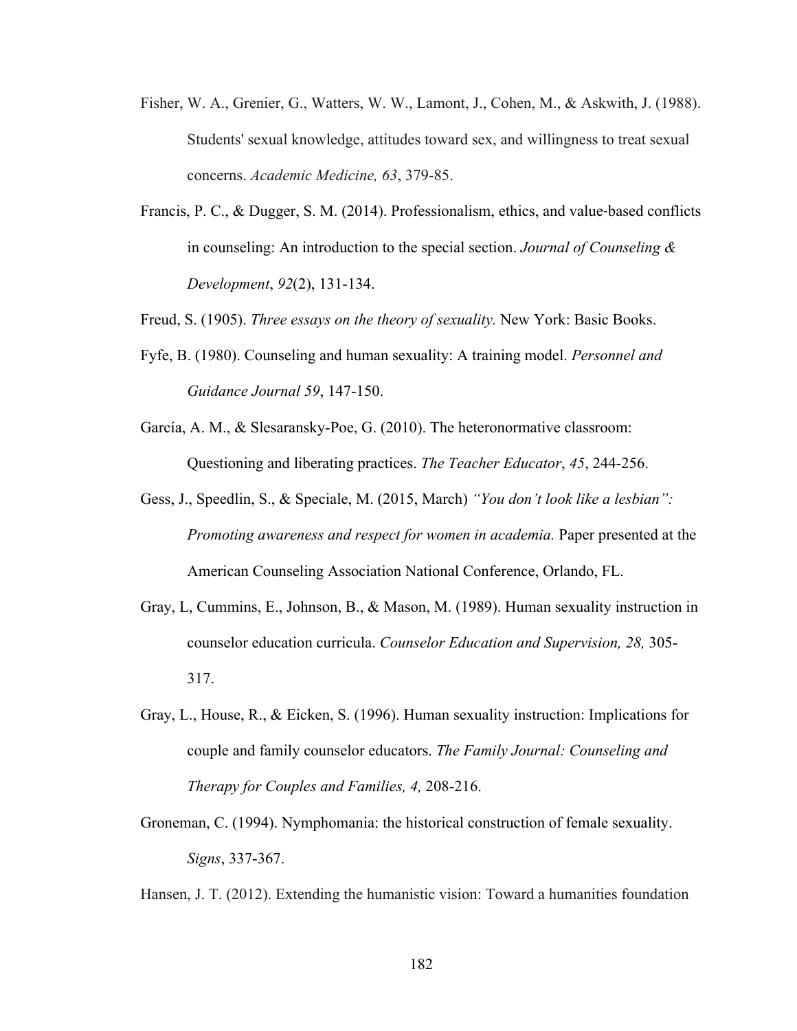Fisher, W. A., Grenier, G., Watters, W. W., Lamont, J., Cohen, M., & Askwith, J. (1988). Students' sexual knowledge, attitudes toward sex, and willingness to treat sexual concerns. *Academic Medicine, 63*, 379-85.

Francis, P. C., & Dugger, S. M. (2014). Professionalism, ethics, and value-based conflicts in counseling: An introduction to the special section. *Journal of Counseling & Development*, *92*(2), 131-134.

Freud, S. (1905). *Three essays on the theory of sexuality.* New York: Basic Books.

Fyfe, B. (1980). Counseling and human sexuality: A training model. *Personnel and Guidance Journal 59*, 147-150.

García, A. M., & Slesaransky-Poe, G. (2010). The heteronormative classroom: Questioning and liberating practices. *The Teacher Educator*, *45*, 244-256.

Gess, J., Speedlin, S., & Speciale, M. (2015, March) *"You don't look like a lesbian": Promoting awareness and respect for women in academia.* Paper presented at the American Counseling Association National Conference, Orlando, FL.

Gray, L, Cummins, E., Johnson, B., & Mason, M. (1989). Human sexuality instruction in counselor education curricula. *Counselor Education and Supervision, 28,* 305-317.

Gray, L., House, R., & Eicken, S. (1996). Human sexuality instruction: Implications for couple and family counselor educators. *The Family Journal: Counseling and Therapy for Couples and Families, 4,* 208-216.

Groneman, C. (1994). Nymphomania: the historical construction of female sexuality. *Signs*, 337-367.

Hansen, J. T. (2012). Extending the humanistic vision: Toward a humanities foundation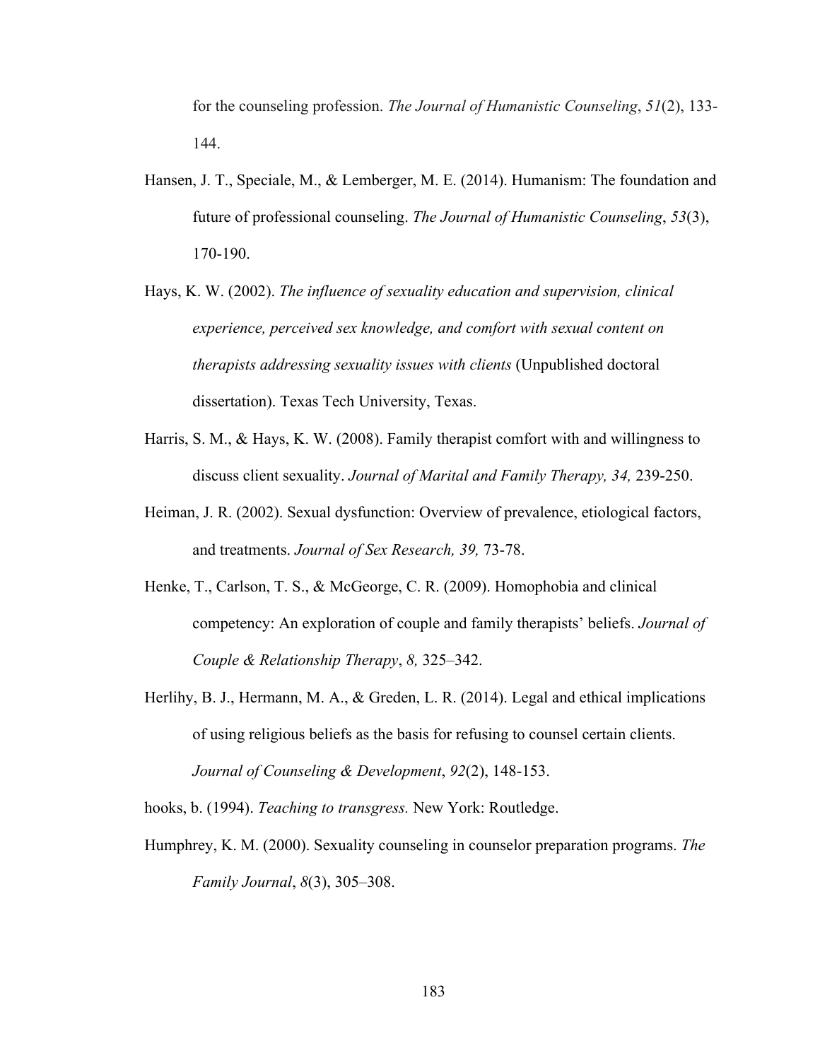for the counseling profession. *The Journal of Humanistic Counseling*, *51*(2), 133-144.

Hansen, J. T., Speciale, M., & Lemberger, M. E. (2014). Humanism: The foundation and future of professional counseling. *The Journal of Humanistic Counseling*, *53*(3), 170-190.

Hays, K. W. (2002). *The influence of sexuality education and supervision, clinical experience, perceived sex knowledge, and comfort with sexual content on therapists addressing sexuality issues with clients* (Unpublished doctoral dissertation). Texas Tech University, Texas.

Harris, S. M., & Hays, K. W. (2008). Family therapist comfort with and willingness to discuss client sexuality. *Journal of Marital and Family Therapy, 34,* 239-250.

Heiman, J. R. (2002). Sexual dysfunction: Overview of prevalence, etiological factors, and treatments. *Journal of Sex Research, 39,* 73-78.

Henke, T., Carlson, T. S., & McGeorge, C. R. (2009). Homophobia and clinical competency: An exploration of couple and family therapists' beliefs. *Journal of Couple & Relationship Therapy*, *8,* 325–342.

Herlihy, B. J., Hermann, M. A., & Greden, L. R. (2014). Legal and ethical implications of using religious beliefs as the basis for refusing to counsel certain clients. *Journal of Counseling & Development*, *92*(2), 148-153.

hooks, b. (1994). *Teaching to transgress.* New York: Routledge.

Humphrey, K. M. (2000). Sexuality counseling in counselor preparation programs. *The Family Journal*, *8*(3), 305–308.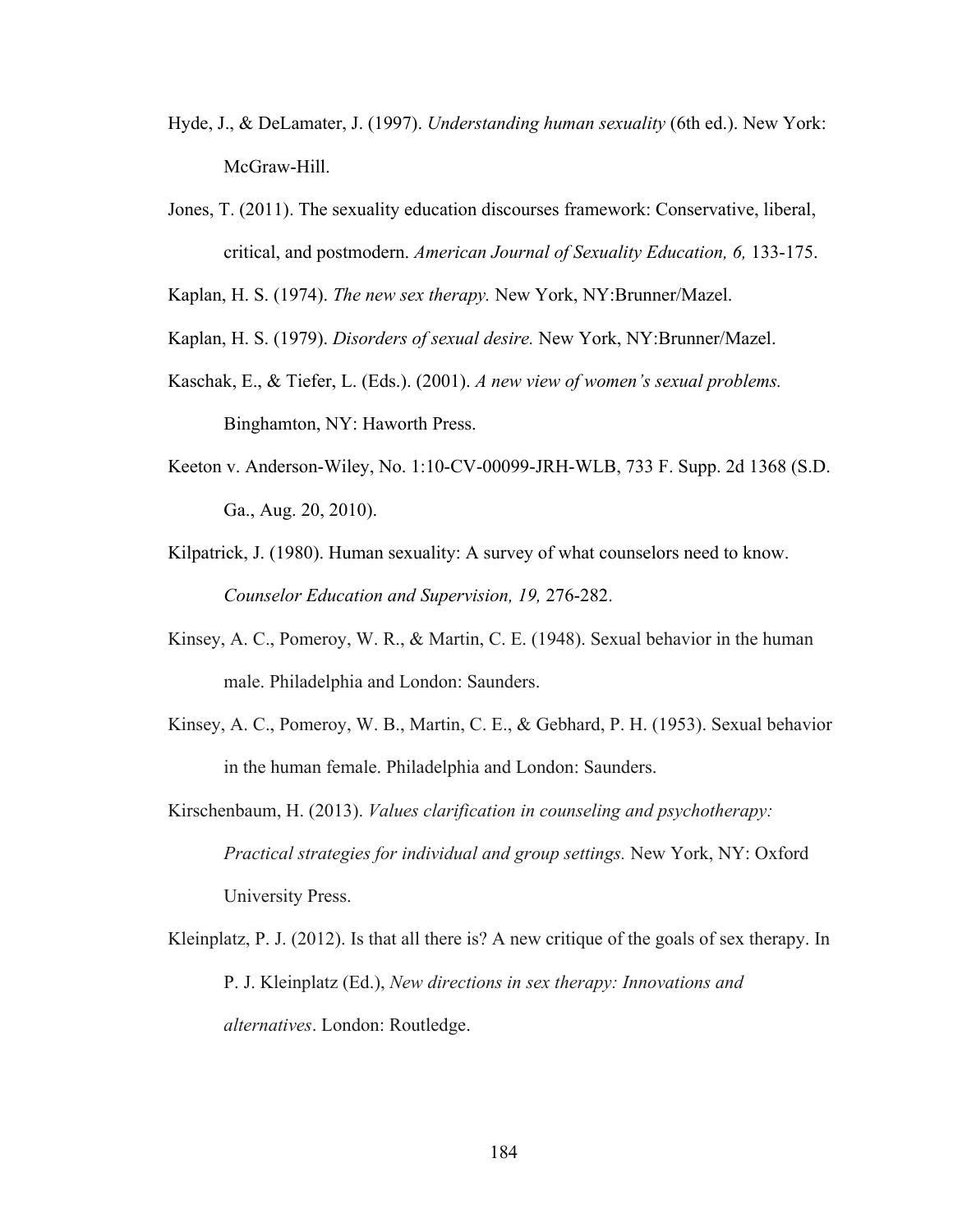Hyde, J., & DeLamater, J. (1997). *Understanding human sexuality* (6th ed.). New York: McGraw-Hill.

Jones, T. (2011). The sexuality education discourses framework: Conservative, liberal, critical, and postmodern. *American Journal of Sexuality Education, 6,* 133-175.

Kaplan, H. S. (1974). *The new sex therapy.* New York, NY:Brunner/Mazel.

Kaplan, H. S. (1979). *Disorders of sexual desire.* New York, NY:Brunner/Mazel.

Kaschak, E., & Tiefer, L. (Eds.). (2001). *A new view of women's sexual problems.* Binghamton, NY: Haworth Press.

Keeton v. Anderson-Wiley, No. 1:10-CV-00099-JRH-WLB, 733 F. Supp. 2d 1368 (S.D. Ga., Aug. 20, 2010).

Kilpatrick, J. (1980). Human sexuality: A survey of what counselors need to know. *Counselor Education and Supervision, 19,* 276-282.

Kinsey, A. C., Pomeroy, W. R., & Martin, C. E. (1948). Sexual behavior in the human male. Philadelphia and London: Saunders.

Kinsey, A. C., Pomeroy, W. B., Martin, C. E., & Gebhard, P. H. (1953). Sexual behavior in the human female. Philadelphia and London: Saunders.

Kirschenbaum, H. (2013). *Values clarification in counseling and psychotherapy: Practical strategies for individual and group settings.* New York, NY: Oxford University Press.

Kleinplatz, P. J. (2012). Is that all there is? A new critique of the goals of sex therapy. In P. J. Kleinplatz (Ed.), *New directions in sex therapy: Innovations and alternatives*. London: Routledge.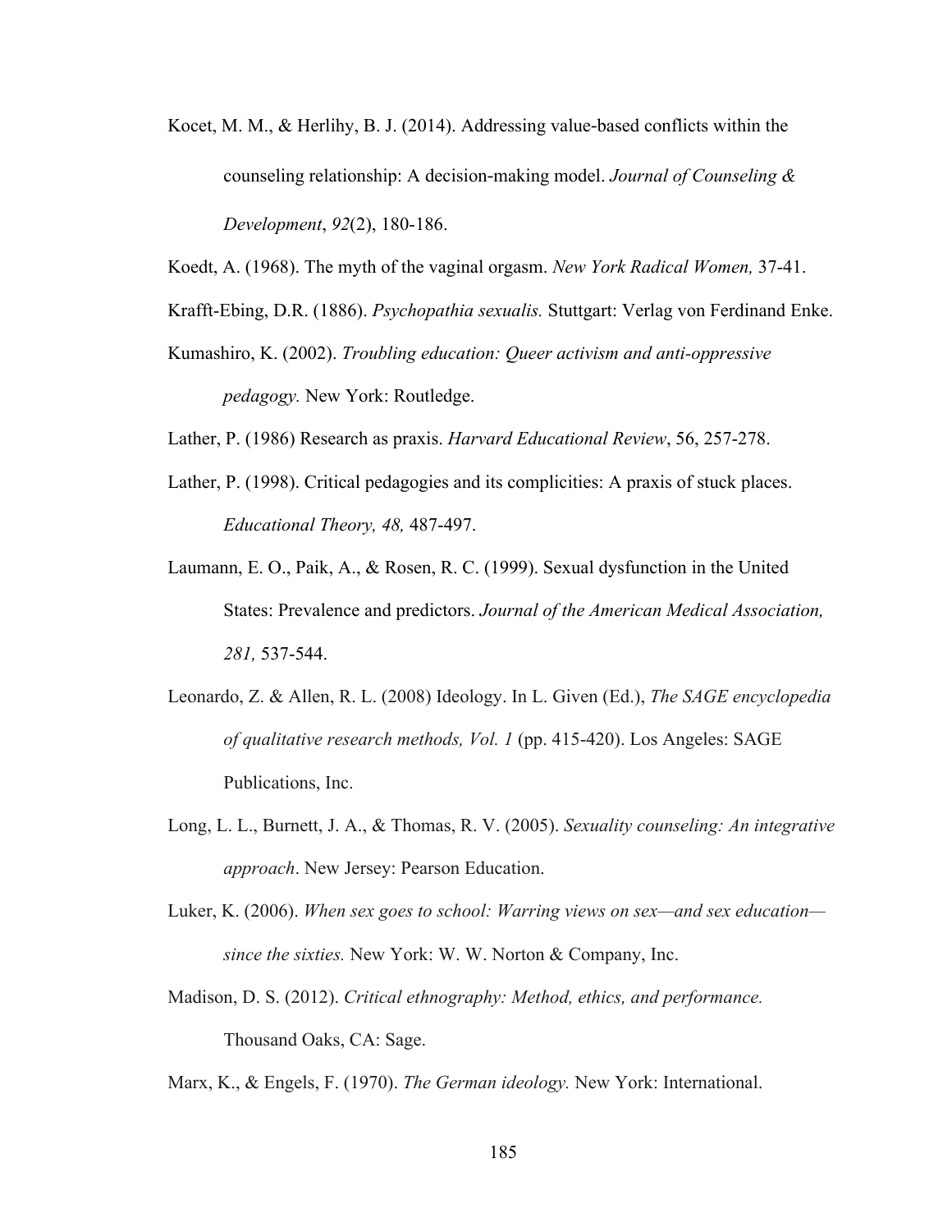Kocet, M. M., & Herlihy, B. J. (2014). Addressing value-based conflicts within the counseling relationship: A decision-making model. *Journal of Counseling & Development*, *92*(2), 180-186.

Koedt, A. (1968). The myth of the vaginal orgasm. *New York Radical Women,* 37-41.

Krafft-Ebing, D.R. (1886). *Psychopathia sexualis.* Stuttgart: Verlag von Ferdinand Enke.

Kumashiro, K. (2002). *Troubling education: Queer activism and anti-oppressive pedagogy.* New York: Routledge.

Lather, P. (1986) Research as praxis. *Harvard Educational Review*, 56, 257-278.

Lather, P. (1998). Critical pedagogies and its complicities: A praxis of stuck places. *Educational Theory, 48,* 487-497.

Laumann, E. O., Paik, A., & Rosen, R. C. (1999). Sexual dysfunction in the United States: Prevalence and predictors. *Journal of the American Medical Association, 281,* 537-544.

Leonardo, Z. & Allen, R. L. (2008) Ideology. In L. Given (Ed.), *The SAGE encyclopedia of qualitative research methods, Vol. 1* (pp. 415-420). Los Angeles: SAGE Publications, Inc.

Long, L. L., Burnett, J. A., & Thomas, R. V. (2005). *Sexuality counseling: An integrative approach*. New Jersey: Pearson Education.

Luker, K. (2006). *When sex goes to school: Warring views on sex—and sex education—since the sixties.* New York: W. W. Norton & Company, Inc.

Madison, D. S. (2012). *Critical ethnography: Method, ethics, and performance.* Thousand Oaks, CA: Sage.

Marx, K., & Engels, F. (1970). *The German ideology.* New York: International.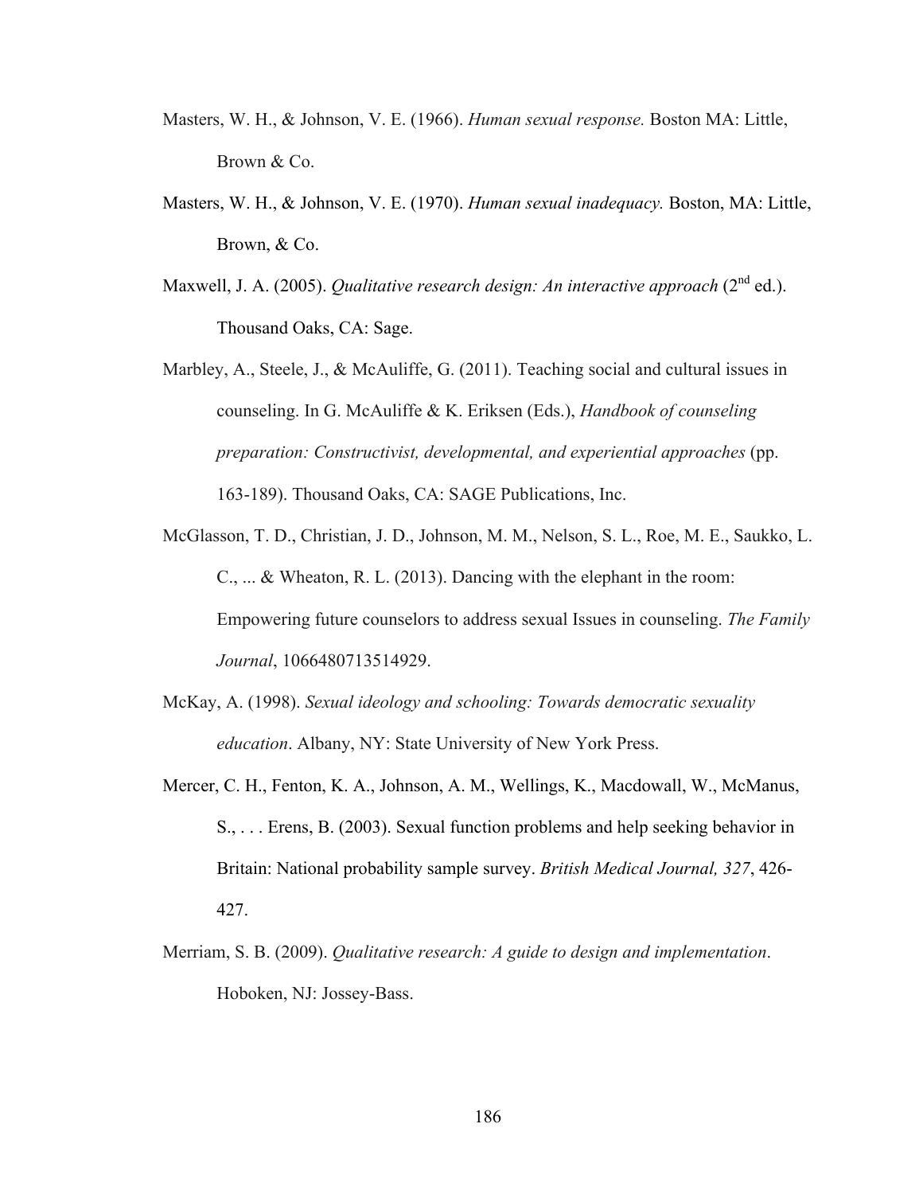Masters, W. H., & Johnson, V. E. (1966). *Human sexual response.* Boston MA: Little, Brown & Co.

Masters, W. H., & Johnson, V. E. (1970). *Human sexual inadequacy.* Boston, MA: Little, Brown, & Co.

Maxwell, J. A. (2005). *Qualitative research design: An interactive approach* (2nd ed.). Thousand Oaks, CA: Sage.

Marbley, A., Steele, J., & McAuliffe, G. (2011). Teaching social and cultural issues in counseling. In G. McAuliffe & K. Eriksen (Eds.), *Handbook of counseling preparation: Constructivist, developmental, and experiential approaches* (pp. 163-189). Thousand Oaks, CA: SAGE Publications, Inc.

McGlasson, T. D., Christian, J. D., Johnson, M. M., Nelson, S. L., Roe, M. E., Saukko, L. C., ... & Wheaton, R. L. (2013). Dancing with the elephant in the room: Empowering future counselors to address sexual Issues in counseling. *The Family Journal*, 1066480713514929.

McKay, A. (1998). *Sexual ideology and schooling: Towards democratic sexuality education*. Albany, NY: State University of New York Press.

Mercer, C. H., Fenton, K. A., Johnson, A. M., Wellings, K., Macdowall, W., McManus, S., . . . Erens, B. (2003). Sexual function problems and help seeking behavior in Britain: National probability sample survey. *British Medical Journal, 327*, 426-427.

Merriam, S. B. (2009). *Qualitative research: A guide to design and implementation*. Hoboken, NJ: Jossey-Bass.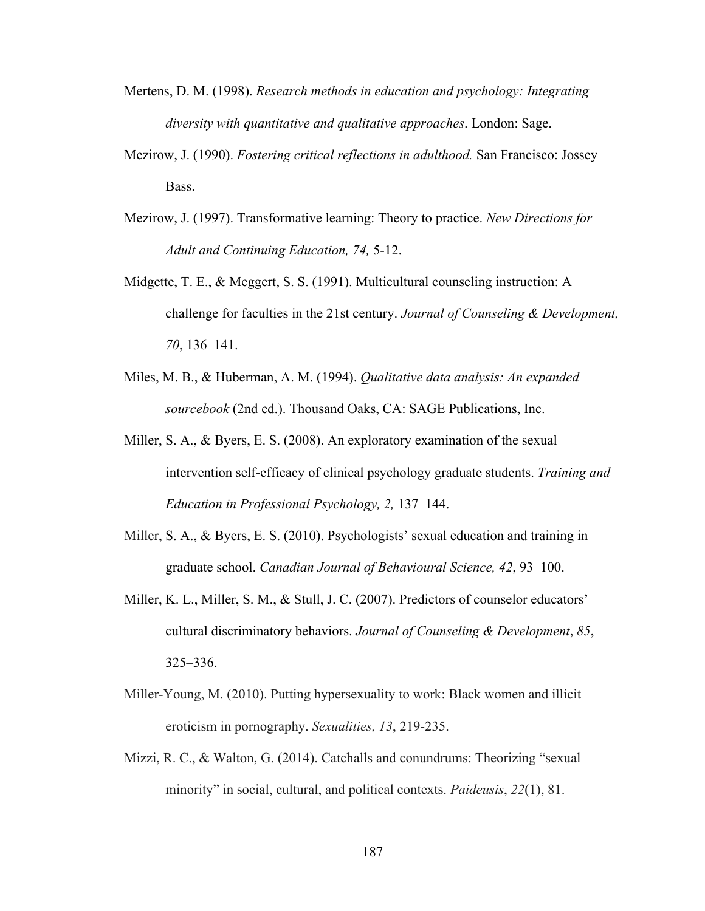Mertens, D. M. (1998). *Research methods in education and psychology: Integrating diversity with quantitative and qualitative approaches*. London: Sage.

Mezirow, J. (1990). *Fostering critical reflections in adulthood.* San Francisco: Jossey Bass.

Mezirow, J. (1997). Transformative learning: Theory to practice. *New Directions for Adult and Continuing Education, 74,* 5-12.

Midgette, T. E., & Meggert, S. S. (1991). Multicultural counseling instruction: A challenge for faculties in the 21st century. *Journal of Counseling & Development, 70*, 136–141.

Miles, M. B., & Huberman, A. M. (1994). *Qualitative data analysis: An expanded sourcebook* (2nd ed.). Thousand Oaks, CA: SAGE Publications, Inc.

Miller, S. A., & Byers, E. S. (2008). An exploratory examination of the sexual intervention self-efficacy of clinical psychology graduate students. *Training and Education in Professional Psychology, 2,* 137–144.

Miller, S. A., & Byers, E. S. (2010). Psychologists' sexual education and training in graduate school. *Canadian Journal of Behavioural Science, 42*, 93–100.

Miller, K. L., Miller, S. M., & Stull, J. C. (2007). Predictors of counselor educators' cultural discriminatory behaviors. *Journal of Counseling & Development*, *85*, 325–336.

Miller-Young, M. (2010). Putting hypersexuality to work: Black women and illicit eroticism in pornography. *Sexualities, 13*, 219-235.

Mizzi, R. C., & Walton, G. (2014). Catchalls and conundrums: Theorizing "sexual minority" in social, cultural, and political contexts. *Paideusis*, *22*(1), 81.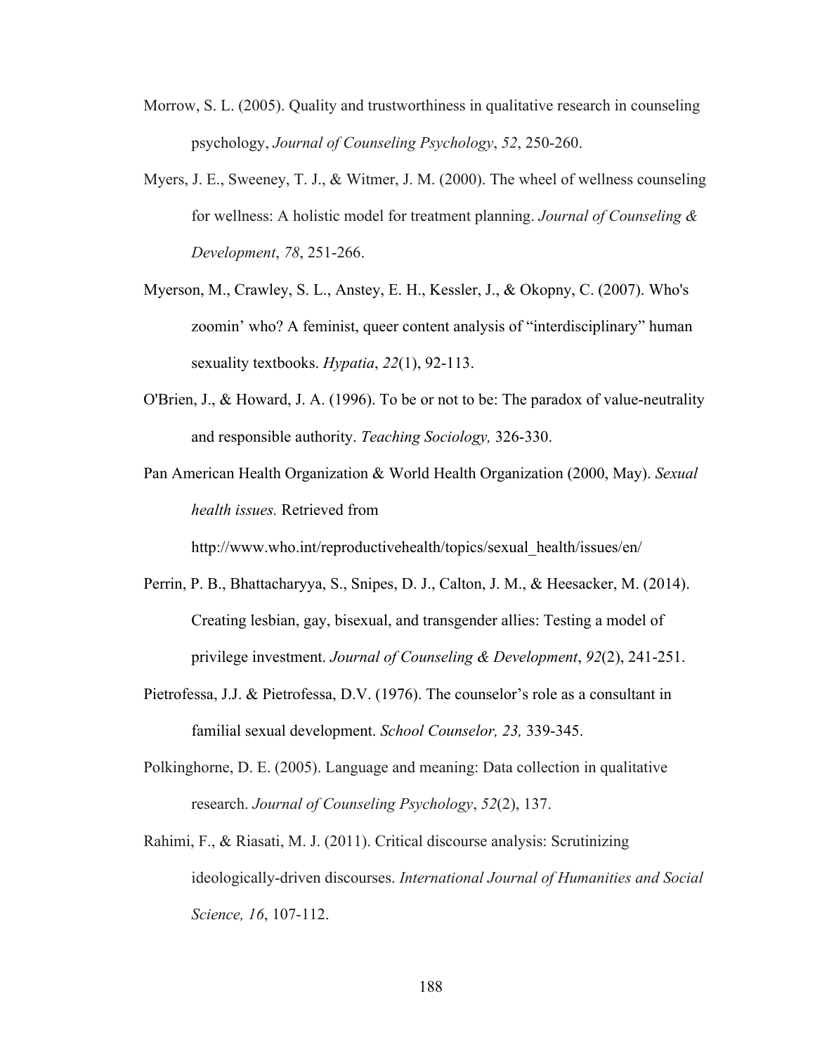Morrow, S. L. (2005). Quality and trustworthiness in qualitative research in counseling psychology, *Journal of Counseling Psychology*, *52*, 250-260.

Myers, J. E., Sweeney, T. J., & Witmer, J. M. (2000). The wheel of wellness counseling for wellness: A holistic model for treatment planning. *Journal of Counseling & Development*, *78*, 251-266.

Myerson, M., Crawley, S. L., Anstey, E. H., Kessler, J., & Okopny, C. (2007). Who's zoomin' who? A feminist, queer content analysis of "interdisciplinary" human sexuality textbooks. *Hypatia*, *22*(1), 92-113.

O'Brien, J., & Howard, J. A. (1996). To be or not to be: The paradox of value-neutrality and responsible authority. *Teaching Sociology,* 326-330.

Pan American Health Organization & World Health Organization (2000, May). *Sexual health issues.* Retrieved from http://www.who.int/reproductivehealth/topics/sexual_health/issues/en/

Perrin, P. B., Bhattacharyya, S., Snipes, D. J., Calton, J. M., & Heesacker, M. (2014). Creating lesbian, gay, bisexual, and transgender allies: Testing a model of privilege investment. *Journal of Counseling & Development*, *92*(2), 241-251.

Pietrofessa, J.J. & Pietrofessa, D.V. (1976). The counselor's role as a consultant in familial sexual development. *School Counselor, 23,* 339-345.

Polkinghorne, D. E. (2005). Language and meaning: Data collection in qualitative research. *Journal of Counseling Psychology*, *52*(2), 137.

Rahimi, F., & Riasati, M. J. (2011). Critical discourse analysis: Scrutinizing ideologically-driven discourses. *International Journal of Humanities and Social Science, 16*, 107-112.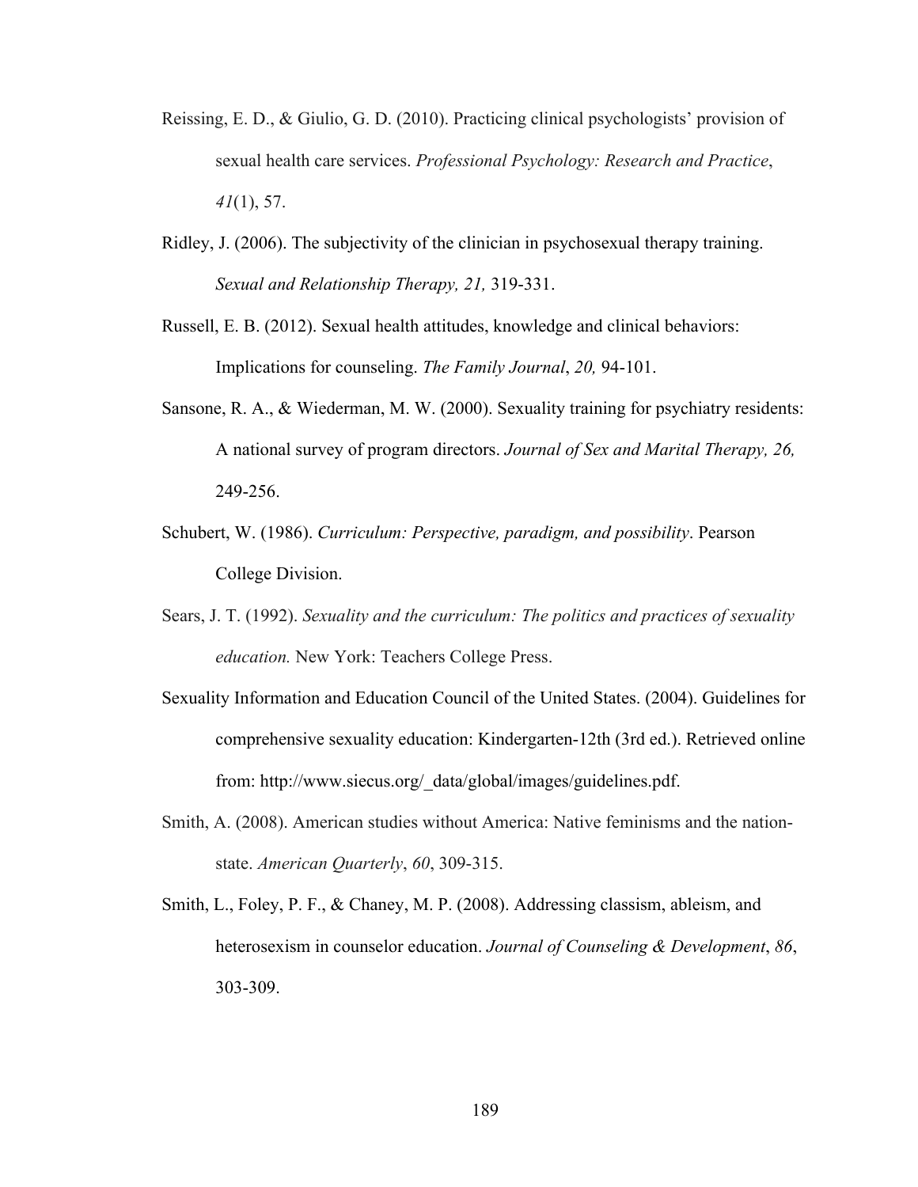Reissing, E. D., & Giulio, G. D. (2010). Practicing clinical psychologists' provision of sexual health care services. *Professional Psychology: Research and Practice*, *41*(1), 57.

Ridley, J. (2006). The subjectivity of the clinician in psychosexual therapy training. *Sexual and Relationship Therapy, 21,* 319-331.

Russell, E. B. (2012). Sexual health attitudes, knowledge and clinical behaviors: Implications for counseling. *The Family Journal*, *20,* 94-101.

Sansone, R. A., & Wiederman, M. W. (2000). Sexuality training for psychiatry residents: A national survey of program directors. *Journal of Sex and Marital Therapy, 26,* 249-256.

Schubert, W. (1986). *Curriculum: Perspective, paradigm, and possibility*. Pearson College Division.

Sears, J. T. (1992). *Sexuality and the curriculum: The politics and practices of sexuality education.* New York: Teachers College Press.

Sexuality Information and Education Council of the United States. (2004). Guidelines for comprehensive sexuality education: Kindergarten-12th (3rd ed.). Retrieved online from: http://www.siecus.org/_data/global/images/guidelines.pdf.

Smith, A. (2008). American studies without America: Native feminisms and the nation-state. *American Quarterly*, *60*, 309-315.

Smith, L., Foley, P. F., & Chaney, M. P. (2008). Addressing classism, ableism, and heterosexism in counselor education. *Journal of Counseling & Development*, *86*, 303-309.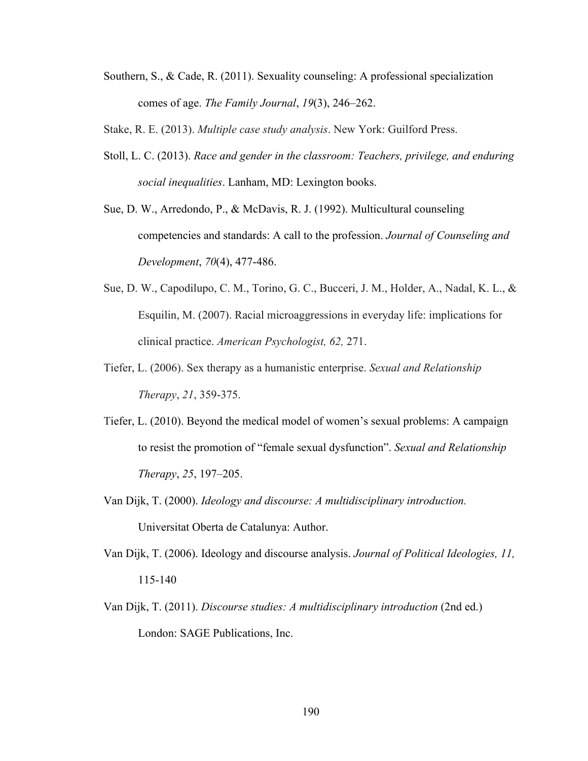Southern, S., & Cade, R. (2011). Sexuality counseling: A professional specialization comes of age. *The Family Journal*, *19*(3), 246–262.

Stake, R. E. (2013). *Multiple case study analysis*. New York: Guilford Press.

Stoll, L. C. (2013). *Race and gender in the classroom: Teachers, privilege, and enduring social inequalities*. Lanham, MD: Lexington books.

Sue, D. W., Arredondo, P., & McDavis, R. J. (1992). Multicultural counseling competencies and standards: A call to the profession. *Journal of Counseling and Development*, *70*(4), 477-486.

Sue, D. W., Capodilupo, C. M., Torino, G. C., Bucceri, J. M., Holder, A., Nadal, K. L., & Esquilin, M. (2007). Racial microaggressions in everyday life: implications for clinical practice. *American Psychologist, 62,* 271.

Tiefer, L. (2006). Sex therapy as a humanistic enterprise. *Sexual and Relationship Therapy*, *21*, 359-375.

Tiefer, L. (2010). Beyond the medical model of women's sexual problems: A campaign to resist the promotion of "female sexual dysfunction". *Sexual and Relationship Therapy*, *25*, 197–205.

Van Dijk, T. (2000). *Ideology and discourse: A multidisciplinary introduction.* Universitat Oberta de Catalunya: Author.

Van Dijk, T. (2006). Ideology and discourse analysis. *Journal of Political Ideologies, 11,* 115-140

Van Dijk, T. (2011). *Discourse studies: A multidisciplinary introduction* (2nd ed.) London: SAGE Publications, Inc.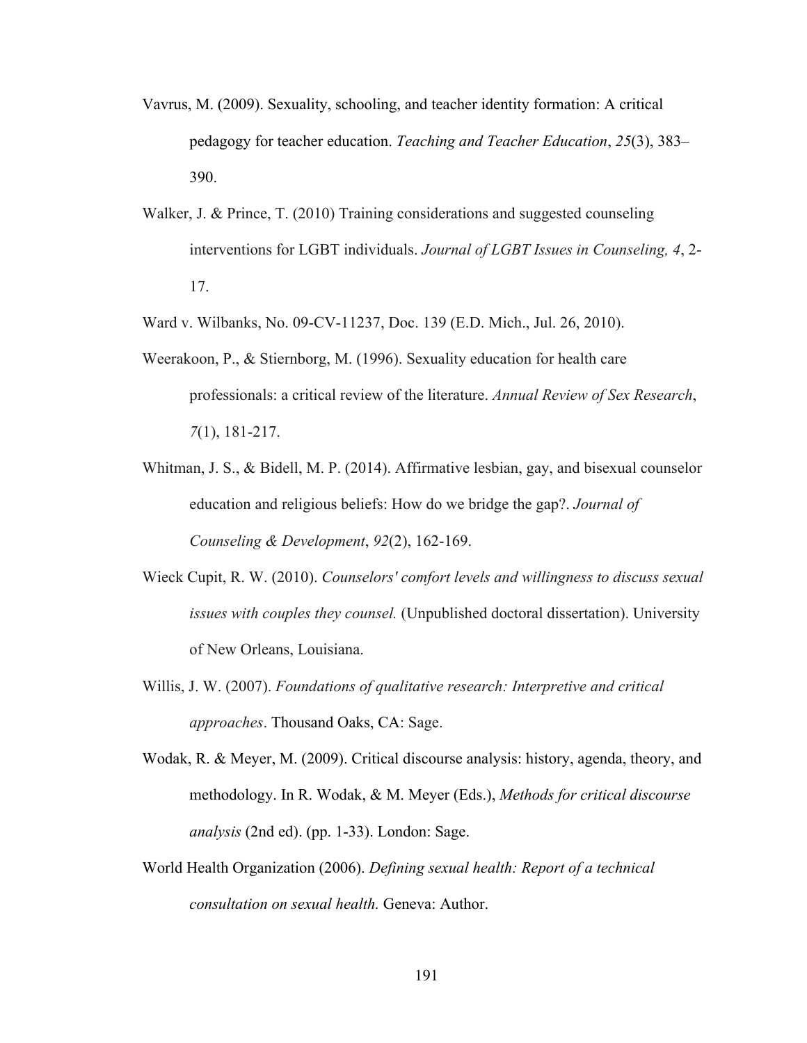Vavrus, M. (2009). Sexuality, schooling, and teacher identity formation: A critical pedagogy for teacher education. *Teaching and Teacher Education*, *25*(3), 383–390.

Walker, J. & Prince, T. (2010) Training considerations and suggested counseling interventions for LGBT individuals. *Journal of LGBT Issues in Counseling, 4*, 2-17.

Ward v. Wilbanks, No. 09-CV-11237, Doc. 139 (E.D. Mich., Jul. 26, 2010).

Weerakoon, P., & Stiernborg, M. (1996). Sexuality education for health care professionals: a critical review of the literature. *Annual Review of Sex Research*, *7*(1), 181-217.

Whitman, J. S., & Bidell, M. P. (2014). Affirmative lesbian, gay, and bisexual counselor education and religious beliefs: How do we bridge the gap?. *Journal of Counseling & Development*, *92*(2), 162-169.

Wieck Cupit, R. W. (2010). *Counselors' comfort levels and willingness to discuss sexual issues with couples they counsel.* (Unpublished doctoral dissertation). University of New Orleans, Louisiana.

Willis, J. W. (2007). *Foundations of qualitative research: Interpretive and critical approaches*. Thousand Oaks, CA: Sage.

Wodak, R. & Meyer, M. (2009). Critical discourse analysis: history, agenda, theory, and methodology. In R. Wodak, & M. Meyer (Eds.), *Methods for critical discourse analysis* (2nd ed). (pp. 1-33). London: Sage.

World Health Organization (2006). *Defining sexual health: Report of a technical consultation on sexual health.* Geneva: Author.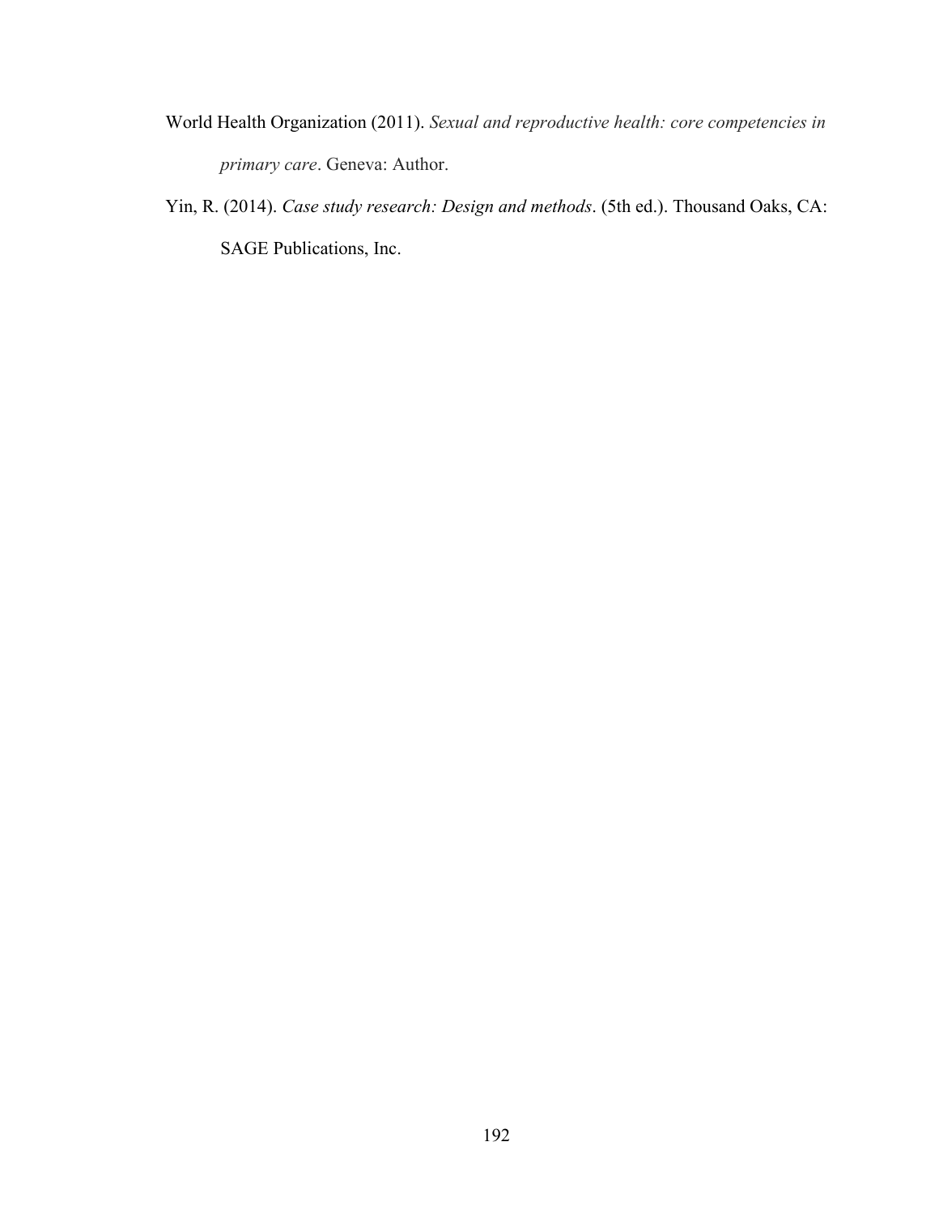World Health Organization (2011). *Sexual and reproductive health: core competencies in primary care*. Geneva: Author.

Yin, R. (2014). *Case study research: Design and methods*. (5th ed.). Thousand Oaks, CA: SAGE Publications, Inc.